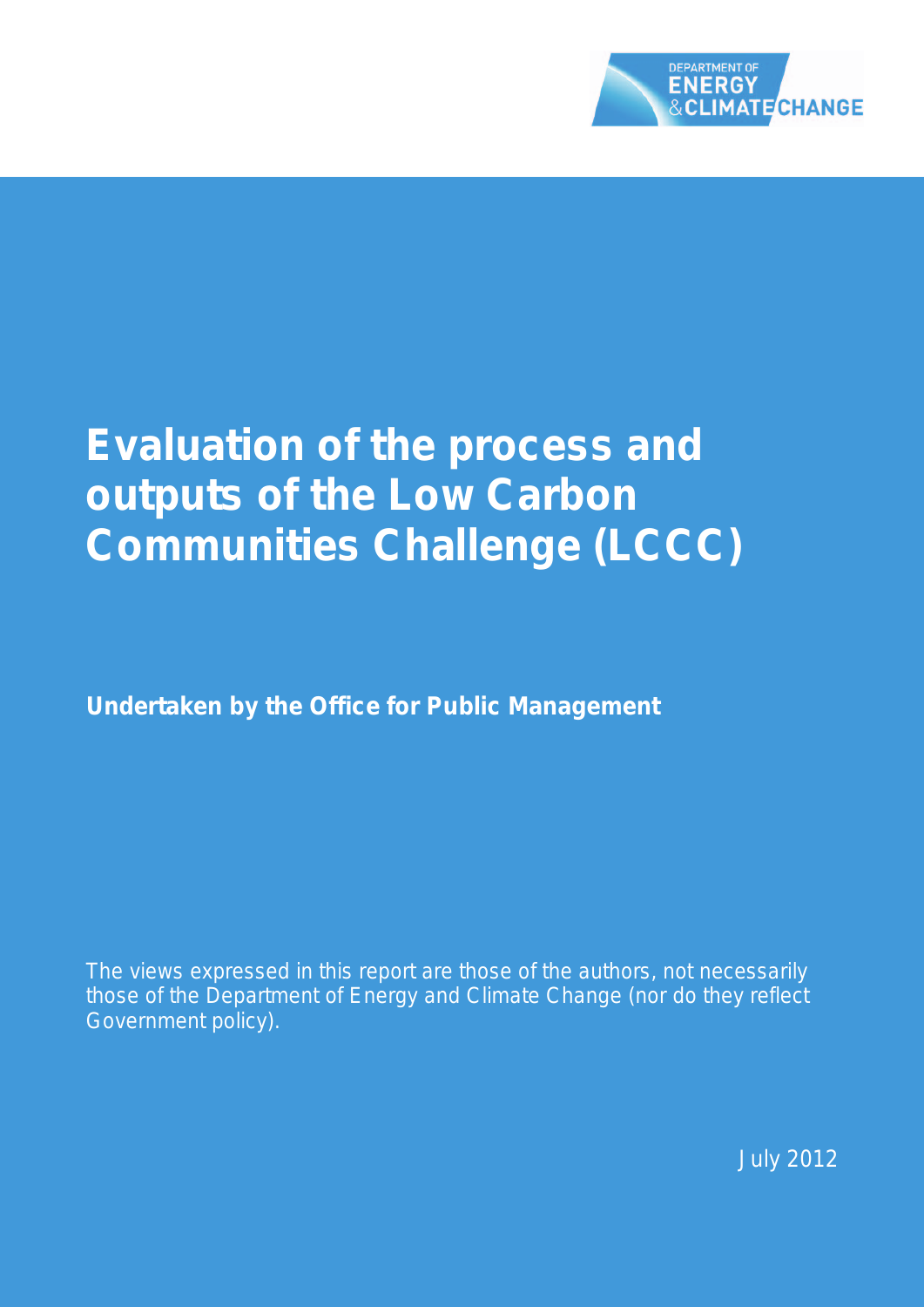DEPARTMENT OF ENERGY & CLIMATE CHANGE

# Evaluation of the process and outputs of the Low Carbon Communities Challenge (LCCC)

**Undertaken by the Office for Public Management**

The views expressed in this report are those of the authors, not necessarily those of the Department of Energy and Climate Change (nor do they reflect Government policy).

July 2012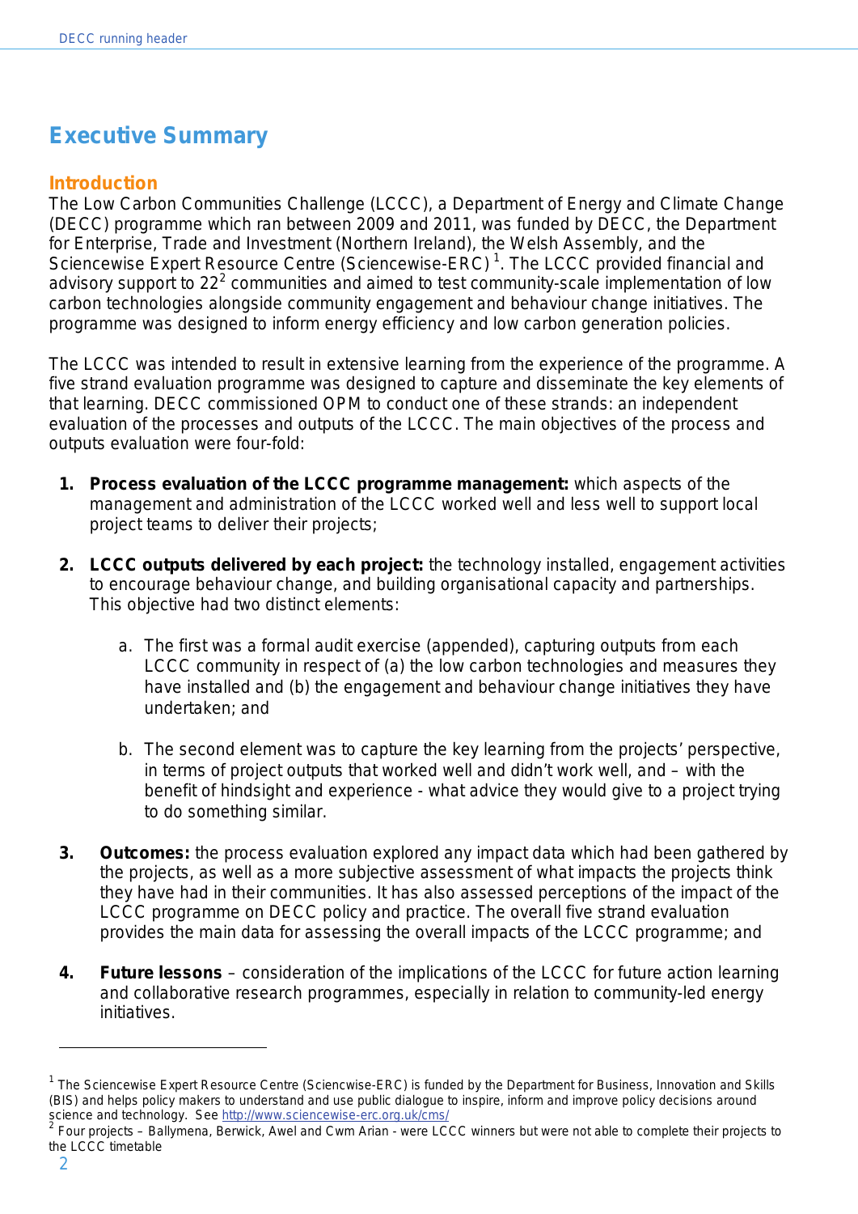# Executive Summary

## Introduction

The Low Carbon Communities Challenge (LCCC), a Department of Energy and Climate Change (DECC) programme which ran between 2009 and 2011, was funded by DECC, the Department for Enterprise, Trade and Investment (Northern Ireland), the Welsh Assembly, and the Sciencewise Expert Resource Centre (Sciencewise-ERC) [1]. The LCCC provided financial and advisory support to 22[2] communities and aimed to test community-scale implementation of low carbon technologies alongside community engagement and behaviour change initiatives. The programme was designed to inform energy efficiency and low carbon generation policies.

The LCCC was intended to result in extensive learning from the experience of the programme. A five strand evaluation programme was designed to capture and disseminate the key elements of that learning. DECC commissioned OPM to conduct one of these strands: an independent evaluation of the processes and outputs of the LCCC. The main objectives of the process and outputs evaluation were four-fold:

1. **Process evaluation of the LCCC programme management:** which aspects of the management and administration of the LCCC worked well and less well to support local project teams to deliver their projects;

2. **LCCC outputs delivered by each project:** the technology installed, engagement activities to encourage behaviour change, and building organisational capacity and partnerships. This objective had two distinct elements:

    a. The first was a formal audit exercise (appended), capturing outputs from each LCCC community in respect of (a) the low carbon technologies and measures they have installed and (b) the engagement and behaviour change initiatives they have undertaken; and

    b. The second element was to capture the key learning from the projects' perspective, in terms of project outputs that worked well and didn't work well, and – with the benefit of hindsight and experience - what advice they would give to a project trying to do something similar.

3. **Outcomes:** the process evaluation explored any impact data which had been gathered by the projects, as well as a more subjective assessment of what impacts the projects think they have had in their communities. It has also assessed perceptions of the impact of the LCCC programme on DECC policy and practice. The overall five strand evaluation provides the main data for assessing the overall impacts of the LCCC programme; and

4. **Future lessons** – consideration of the implications of the LCCC for future action learning and collaborative research programmes, especially in relation to community-led energy initiatives.

---

[1] The Sciencewise Expert Resource Centre (Sciencwise-ERC) is funded by the Department for Business, Innovation and Skills (BIS) and helps policy makers to understand and use public dialogue to inspire, inform and improve policy decisions around science and technology. See http://www.sciencewise-erc.org.uk/cms/

[2] Four projects – Ballymena, Berwick, Awel and Cwm Arian - were LCCC winners but were not able to complete their projects to the LCCC timetable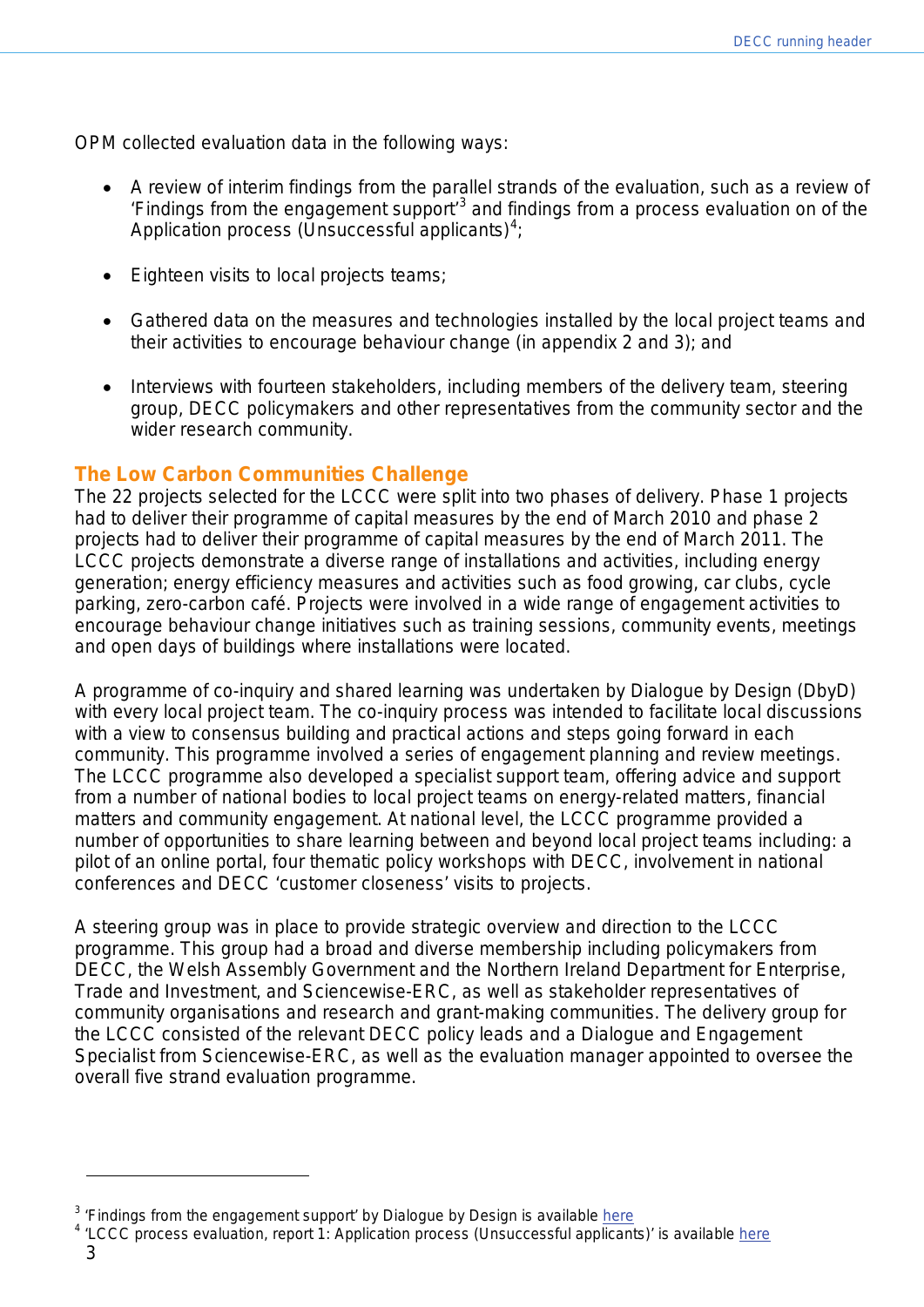OPM collected evaluation data in the following ways:

- A review of interim findings from the parallel strands of the evaluation, such as a review of 'Findings from the engagement support'[3] and findings from a process evaluation on of the Application process (Unsuccessful applicants)[4];
- Eighteen visits to local projects teams;
- Gathered data on the measures and technologies installed by the local project teams and their activities to encourage behaviour change (in appendix 2 and 3); and
- Interviews with fourteen stakeholders, including members of the delivery team, steering group, DECC policymakers and other representatives from the community sector and the wider research community.

## The Low Carbon Communities Challenge

The 22 projects selected for the LCCC were split into two phases of delivery. Phase 1 projects had to deliver their programme of capital measures by the end of March 2010 and phase 2 projects had to deliver their programme of capital measures by the end of March 2011. The LCCC projects demonstrate a diverse range of installations and activities, including energy generation; energy efficiency measures and activities such as food growing, car clubs, cycle parking, zero-carbon café. Projects were involved in a wide range of engagement activities to encourage behaviour change initiatives such as training sessions, community events, meetings and open days of buildings where installations were located.

A programme of co-inquiry and shared learning was undertaken by Dialogue by Design (DbyD) with every local project team. The co-inquiry process was intended to facilitate local discussions with a view to consensus building and practical actions and steps going forward in each community. This programme involved a series of engagement planning and review meetings. The LCCC programme also developed a specialist support team, offering advice and support from a number of national bodies to local project teams on energy-related matters, financial matters and community engagement. At national level, the LCCC programme provided a number of opportunities to share learning between and beyond local project teams including: a pilot of an online portal, four thematic policy workshops with DECC, involvement in national conferences and DECC 'customer closeness' visits to projects.

A steering group was in place to provide strategic overview and direction to the LCCC programme. This group had a broad and diverse membership including policymakers from DECC, the Welsh Assembly Government and the Northern Ireland Department for Enterprise, Trade and Investment, and Sciencewise-ERC, as well as stakeholder representatives of community organisations and research and grant-making communities. The delivery group for the LCCC consisted of the relevant DECC policy leads and a Dialogue and Engagement Specialist from Sciencewise-ERC, as well as the evaluation manager appointed to oversee the overall five strand evaluation programme.

---

[3] 'Findings from the engagement support' by Dialogue by Design is available here

[4] 'LCCC process evaluation, report 1: Application process (Unsuccessful applicants)' is available here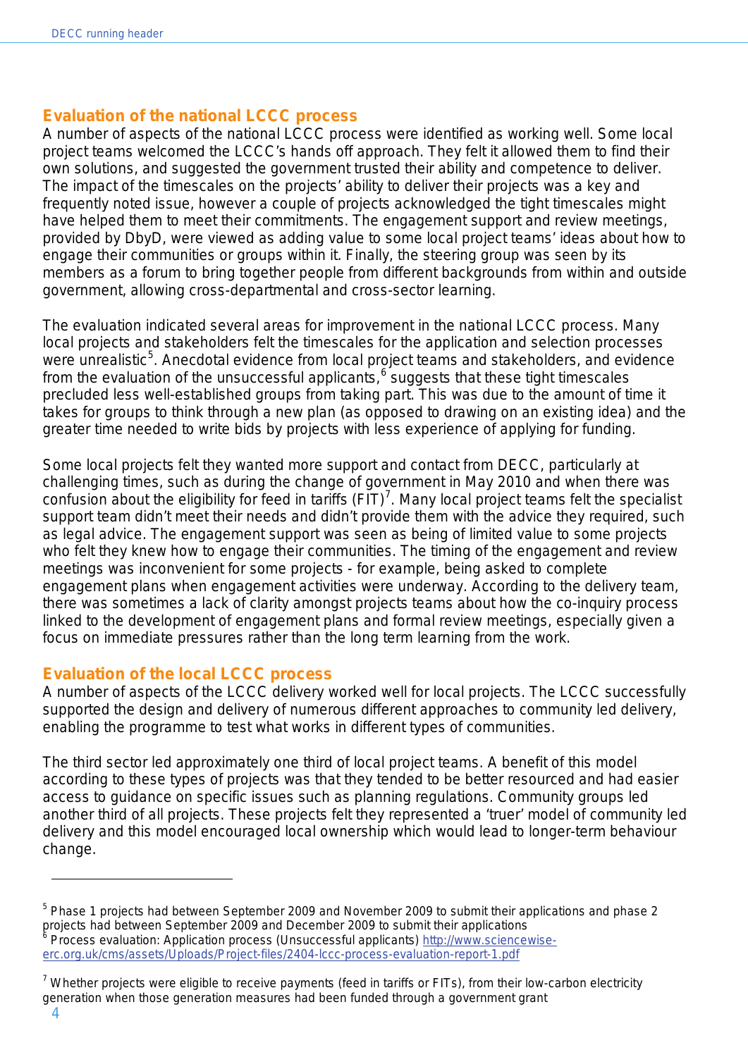## Evaluation of the national LCCC process

A number of aspects of the national LCCC process were identified as working well. Some local project teams welcomed the LCCC's hands off approach. They felt it allowed them to find their own solutions, and suggested the government trusted their ability and competence to deliver. The impact of the timescales on the projects' ability to deliver their projects was a key and frequently noted issue, however a couple of projects acknowledged the tight timescales might have helped them to meet their commitments. The engagement support and review meetings, provided by DbyD, were viewed as adding value to some local project teams' ideas about how to engage their communities or groups within it. Finally, the steering group was seen by its members as a forum to bring together people from different backgrounds from within and outside government, allowing cross-departmental and cross-sector learning.

The evaluation indicated several areas for improvement in the national LCCC process. Many local projects and stakeholders felt the timescales for the application and selection processes were unrealistic[5]. Anecdotal evidence from local project teams and stakeholders, and evidence from the evaluation of the unsuccessful applicants,[6] suggests that these tight timescales precluded less well-established groups from taking part. This was due to the amount of time it takes for groups to think through a new plan (as opposed to drawing on an existing idea) and the greater time needed to write bids by projects with less experience of applying for funding.

Some local projects felt they wanted more support and contact from DECC, particularly at challenging times, such as during the change of government in May 2010 and when there was confusion about the eligibility for feed in tariffs (FIT)[7]. Many local project teams felt the specialist support team didn't meet their needs and didn't provide them with the advice they required, such as legal advice. The engagement support was seen as being of limited value to some projects who felt they knew how to engage their communities. The timing of the engagement and review meetings was inconvenient for some projects - for example, being asked to complete engagement plans when engagement activities were underway. According to the delivery team, there was sometimes a lack of clarity amongst projects teams about how the co-inquiry process linked to the development of engagement plans and formal review meetings, especially given a focus on immediate pressures rather than the long term learning from the work.

## Evaluation of the local LCCC process

A number of aspects of the LCCC delivery worked well for local projects. The LCCC successfully supported the design and delivery of numerous different approaches to community led delivery, enabling the programme to test what works in different types of communities.

The third sector led approximately one third of local project teams. A benefit of this model according to these types of projects was that they tended to be better resourced and had easier access to guidance on specific issues such as planning regulations. Community groups led another third of all projects. These projects felt they represented a 'truer' model of community led delivery and this model encouraged local ownership which would lead to longer-term behaviour change.

---

[5] Phase 1 projects had between September 2009 and November 2009 to submit their applications and phase 2 projects had between September 2009 and December 2009 to submit their applications

[6] Process evaluation: Application process (Unsuccessful applicants) http://www.sciencewise-erc.org.uk/cms/assets/Uploads/Project-files/2404-lccc-process-evaluation-report-1.pdf

[7] Whether projects were eligible to receive payments (feed in tariffs or FITs), from their low-carbon electricity generation when those generation measures had been funded through a government grant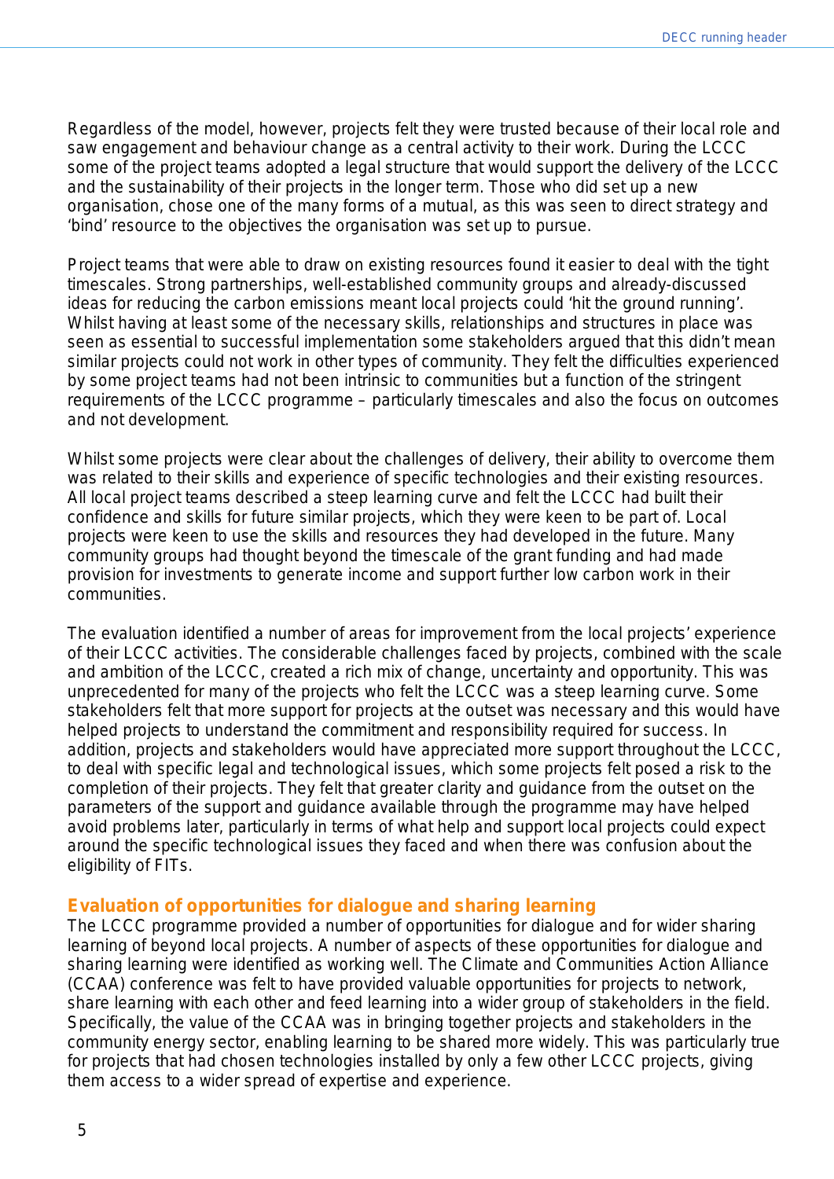Regardless of the model, however, projects felt they were trusted because of their local role and saw engagement and behaviour change as a central activity to their work. During the LCCC some of the project teams adopted a legal structure that would support the delivery of the LCCC and the sustainability of their projects in the longer term. Those who did set up a new organisation, chose one of the many forms of a mutual, as this was seen to direct strategy and 'bind' resource to the objectives the organisation was set up to pursue.

Project teams that were able to draw on existing resources found it easier to deal with the tight timescales. Strong partnerships, well-established community groups and already-discussed ideas for reducing the carbon emissions meant local projects could 'hit the ground running'. Whilst having at least some of the necessary skills, relationships and structures in place was seen as essential to successful implementation some stakeholders argued that this didn't mean similar projects could not work in other types of community. They felt the difficulties experienced by some project teams had not been intrinsic to communities but a function of the stringent requirements of the LCCC programme – particularly timescales and also the focus on outcomes and not development.

Whilst some projects were clear about the challenges of delivery, their ability to overcome them was related to their skills and experience of specific technologies and their existing resources. All local project teams described a steep learning curve and felt the LCCC had built their confidence and skills for future similar projects, which they were keen to be part of. Local projects were keen to use the skills and resources they had developed in the future. Many community groups had thought beyond the timescale of the grant funding and had made provision for investments to generate income and support further low carbon work in their communities.

The evaluation identified a number of areas for improvement from the local projects' experience of their LCCC activities. The considerable challenges faced by projects, combined with the scale and ambition of the LCCC, created a rich mix of change, uncertainty and opportunity. This was unprecedented for many of the projects who felt the LCCC was a steep learning curve. Some stakeholders felt that more support for projects at the outset was necessary and this would have helped projects to understand the commitment and responsibility required for success. In addition, projects and stakeholders would have appreciated more support throughout the LCCC, to deal with specific legal and technological issues, which some projects felt posed a risk to the completion of their projects. They felt that greater clarity and guidance from the outset on the parameters of the support and guidance available through the programme may have helped avoid problems later, particularly in terms of what help and support local projects could expect around the specific technological issues they faced and when there was confusion about the eligibility of FITs.

### Evaluation of opportunities for dialogue and sharing learning

The LCCC programme provided a number of opportunities for dialogue and for wider sharing learning of beyond local projects. A number of aspects of these opportunities for dialogue and sharing learning were identified as working well. The Climate and Communities Action Alliance (CCAA) conference was felt to have provided valuable opportunities for projects to network, share learning with each other and feed learning into a wider group of stakeholders in the field. Specifically, the value of the CCAA was in bringing together projects and stakeholders in the community energy sector, enabling learning to be shared more widely. This was particularly true for projects that had chosen technologies installed by only a few other LCCC projects, giving them access to a wider spread of expertise and experience.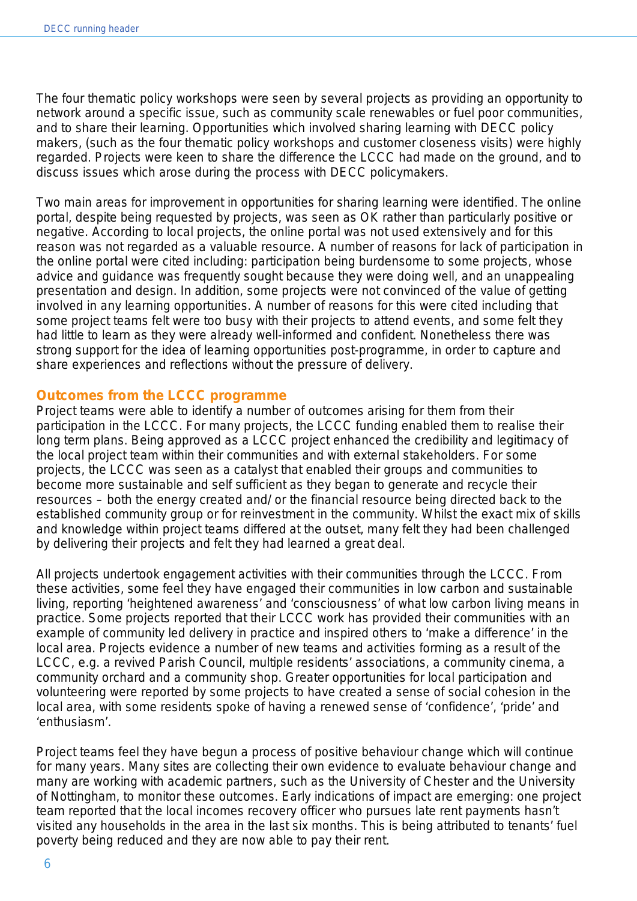The four thematic policy workshops were seen by several projects as providing an opportunity to network around a specific issue, such as community scale renewables or fuel poor communities, and to share their learning. Opportunities which involved sharing learning with DECC policy makers, (such as the four thematic policy workshops and customer closeness visits) were highly regarded. Projects were keen to share the difference the LCCC had made on the ground, and to discuss issues which arose during the process with DECC policymakers.

Two main areas for improvement in opportunities for sharing learning were identified. The online portal, despite being requested by projects, was seen as OK rather than particularly positive or negative. According to local projects, the online portal was not used extensively and for this reason was not regarded as a valuable resource. A number of reasons for lack of participation in the online portal were cited including: participation being burdensome to some projects, whose advice and guidance was frequently sought because they were doing well, and an unappealing presentation and design. In addition, some projects were not convinced of the value of getting involved in any learning opportunities. A number of reasons for this were cited including that some project teams felt were too busy with their projects to attend events, and some felt they had little to learn as they were already well-informed and confident. Nonetheless there was strong support for the idea of learning opportunities post-programme, in order to capture and share experiences and reflections without the pressure of delivery.

## Outcomes from the LCCC programme

Project teams were able to identify a number of outcomes arising for them from their participation in the LCCC. For many projects, the LCCC funding enabled them to realise their long term plans. Being approved as a LCCC project enhanced the credibility and legitimacy of the local project team within their communities and with external stakeholders. For some projects, the LCCC was seen as a catalyst that enabled their groups and communities to become more sustainable and self sufficient as they began to generate and recycle their resources – both the energy created and/or the financial resource being directed back to the established community group or for reinvestment in the community. Whilst the exact mix of skills and knowledge within project teams differed at the outset, many felt they had been challenged by delivering their projects and felt they had learned a great deal.

All projects undertook engagement activities with their communities through the LCCC. From these activities, some feel they have engaged their communities in low carbon and sustainable living, reporting 'heightened awareness' and 'consciousness' of what low carbon living means in practice. Some projects reported that their LCCC work has provided their communities with an example of community led delivery in practice and inspired others to 'make a difference' in the local area. Projects evidence a number of new teams and activities forming as a result of the LCCC, e.g. a revived Parish Council, multiple residents' associations, a community cinema, a community orchard and a community shop. Greater opportunities for local participation and volunteering were reported by some projects to have created a sense of social cohesion in the local area, with some residents spoke of having a renewed sense of 'confidence', 'pride' and 'enthusiasm'.

Project teams feel they have begun a process of positive behaviour change which will continue for many years. Many sites are collecting their own evidence to evaluate behaviour change and many are working with academic partners, such as the University of Chester and the University of Nottingham, to monitor these outcomes. Early indications of impact are emerging: one project team reported that the local incomes recovery officer who pursues late rent payments hasn't visited any households in the area in the last six months. This is being attributed to tenants' fuel poverty being reduced and they are now able to pay their rent.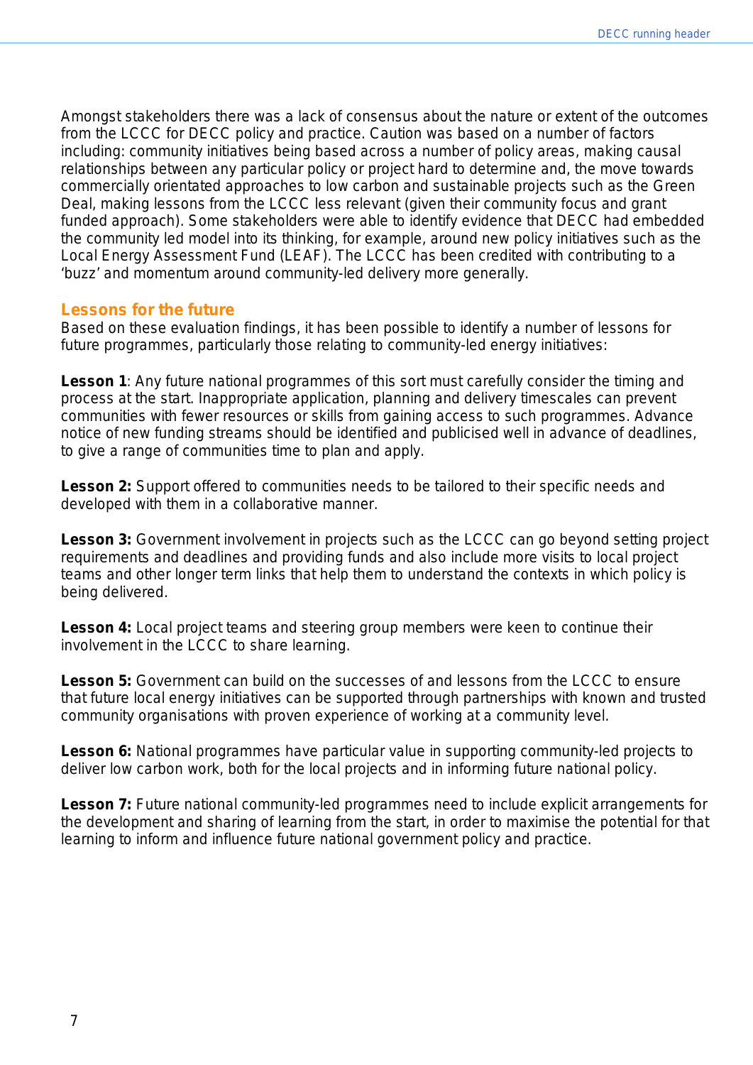Amongst stakeholders there was a lack of consensus about the nature or extent of the outcomes from the LCCC for DECC policy and practice. Caution was based on a number of factors including: community initiatives being based across a number of policy areas, making causal relationships between any particular policy or project hard to determine and, the move towards commercially orientated approaches to low carbon and sustainable projects such as the Green Deal, making lessons from the LCCC less relevant (given their community focus and grant funded approach). Some stakeholders were able to identify evidence that DECC had embedded the community led model into its thinking, for example, around new policy initiatives such as the Local Energy Assessment Fund (LEAF). The LCCC has been credited with contributing to a 'buzz' and momentum around community-led delivery more generally.

## Lessons for the future

Based on these evaluation findings, it has been possible to identify a number of lessons for future programmes, particularly those relating to community-led energy initiatives:

**Lesson 1**: Any future national programmes of this sort must carefully consider the timing and process at the start. Inappropriate application, planning and delivery timescales can prevent communities with fewer resources or skills from gaining access to such programmes. Advance notice of new funding streams should be identified and publicised well in advance of deadlines, to give a range of communities time to plan and apply.

**Lesson 2:** Support offered to communities needs to be tailored to their specific needs and developed with them in a collaborative manner.

**Lesson 3:** Government involvement in projects such as the LCCC can go beyond setting project requirements and deadlines and providing funds and also include more visits to local project teams and other longer term links that help them to understand the contexts in which policy is being delivered.

**Lesson 4:** Local project teams and steering group members were keen to continue their involvement in the LCCC to share learning.

**Lesson 5:** Government can build on the successes of and lessons from the LCCC to ensure that future local energy initiatives can be supported through partnerships with known and trusted community organisations with proven experience of working at a community level.

**Lesson 6:** National programmes have particular value in supporting community-led projects to deliver low carbon work, both for the local projects and in informing future national policy.

**Lesson 7:** Future national community-led programmes need to include explicit arrangements for the development and sharing of learning from the start, in order to maximise the potential for that learning to inform and influence future national government policy and practice.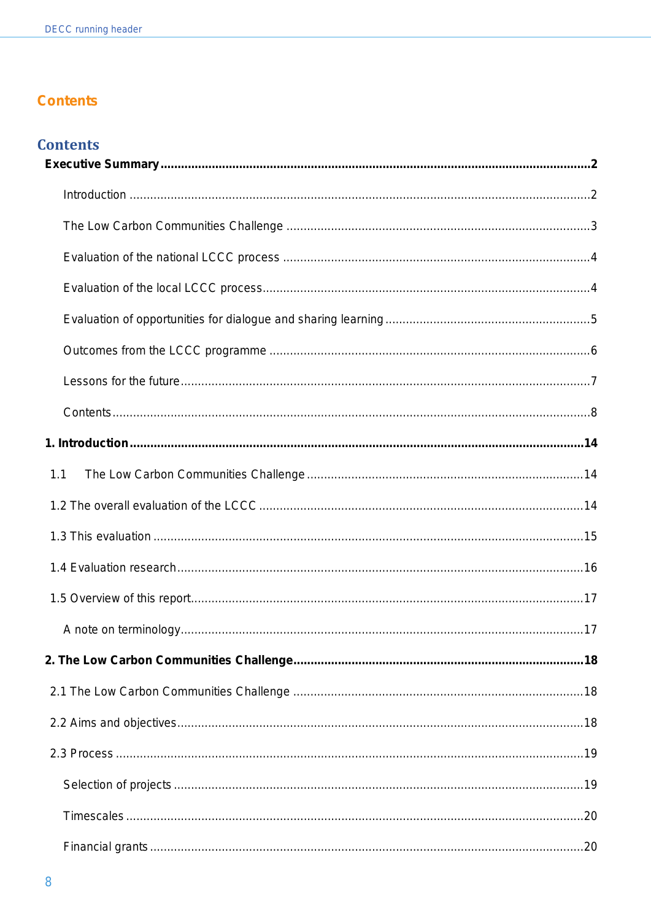# Contents

## Contents

**Executive Summary** .......... **2**

Introduction .......... 2

The Low Carbon Communities Challenge .......... 3

Evaluation of the national LCCC process .......... 4

Evaluation of the local LCCC process .......... 4

Evaluation of opportunities for dialogue and sharing learning .......... 5

Outcomes from the LCCC programme .......... 6

Lessons for the future .......... 7

Contents .......... 8

**1. Introduction** .......... **14**

1.1 The Low Carbon Communities Challenge .......... 14

1.2 The overall evaluation of the LCCC .......... 14

1.3 This evaluation .......... 15

1.4 Evaluation research .......... 16

1.5 Overview of this report .......... 17

A note on terminology .......... 17

**2. The Low Carbon Communities Challenge** .......... **18**

2.1 The Low Carbon Communities Challenge .......... 18

2.2 Aims and objectives .......... 18

2.3 Process .......... 19

Selection of projects .......... 19

Timescales .......... 20

Financial grants .......... 20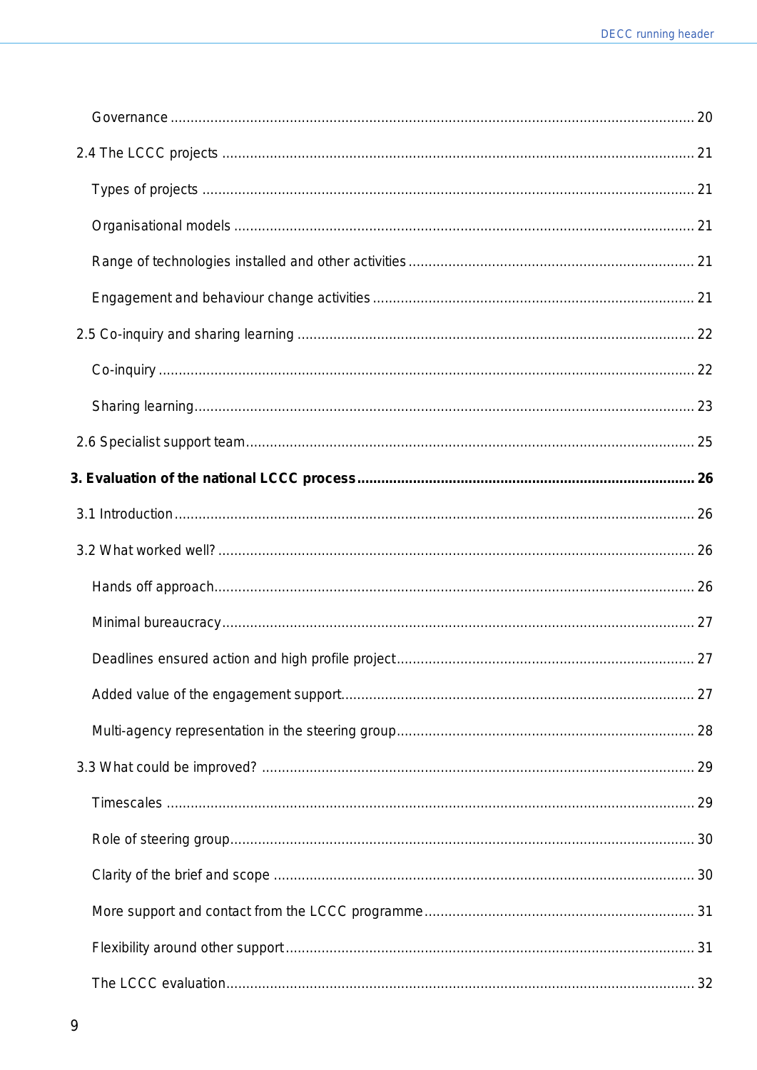Governance ...................................................................................................................... 20

2.4 The LCCC projects ........................................................................................................ 21

Types of projects ........................................................................................................... 21

Organisational models .................................................................................................... 21

Range of technologies installed and other activities ........................................................ 21

Engagement and behaviour change activities ................................................................. 21

2.5 Co-inquiry and sharing learning .................................................................................... 22

Co-inquiry ...................................................................................................................... 22

Sharing learning.............................................................................................................. 23

2.6 Specialist support team................................................................................................. 25

**3. Evaluation of the national LCCC process ......................................................................... 26**

3.1 Introduction................................................................................................................... 26

3.2 What worked well? ........................................................................................................ 26

Hands off approach......................................................................................................... 26

Minimal bureaucracy....................................................................................................... 27

Deadlines ensured action and high profile project........................................................... 27

Added value of the engagement support.......................................................................... 27

Multi-agency representation in the steering group............................................................ 28

3.3 What could be improved? ............................................................................................. 29

Timescales ..................................................................................................................... 29

Role of steering group..................................................................................................... 30

Clarity of the brief and scope .......................................................................................... 30

More support and contact from the LCCC programme..................................................... 31

Flexibility around other support....................................................................................... 31

The LCCC evaluation...................................................................................................... 32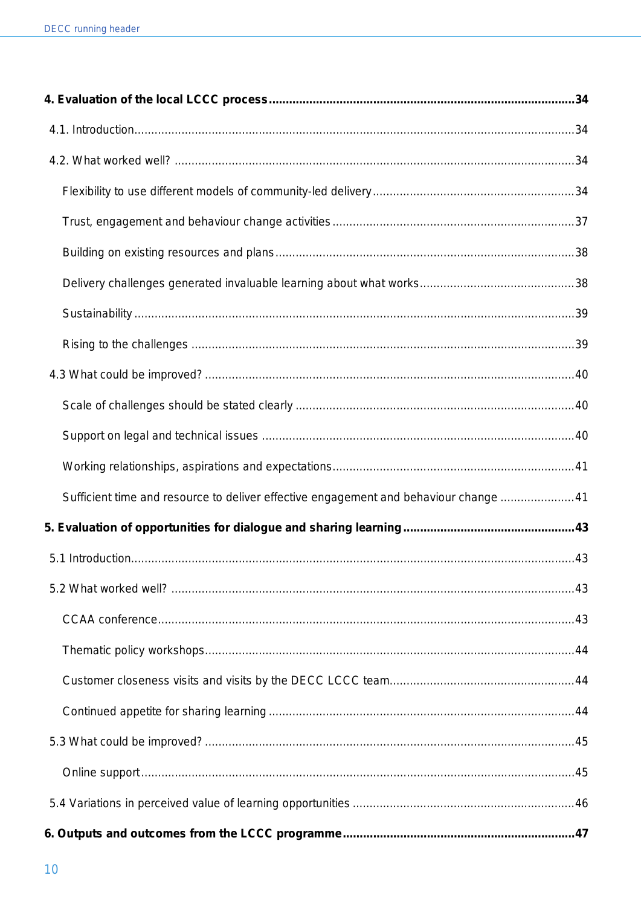**4. Evaluation of the local LCCC process** ......................................................................................... **34**

4.1. Introduction ........................................................................................................................ 34

4.2. What worked well? ............................................................................................................. 34

Flexibility to use different models of community-led delivery ............................................... 34

Trust, engagement and behaviour change activities ............................................................ 37

Building on existing resources and plans ............................................................................ 38

Delivery challenges generated invaluable learning about what works ................................... 38

Sustainability ..................................................................................................................... 39

Rising to the challenges ..................................................................................................... 39

4.3 What could be improved? .................................................................................................... 40

Scale of challenges should be stated clearly ........................................................................ 40

Support on legal and technical issues ................................................................................. 40

Working relationships, aspirations and expectations ............................................................ 41

Sufficient time and resource to deliver effective engagement and behaviour change ............ 41

**5. Evaluation of opportunities for dialogue and sharing learning** ............................................. **43**

5.1 Introduction ......................................................................................................................... 43

5.2 What worked well? .............................................................................................................. 43

CCAA conference ............................................................................................................... 43

Thematic policy workshops ................................................................................................. 44

Customer closeness visits and visits by the DECC LCCC team ............................................. 44

Continued appetite for sharing learning ............................................................................... 44

5.3 What could be improved? .................................................................................................... 45

Online support .................................................................................................................... 45

5.4 Variations in perceived value of learning opportunities ........................................................ 46

**6. Outputs and outcomes from the LCCC programme** ............................................................. **47**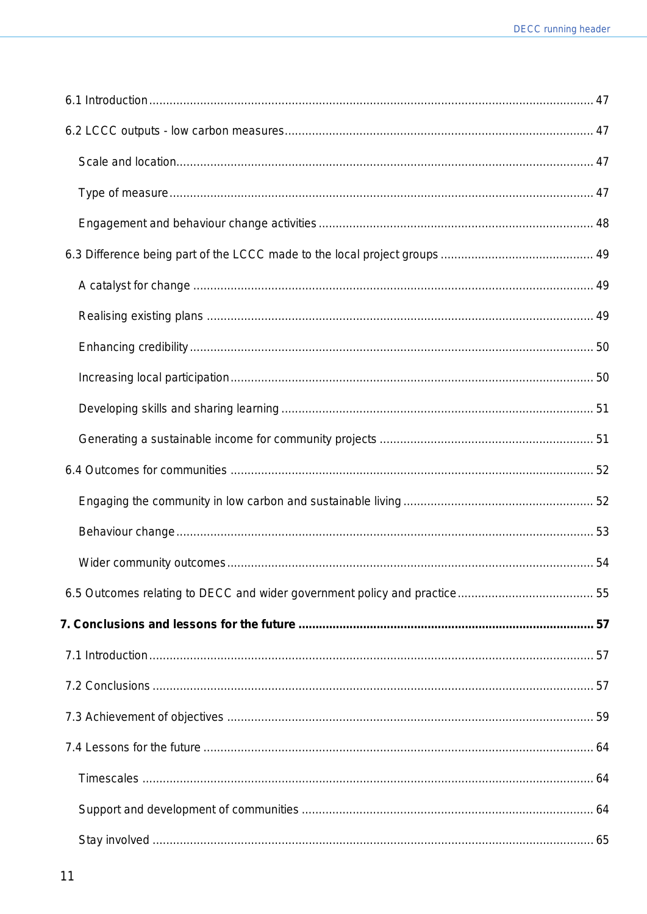6.1 Introduction .......... 47

6.2 LCCC outputs - low carbon measures .......... 47

Scale and location .......... 47

Type of measure .......... 47

Engagement and behaviour change activities .......... 48

6.3 Difference being part of the LCCC made to the local project groups .......... 49

A catalyst for change .......... 49

Realising existing plans .......... 49

Enhancing credibility .......... 50

Increasing local participation .......... 50

Developing skills and sharing learning .......... 51

Generating a sustainable income for community projects .......... 51

6.4 Outcomes for communities .......... 52

Engaging the community in low carbon and sustainable living .......... 52

Behaviour change .......... 53

Wider community outcomes .......... 54

6.5 Outcomes relating to DECC and wider government policy and practice .......... 55

**7. Conclusions and lessons for the future .......... 57**

7.1 Introduction .......... 57

7.2 Conclusions .......... 57

7.3 Achievement of objectives .......... 59

7.4 Lessons for the future .......... 64

Timescales .......... 64

Support and development of communities .......... 64

Stay involved .......... 65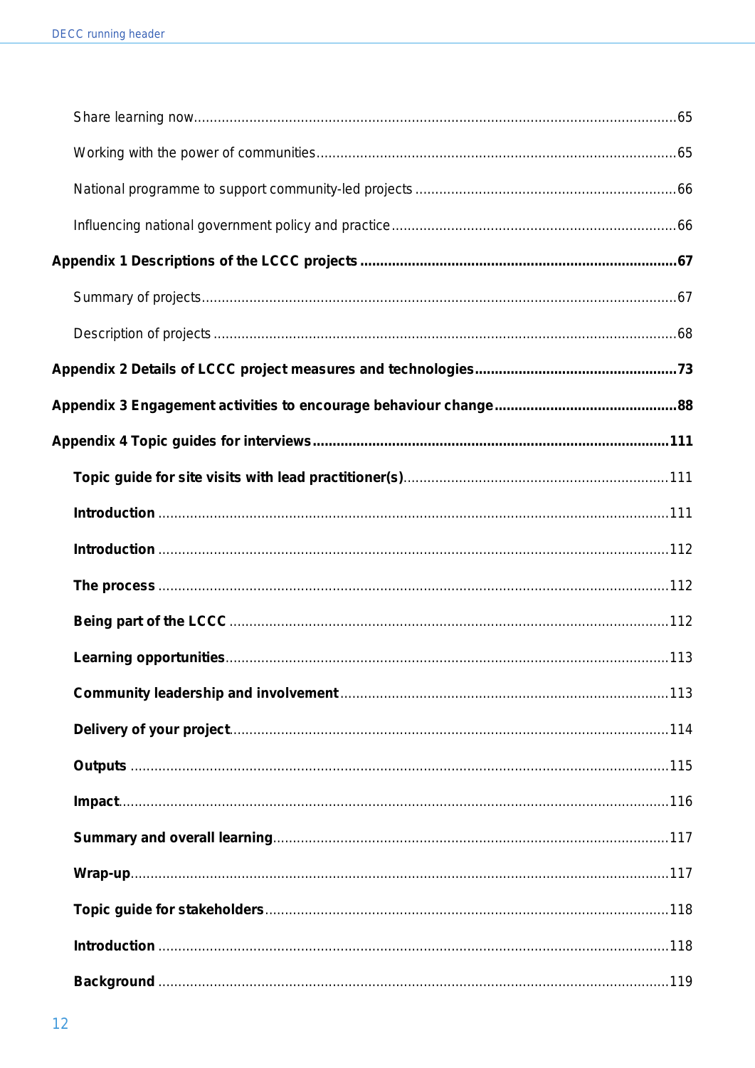Share learning now....65

Working with the power of communities....65

National programme to support community-led projects....66

Influencing national government policy and practice....66

**Appendix 1 Descriptions of the LCCC projects....67**

Summary of projects....67

Description of projects....68

**Appendix 2 Details of LCCC project measures and technologies....73**

**Appendix 3 Engagement activities to encourage behaviour change....88**

**Appendix 4 Topic guides for interviews....111**

**Topic guide for site visits with lead practitioner(s)**....111

**Introduction**....111

**Introduction**....112

**The process**....112

**Being part of the LCCC**....112

**Learning opportunities**....113

**Community leadership and involvement**....113

**Delivery of your project**....114

**Outputs**....115

**Impact**....116

**Summary and overall learning**....117

**Wrap-up**....117

**Topic guide for stakeholders**....118

**Introduction**....118

**Background**....119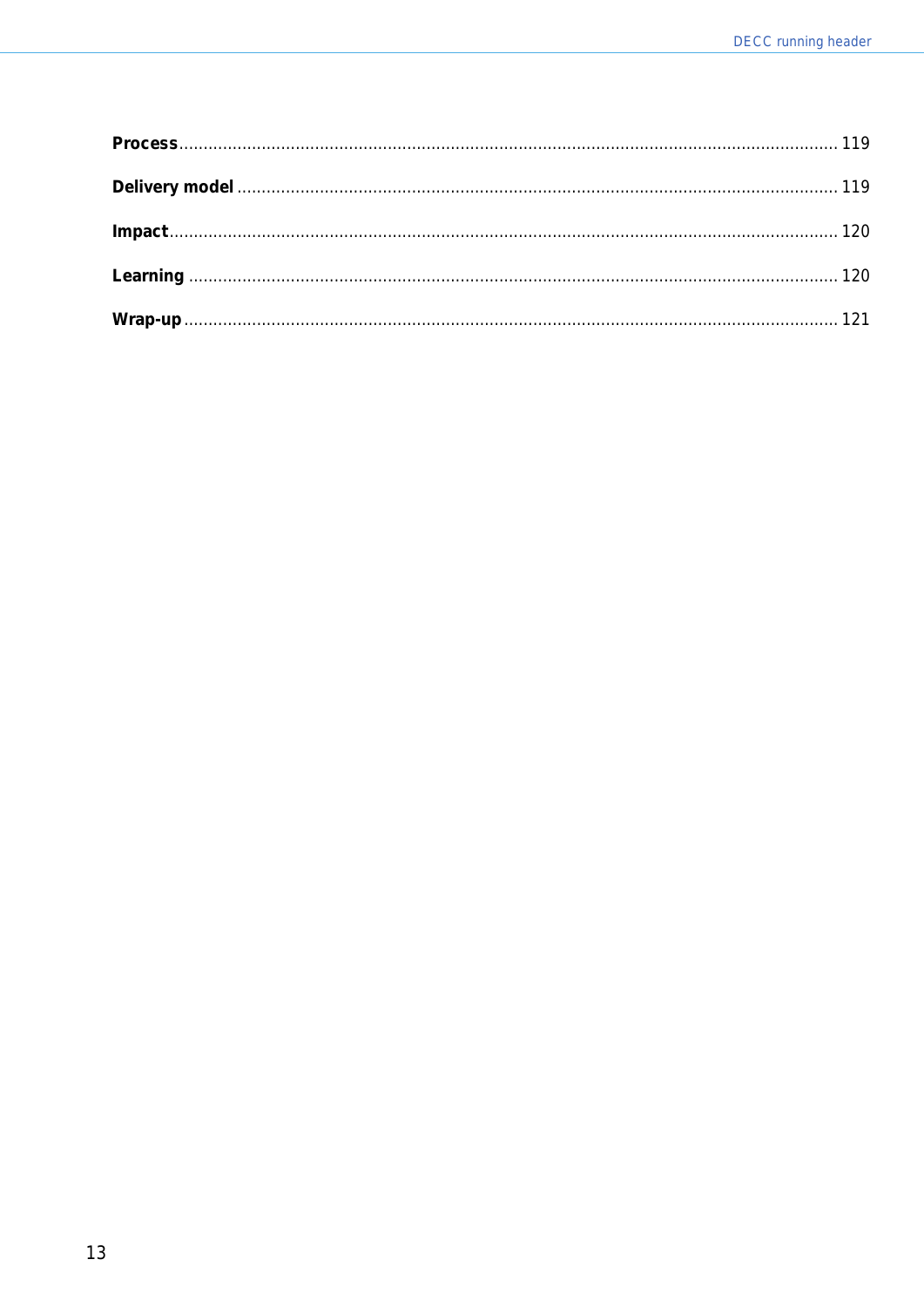**Process** ........................................................................................................................................ 119

**Delivery model** ............................................................................................................................ 119

**Impact** ........................................................................................................................................ 120

**Learning** ..................................................................................................................................... 120

**Wrap-up** ..................................................................................................................................... 121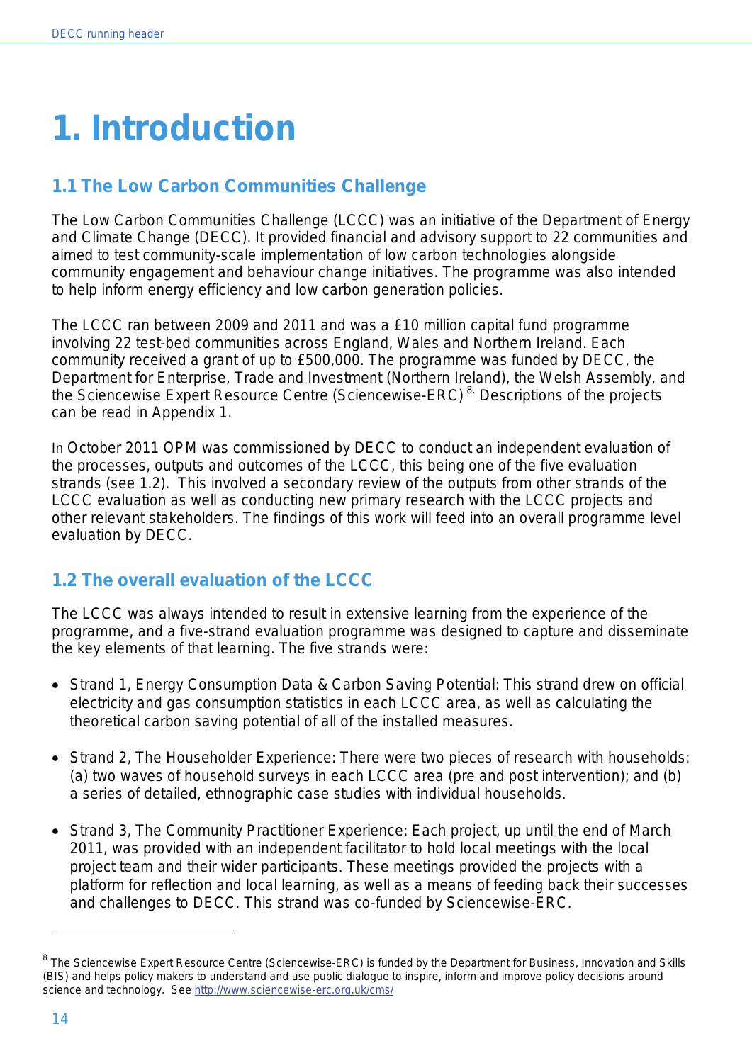# 1. Introduction

## 1.1 The Low Carbon Communities Challenge

The Low Carbon Communities Challenge (LCCC) was an initiative of the Department of Energy and Climate Change (DECC). It provided financial and advisory support to 22 communities and aimed to test community-scale implementation of low carbon technologies alongside community engagement and behaviour change initiatives. The programme was also intended to help inform energy efficiency and low carbon generation policies.

The LCCC ran between 2009 and 2011 and was a £10 million capital fund programme involving 22 test-bed communities across England, Wales and Northern Ireland. Each community received a grant of up to £500,000. The programme was funded by DECC, the Department for Enterprise, Trade and Investment (Northern Ireland), the Welsh Assembly, and the Sciencewise Expert Resource Centre (Sciencewise-ERC) [8]. Descriptions of the projects can be read in Appendix 1.

In October 2011 OPM was commissioned by DECC to conduct an independent evaluation of the processes, outputs and outcomes of the LCCC, this being one of the five evaluation strands (see 1.2). This involved a secondary review of the outputs from other strands of the LCCC evaluation as well as conducting new primary research with the LCCC projects and other relevant stakeholders. The findings of this work will feed into an overall programme level evaluation by DECC.

## 1.2 The overall evaluation of the LCCC

The LCCC was always intended to result in extensive learning from the experience of the programme, and a five-strand evaluation programme was designed to capture and disseminate the key elements of that learning. The five strands were:

- Strand 1, Energy Consumption Data & Carbon Saving Potential: This strand drew on official electricity and gas consumption statistics in each LCCC area, as well as calculating the theoretical carbon saving potential of all of the installed measures.
- Strand 2, The Householder Experience: There were two pieces of research with households: (a) two waves of household surveys in each LCCC area (pre and post intervention); and (b) a series of detailed, ethnographic case studies with individual households.
- Strand 3, The Community Practitioner Experience: Each project, up until the end of March 2011, was provided with an independent facilitator to hold local meetings with the local project team and their wider participants. These meetings provided the projects with a platform for reflection and local learning, as well as a means of feeding back their successes and challenges to DECC. This strand was co-funded by Sciencewise-ERC.

---

[8] The Sciencewise Expert Resource Centre (Sciencewise-ERC) is funded by the Department for Business, Innovation and Skills (BIS) and helps policy makers to understand and use public dialogue to inspire, inform and improve policy decisions around science and technology. See http://www.sciencewise-erc.org.uk/cms/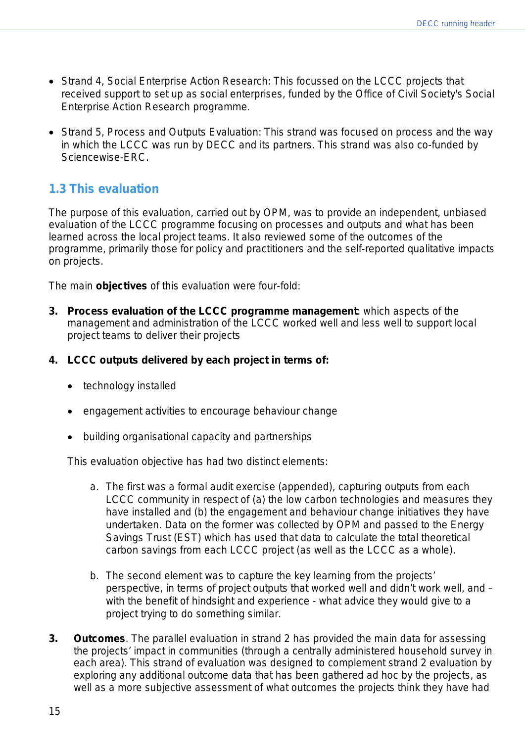- Strand 4, Social Enterprise Action Research: This focussed on the LCCC projects that received support to set up as social enterprises, funded by the Office of Civil Society's Social Enterprise Action Research programme.

- Strand 5, Process and Outputs Evaluation: This strand was focused on process and the way in which the LCCC was run by DECC and its partners. This strand was also co-funded by Sciencewise-ERC.

## 1.3 This evaluation

The purpose of this evaluation, carried out by OPM, was to provide an independent, unbiased evaluation of the LCCC programme focusing on processes and outputs and what has been learned across the local project teams. It also reviewed some of the outcomes of the programme, primarily those for policy and practitioners and the self-reported qualitative impacts on projects.

The main **objectives** of this evaluation were four-fold:

3. **Process evaluation of the LCCC programme management**: which aspects of the management and administration of the LCCC worked well and less well to support local project teams to deliver their projects

4. **LCCC outputs delivered by each project in terms of:**

   - technology installed
   - engagement activities to encourage behaviour change
   - building organisational capacity and partnerships

   This evaluation objective has had two distinct elements:

   a. The first was a formal audit exercise (appended), capturing outputs from each LCCC community in respect of (a) the low carbon technologies and measures they have installed and (b) the engagement and behaviour change initiatives they have undertaken. Data on the former was collected by OPM and passed to the Energy Savings Trust (EST) which has used that data to calculate the total theoretical carbon savings from each LCCC project (as well as the LCCC as a whole).

   b. The second element was to capture the key learning from the projects' perspective, in terms of project outputs that worked well and didn't work well, and – with the benefit of hindsight and experience - what advice they would give to a project trying to do something similar.

3. **Outcomes**. The parallel evaluation in strand 2 has provided the main data for assessing the projects' impact in communities (through a centrally administered household survey in each area). This strand of evaluation was designed to complement strand 2 evaluation by exploring any additional outcome data that has been gathered ad hoc by the projects, as well as a more subjective assessment of what outcomes the projects think they have had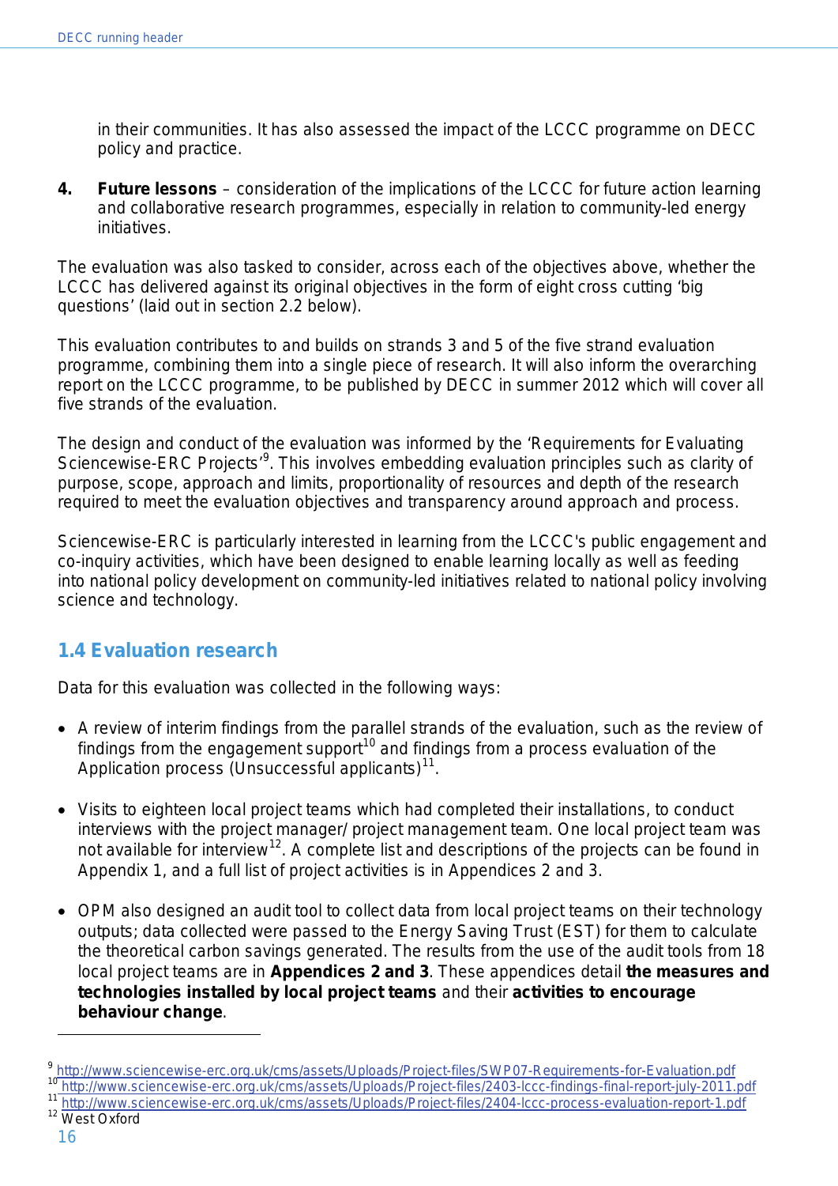in their communities. It has also assessed the impact of the LCCC programme on DECC policy and practice.

4. **Future lessons** – consideration of the implications of the LCCC for future action learning and collaborative research programmes, especially in relation to community-led energy initiatives.

The evaluation was also tasked to consider, across each of the objectives above, whether the LCCC has delivered against its original objectives in the form of eight cross cutting 'big questions' (laid out in section 2.2 below).

This evaluation contributes to and builds on strands 3 and 5 of the five strand evaluation programme, combining them into a single piece of research. It will also inform the overarching report on the LCCC programme, to be published by DECC in summer 2012 which will cover all five strands of the evaluation.

The design and conduct of the evaluation was informed by the 'Requirements for Evaluating Sciencewise-ERC Projects'[9]. This involves embedding evaluation principles such as clarity of purpose, scope, approach and limits, proportionality of resources and depth of the research required to meet the evaluation objectives and transparency around approach and process.

Sciencewise-ERC is particularly interested in learning from the LCCC's public engagement and co-inquiry activities, which have been designed to enable learning locally as well as feeding into national policy development on community-led initiatives related to national policy involving science and technology.

## 1.4 Evaluation research

Data for this evaluation was collected in the following ways:

- A review of interim findings from the parallel strands of the evaluation, such as the review of findings from the engagement support[10] and findings from a process evaluation of the Application process (Unsuccessful applicants)[11].

- Visits to eighteen local project teams which had completed their installations, to conduct interviews with the project manager/ project management team. One local project team was not available for interview[12]. A complete list and descriptions of the projects can be found in Appendix 1, and a full list of project activities is in Appendices 2 and 3.

- OPM also designed an audit tool to collect data from local project teams on their technology outputs; data collected were passed to the Energy Saving Trust (EST) for them to calculate the theoretical carbon savings generated. The results from the use of the audit tools from 18 local project teams are in **Appendices 2 and 3**. These appendices detail **the measures and technologies installed by local project teams** and their **activities to encourage behaviour change**.

---

[9] http://www.sciencewise-erc.org.uk/cms/assets/Uploads/Project-files/SWP07-Requirements-for-Evaluation.pdf

[10] http://www.sciencewise-erc.org.uk/cms/assets/Uploads/Project-files/2403-lccc-findings-final-report-july-2011.pdf

[11] http://www.sciencewise-erc.org.uk/cms/assets/Uploads/Project-files/2404-lccc-process-evaluation-report-1.pdf

[12] West Oxford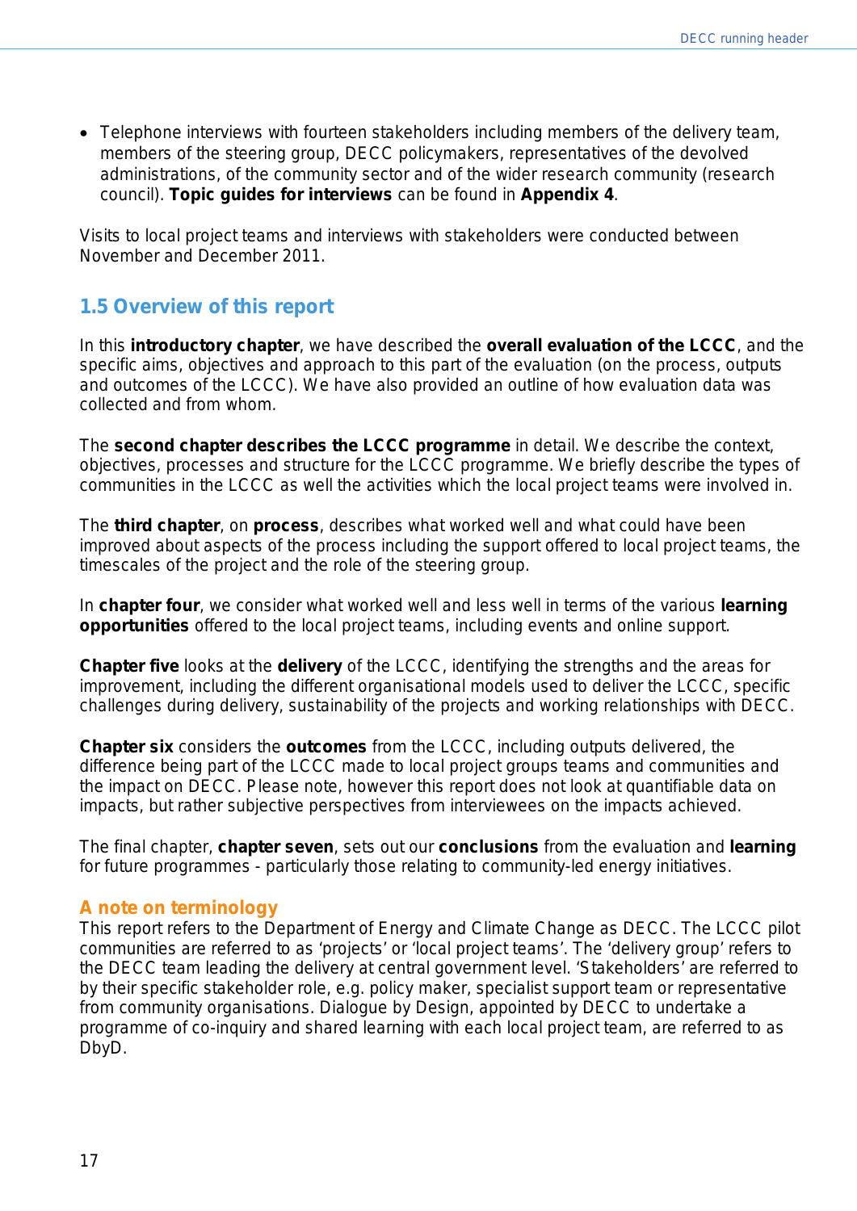- Telephone interviews with fourteen stakeholders including members of the delivery team, members of the steering group, DECC policymakers, representatives of the devolved administrations, of the community sector and of the wider research community (research council). **Topic guides for interviews** can be found in **Appendix 4**.

Visits to local project teams and interviews with stakeholders were conducted between November and December 2011.

## 1.5 Overview of this report

In this **introductory chapter**, we have described the **overall evaluation of the LCCC**, and the specific aims, objectives and approach to this part of the evaluation (on the process, outputs and outcomes of the LCCC). We have also provided an outline of how evaluation data was collected and from whom.

The **second chapter describes the LCCC programme** in detail. We describe the context, objectives, processes and structure for the LCCC programme. We briefly describe the types of communities in the LCCC as well the activities which the local project teams were involved in.

The **third chapter**, on **process**, describes what worked well and what could have been improved about aspects of the process including the support offered to local project teams, the timescales of the project and the role of the steering group.

In **chapter four**, we consider what worked well and less well in terms of the various **learning opportunities** offered to the local project teams, including events and online support.

**Chapter five** looks at the **delivery** of the LCCC, identifying the strengths and the areas for improvement, including the different organisational models used to deliver the LCCC, specific challenges during delivery, sustainability of the projects and working relationships with DECC.

**Chapter six** considers the **outcomes** from the LCCC, including outputs delivered, the difference being part of the LCCC made to local project groups teams and communities and the impact on DECC. Please note, however this report does not look at quantifiable data on impacts, but rather subjective perspectives from interviewees on the impacts achieved.

The final chapter, **chapter seven**, sets out our **conclusions** from the evaluation and **learning** for future programmes - particularly those relating to community-led energy initiatives.

### A note on terminology

This report refers to the Department of Energy and Climate Change as DECC. The LCCC pilot communities are referred to as 'projects' or 'local project teams'. The 'delivery group' refers to the DECC team leading the delivery at central government level. 'Stakeholders' are referred to by their specific stakeholder role, e.g. policy maker, specialist support team or representative from community organisations. Dialogue by Design, appointed by DECC to undertake a programme of co-inquiry and shared learning with each local project team, are referred to as DbyD.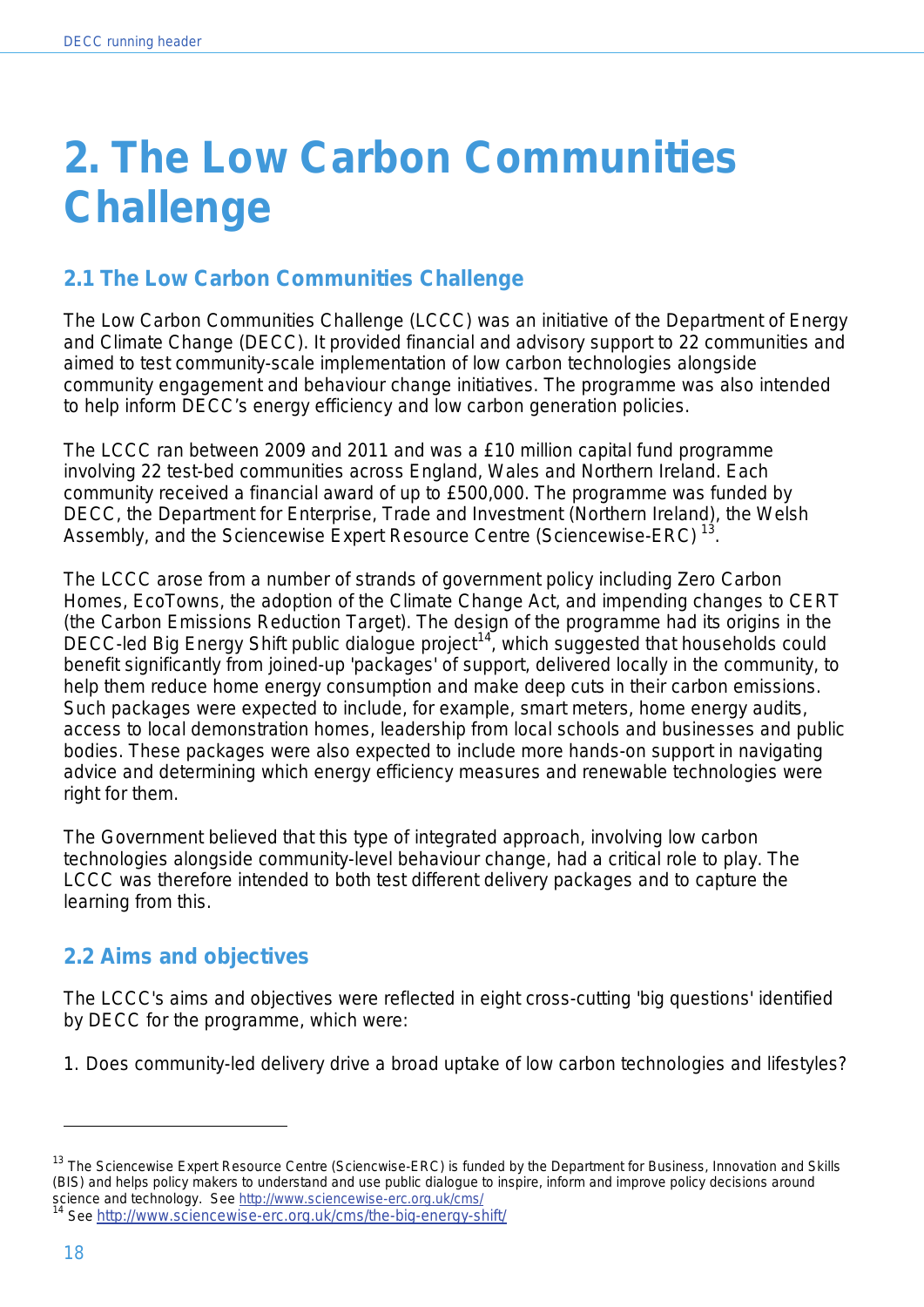# 2. The Low Carbon Communities Challenge

## 2.1 The Low Carbon Communities Challenge

The Low Carbon Communities Challenge (LCCC) was an initiative of the Department of Energy and Climate Change (DECC). It provided financial and advisory support to 22 communities and aimed to test community-scale implementation of low carbon technologies alongside community engagement and behaviour change initiatives. The programme was also intended to help inform DECC's energy efficiency and low carbon generation policies.

The LCCC ran between 2009 and 2011 and was a £10 million capital fund programme involving 22 test-bed communities across England, Wales and Northern Ireland. Each community received a financial award of up to £500,000. The programme was funded by DECC, the Department for Enterprise, Trade and Investment (Northern Ireland), the Welsh Assembly, and the Sciencewise Expert Resource Centre (Sciencewise-ERC) [13].

The LCCC arose from a number of strands of government policy including Zero Carbon Homes, EcoTowns, the adoption of the Climate Change Act, and impending changes to CERT (the Carbon Emissions Reduction Target). The design of the programme had its origins in the DECC-led Big Energy Shift public dialogue project[14], which suggested that households could benefit significantly from joined-up 'packages' of support, delivered locally in the community, to help them reduce home energy consumption and make deep cuts in their carbon emissions. Such packages were expected to include, for example, smart meters, home energy audits, access to local demonstration homes, leadership from local schools and businesses and public bodies. These packages were also expected to include more hands-on support in navigating advice and determining which energy efficiency measures and renewable technologies were right for them.

The Government believed that this type of integrated approach, involving low carbon technologies alongside community-level behaviour change, had a critical role to play. The LCCC was therefore intended to both test different delivery packages and to capture the learning from this.

## 2.2 Aims and objectives

The LCCC's aims and objectives were reflected in eight cross-cutting 'big questions' identified by DECC for the programme, which were:

1. Does community-led delivery drive a broad uptake of low carbon technologies and lifestyles?

---

[13] The Sciencewise Expert Resource Centre (Sciencwise-ERC) is funded by the Department for Business, Innovation and Skills (BIS) and helps policy makers to understand and use public dialogue to inspire, inform and improve policy decisions around science and technology. See http://www.sciencewise-erc.org.uk/cms/

[14] See http://www.sciencewise-erc.org.uk/cms/the-big-energy-shift/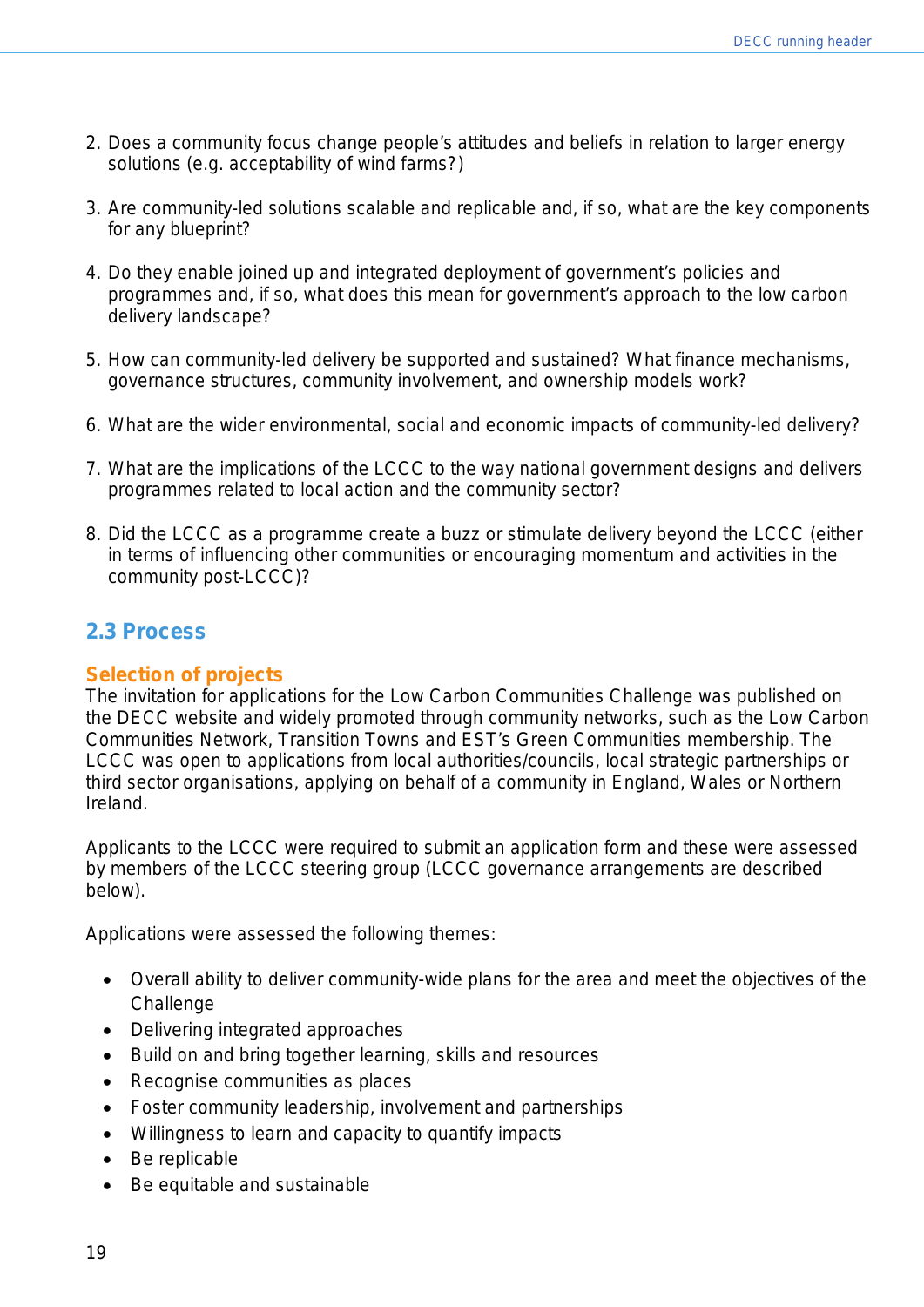2. Does a community focus change people's attitudes and beliefs in relation to larger energy solutions (e.g. acceptability of wind farms?)

3. Are community-led solutions scalable and replicable and, if so, what are the key components for any blueprint?

4. Do they enable joined up and integrated deployment of government's policies and programmes and, if so, what does this mean for government's approach to the low carbon delivery landscape?

5. How can community-led delivery be supported and sustained? What finance mechanisms, governance structures, community involvement, and ownership models work?

6. What are the wider environmental, social and economic impacts of community-led delivery?

7. What are the implications of the LCCC to the way national government designs and delivers programmes related to local action and the community sector?

8. Did the LCCC as a programme create a buzz or stimulate delivery beyond the LCCC (either in terms of influencing other communities or encouraging momentum and activities in the community post-LCCC)?

## 2.3 Process

### Selection of projects

The invitation for applications for the Low Carbon Communities Challenge was published on the DECC website and widely promoted through community networks, such as the Low Carbon Communities Network, Transition Towns and EST's Green Communities membership. The LCCC was open to applications from local authorities/councils, local strategic partnerships or third sector organisations, applying on behalf of a community in England, Wales or Northern Ireland.

Applicants to the LCCC were required to submit an application form and these were assessed by members of the LCCC steering group (LCCC governance arrangements are described below).

Applications were assessed the following themes:

- Overall ability to deliver community-wide plans for the area and meet the objectives of the Challenge
- Delivering integrated approaches
- Build on and bring together learning, skills and resources
- Recognise communities as places
- Foster community leadership, involvement and partnerships
- Willingness to learn and capacity to quantify impacts
- Be replicable
- Be equitable and sustainable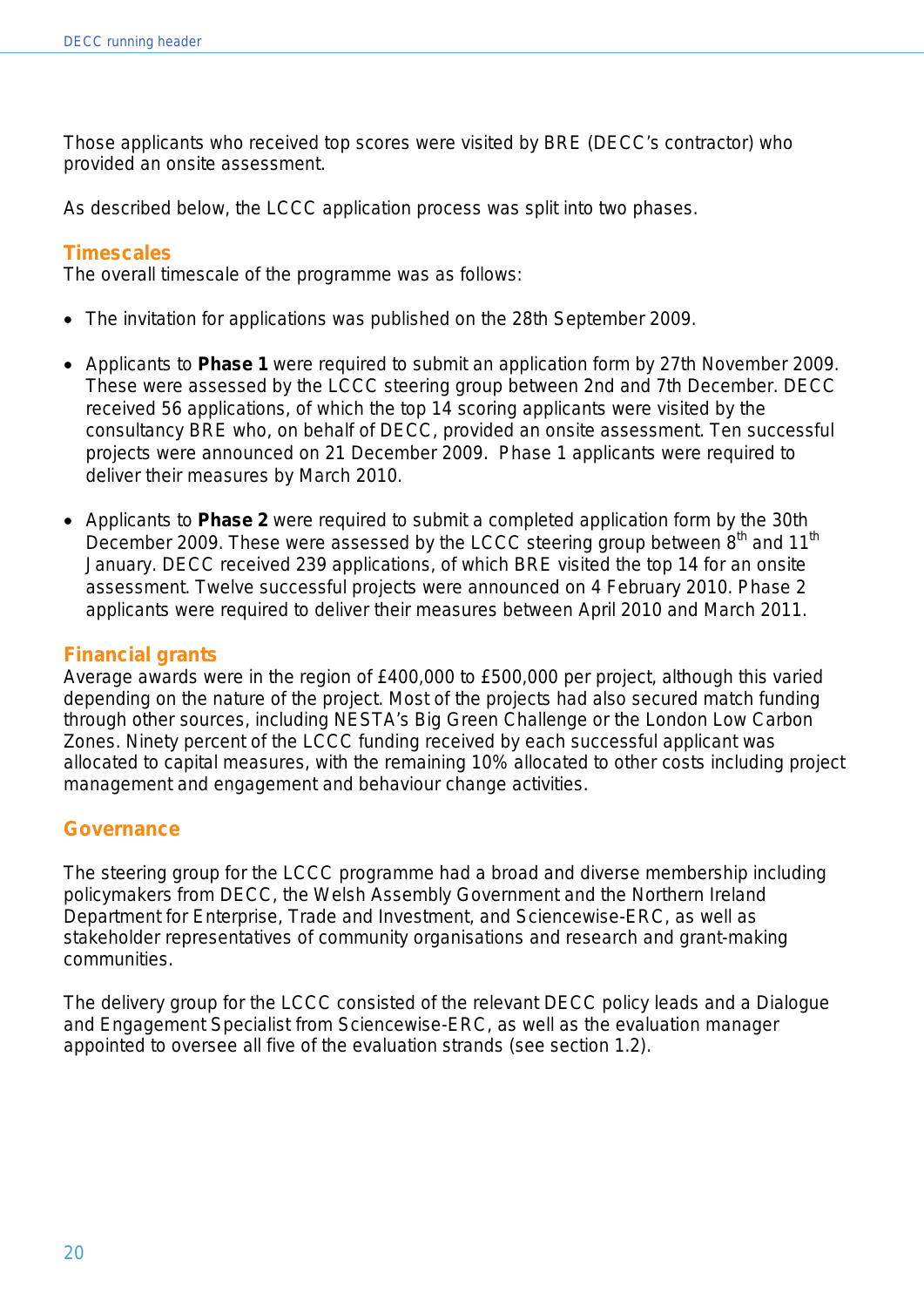Those applicants who received top scores were visited by BRE (DECC's contractor) who provided an onsite assessment.

As described below, the LCCC application process was split into two phases.

### Timescales

The overall timescale of the programme was as follows:

- The invitation for applications was published on the 28th September 2009.

- Applicants to **Phase 1** were required to submit an application form by 27th November 2009. These were assessed by the LCCC steering group between 2nd and 7th December. DECC received 56 applications, of which the top 14 scoring applicants were visited by the consultancy BRE who, on behalf of DECC, provided an onsite assessment. Ten successful projects were announced on 21 December 2009. Phase 1 applicants were required to deliver their measures by March 2010.

- Applicants to **Phase 2** were required to submit a completed application form by the 30th December 2009. These were assessed by the LCCC steering group between 8th and 11th January. DECC received 239 applications, of which BRE visited the top 14 for an onsite assessment. Twelve successful projects were announced on 4 February 2010. Phase 2 applicants were required to deliver their measures between April 2010 and March 2011.

### Financial grants

Average awards were in the region of £400,000 to £500,000 per project, although this varied depending on the nature of the project. Most of the projects had also secured match funding through other sources, including NESTA's Big Green Challenge or the London Low Carbon Zones. Ninety percent of the LCCC funding received by each successful applicant was allocated to capital measures, with the remaining 10% allocated to other costs including project management and engagement and behaviour change activities.

### Governance

The steering group for the LCCC programme had a broad and diverse membership including policymakers from DECC, the Welsh Assembly Government and the Northern Ireland Department for Enterprise, Trade and Investment, and Sciencewise-ERC, as well as stakeholder representatives of community organisations and research and grant-making communities.

The delivery group for the LCCC consisted of the relevant DECC policy leads and a Dialogue and Engagement Specialist from Sciencewise-ERC, as well as the evaluation manager appointed to oversee all five of the evaluation strands (see section 1.2).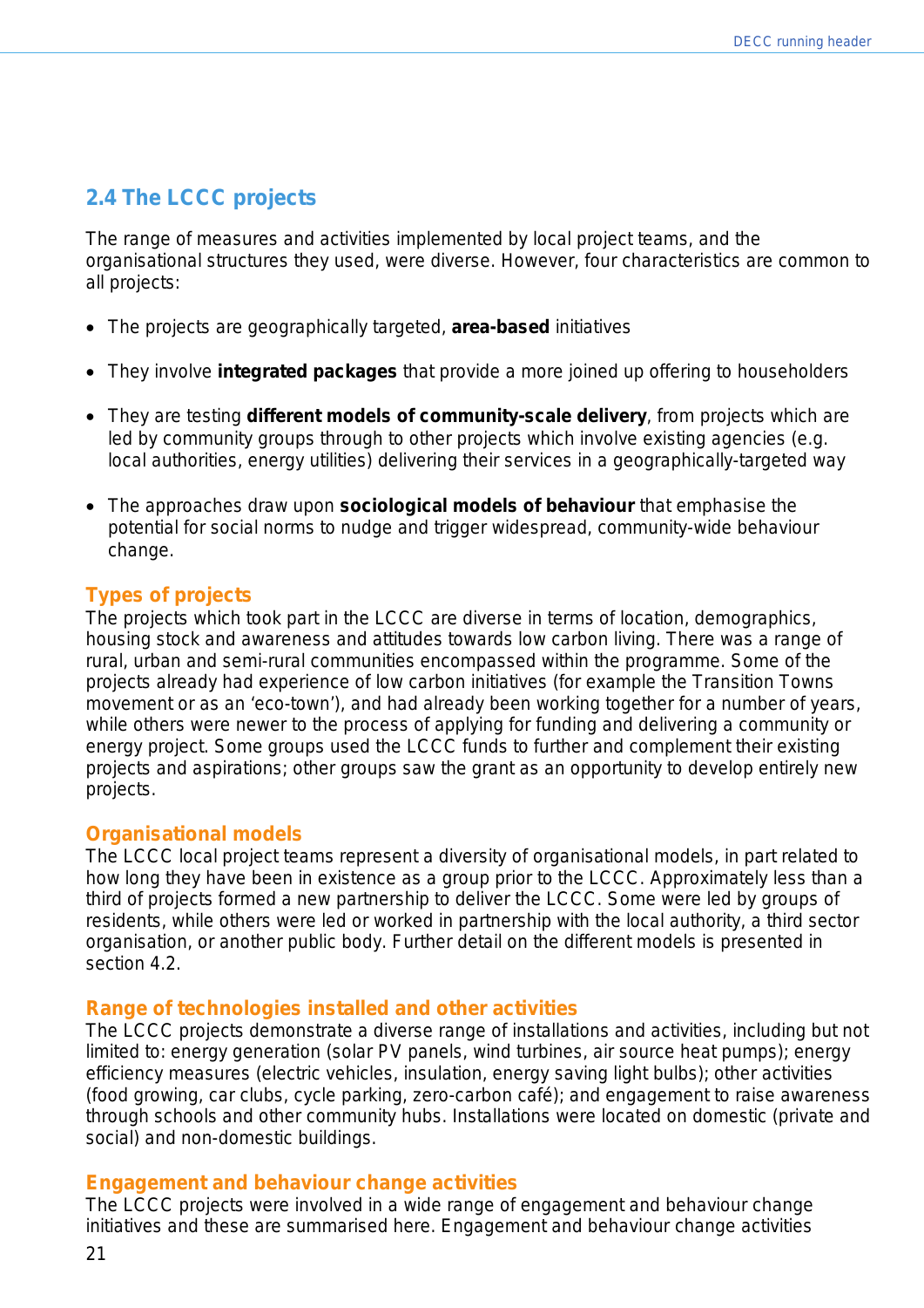## 2.4 The LCCC projects

The range of measures and activities implemented by local project teams, and the organisational structures they used, were diverse. However, four characteristics are common to all projects:

- The projects are geographically targeted, **area-based** initiatives
- They involve **integrated packages** that provide a more joined up offering to householders
- They are testing **different models of community-scale delivery**, from projects which are led by community groups through to other projects which involve existing agencies (e.g. local authorities, energy utilities) delivering their services in a geographically-targeted way
- The approaches draw upon **sociological models of behaviour** that emphasise the potential for social norms to nudge and trigger widespread, community-wide behaviour change.

### Types of projects

The projects which took part in the LCCC are diverse in terms of location, demographics, housing stock and awareness and attitudes towards low carbon living. There was a range of rural, urban and semi-rural communities encompassed within the programme. Some of the projects already had experience of low carbon initiatives (for example the Transition Towns movement or as an 'eco-town'), and had already been working together for a number of years, while others were newer to the process of applying for funding and delivering a community or energy project. Some groups used the LCCC funds to further and complement their existing projects and aspirations; other groups saw the grant as an opportunity to develop entirely new projects.

### Organisational models

The LCCC local project teams represent a diversity of organisational models, in part related to how long they have been in existence as a group prior to the LCCC. Approximately less than a third of projects formed a new partnership to deliver the LCCC. Some were led by groups of residents, while others were led or worked in partnership with the local authority, a third sector organisation, or another public body. Further detail on the different models is presented in section 4.2.

### Range of technologies installed and other activities

The LCCC projects demonstrate a diverse range of installations and activities, including but not limited to: energy generation (solar PV panels, wind turbines, air source heat pumps); energy efficiency measures (electric vehicles, insulation, energy saving light bulbs); other activities (food growing, car clubs, cycle parking, zero-carbon café); and engagement to raise awareness through schools and other community hubs. Installations were located on domestic (private and social) and non-domestic buildings.

### Engagement and behaviour change activities

The LCCC projects were involved in a wide range of engagement and behaviour change initiatives and these are summarised here. Engagement and behaviour change activities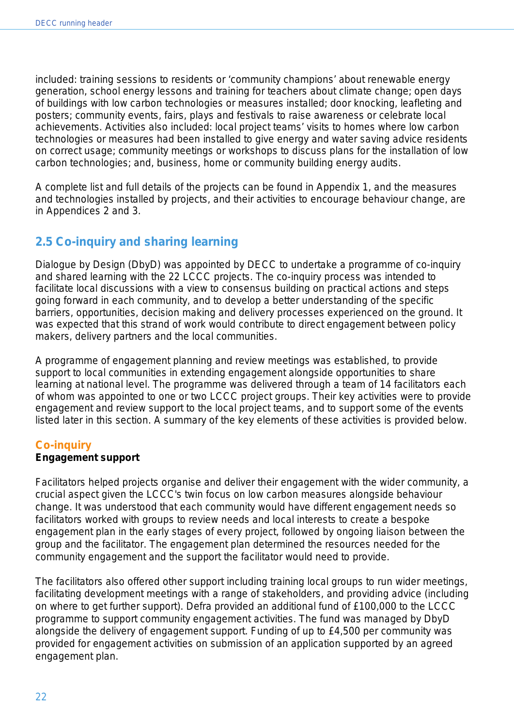included: training sessions to residents or 'community champions' about renewable energy generation, school energy lessons and training for teachers about climate change; open days of buildings with low carbon technologies or measures installed; door knocking, leafleting and posters; community events, fairs, plays and festivals to raise awareness or celebrate local achievements. Activities also included: local project teams' visits to homes where low carbon technologies or measures had been installed to give energy and water saving advice residents on correct usage; community meetings or workshops to discuss plans for the installation of low carbon technologies; and, business, home or community building energy audits.

A complete list and full details of the projects can be found in Appendix 1, and the measures and technologies installed by projects, and their activities to encourage behaviour change, are in Appendices 2 and 3.

## 2.5 Co-inquiry and sharing learning

Dialogue by Design (DbyD) was appointed by DECC to undertake a programme of co-inquiry and shared learning with the 22 LCCC projects. The co-inquiry process was intended to facilitate local discussions with a view to consensus building on practical actions and steps going forward in each community, and to develop a better understanding of the specific barriers, opportunities, decision making and delivery processes experienced on the ground. It was expected that this strand of work would contribute to direct engagement between policy makers, delivery partners and the local communities.

A programme of engagement planning and review meetings was established, to provide support to local communities in extending engagement alongside opportunities to share learning at national level. The programme was delivered through a team of 14 facilitators each of whom was appointed to one or two LCCC project groups. Their key activities were to provide engagement and review support to the local project teams, and to support some of the events listed later in this section. A summary of the key elements of these activities is provided below.

### Co-inquiry

**Engagement support**

Facilitators helped projects organise and deliver their engagement with the wider community, a crucial aspect given the LCCC's twin focus on low carbon measures alongside behaviour change. It was understood that each community would have different engagement needs so facilitators worked with groups to review needs and local interests to create a bespoke engagement plan in the early stages of every project, followed by ongoing liaison between the group and the facilitator. The engagement plan determined the resources needed for the community engagement and the support the facilitator would need to provide.

The facilitators also offered other support including training local groups to run wider meetings, facilitating development meetings with a range of stakeholders, and providing advice (including on where to get further support). Defra provided an additional fund of £100,000 to the LCCC programme to support community engagement activities. The fund was managed by DbyD alongside the delivery of engagement support. Funding of up to £4,500 per community was provided for engagement activities on submission of an application supported by an agreed engagement plan.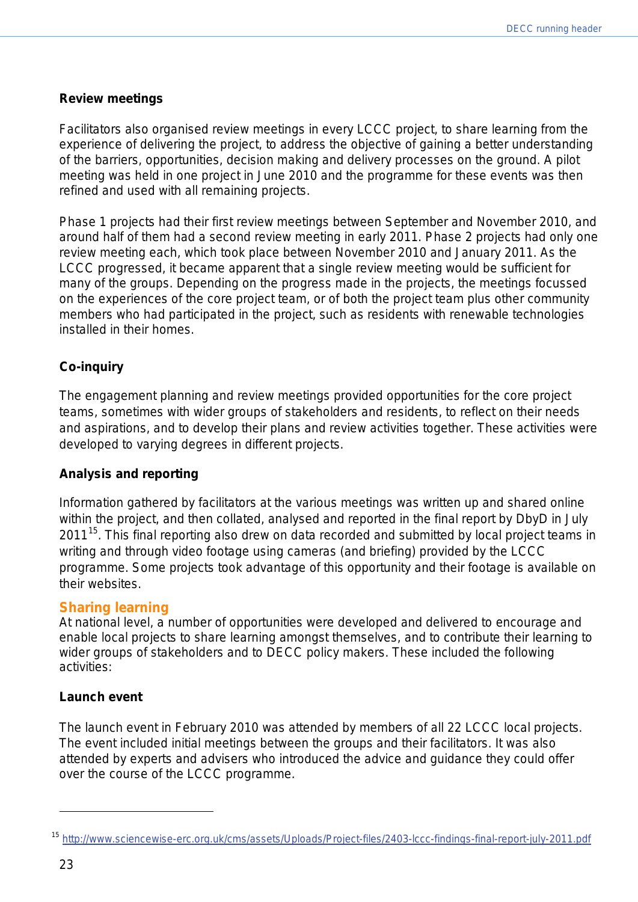### Review meetings

Facilitators also organised review meetings in every LCCC project, to share learning from the experience of delivering the project, to address the objective of gaining a better understanding of the barriers, opportunities, decision making and delivery processes on the ground. A pilot meeting was held in one project in June 2010 and the programme for these events was then refined and used with all remaining projects.

Phase 1 projects had their first review meetings between September and November 2010, and around half of them had a second review meeting in early 2011. Phase 2 projects had only one review meeting each, which took place between November 2010 and January 2011. As the LCCC progressed, it became apparent that a single review meeting would be sufficient for many of the groups. Depending on the progress made in the projects, the meetings focussed on the experiences of the core project team, or of both the project team plus other community members who had participated in the project, such as residents with renewable technologies installed in their homes.

### Co-inquiry

The engagement planning and review meetings provided opportunities for the core project teams, sometimes with wider groups of stakeholders and residents, to reflect on their needs and aspirations, and to develop their plans and review activities together. These activities were developed to varying degrees in different projects.

### Analysis and reporting

Information gathered by facilitators at the various meetings was written up and shared online within the project, and then collated, analysed and reported in the final report by DbyD in July 2011[15]. This final reporting also drew on data recorded and submitted by local project teams in writing and through video footage using cameras (and briefing) provided by the LCCC programme. Some projects took advantage of this opportunity and their footage is available on their websites.

## Sharing learning

At national level, a number of opportunities were developed and delivered to encourage and enable local projects to share learning amongst themselves, and to contribute their learning to wider groups of stakeholders and to DECC policy makers. These included the following activities:

### Launch event

The launch event in February 2010 was attended by members of all 22 LCCC local projects. The event included initial meetings between the groups and their facilitators. It was also attended by experts and advisers who introduced the advice and guidance they could offer over the course of the LCCC programme.

---

[15] http://www.sciencewise-erc.org.uk/cms/assets/Uploads/Project-files/2403-lccc-findings-final-report-july-2011.pdf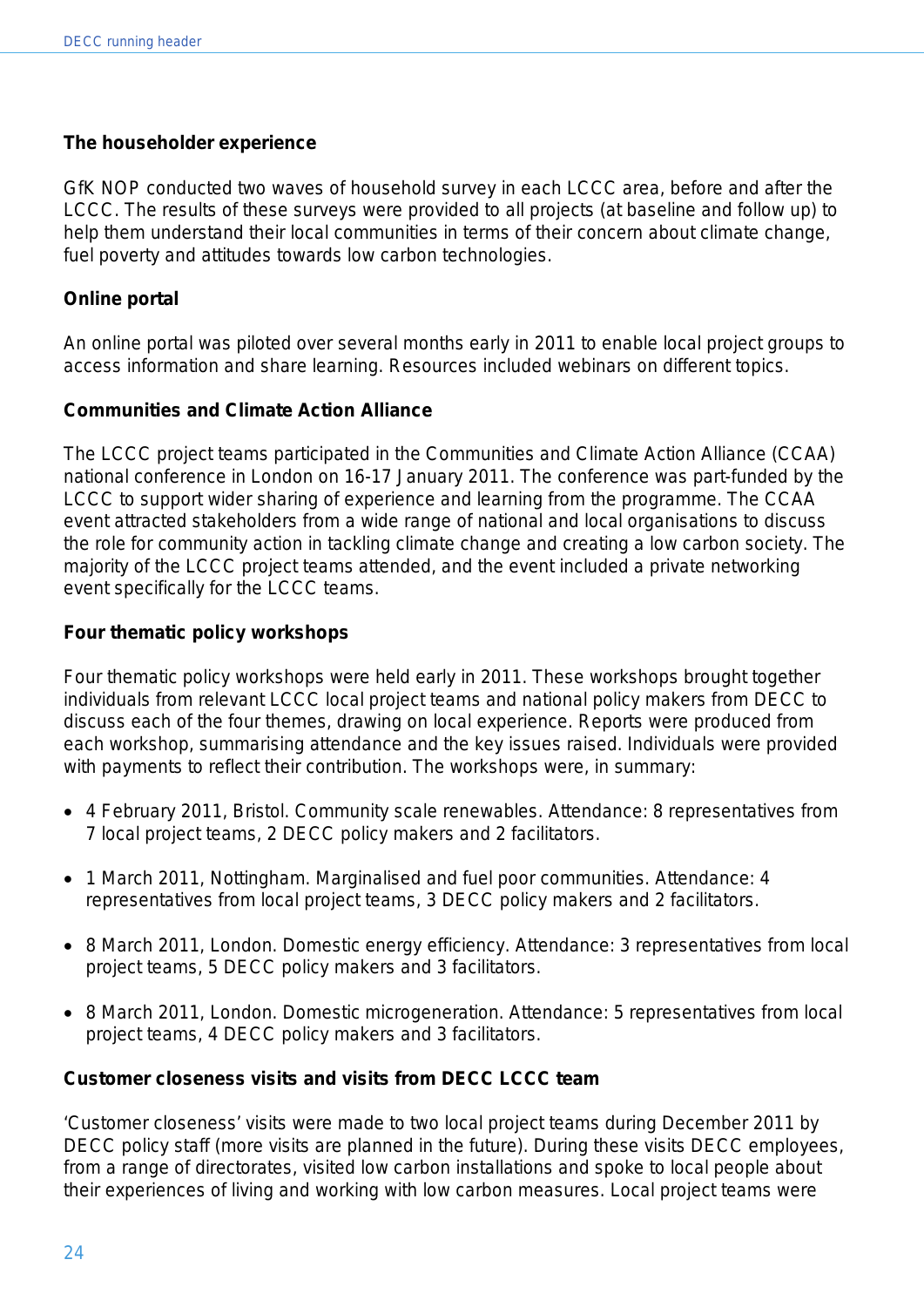**The householder experience**

GfK NOP conducted two waves of household survey in each LCCC area, before and after the LCCC. The results of these surveys were provided to all projects (at baseline and follow up) to help them understand their local communities in terms of their concern about climate change, fuel poverty and attitudes towards low carbon technologies.

**Online portal**

An online portal was piloted over several months early in 2011 to enable local project groups to access information and share learning. Resources included webinars on different topics.

**Communities and Climate Action Alliance**

The LCCC project teams participated in the Communities and Climate Action Alliance (CCAA) national conference in London on 16-17 January 2011. The conference was part-funded by the LCCC to support wider sharing of experience and learning from the programme. The CCAA event attracted stakeholders from a wide range of national and local organisations to discuss the role for community action in tackling climate change and creating a low carbon society. The majority of the LCCC project teams attended, and the event included a private networking event specifically for the LCCC teams.

**Four thematic policy workshops**

Four thematic policy workshops were held early in 2011. These workshops brought together individuals from relevant LCCC local project teams and national policy makers from DECC to discuss each of the four themes, drawing on local experience. Reports were produced from each workshop, summarising attendance and the key issues raised. Individuals were provided with payments to reflect their contribution. The workshops were, in summary:

- 4 February 2011, Bristol. Community scale renewables. Attendance: 8 representatives from 7 local project teams, 2 DECC policy makers and 2 facilitators.
- 1 March 2011, Nottingham. Marginalised and fuel poor communities. Attendance: 4 representatives from local project teams, 3 DECC policy makers and 2 facilitators.
- 8 March 2011, London. Domestic energy efficiency. Attendance: 3 representatives from local project teams, 5 DECC policy makers and 3 facilitators.
- 8 March 2011, London. Domestic microgeneration. Attendance: 5 representatives from local project teams, 4 DECC policy makers and 3 facilitators.

**Customer closeness visits and visits from DECC LCCC team**

'Customer closeness' visits were made to two local project teams during December 2011 by DECC policy staff (more visits are planned in the future). During these visits DECC employees, from a range of directorates, visited low carbon installations and spoke to local people about their experiences of living and working with low carbon measures. Local project teams were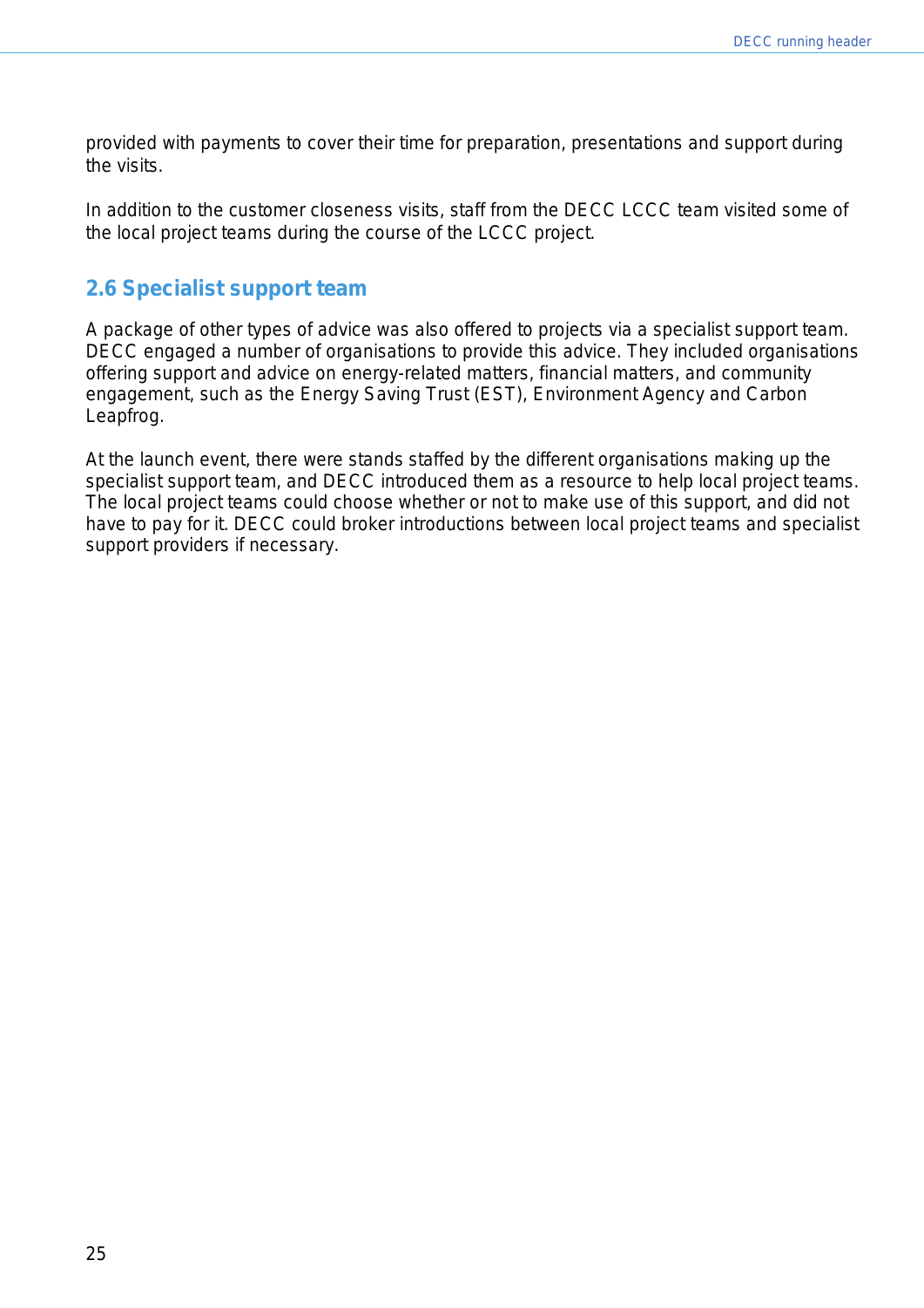provided with payments to cover their time for preparation, presentations and support during the visits.

In addition to the customer closeness visits, staff from the DECC LCCC team visited some of the local project teams during the course of the LCCC project.

## 2.6 Specialist support team

A package of other types of advice was also offered to projects via a specialist support team. DECC engaged a number of organisations to provide this advice. They included organisations offering support and advice on energy-related matters, financial matters, and community engagement, such as the Energy Saving Trust (EST), Environment Agency and Carbon Leapfrog.

At the launch event, there were stands staffed by the different organisations making up the specialist support team, and DECC introduced them as a resource to help local project teams. The local project teams could choose whether or not to make use of this support, and did not have to pay for it. DECC could broker introductions between local project teams and specialist support providers if necessary.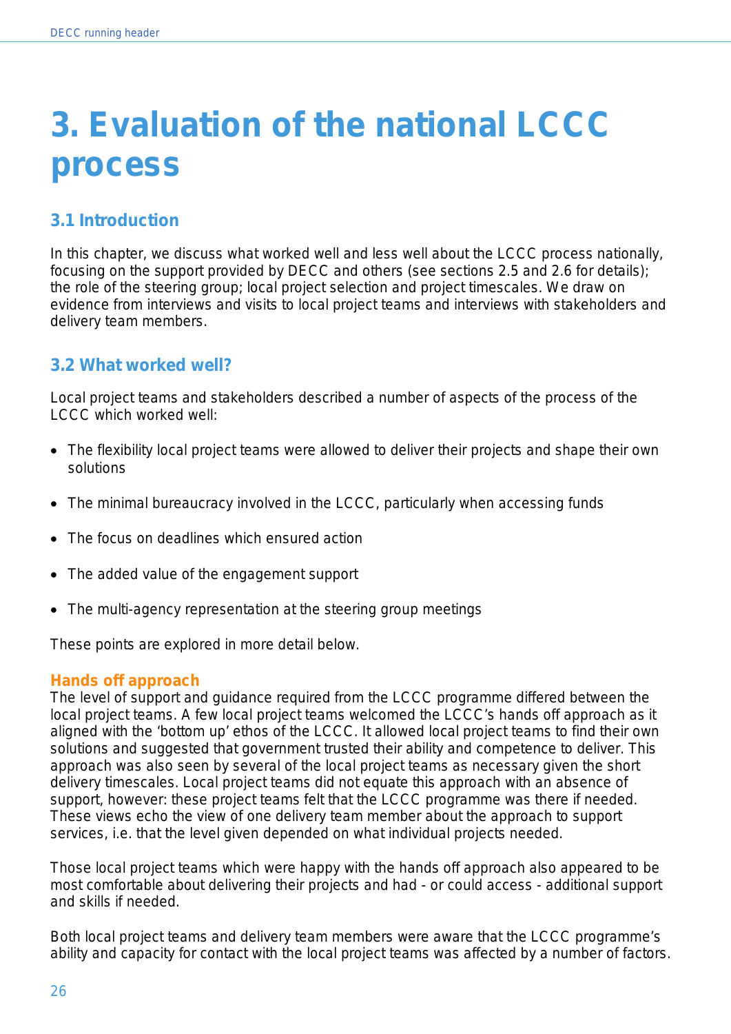# 3. Evaluation of the national LCCC process

## 3.1 Introduction

In this chapter, we discuss what worked well and less well about the LCCC process nationally, focusing on the support provided by DECC and others (see sections 2.5 and 2.6 for details); the role of the steering group; local project selection and project timescales. We draw on evidence from interviews and visits to local project teams and interviews with stakeholders and delivery team members.

## 3.2 What worked well?

Local project teams and stakeholders described a number of aspects of the process of the LCCC which worked well:

- The flexibility local project teams were allowed to deliver their projects and shape their own solutions
- The minimal bureaucracy involved in the LCCC, particularly when accessing funds
- The focus on deadlines which ensured action
- The added value of the engagement support
- The multi-agency representation at the steering group meetings

These points are explored in more detail below.

### Hands off approach

The level of support and guidance required from the LCCC programme differed between the local project teams. A few local project teams welcomed the LCCC's hands off approach as it aligned with the 'bottom up' ethos of the LCCC. It allowed local project teams to find their own solutions and suggested that government trusted their ability and competence to deliver. This approach was also seen by several of the local project teams as necessary given the short delivery timescales. Local project teams did not equate this approach with an absence of support, however: these project teams felt that the LCCC programme was there if needed. These views echo the view of one delivery team member about the approach to support services, i.e. that the level given depended on what individual projects needed.

Those local project teams which were happy with the hands off approach also appeared to be most comfortable about delivering their projects and had - or could access - additional support and skills if needed.

Both local project teams and delivery team members were aware that the LCCC programme's ability and capacity for contact with the local project teams was affected by a number of factors.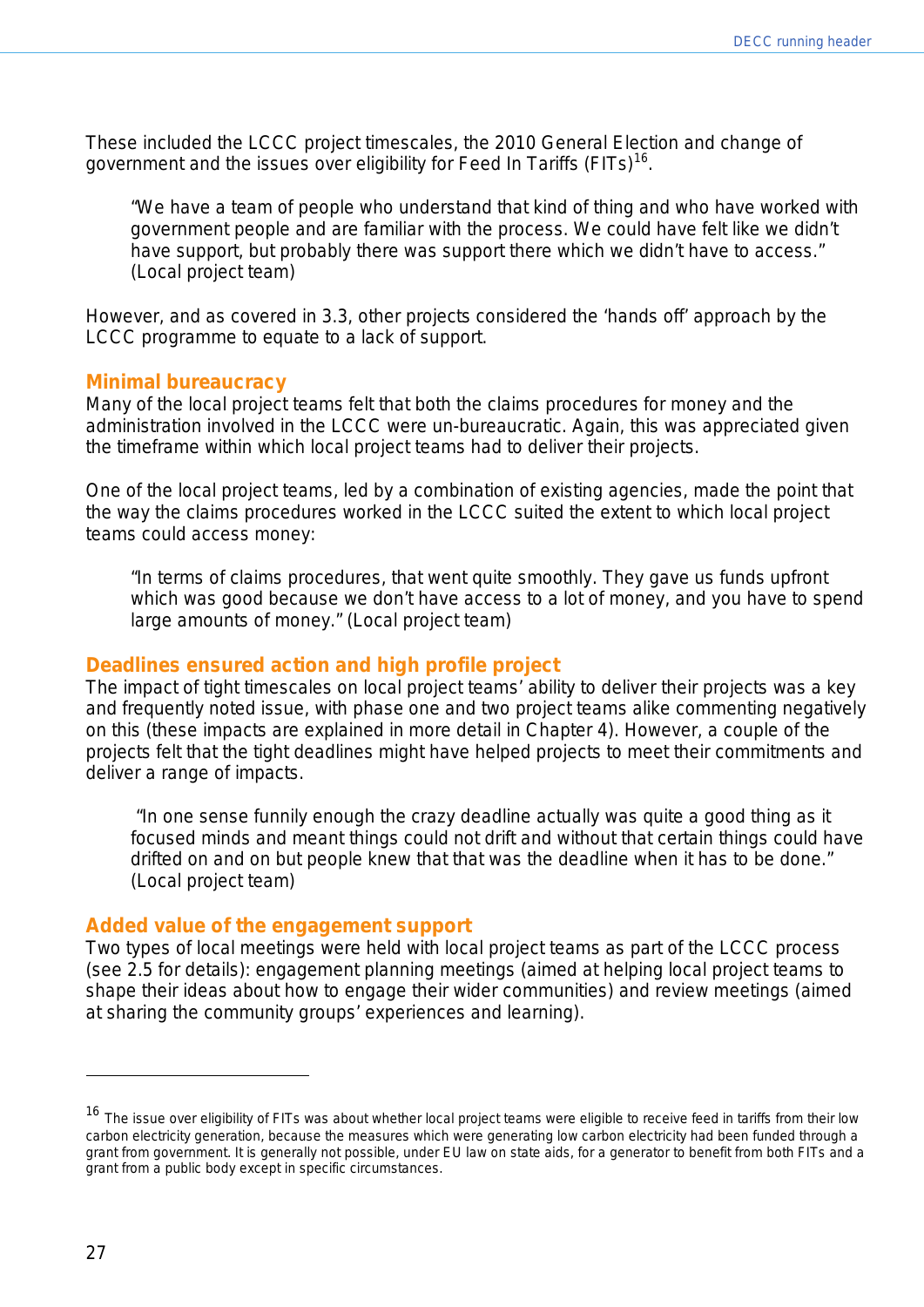These included the LCCC project timescales, the 2010 General Election and change of government and the issues over eligibility for Feed In Tariffs (FITs)[16].

> "We have a team of people who understand that kind of thing and who have worked with government people and are familiar with the process. We could have felt like we didn't have support, but probably there was support there which we didn't have to access." (Local project team)

However, and as covered in 3.3, other projects considered the 'hands off' approach by the LCCC programme to equate to a lack of support.

### Minimal bureaucracy

Many of the local project teams felt that both the claims procedures for money and the administration involved in the LCCC were un-bureaucratic. Again, this was appreciated given the timeframe within which local project teams had to deliver their projects.

One of the local project teams, led by a combination of existing agencies, made the point that the way the claims procedures worked in the LCCC suited the extent to which local project teams could access money:

> "In terms of claims procedures, that went quite smoothly. They gave us funds upfront which was good because we don't have access to a lot of money, and you have to spend large amounts of money." (Local project team)

### Deadlines ensured action and high profile project

The impact of tight timescales on local project teams' ability to deliver their projects was a key and frequently noted issue, with phase one and two project teams alike commenting negatively on this (these impacts are explained in more detail in Chapter 4). However, a couple of the projects felt that the tight deadlines might have helped projects to meet their commitments and deliver a range of impacts.

> "In one sense funnily enough the crazy deadline actually was quite a good thing as it focused minds and meant things could not drift and without that certain things could have drifted on and on but people knew that that was the deadline when it has to be done." (Local project team)

### Added value of the engagement support

Two types of local meetings were held with local project teams as part of the LCCC process (see 2.5 for details): engagement planning meetings (aimed at helping local project teams to shape their ideas about how to engage their wider communities) and review meetings (aimed at sharing the community groups' experiences and learning).

---

[16] The issue over eligibility of FITs was about whether local project teams were eligible to receive feed in tariffs from their low carbon electricity generation, because the measures which were generating low carbon electricity had been funded through a grant from government. It is generally not possible, under EU law on state aids, for a generator to benefit from both FITs and a grant from a public body except in specific circumstances.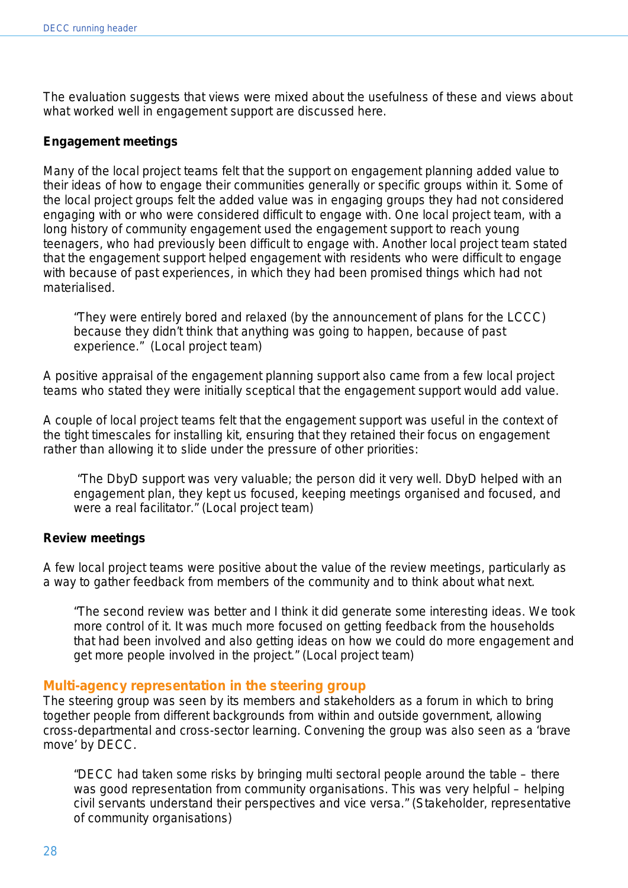The evaluation suggests that views were mixed about the usefulness of these and views about what worked well in engagement support are discussed here.

**Engagement meetings**

Many of the local project teams felt that the support on engagement planning added value to their ideas of how to engage their communities generally or specific groups within it. Some of the local project groups felt the added value was in engaging groups they had not considered engaging with or who were considered difficult to engage with. One local project team, with a long history of community engagement used the engagement support to reach young teenagers, who had previously been difficult to engage with. Another local project team stated that the engagement support helped engagement with residents who were difficult to engage with because of past experiences, in which they had been promised things which had not materialised.

> "They were entirely bored and relaxed (by the announcement of plans for the LCCC) because they didn't think that anything was going to happen, because of past experience." (Local project team)

A positive appraisal of the engagement planning support also came from a few local project teams who stated they were initially sceptical that the engagement support would add value.

A couple of local project teams felt that the engagement support was useful in the context of the tight timescales for installing kit, ensuring that they retained their focus on engagement rather than allowing it to slide under the pressure of other priorities:

> "The DbyD support was very valuable; the person did it very well. DbyD helped with an engagement plan, they kept us focused, keeping meetings organised and focused, and were a real facilitator." (Local project team)

**Review meetings**

A few local project teams were positive about the value of the review meetings, particularly as a way to gather feedback from members of the community and to think about what next.

> "The second review was better and I think it did generate some interesting ideas. We took more control of it. It was much more focused on getting feedback from the households that had been involved and also getting ideas on how we could do more engagement and get more people involved in the project." (Local project team)

### Multi-agency representation in the steering group

The steering group was seen by its members and stakeholders as a forum in which to bring together people from different backgrounds from within and outside government, allowing cross-departmental and cross-sector learning. Convening the group was also seen as a 'brave move' by DECC.

> "DECC had taken some risks by bringing multi sectoral people around the table – there was good representation from community organisations. This was very helpful – helping civil servants understand their perspectives and vice versa." (Stakeholder, representative of community organisations)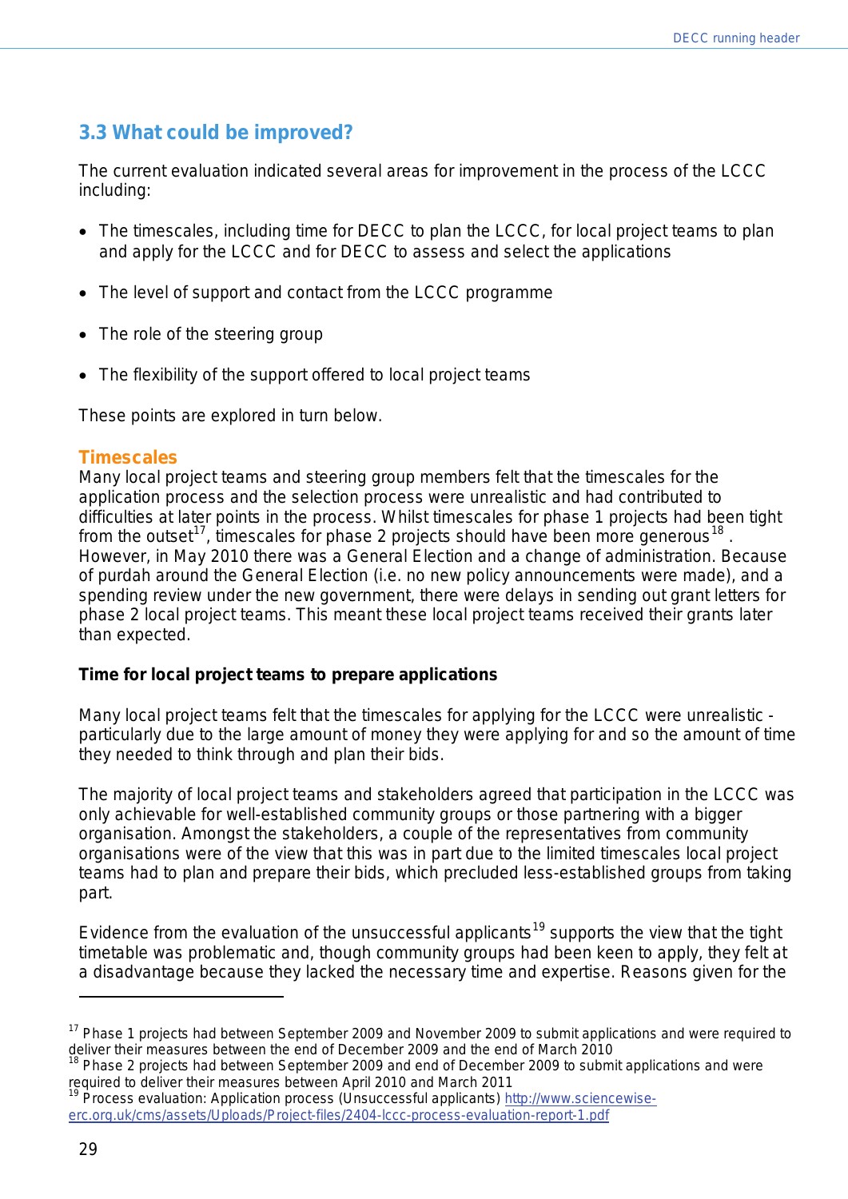## 3.3 What could be improved?

The current evaluation indicated several areas for improvement in the process of the LCCC including:

- The timescales, including time for DECC to plan the LCCC, for local project teams to plan and apply for the LCCC and for DECC to assess and select the applications
- The level of support and contact from the LCCC programme
- The role of the steering group
- The flexibility of the support offered to local project teams

These points are explored in turn below.

### Timescales

Many local project teams and steering group members felt that the timescales for the application process and the selection process were unrealistic and had contributed to difficulties at later points in the process. Whilst timescales for phase 1 projects had been tight from the outset[17], timescales for phase 2 projects should have been more generous[18]. However, in May 2010 there was a General Election and a change of administration. Because of purdah around the General Election (i.e. no new policy announcements were made), and a spending review under the new government, there were delays in sending out grant letters for phase 2 local project teams. This meant these local project teams received their grants later than expected.

**Time for local project teams to prepare applications**

Many local project teams felt that the timescales for applying for the LCCC were unrealistic - particularly due to the large amount of money they were applying for and so the amount of time they needed to think through and plan their bids.

The majority of local project teams and stakeholders agreed that participation in the LCCC was only achievable for well-established community groups or those partnering with a bigger organisation. Amongst the stakeholders, a couple of the representatives from community organisations were of the view that this was in part due to the limited timescales local project teams had to plan and prepare their bids, which precluded less-established groups from taking part.

Evidence from the evaluation of the unsuccessful applicants[19] supports the view that the tight timetable was problematic and, though community groups had been keen to apply, they felt at a disadvantage because they lacked the necessary time and expertise. Reasons given for the

---

[17] Phase 1 projects had between September 2009 and November 2009 to submit applications and were required to deliver their measures between the end of December 2009 and the end of March 2010

[18] Phase 2 projects had between September 2009 and end of December 2009 to submit applications and were required to deliver their measures between April 2010 and March 2011

[19] Process evaluation: Application process (Unsuccessful applicants) http://www.sciencewise-erc.org.uk/cms/assets/Uploads/Project-files/2404-lccc-process-evaluation-report-1.pdf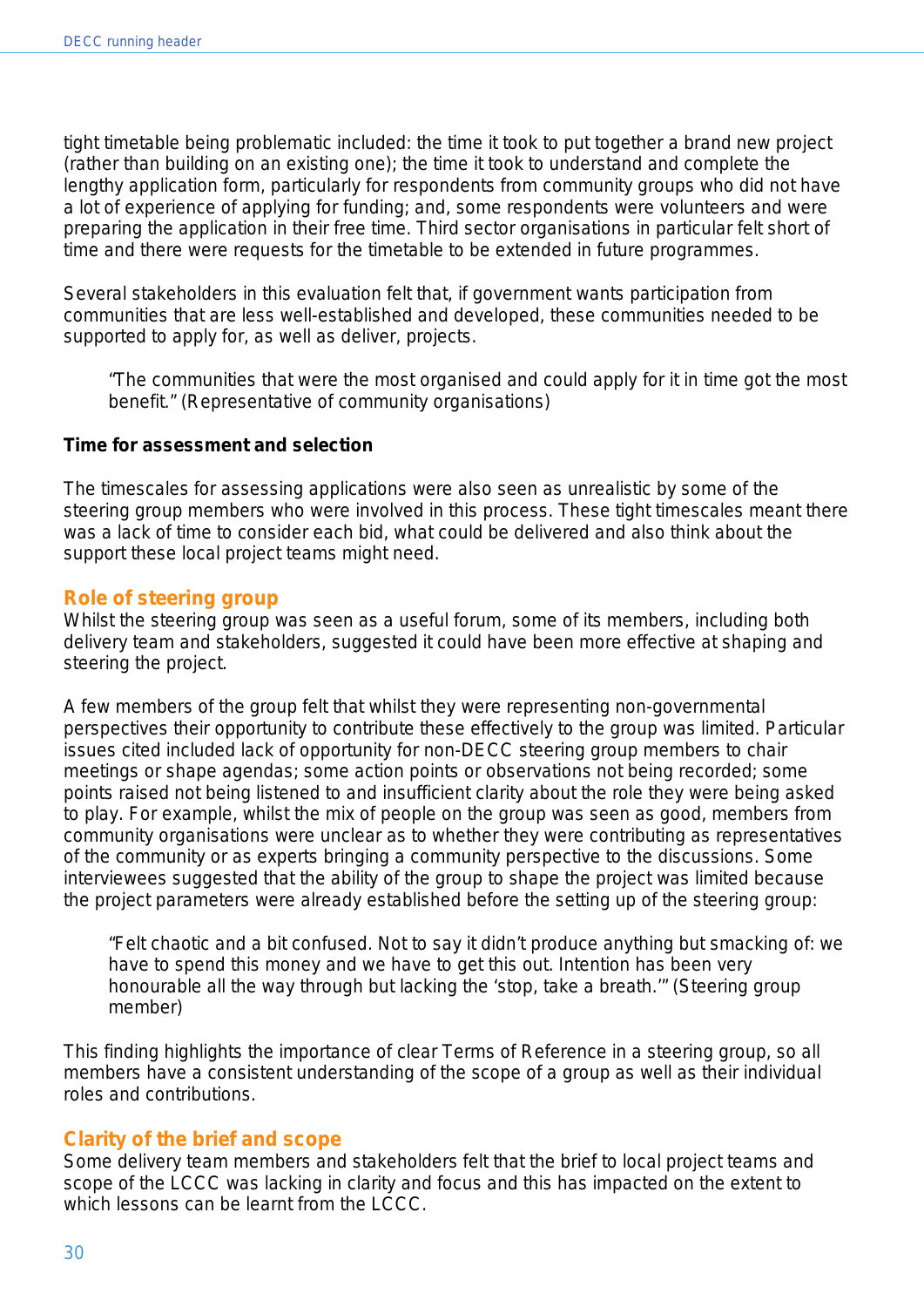tight timetable being problematic included: the time it took to put together a brand new project (rather than building on an existing one); the time it took to understand and complete the lengthy application form, particularly for respondents from community groups who did not have a lot of experience of applying for funding; and, some respondents were volunteers and were preparing the application in their free time. Third sector organisations in particular felt short of time and there were requests for the timetable to be extended in future programmes.

Several stakeholders in this evaluation felt that, if government wants participation from communities that are less well-established and developed, these communities needed to be supported to apply for, as well as deliver, projects.

> "The communities that were the most organised and could apply for it in time got the most benefit." (Representative of community organisations)

**Time for assessment and selection**

The timescales for assessing applications were also seen as unrealistic by some of the steering group members who were involved in this process. These tight timescales meant there was a lack of time to consider each bid, what could be delivered and also think about the support these local project teams might need.

### Role of steering group

Whilst the steering group was seen as a useful forum, some of its members, including both delivery team and stakeholders, suggested it could have been more effective at shaping and steering the project.

A few members of the group felt that whilst they were representing non-governmental perspectives their opportunity to contribute these effectively to the group was limited. Particular issues cited included lack of opportunity for non-DECC steering group members to chair meetings or shape agendas; some action points or observations not being recorded; some points raised not being listened to and insufficient clarity about the role they were being asked to play. For example, whilst the mix of people on the group was seen as good, members from community organisations were unclear as to whether they were contributing as representatives of the community or as experts bringing a community perspective to the discussions. Some interviewees suggested that the ability of the group to shape the project was limited because the project parameters were already established before the setting up of the steering group:

> "Felt chaotic and a bit confused. Not to say it didn't produce anything but smacking of: we have to spend this money and we have to get this out. Intention has been very honourable all the way through but lacking the 'stop, take a breath.'" (Steering group member)

This finding highlights the importance of clear Terms of Reference in a steering group, so all members have a consistent understanding of the scope of a group as well as their individual roles and contributions.

### Clarity of the brief and scope

Some delivery team members and stakeholders felt that the brief to local project teams and scope of the LCCC was lacking in clarity and focus and this has impacted on the extent to which lessons can be learnt from the LCCC.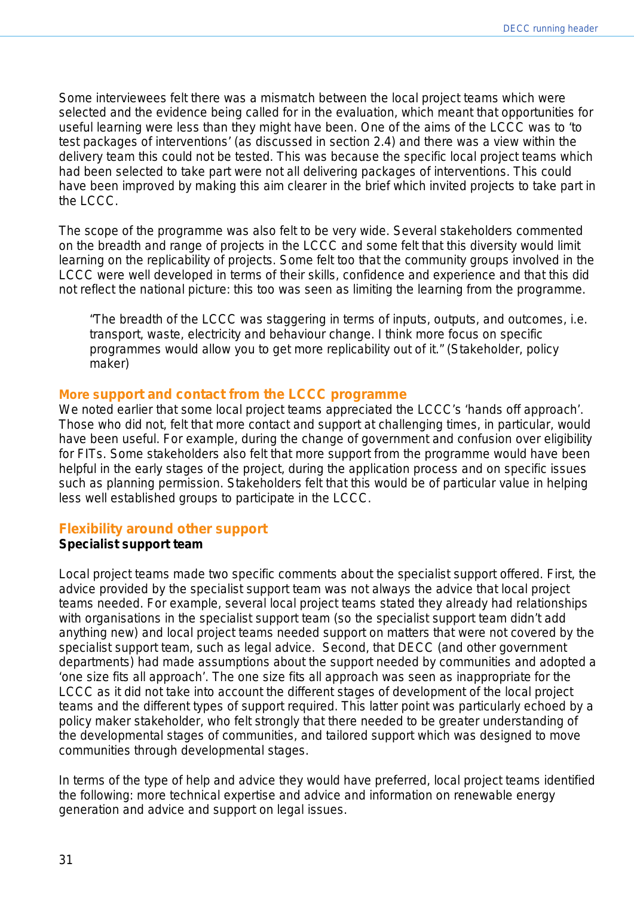Some interviewees felt there was a mismatch between the local project teams which were selected and the evidence being called for in the evaluation, which meant that opportunities for useful learning were less than they might have been. One of the aims of the LCCC was to 'to test packages of interventions' (as discussed in section 2.4) and there was a view within the delivery team this could not be tested. This was because the specific local project teams which had been selected to take part were not all delivering packages of interventions. This could have been improved by making this aim clearer in the brief which invited projects to take part in the LCCC.

The scope of the programme was also felt to be very wide. Several stakeholders commented on the breadth and range of projects in the LCCC and some felt that this diversity would limit learning on the replicability of projects. Some felt too that the community groups involved in the LCCC were well developed in terms of their skills, confidence and experience and that this did not reflect the national picture: this too was seen as limiting the learning from the programme.

> "The breadth of the LCCC was staggering in terms of inputs, outputs, and outcomes, i.e. transport, waste, electricity and behaviour change. I think more focus on specific programmes would allow you to get more replicability out of it." (Stakeholder, policy maker)

### More support and contact from the LCCC programme

We noted earlier that some local project teams appreciated the LCCC's 'hands off approach'. Those who did not, felt that more contact and support at challenging times, in particular, would have been useful. For example, during the change of government and confusion over eligibility for FITs. Some stakeholders also felt that more support from the programme would have been helpful in the early stages of the project, during the application process and on specific issues such as planning permission. Stakeholders felt that this would be of particular value in helping less well established groups to participate in the LCCC.

### Flexibility around other support

**Specialist support team**

Local project teams made two specific comments about the specialist support offered. First, the advice provided by the specialist support team was not always the advice that local project teams needed. For example, several local project teams stated they already had relationships with organisations in the specialist support team (so the specialist support team didn't add anything new) and local project teams needed support on matters that were not covered by the specialist support team, such as legal advice. Second, that DECC (and other government departments) had made assumptions about the support needed by communities and adopted a 'one size fits all approach'. The one size fits all approach was seen as inappropriate for the LCCC as it did not take into account the different stages of development of the local project teams and the different types of support required. This latter point was particularly echoed by a policy maker stakeholder, who felt strongly that there needed to be greater understanding of the developmental stages of communities, and tailored support which was designed to move communities through developmental stages.

In terms of the type of help and advice they would have preferred, local project teams identified the following: more technical expertise and advice and information on renewable energy generation and advice and support on legal issues.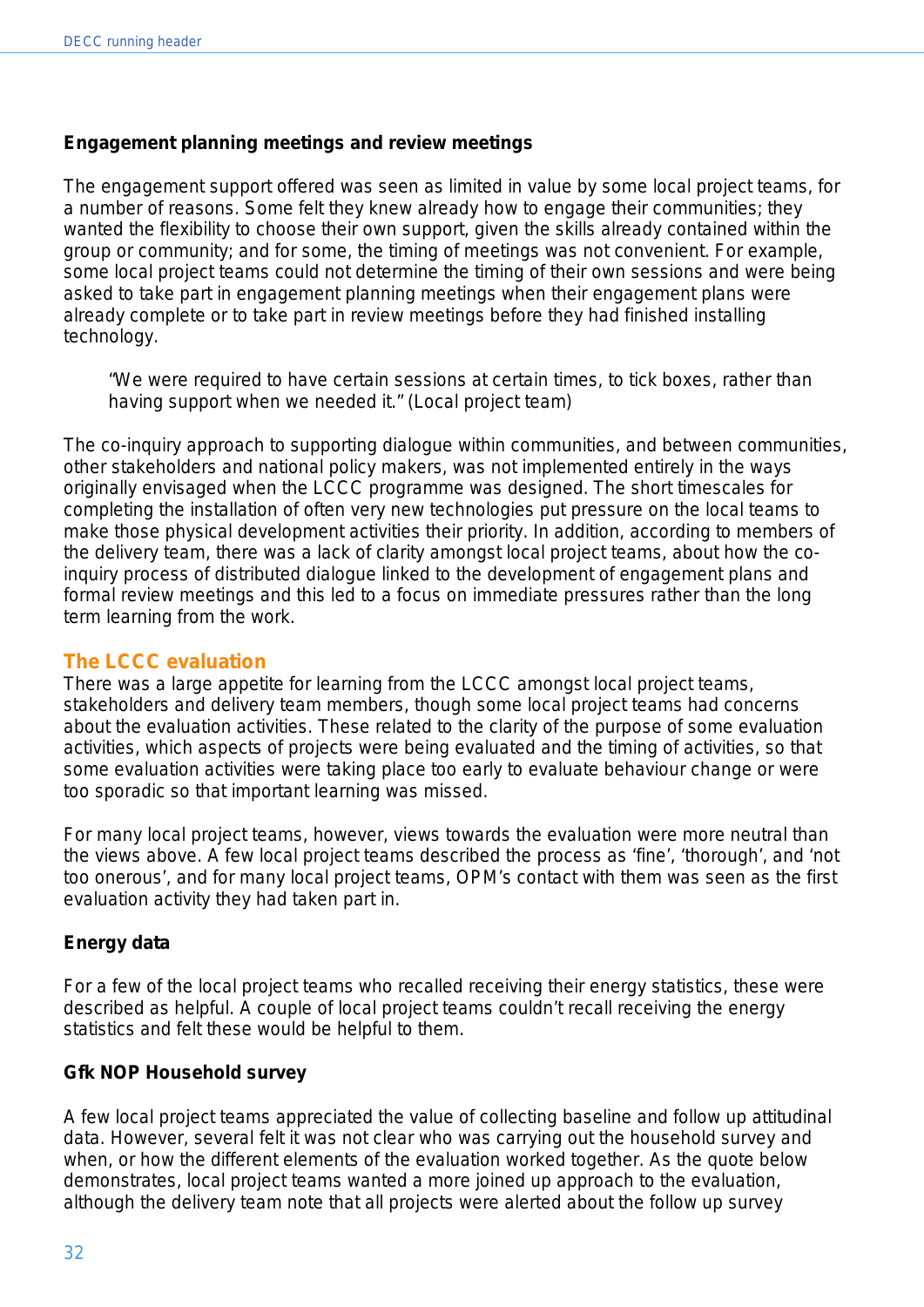**Engagement planning meetings and review meetings**

The engagement support offered was seen as limited in value by some local project teams, for a number of reasons. Some felt they knew already how to engage their communities; they wanted the flexibility to choose their own support, given the skills already contained within the group or community; and for some, the timing of meetings was not convenient. For example, some local project teams could not determine the timing of their own sessions and were being asked to take part in engagement planning meetings when their engagement plans were already complete or to take part in review meetings before they had finished installing technology.

> "We were required to have certain sessions at certain times, to tick boxes, rather than having support when we needed it." (Local project team)

The co-inquiry approach to supporting dialogue within communities, and between communities, other stakeholders and national policy makers, was not implemented entirely in the ways originally envisaged when the LCCC programme was designed. The short timescales for completing the installation of often very new technologies put pressure on the local teams to make those physical development activities their priority. In addition, according to members of the delivery team, there was a lack of clarity amongst local project teams, about how the co-inquiry process of distributed dialogue linked to the development of engagement plans and formal review meetings and this led to a focus on immediate pressures rather than the long term learning from the work.

## The LCCC evaluation

There was a large appetite for learning from the LCCC amongst local project teams, stakeholders and delivery team members, though some local project teams had concerns about the evaluation activities. These related to the clarity of the purpose of some evaluation activities, which aspects of projects were being evaluated and the timing of activities, so that some evaluation activities were taking place too early to evaluate behaviour change or were too sporadic so that important learning was missed.

For many local project teams, however, views towards the evaluation were more neutral than the views above. A few local project teams described the process as 'fine', 'thorough', and 'not too onerous', and for many local project teams, OPM's contact with them was seen as the first evaluation activity they had taken part in.

**Energy data**

For a few of the local project teams who recalled receiving their energy statistics, these were described as helpful. A couple of local project teams couldn't recall receiving the energy statistics and felt these would be helpful to them.

**Gfk NOP Household survey**

A few local project teams appreciated the value of collecting baseline and follow up attitudinal data. However, several felt it was not clear who was carrying out the household survey and when, or how the different elements of the evaluation worked together. As the quote below demonstrates, local project teams wanted a more joined up approach to the evaluation, although the delivery team note that all projects were alerted about the follow up survey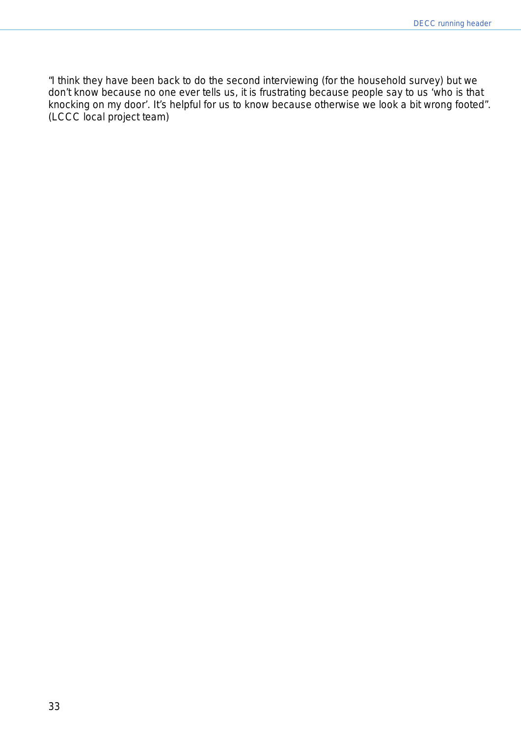"I think they have been back to do the second interviewing (for the household survey) but we don't know because no one ever tells us, it is frustrating because people say to us 'who is that knocking on my door'. It's helpful for us to know because otherwise we look a bit wrong footed". (LCCC local project team)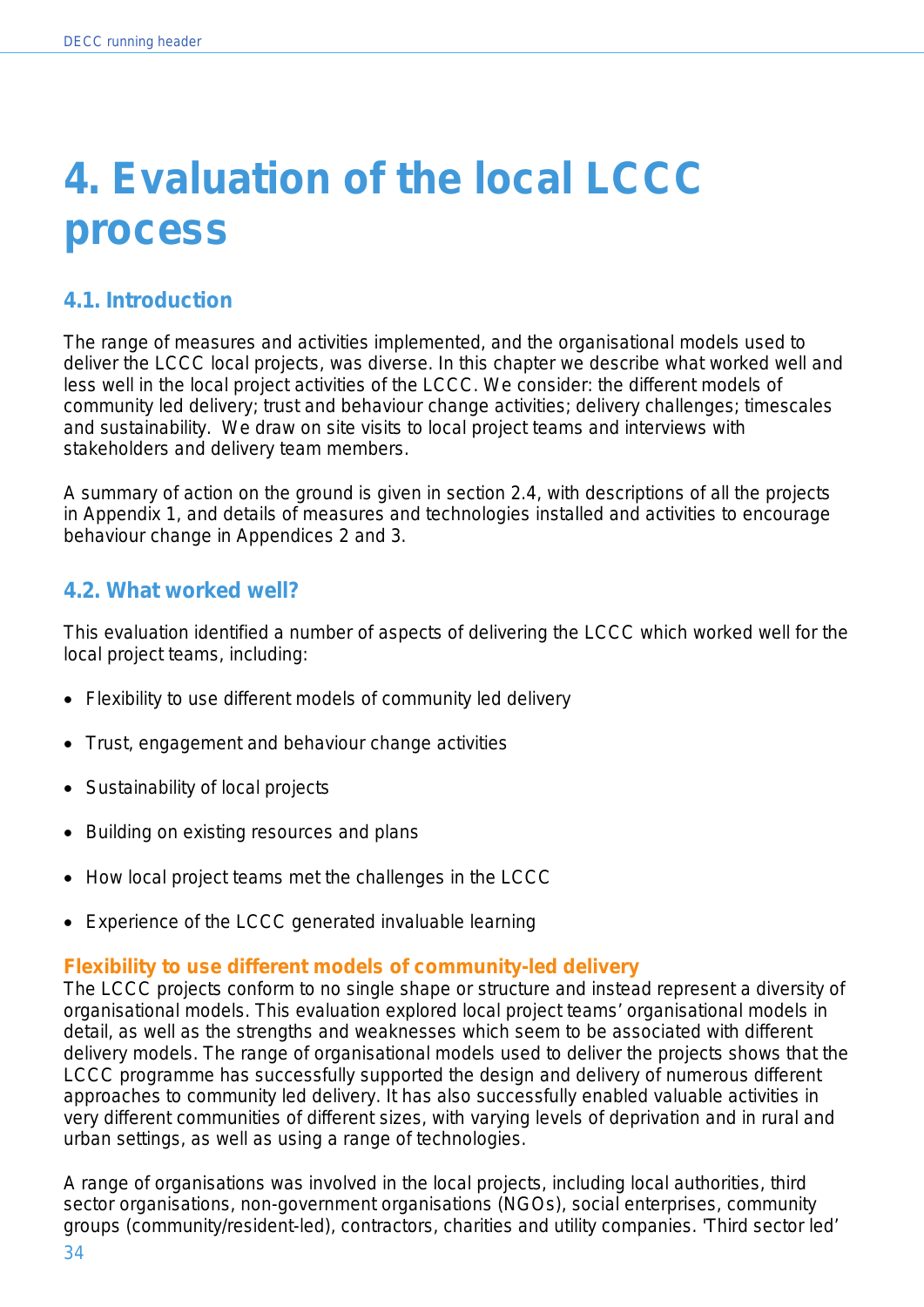# 4. Evaluation of the local LCCC process

## 4.1. Introduction

The range of measures and activities implemented, and the organisational models used to deliver the LCCC local projects, was diverse. In this chapter we describe what worked well and less well in the local project activities of the LCCC. We consider: the different models of community led delivery; trust and behaviour change activities; delivery challenges; timescales and sustainability. We draw on site visits to local project teams and interviews with stakeholders and delivery team members.

A summary of action on the ground is given in section 2.4, with descriptions of all the projects in Appendix 1, and details of measures and technologies installed and activities to encourage behaviour change in Appendices 2 and 3.

## 4.2. What worked well?

This evaluation identified a number of aspects of delivering the LCCC which worked well for the local project teams, including:

- Flexibility to use different models of community led delivery
- Trust, engagement and behaviour change activities
- Sustainability of local projects
- Building on existing resources and plans
- How local project teams met the challenges in the LCCC
- Experience of the LCCC generated invaluable learning

### Flexibility to use different models of community-led delivery

The LCCC projects conform to no single shape or structure and instead represent a diversity of organisational models. This evaluation explored local project teams' organisational models in detail, as well as the strengths and weaknesses which seem to be associated with different delivery models. The range of organisational models used to deliver the projects shows that the LCCC programme has successfully supported the design and delivery of numerous different approaches to community led delivery. It has also successfully enabled valuable activities in very different communities of different sizes, with varying levels of deprivation and in rural and urban settings, as well as using a range of technologies.

A range of organisations was involved in the local projects, including local authorities, third sector organisations, non-government organisations (NGOs), social enterprises, community groups (community/resident-led), contractors, charities and utility companies. 'Third sector led'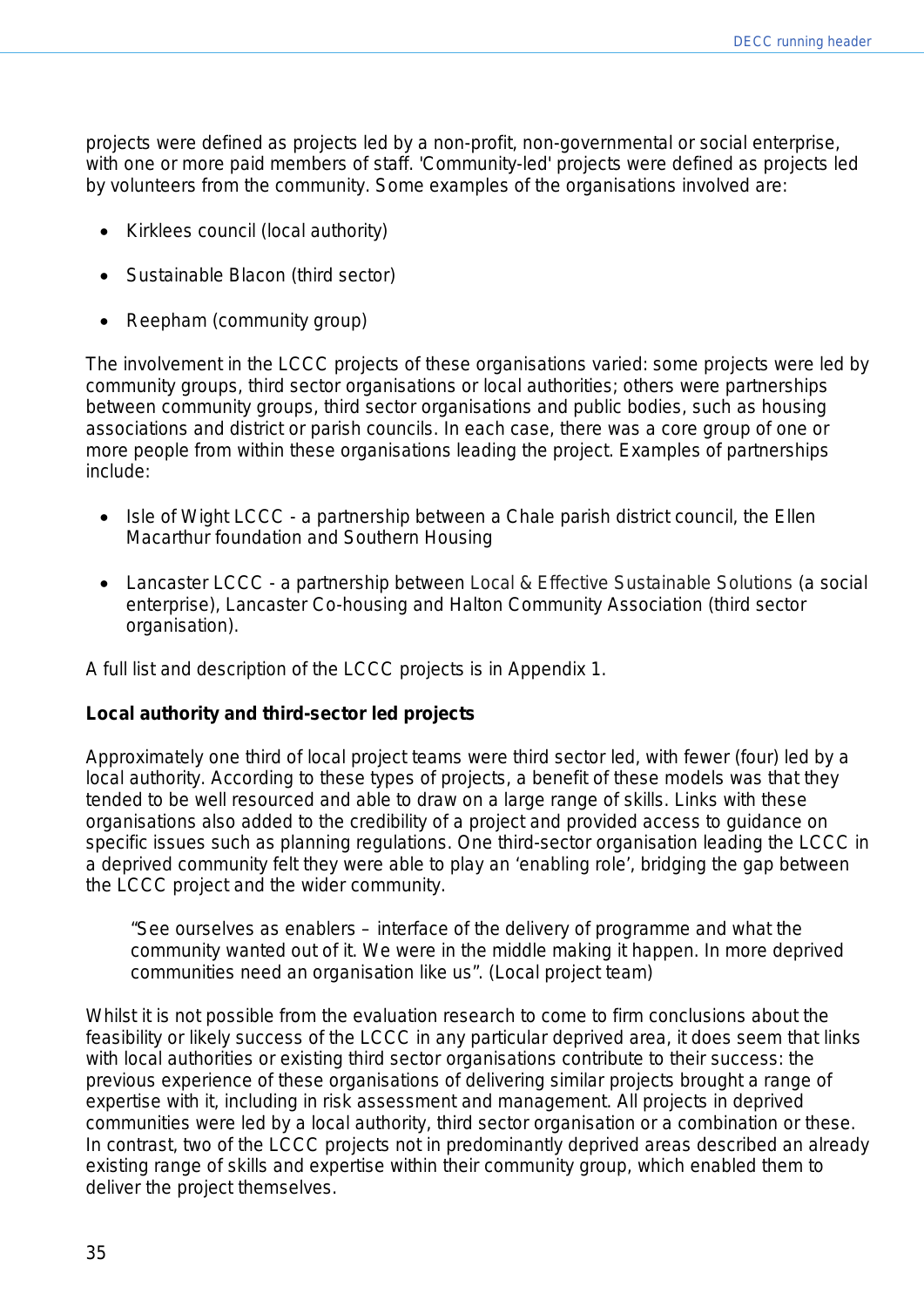projects were defined as projects led by a non-profit, non-governmental or social enterprise, with one or more paid members of staff. 'Community-led' projects were defined as projects led by volunteers from the community. Some examples of the organisations involved are:

- Kirklees council (local authority)
- Sustainable Blacon (third sector)
- Reepham (community group)

The involvement in the LCCC projects of these organisations varied: some projects were led by community groups, third sector organisations or local authorities; others were partnerships between community groups, third sector organisations and public bodies, such as housing associations and district or parish councils. In each case, there was a core group of one or more people from within these organisations leading the project. Examples of partnerships include:

- Isle of Wight LCCC - a partnership between a Chale parish district council, the Ellen Macarthur foundation and Southern Housing
- Lancaster LCCC - a partnership between Local & Effective Sustainable Solutions (a social enterprise), Lancaster Co-housing and Halton Community Association (third sector organisation).

A full list and description of the LCCC projects is in Appendix 1.

**Local authority and third-sector led projects**

Approximately one third of local project teams were third sector led, with fewer (four) led by a local authority. According to these types of projects, a benefit of these models was that they tended to be well resourced and able to draw on a large range of skills. Links with these organisations also added to the credibility of a project and provided access to guidance on specific issues such as planning regulations. One third-sector organisation leading the LCCC in a deprived community felt they were able to play an 'enabling role', bridging the gap between the LCCC project and the wider community.

> "See ourselves as enablers – interface of the delivery of programme and what the community wanted out of it. We were in the middle making it happen. In more deprived communities need an organisation like us". (Local project team)

Whilst it is not possible from the evaluation research to come to firm conclusions about the feasibility or likely success of the LCCC in any particular deprived area, it does seem that links with local authorities or existing third sector organisations contribute to their success: the previous experience of these organisations of delivering similar projects brought a range of expertise with it, including in risk assessment and management. All projects in deprived communities were led by a local authority, third sector organisation or a combination or these. In contrast, two of the LCCC projects not in predominantly deprived areas described an already existing range of skills and expertise within their community group, which enabled them to deliver the project themselves.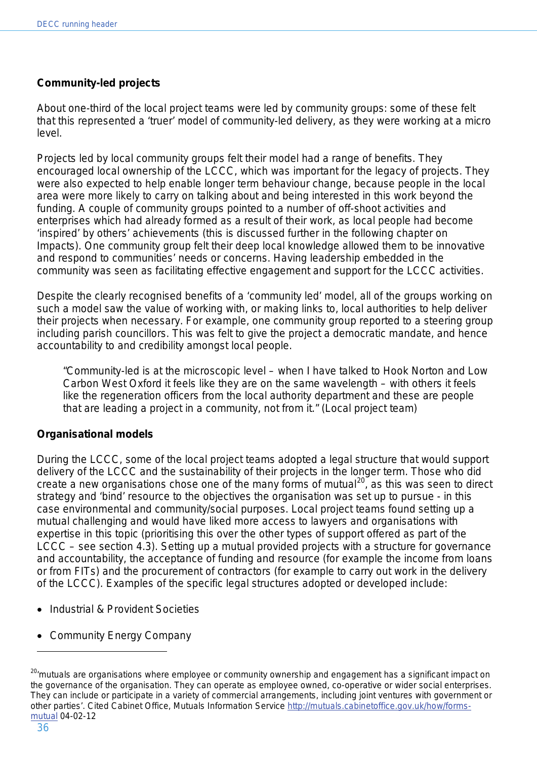**Community-led projects**

About one-third of the local project teams were led by community groups: some of these felt that this represented a 'truer' model of community-led delivery, as they were working at a micro level.

Projects led by local community groups felt their model had a range of benefits. They encouraged local ownership of the LCCC, which was important for the legacy of projects. They were also expected to help enable longer term behaviour change, because people in the local area were more likely to carry on talking about and being interested in this work beyond the funding. A couple of community groups pointed to a number of off-shoot activities and enterprises which had already formed as a result of their work, as local people had become 'inspired' by others' achievements (this is discussed further in the following chapter on Impacts). One community group felt their deep local knowledge allowed them to be innovative and respond to communities' needs or concerns. Having leadership embedded in the community was seen as facilitating effective engagement and support for the LCCC activities.

Despite the clearly recognised benefits of a 'community led' model, all of the groups working on such a model saw the value of working with, or making links to, local authorities to help deliver their projects when necessary. For example, one community group reported to a steering group including parish councillors. This was felt to give the project a democratic mandate, and hence accountability to and credibility amongst local people.

> "Community-led is at the microscopic level – when I have talked to Hook Norton and Low Carbon West Oxford it feels like they are on the same wavelength – with others it feels like the regeneration officers from the local authority department and these are people that are leading a project in a community, not from it." (Local project team)

**Organisational models**

During the LCCC, some of the local project teams adopted a legal structure that would support delivery of the LCCC and the sustainability of their projects in the longer term. Those who did create a new organisations chose one of the many forms of mutual[20], as this was seen to direct strategy and 'bind' resource to the objectives the organisation was set up to pursue - in this case environmental and community/social purposes. Local project teams found setting up a mutual challenging and would have liked more access to lawyers and organisations with expertise in this topic (prioritising this over the other types of support offered as part of the LCCC – see section 4.3). Setting up a mutual provided projects with a structure for governance and accountability, the acceptance of funding and resource (for example the income from loans or from FITs) and the procurement of contractors (for example to carry out work in the delivery of the LCCC). Examples of the specific legal structures adopted or developed include:

- Industrial & Provident Societies
- Community Energy Company

[20] 'mutuals are organisations where employee or community ownership and engagement has a significant impact on the governance of the organisation. They can operate as employee owned, co-operative or wider social enterprises. They can include or participate in a variety of commercial arrangements, including joint ventures with government or other parties'. Cited Cabinet Office, Mutuals Information Service http://mutuals.cabinetoffice.gov.uk/how/forms-mutual 04-02-12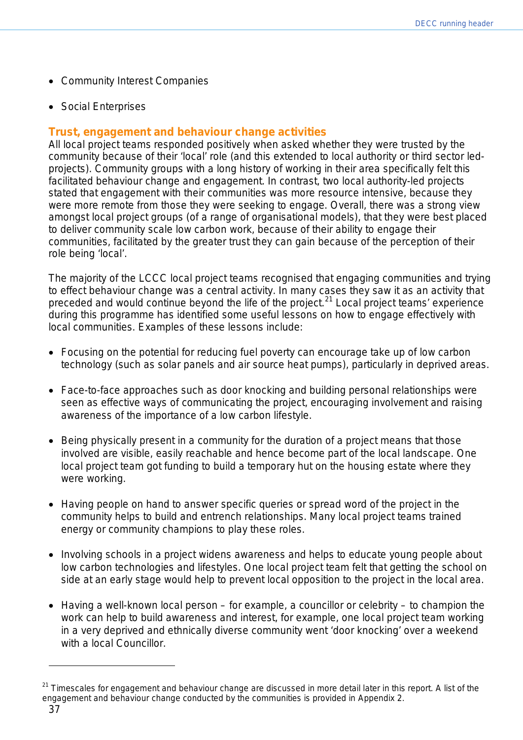- Community Interest Companies
- Social Enterprises

## Trust, engagement and behaviour change activities

All local project teams responded positively when asked whether they were trusted by the community because of their 'local' role (and this extended to local authority or third sector led-projects). Community groups with a long history of working in their area specifically felt this facilitated behaviour change and engagement. In contrast, two local authority-led projects stated that engagement with their communities was more resource intensive, because they were more remote from those they were seeking to engage. Overall, there was a strong view amongst local project groups (of a range of organisational models), that they were best placed to deliver community scale low carbon work, because of their ability to engage their communities, facilitated by the greater trust they can gain because of the perception of their role being 'local'.

The majority of the LCCC local project teams recognised that engaging communities and trying to effect behaviour change was a central activity. In many cases they saw it as an activity that preceded and would continue beyond the life of the project.[21] Local project teams' experience during this programme has identified some useful lessons on how to engage effectively with local communities. Examples of these lessons include:

- Focusing on the potential for reducing fuel poverty can encourage take up of low carbon technology (such as solar panels and air source heat pumps), particularly in deprived areas.
- Face-to-face approaches such as door knocking and building personal relationships were seen as effective ways of communicating the project, encouraging involvement and raising awareness of the importance of a low carbon lifestyle.
- Being physically present in a community for the duration of a project means that those involved are visible, easily reachable and hence become part of the local landscape. One local project team got funding to build a temporary hut on the housing estate where they were working.
- Having people on hand to answer specific queries or spread word of the project in the community helps to build and entrench relationships. Many local project teams trained energy or community champions to play these roles.
- Involving schools in a project widens awareness and helps to educate young people about low carbon technologies and lifestyles. One local project team felt that getting the school on side at an early stage would help to prevent local opposition to the project in the local area.
- Having a well-known local person – for example, a councillor or celebrity – to champion the work can help to build awareness and interest, for example, one local project team working in a very deprived and ethnically diverse community went 'door knocking' over a weekend with a local Councillor.

[21] Timescales for engagement and behaviour change are discussed in more detail later in this report. A list of the engagement and behaviour change conducted by the communities is provided in Appendix 2.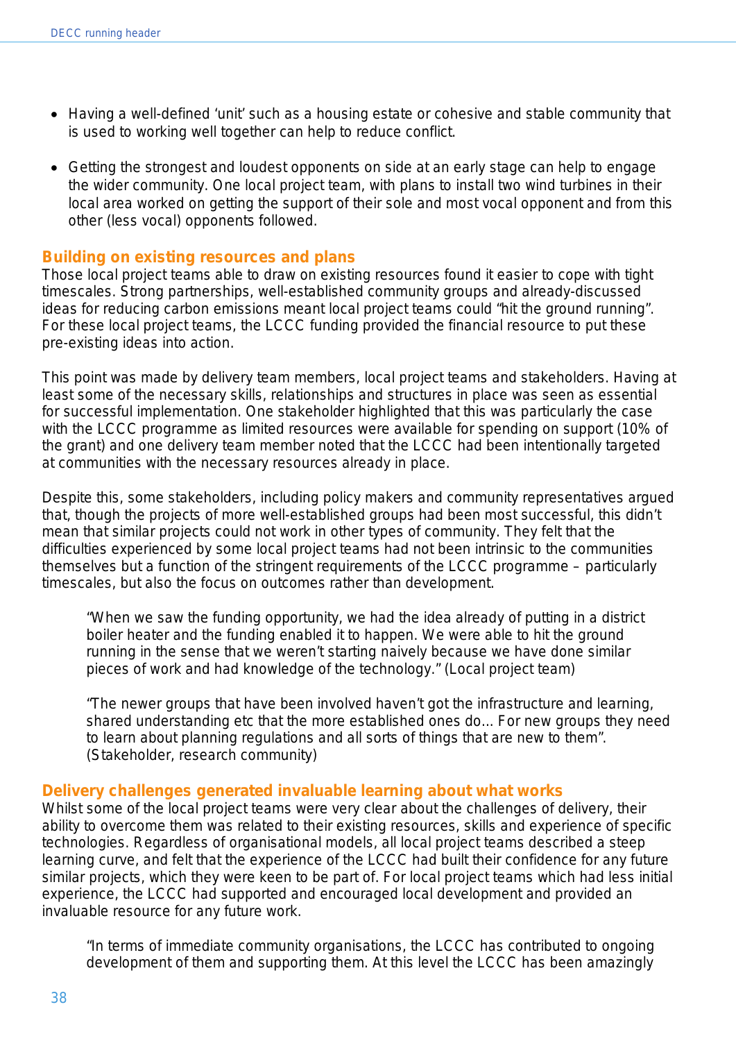- Having a well-defined 'unit' such as a housing estate or cohesive and stable community that is used to working well together can help to reduce conflict.

- Getting the strongest and loudest opponents on side at an early stage can help to engage the wider community. One local project team, with plans to install two wind turbines in their local area worked on getting the support of their sole and most vocal opponent and from this other (less vocal) opponents followed.

## Building on existing resources and plans

Those local project teams able to draw on existing resources found it easier to cope with tight timescales. Strong partnerships, well-established community groups and already-discussed ideas for reducing carbon emissions meant local project teams could "hit the ground running". For these local project teams, the LCCC funding provided the financial resource to put these pre-existing ideas into action.

This point was made by delivery team members, local project teams and stakeholders. Having at least some of the necessary skills, relationships and structures in place was seen as essential for successful implementation. One stakeholder highlighted that this was particularly the case with the LCCC programme as limited resources were available for spending on support (10% of the grant) and one delivery team member noted that the LCCC had been intentionally targeted at communities with the necessary resources already in place.

Despite this, some stakeholders, including policy makers and community representatives argued that, though the projects of more well-established groups had been most successful, this didn't mean that similar projects could not work in other types of community. They felt that the difficulties experienced by some local project teams had not been intrinsic to the communities themselves but a function of the stringent requirements of the LCCC programme – particularly timescales, but also the focus on outcomes rather than development.

> "When we saw the funding opportunity, we had the idea already of putting in a district boiler heater and the funding enabled it to happen. We were able to hit the ground running in the sense that we weren't starting naively because we have done similar pieces of work and had knowledge of the technology." (Local project team)

> "The newer groups that have been involved haven't got the infrastructure and learning, shared understanding etc that the more established ones do... For new groups they need to learn about planning regulations and all sorts of things that are new to them". (Stakeholder, research community)

## Delivery challenges generated invaluable learning about what works

Whilst some of the local project teams were very clear about the challenges of delivery, their ability to overcome them was related to their existing resources, skills and experience of specific technologies. Regardless of organisational models, all local project teams described a steep learning curve, and felt that the experience of the LCCC had built their confidence for any future similar projects, which they were keen to be part of. For local project teams which had less initial experience, the LCCC had supported and encouraged local development and provided an invaluable resource for any future work.

> "In terms of immediate community organisations, the LCCC has contributed to ongoing development of them and supporting them. At this level the LCCC has been amazingly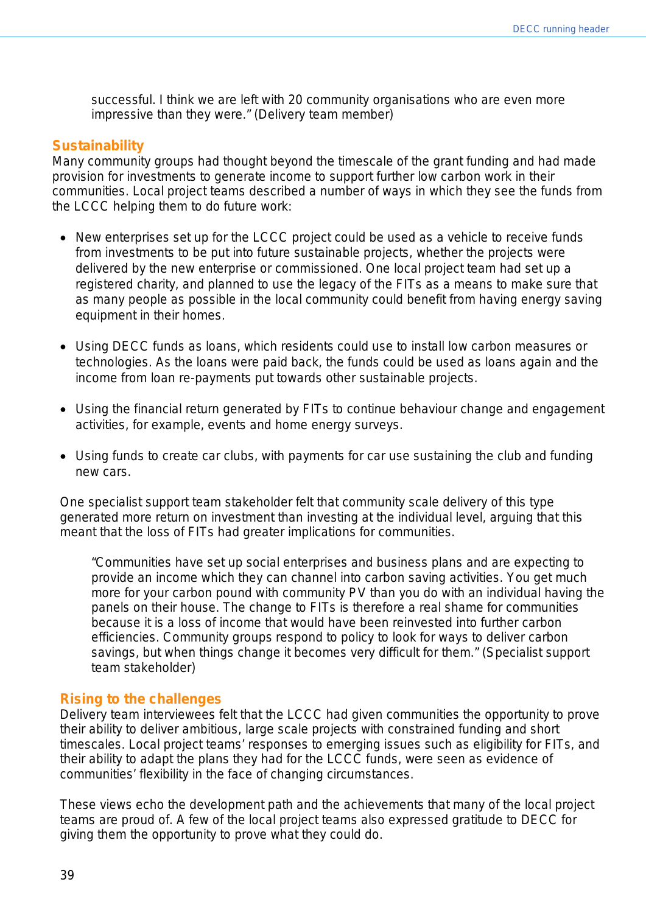successful. I think we are left with 20 community organisations who are even more impressive than they were." (Delivery team member)

### Sustainability

Many community groups had thought beyond the timescale of the grant funding and had made provision for investments to generate income to support further low carbon work in their communities. Local project teams described a number of ways in which they see the funds from the LCCC helping them to do future work:

- New enterprises set up for the LCCC project could be used as a vehicle to receive funds from investments to be put into future sustainable projects, whether the projects were delivered by the new enterprise or commissioned. One local project team had set up a registered charity, and planned to use the legacy of the FITs as a means to make sure that as many people as possible in the local community could benefit from having energy saving equipment in their homes.

- Using DECC funds as loans, which residents could use to install low carbon measures or technologies. As the loans were paid back, the funds could be used as loans again and the income from loan re-payments put towards other sustainable projects.

- Using the financial return generated by FITs to continue behaviour change and engagement activities, for example, events and home energy surveys.

- Using funds to create car clubs, with payments for car use sustaining the club and funding new cars.

One specialist support team stakeholder felt that community scale delivery of this type generated more return on investment than investing at the individual level, arguing that this meant that the loss of FITs had greater implications for communities.

> "Communities have set up social enterprises and business plans and are expecting to provide an income which they can channel into carbon saving activities. You get much more for your carbon pound with community PV than you do with an individual having the panels on their house. The change to FITs is therefore a real shame for communities because it is a loss of income that would have been reinvested into further carbon efficiencies. Community groups respond to policy to look for ways to deliver carbon savings, but when things change it becomes very difficult for them." (Specialist support team stakeholder)

### Rising to the challenges

Delivery team interviewees felt that the LCCC had given communities the opportunity to prove their ability to deliver ambitious, large scale projects with constrained funding and short timescales. Local project teams' responses to emerging issues such as eligibility for FITs, and their ability to adapt the plans they had for the LCCC funds, were seen as evidence of communities' flexibility in the face of changing circumstances.

These views echo the development path and the achievements that many of the local project teams are proud of. A few of the local project teams also expressed gratitude to DECC for giving them the opportunity to prove what they could do.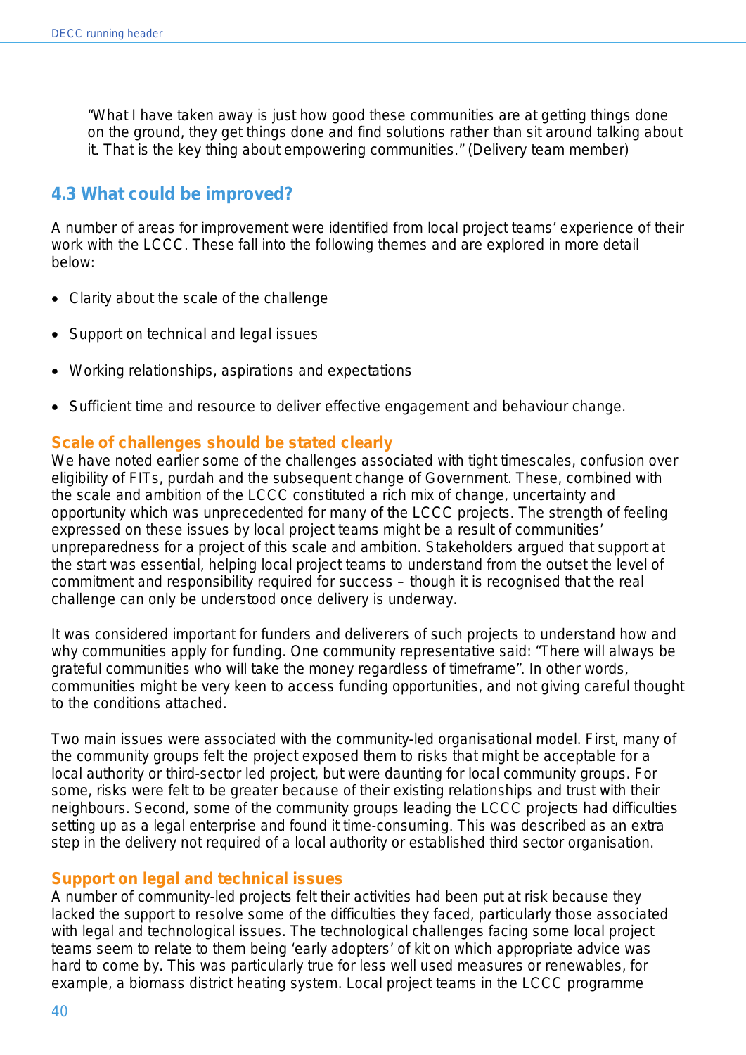"What I have taken away is just how good these communities are at getting things done on the ground, they get things done and find solutions rather than sit around talking about it. That is the key thing about empowering communities." (Delivery team member)

## 4.3 What could be improved?

A number of areas for improvement were identified from local project teams' experience of their work with the LCCC. These fall into the following themes and are explored in more detail below:

- Clarity about the scale of the challenge
- Support on technical and legal issues
- Working relationships, aspirations and expectations
- Sufficient time and resource to deliver effective engagement and behaviour change.

### Scale of challenges should be stated clearly

We have noted earlier some of the challenges associated with tight timescales, confusion over eligibility of FITs, purdah and the subsequent change of Government. These, combined with the scale and ambition of the LCCC constituted a rich mix of change, uncertainty and opportunity which was unprecedented for many of the LCCC projects. The strength of feeling expressed on these issues by local project teams might be a result of communities' unpreparedness for a project of this scale and ambition. Stakeholders argued that support at the start was essential, helping local project teams to understand from the outset the level of commitment and responsibility required for success – though it is recognised that the real challenge can only be understood once delivery is underway.

It was considered important for funders and deliverers of such projects to understand how and why communities apply for funding. One community representative said: "There will always be grateful communities who will take the money regardless of timeframe". In other words, communities might be very keen to access funding opportunities, and not giving careful thought to the conditions attached.

Two main issues were associated with the community-led organisational model. First, many of the community groups felt the project exposed them to risks that might be acceptable for a local authority or third-sector led project, but were daunting for local community groups. For some, risks were felt to be greater because of their existing relationships and trust with their neighbours. Second, some of the community groups leading the LCCC projects had difficulties setting up as a legal enterprise and found it time-consuming. This was described as an extra step in the delivery not required of a local authority or established third sector organisation.

### Support on legal and technical issues

A number of community-led projects felt their activities had been put at risk because they lacked the support to resolve some of the difficulties they faced, particularly those associated with legal and technological issues. The technological challenges facing some local project teams seem to relate to them being 'early adopters' of kit on which appropriate advice was hard to come by. This was particularly true for less well used measures or renewables, for example, a biomass district heating system. Local project teams in the LCCC programme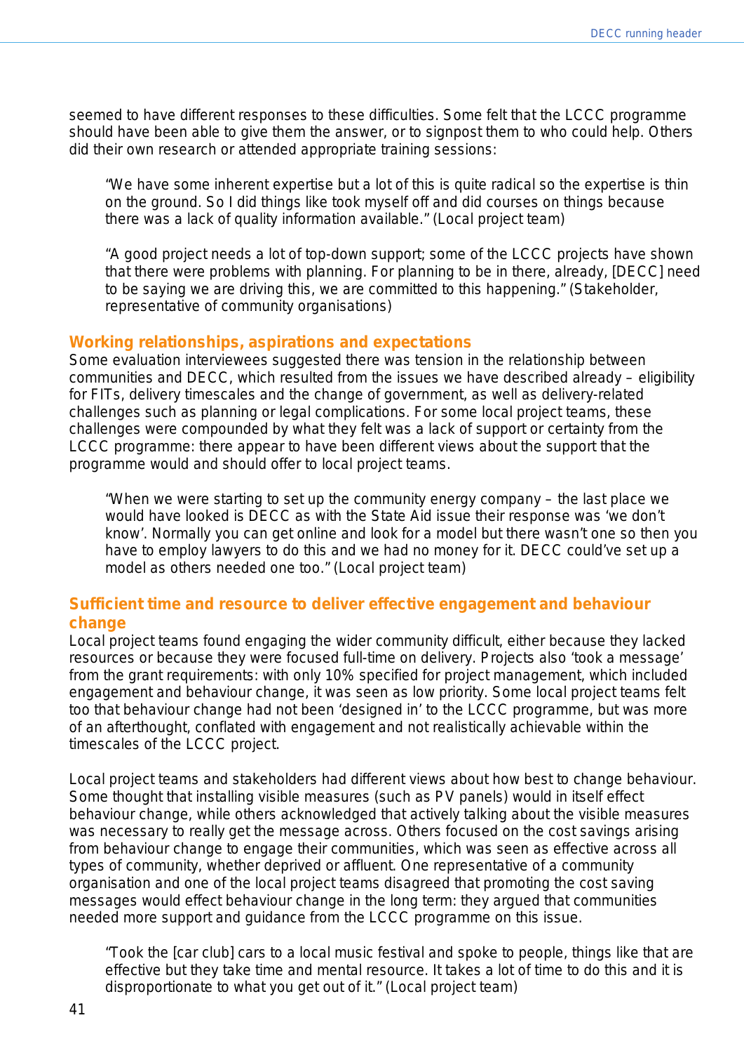seemed to have different responses to these difficulties. Some felt that the LCCC programme should have been able to give them the answer, or to signpost them to who could help. Others did their own research or attended appropriate training sessions:

> "We have some inherent expertise but a lot of this is quite radical so the expertise is thin on the ground. So I did things like took myself off and did courses on things because there was a lack of quality information available." (Local project team)

> "A good project needs a lot of top-down support; some of the LCCC projects have shown that there were problems with planning. For planning to be in there, already, [DECC] need to be saying we are driving this, we are committed to this happening." (Stakeholder, representative of community organisations)

### Working relationships, aspirations and expectations

Some evaluation interviewees suggested there was tension in the relationship between communities and DECC, which resulted from the issues we have described already – eligibility for FITs, delivery timescales and the change of government, as well as delivery-related challenges such as planning or legal complications. For some local project teams, these challenges were compounded by what they felt was a lack of support or certainty from the LCCC programme: there appear to have been different views about the support that the programme would and should offer to local project teams.

> "When we were starting to set up the community energy company – the last place we would have looked is DECC as with the State Aid issue their response was 'we don't know'. Normally you can get online and look for a model but there wasn't one so then you have to employ lawyers to do this and we had no money for it. DECC could've set up a model as others needed one too." (Local project team)

### Sufficient time and resource to deliver effective engagement and behaviour change

Local project teams found engaging the wider community difficult, either because they lacked resources or because they were focused full-time on delivery. Projects also 'took a message' from the grant requirements: with only 10% specified for project management, which included engagement and behaviour change, it was seen as low priority. Some local project teams felt too that behaviour change had not been 'designed in' to the LCCC programme, but was more of an afterthought, conflated with engagement and not realistically achievable within the timescales of the LCCC project.

Local project teams and stakeholders had different views about how best to change behaviour. Some thought that installing visible measures (such as PV panels) would in itself effect behaviour change, while others acknowledged that actively talking about the visible measures was necessary to really get the message across. Others focused on the cost savings arising from behaviour change to engage their communities, which was seen as effective across all types of community, whether deprived or affluent. One representative of a community organisation and one of the local project teams disagreed that promoting the cost saving messages would effect behaviour change in the long term: they argued that communities needed more support and guidance from the LCCC programme on this issue.

> "Took the [car club] cars to a local music festival and spoke to people, things like that are effective but they take time and mental resource. It takes a lot of time to do this and it is disproportionate to what you get out of it." (Local project team)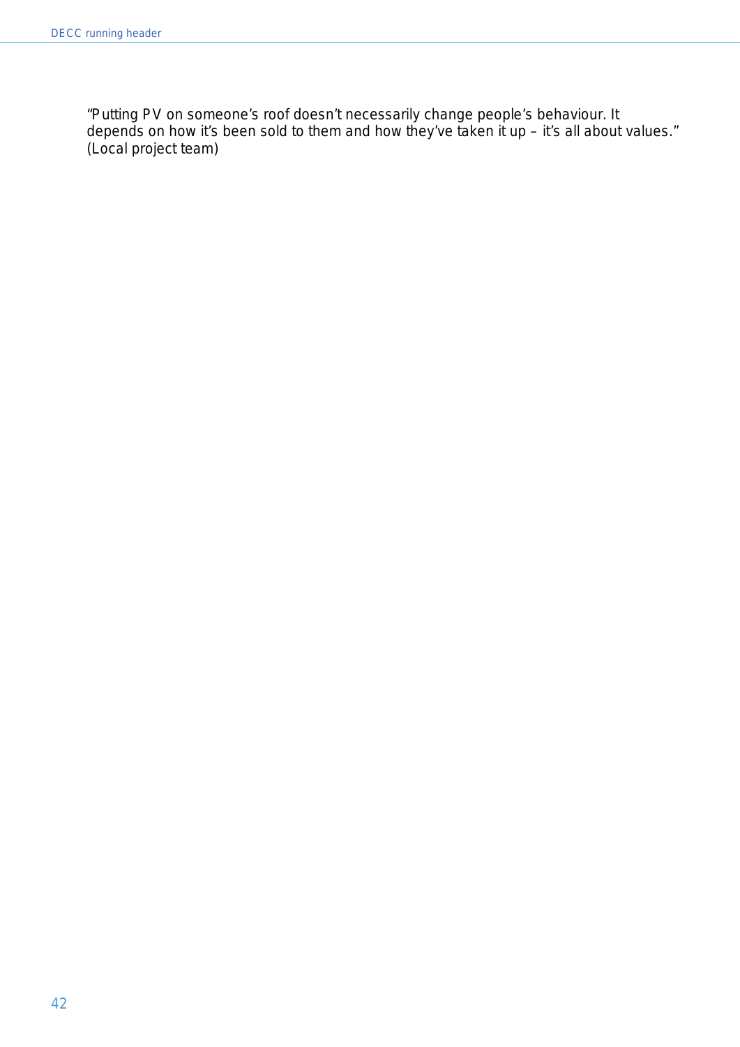"Putting PV on someone's roof doesn't necessarily change people's behaviour. It depends on how it's been sold to them and how they've taken it up – it's all about values." (Local project team)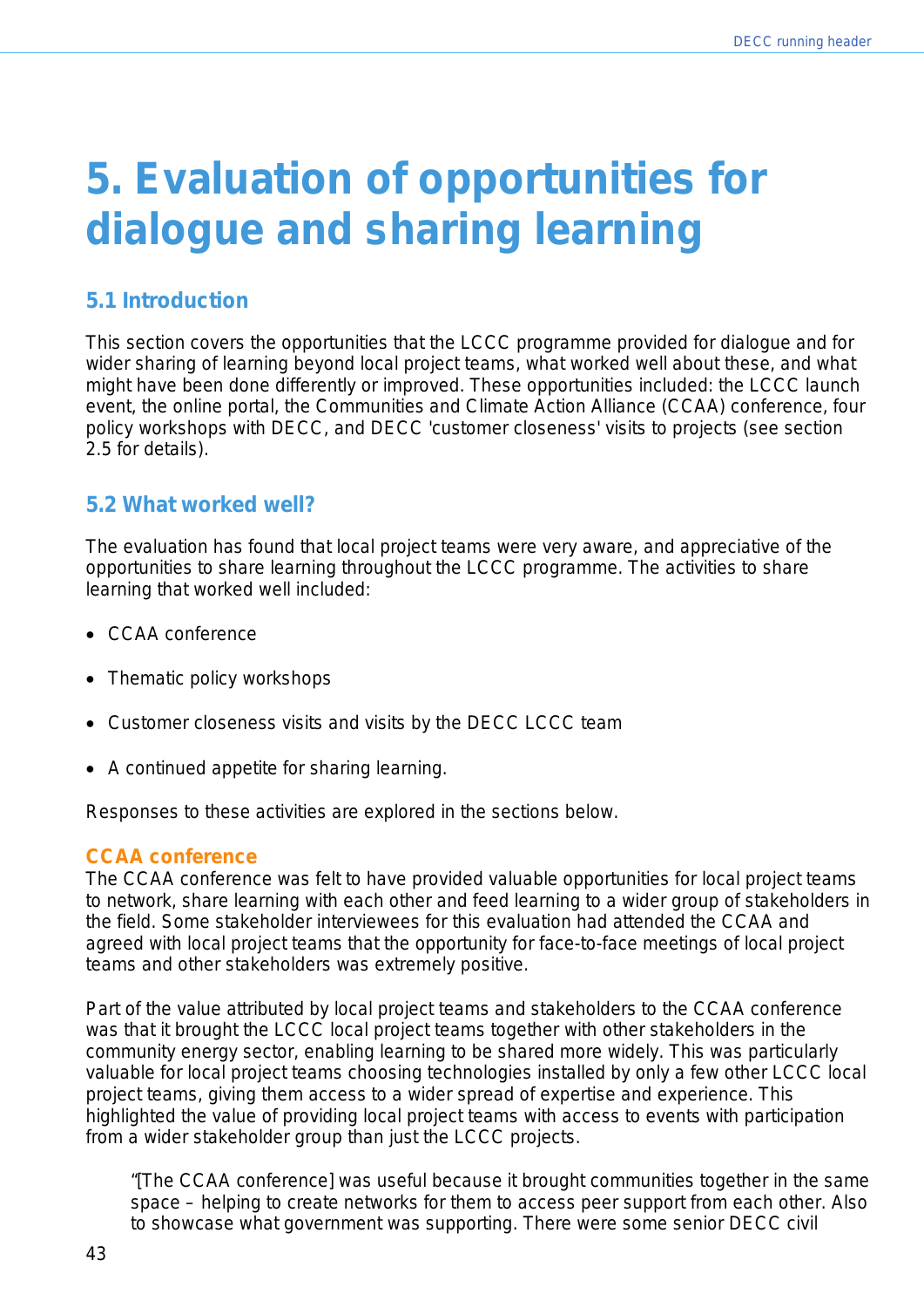# 5. Evaluation of opportunities for dialogue and sharing learning

## 5.1 Introduction

This section covers the opportunities that the LCCC programme provided for dialogue and for wider sharing of learning beyond local project teams, what worked well about these, and what might have been done differently or improved. These opportunities included: the LCCC launch event, the online portal, the Communities and Climate Action Alliance (CCAA) conference, four policy workshops with DECC, and DECC 'customer closeness' visits to projects (see section 2.5 for details).

## 5.2 What worked well?

The evaluation has found that local project teams were very aware, and appreciative of the opportunities to share learning throughout the LCCC programme. The activities to share learning that worked well included:

- CCAA conference
- Thematic policy workshops
- Customer closeness visits and visits by the DECC LCCC team
- A continued appetite for sharing learning.

Responses to these activities are explored in the sections below.

### CCAA conference

The CCAA conference was felt to have provided valuable opportunities for local project teams to network, share learning with each other and feed learning to a wider group of stakeholders in the field. Some stakeholder interviewees for this evaluation had attended the CCAA and agreed with local project teams that the opportunity for face-to-face meetings of local project teams and other stakeholders was extremely positive.

Part of the value attributed by local project teams and stakeholders to the CCAA conference was that it brought the LCCC local project teams together with other stakeholders in the community energy sector, enabling learning to be shared more widely. This was particularly valuable for local project teams choosing technologies installed by only a few other LCCC local project teams, giving them access to a wider spread of expertise and experience. This highlighted the value of providing local project teams with access to events with participation from a wider stakeholder group than just the LCCC projects.

> "[The CCAA conference] was useful because it brought communities together in the same space – helping to create networks for them to access peer support from each other. Also to showcase what government was supporting. There were some senior DECC civil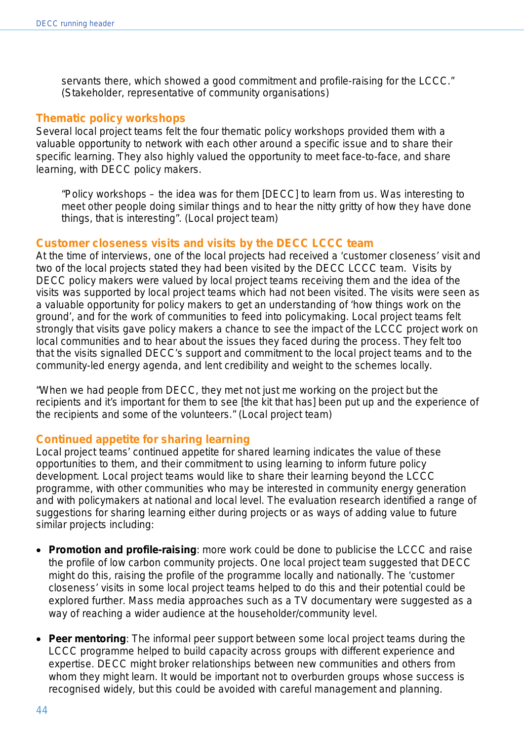> servants there, which showed a good commitment and profile-raising for the LCCC." (Stakeholder, representative of community organisations)

### Thematic policy workshops

Several local project teams felt the four thematic policy workshops provided them with a valuable opportunity to network with each other around a specific issue and to share their specific learning. They also highly valued the opportunity to meet face-to-face, and share learning, with DECC policy makers.

> "Policy workshops – the idea was for them [DECC] to learn from us. Was interesting to meet other people doing similar things and to hear the nitty gritty of how they have done things, that is interesting". (Local project team)

### Customer closeness visits and visits by the DECC LCCC team

At the time of interviews, one of the local projects had received a 'customer closeness' visit and two of the local projects stated they had been visited by the DECC LCCC team. Visits by DECC policy makers were valued by local project teams receiving them and the idea of the visits was supported by local project teams which had not been visited. The visits were seen as a valuable opportunity for policy makers to get an understanding of 'how things work on the ground', and for the work of communities to feed into policymaking. Local project teams felt strongly that visits gave policy makers a chance to see the impact of the LCCC project work on local communities and to hear about the issues they faced during the process. They felt too that the visits signalled DECC's support and commitment to the local project teams and to the community-led energy agenda, and lent credibility and weight to the schemes locally.

"When we had people from DECC, they met not just me working on the project but the recipients and it's important for them to see [the kit that has] been put up and the experience of the recipients and some of the volunteers." (Local project team)

### Continued appetite for sharing learning

Local project teams' continued appetite for shared learning indicates the value of these opportunities to them, and their commitment to using learning to inform future policy development. Local project teams would like to share their learning beyond the LCCC programme, with other communities who may be interested in community energy generation and with policymakers at national and local level. The evaluation research identified a range of suggestions for sharing learning either during projects or as ways of adding value to future similar projects including:

- **Promotion and profile-raising**: more work could be done to publicise the LCCC and raise the profile of low carbon community projects. One local project team suggested that DECC might do this, raising the profile of the programme locally and nationally. The 'customer closeness' visits in some local project teams helped to do this and their potential could be explored further. Mass media approaches such as a TV documentary were suggested as a way of reaching a wider audience at the householder/community level.

- **Peer mentoring**: The informal peer support between some local project teams during the LCCC programme helped to build capacity across groups with different experience and expertise. DECC might broker relationships between new communities and others from whom they might learn. It would be important not to overburden groups whose success is recognised widely, but this could be avoided with careful management and planning.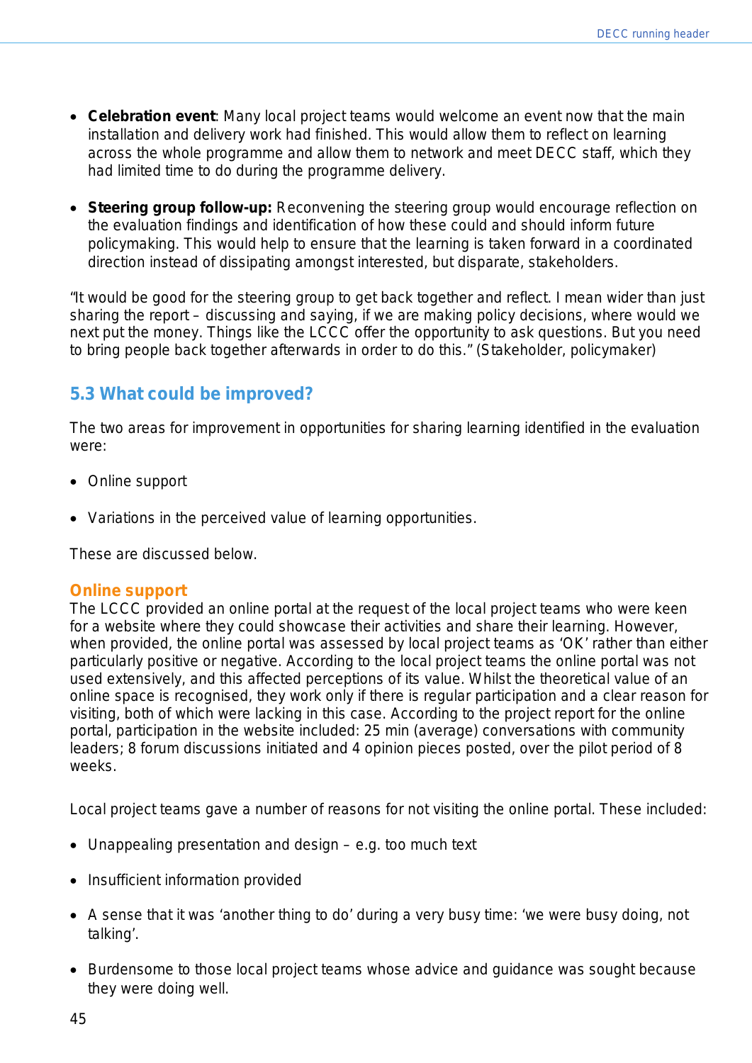- **Celebration event**: Many local project teams would welcome an event now that the main installation and delivery work had finished. This would allow them to reflect on learning across the whole programme and allow them to network and meet DECC staff, which they had limited time to do during the programme delivery.

- **Steering group follow-up:** Reconvening the steering group would encourage reflection on the evaluation findings and identification of how these could and should inform future policymaking. This would help to ensure that the learning is taken forward in a coordinated direction instead of dissipating amongst interested, but disparate, stakeholders.

"It would be good for the steering group to get back together and reflect. I mean wider than just sharing the report – discussing and saying, if we are making policy decisions, where would we next put the money. Things like the LCCC offer the opportunity to ask questions. But you need to bring people back together afterwards in order to do this." (Stakeholder, policymaker)

## 5.3 What could be improved?

The two areas for improvement in opportunities for sharing learning identified in the evaluation were:

- Online support

- Variations in the perceived value of learning opportunities.

These are discussed below.

### Online support

The LCCC provided an online portal at the request of the local project teams who were keen for a website where they could showcase their activities and share their learning. However, when provided, the online portal was assessed by local project teams as 'OK' rather than either particularly positive or negative. According to the local project teams the online portal was not used extensively, and this affected perceptions of its value. Whilst the theoretical value of an online space is recognised, they work only if there is regular participation and a clear reason for visiting, both of which were lacking in this case. According to the project report for the online portal, participation in the website included: 25 min (average) conversations with community leaders; 8 forum discussions initiated and 4 opinion pieces posted, over the pilot period of 8 weeks.

Local project teams gave a number of reasons for not visiting the online portal. These included:

- Unappealing presentation and design – e.g. too much text

- Insufficient information provided

- A sense that it was 'another thing to do' during a very busy time: 'we were busy doing, not talking'.

- Burdensome to those local project teams whose advice and guidance was sought because they were doing well.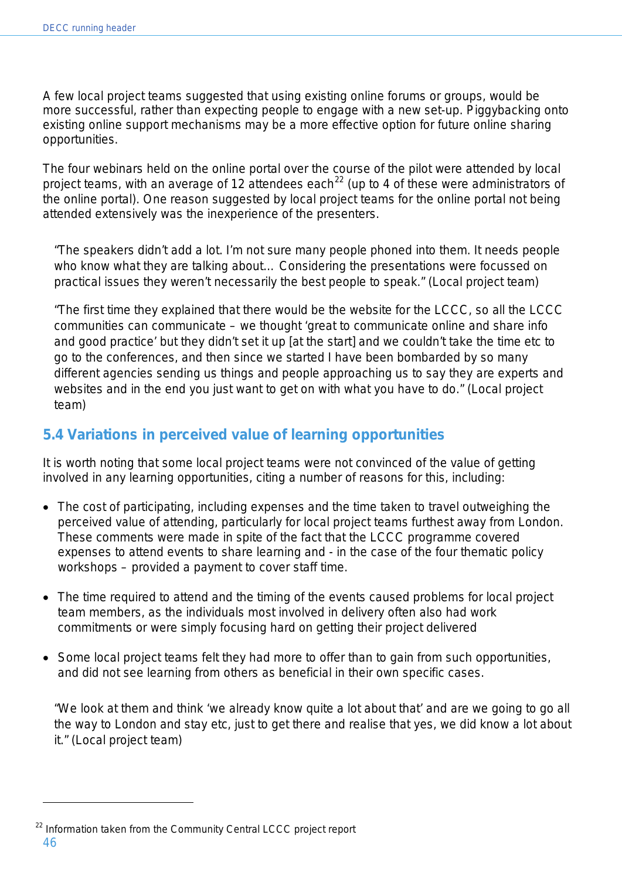A few local project teams suggested that using existing online forums or groups, would be more successful, rather than expecting people to engage with a new set-up. Piggybacking onto existing online support mechanisms may be a more effective option for future online sharing opportunities.

The four webinars held on the online portal over the course of the pilot were attended by local project teams, with an average of 12 attendees each[22] (up to 4 of these were administrators of the online portal). One reason suggested by local project teams for the online portal not being attended extensively was the inexperience of the presenters.

> "The speakers didn't add a lot. I'm not sure many people phoned into them. It needs people who know what they are talking about... Considering the presentations were focussed on practical issues they weren't necessarily the best people to speak." (Local project team)

> "The first time they explained that there would be the website for the LCCC, so all the LCCC communities can communicate – we thought 'great to communicate online and share info and good practice' but they didn't set it up [at the start] and we couldn't take the time etc to go to the conferences, and then since we started I have been bombarded by so many different agencies sending us things and people approaching us to say they are experts and websites and in the end you just want to get on with what you have to do." (Local project team)

## 5.4 Variations in perceived value of learning opportunities

It is worth noting that some local project teams were not convinced of the value of getting involved in any learning opportunities, citing a number of reasons for this, including:

- The cost of participating, including expenses and the time taken to travel outweighing the perceived value of attending, particularly for local project teams furthest away from London. These comments were made in spite of the fact that the LCCC programme covered expenses to attend events to share learning and - in the case of the four thematic policy workshops – provided a payment to cover staff time.

- The time required to attend and the timing of the events caused problems for local project team members, as the individuals most involved in delivery often also had work commitments or were simply focusing hard on getting their project delivered

- Some local project teams felt they had more to offer than to gain from such opportunities, and did not see learning from others as beneficial in their own specific cases.

> "We look at them and think 'we already know quite a lot about that' and are we going to go all the way to London and stay etc, just to get there and realise that yes, we did know a lot about it." (Local project team)

---

[22] Information taken from the Community Central LCCC project report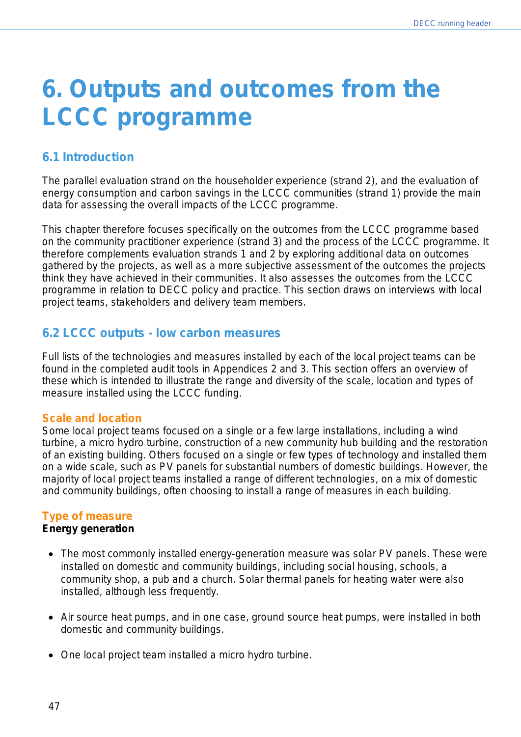# 6. Outputs and outcomes from the LCCC programme

## 6.1 Introduction

The parallel evaluation strand on the householder experience (strand 2), and the evaluation of energy consumption and carbon savings in the LCCC communities (strand 1) provide the main data for assessing the overall impacts of the LCCC programme.

This chapter therefore focuses specifically on the outcomes from the LCCC programme based on the community practitioner experience (strand 3) and the process of the LCCC programme. It therefore complements evaluation strands 1 and 2 by exploring additional data on outcomes gathered by the projects, as well as a more subjective assessment of the outcomes the projects think they have achieved in their communities. It also assesses the outcomes from the LCCC programme in relation to DECC policy and practice. This section draws on interviews with local project teams, stakeholders and delivery team members.

## 6.2 LCCC outputs - low carbon measures

Full lists of the technologies and measures installed by each of the local project teams can be found in the completed audit tools in Appendices 2 and 3. This section offers an overview of these which is intended to illustrate the range and diversity of the scale, location and types of measure installed using the LCCC funding.

### Scale and location

Some local project teams focused on a single or a few large installations, including a wind turbine, a micro hydro turbine, construction of a new community hub building and the restoration of an existing building. Others focused on a single or few types of technology and installed them on a wide scale, such as PV panels for substantial numbers of domestic buildings. However, the majority of local project teams installed a range of different technologies, on a mix of domestic and community buildings, often choosing to install a range of measures in each building.

### Type of measure

**Energy generation**

- The most commonly installed energy-generation measure was solar PV panels. These were installed on domestic and community buildings, including social housing, schools, a community shop, a pub and a church. Solar thermal panels for heating water were also installed, although less frequently.

- Air source heat pumps, and in one case, ground source heat pumps, were installed in both domestic and community buildings.

- One local project team installed a micro hydro turbine.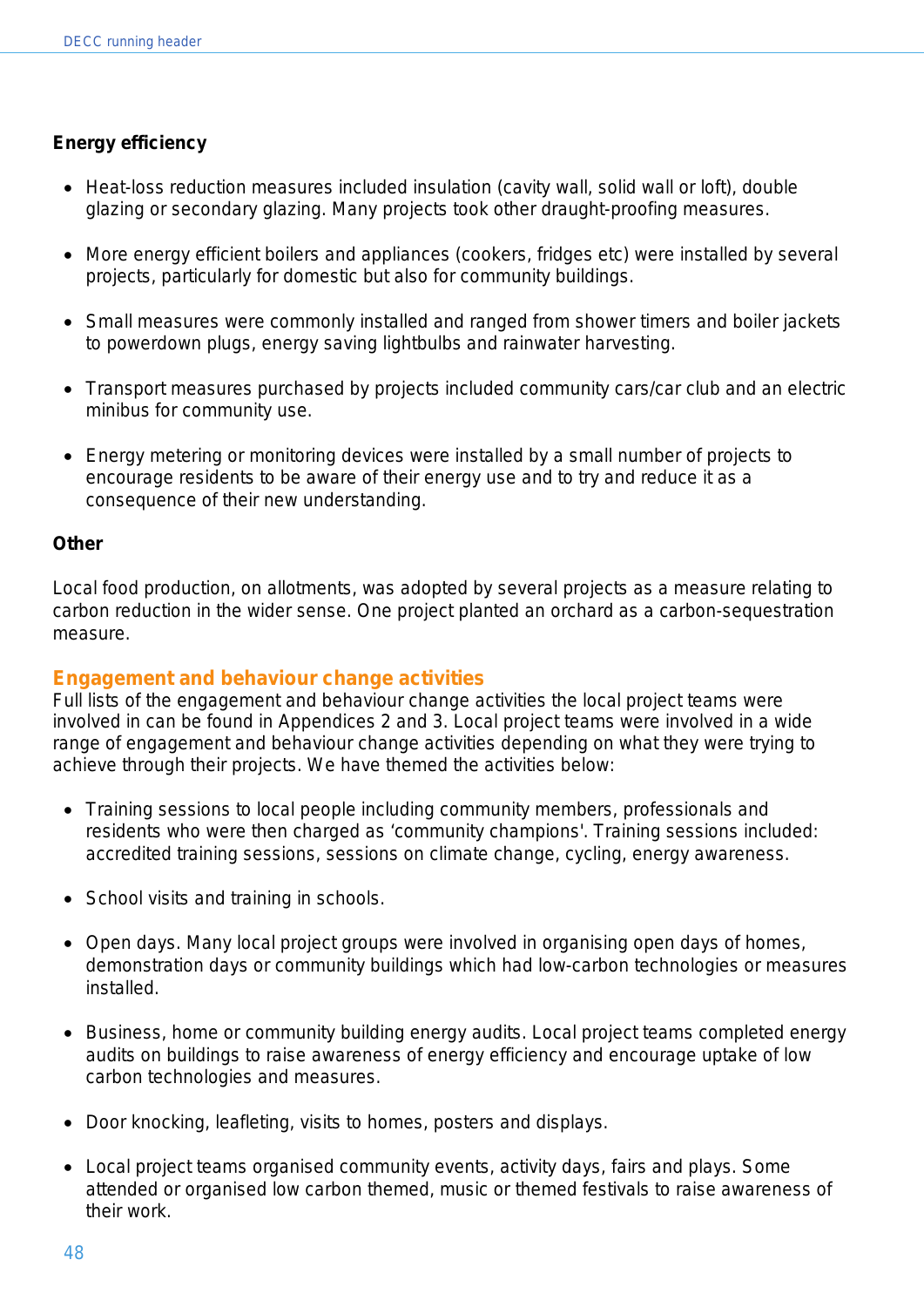**Energy efficiency**

- Heat-loss reduction measures included insulation (cavity wall, solid wall or loft), double glazing or secondary glazing. Many projects took other draught-proofing measures.

- More energy efficient boilers and appliances (cookers, fridges etc) were installed by several projects, particularly for domestic but also for community buildings.

- Small measures were commonly installed and ranged from shower timers and boiler jackets to powerdown plugs, energy saving lightbulbs and rainwater harvesting.

- Transport measures purchased by projects included community cars/car club and an electric minibus for community use.

- Energy metering or monitoring devices were installed by a small number of projects to encourage residents to be aware of their energy use and to try and reduce it as a consequence of their new understanding.

**Other**

Local food production, on allotments, was adopted by several projects as a measure relating to carbon reduction in the wider sense. One project planted an orchard as a carbon-sequestration measure.

## Engagement and behaviour change activities

Full lists of the engagement and behaviour change activities the local project teams were involved in can be found in Appendices 2 and 3. Local project teams were involved in a wide range of engagement and behaviour change activities depending on what they were trying to achieve through their projects. We have themed the activities below:

- Training sessions to local people including community members, professionals and residents who were then charged as 'community champions'. Training sessions included: accredited training sessions, sessions on climate change, cycling, energy awareness.

- School visits and training in schools.

- Open days. Many local project groups were involved in organising open days of homes, demonstration days or community buildings which had low-carbon technologies or measures installed.

- Business, home or community building energy audits. Local project teams completed energy audits on buildings to raise awareness of energy efficiency and encourage uptake of low carbon technologies and measures.

- Door knocking, leafleting, visits to homes, posters and displays.

- Local project teams organised community events, activity days, fairs and plays. Some attended or organised low carbon themed, music or themed festivals to raise awareness of their work.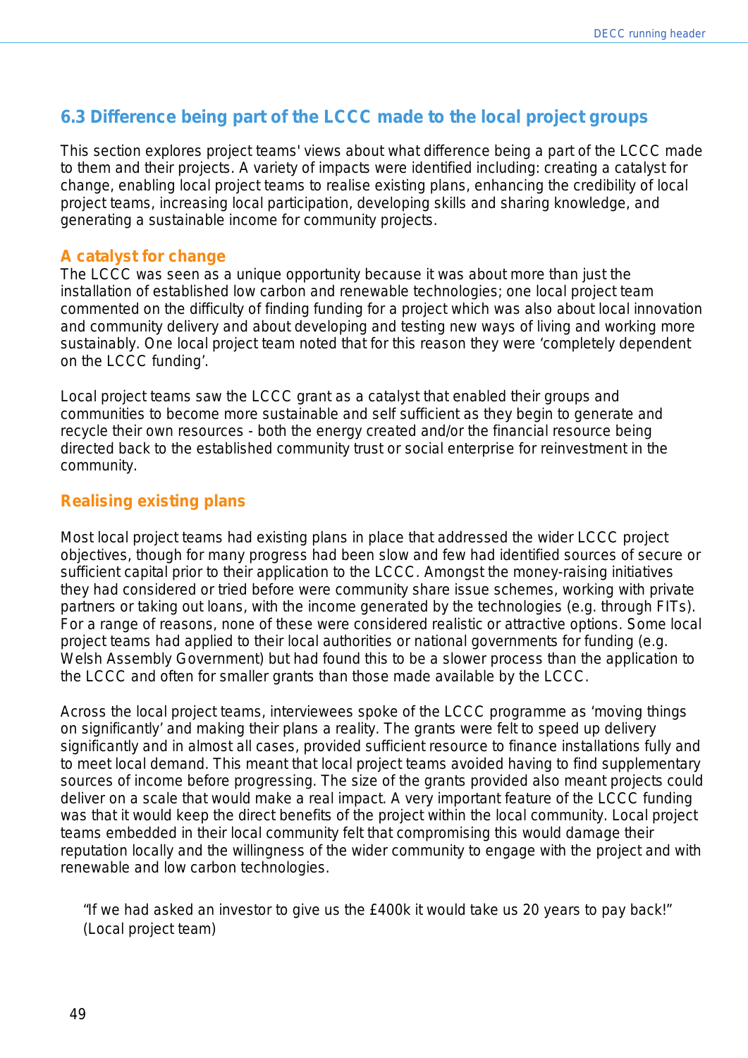## 6.3 Difference being part of the LCCC made to the local project groups

This section explores project teams' views about what difference being a part of the LCCC made to them and their projects. A variety of impacts were identified including: creating a catalyst for change, enabling local project teams to realise existing plans, enhancing the credibility of local project teams, increasing local participation, developing skills and sharing knowledge, and generating a sustainable income for community projects.

### A catalyst for change

The LCCC was seen as a unique opportunity because it was about more than just the installation of established low carbon and renewable technologies; one local project team commented on the difficulty of finding funding for a project which was also about local innovation and community delivery and about developing and testing new ways of living and working more sustainably. One local project team noted that for this reason they were 'completely dependent on the LCCC funding'.

Local project teams saw the LCCC grant as a catalyst that enabled their groups and communities to become more sustainable and self sufficient as they begin to generate and recycle their own resources - both the energy created and/or the financial resource being directed back to the established community trust or social enterprise for reinvestment in the community.

### Realising existing plans

Most local project teams had existing plans in place that addressed the wider LCCC project objectives, though for many progress had been slow and few had identified sources of secure or sufficient capital prior to their application to the LCCC. Amongst the money-raising initiatives they had considered or tried before were community share issue schemes, working with private partners or taking out loans, with the income generated by the technologies (e.g. through FITs). For a range of reasons, none of these were considered realistic or attractive options. Some local project teams had applied to their local authorities or national governments for funding (e.g. Welsh Assembly Government) but had found this to be a slower process than the application to the LCCC and often for smaller grants than those made available by the LCCC.

Across the local project teams, interviewees spoke of the LCCC programme as 'moving things on significantly' and making their plans a reality. The grants were felt to speed up delivery significantly and in almost all cases, provided sufficient resource to finance installations fully and to meet local demand. This meant that local project teams avoided having to find supplementary sources of income before progressing. The size of the grants provided also meant projects could deliver on a scale that would make a real impact. A very important feature of the LCCC funding was that it would keep the direct benefits of the project within the local community. Local project teams embedded in their local community felt that compromising this would damage their reputation locally and the willingness of the wider community to engage with the project and with renewable and low carbon technologies.

> "If we had asked an investor to give us the £400k it would take us 20 years to pay back!" (Local project team)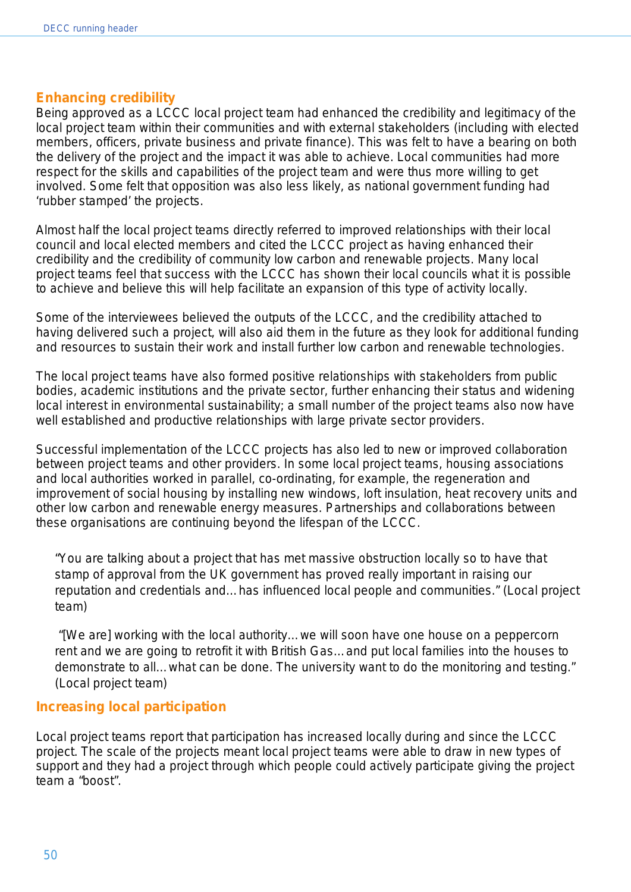### Enhancing credibility

Being approved as a LCCC local project team had enhanced the credibility and legitimacy of the local project team within their communities and with external stakeholders (including with elected members, officers, private business and private finance). This was felt to have a bearing on both the delivery of the project and the impact it was able to achieve. Local communities had more respect for the skills and capabilities of the project team and were thus more willing to get involved. Some felt that opposition was also less likely, as national government funding had 'rubber stamped' the projects.

Almost half the local project teams directly referred to improved relationships with their local council and local elected members and cited the LCCC project as having enhanced their credibility and the credibility of community low carbon and renewable projects. Many local project teams feel that success with the LCCC has shown their local councils what it is possible to achieve and believe this will help facilitate an expansion of this type of activity locally.

Some of the interviewees believed the outputs of the LCCC, and the credibility attached to having delivered such a project, will also aid them in the future as they look for additional funding and resources to sustain their work and install further low carbon and renewable technologies.

The local project teams have also formed positive relationships with stakeholders from public bodies, academic institutions and the private sector, further enhancing their status and widening local interest in environmental sustainability; a small number of the project teams also now have well established and productive relationships with large private sector providers.

Successful implementation of the LCCC projects has also led to new or improved collaboration between project teams and other providers. In some local project teams, housing associations and local authorities worked in parallel, co-ordinating, for example, the regeneration and improvement of social housing by installing new windows, loft insulation, heat recovery units and other low carbon and renewable energy measures. Partnerships and collaborations between these organisations are continuing beyond the lifespan of the LCCC.

> "You are talking about a project that has met massive obstruction locally so to have that stamp of approval from the UK government has proved really important in raising our reputation and credentials and… has influenced local people and communities." (Local project team)

> "[We are] working with the local authority… we will soon have one house on a peppercorn rent and we are going to retrofit it with British Gas… and put local families into the houses to demonstrate to all… what can be done. The university want to do the monitoring and testing." (Local project team)

### Increasing local participation

Local project teams report that participation has increased locally during and since the LCCC project. The scale of the projects meant local project teams were able to draw in new types of support and they had a project through which people could actively participate giving the project team a "boost".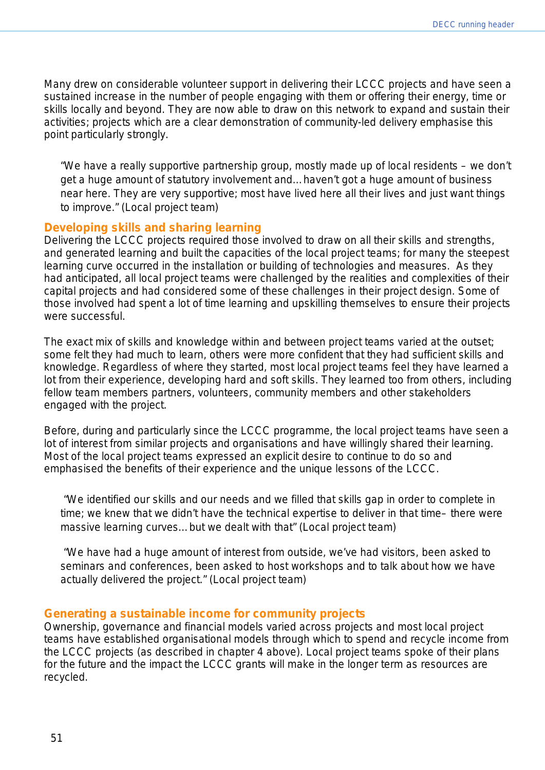Many drew on considerable volunteer support in delivering their LCCC projects and have seen a sustained increase in the number of people engaging with them or offering their energy, time or skills locally and beyond. They are now able to draw on this network to expand and sustain their activities; projects which are a clear demonstration of community-led delivery emphasise this point particularly strongly.

> "We have a really supportive partnership group, mostly made up of local residents – we don't get a huge amount of statutory involvement and… haven't got a huge amount of business near here. They are very supportive; most have lived here all their lives and just want things to improve." (Local project team)

## Developing skills and sharing learning

Delivering the LCCC projects required those involved to draw on all their skills and strengths, and generated learning and built the capacities of the local project teams; for many the steepest learning curve occurred in the installation or building of technologies and measures. As they had anticipated, all local project teams were challenged by the realities and complexities of their capital projects and had considered some of these challenges in their project design. Some of those involved had spent a lot of time learning and upskilling themselves to ensure their projects were successful.

The exact mix of skills and knowledge within and between project teams varied at the outset; some felt they had much to learn, others were more confident that they had sufficient skills and knowledge. Regardless of where they started, most local project teams feel they have learned a lot from their experience, developing hard and soft skills. They learned too from others, including fellow team members partners, volunteers, community members and other stakeholders engaged with the project.

Before, during and particularly since the LCCC programme, the local project teams have seen a lot of interest from similar projects and organisations and have willingly shared their learning. Most of the local project teams expressed an explicit desire to continue to do so and emphasised the benefits of their experience and the unique lessons of the LCCC.

> "We identified our skills and our needs and we filled that skills gap in order to complete in time; we knew that we didn't have the technical expertise to deliver in that time– there were massive learning curves… but we dealt with that" (Local project team)

> "We have had a huge amount of interest from outside, we've had visitors, been asked to seminars and conferences, been asked to host workshops and to talk about how we have actually delivered the project." (Local project team)

## Generating a sustainable income for community projects

Ownership, governance and financial models varied across projects and most local project teams have established organisational models through which to spend and recycle income from the LCCC projects (as described in chapter 4 above). Local project teams spoke of their plans for the future and the impact the LCCC grants will make in the longer term as resources are recycled.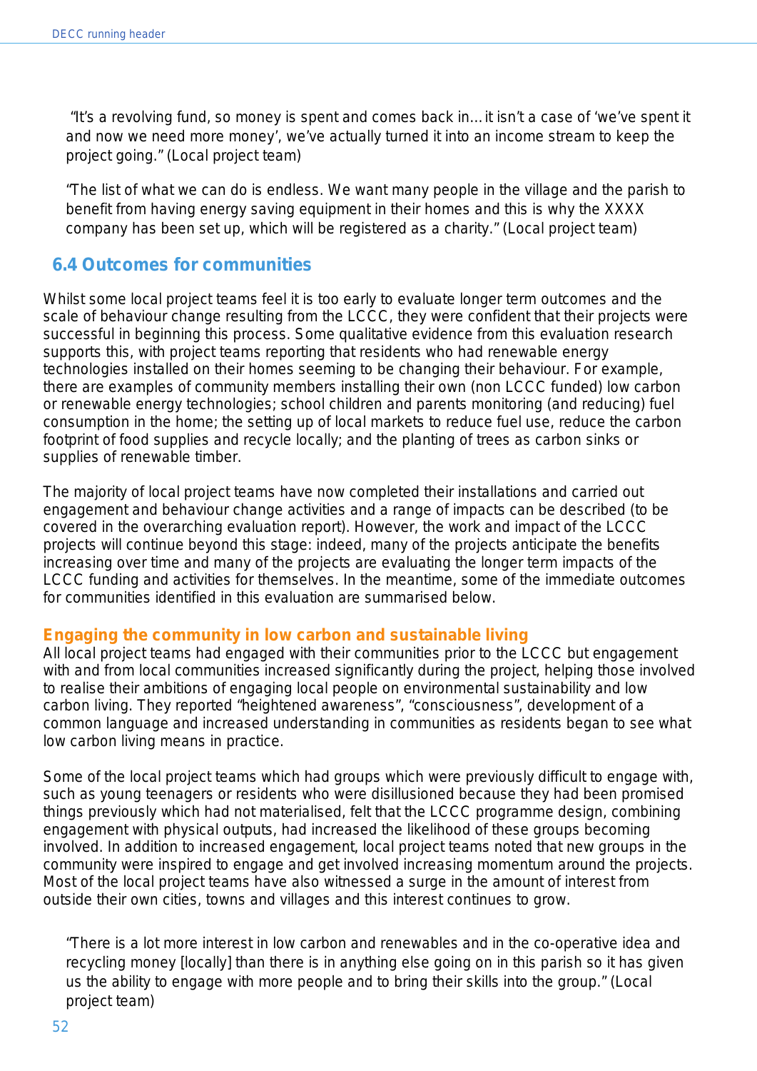> "It's a revolving fund, so money is spent and comes back in… it isn't a case of 'we've spent it and now we need more money', we've actually turned it into an income stream to keep the project going." (Local project team)

> "The list of what we can do is endless. We want many people in the village and the parish to benefit from having energy saving equipment in their homes and this is why the XXXX company has been set up, which will be registered as a charity." (Local project team)

## 6.4 Outcomes for communities

Whilst some local project teams feel it is too early to evaluate longer term outcomes and the scale of behaviour change resulting from the LCCC, they were confident that their projects were successful in beginning this process. Some qualitative evidence from this evaluation research supports this, with project teams reporting that residents who had renewable energy technologies installed on their homes seeming to be changing their behaviour. For example, there are examples of community members installing their own (non LCCC funded) low carbon or renewable energy technologies; school children and parents monitoring (and reducing) fuel consumption in the home; the setting up of local markets to reduce fuel use, reduce the carbon footprint of food supplies and recycle locally; and the planting of trees as carbon sinks or supplies of renewable timber.

The majority of local project teams have now completed their installations and carried out engagement and behaviour change activities and a range of impacts can be described (to be covered in the overarching evaluation report). However, the work and impact of the LCCC projects will continue beyond this stage: indeed, many of the projects anticipate the benefits increasing over time and many of the projects are evaluating the longer term impacts of the LCCC funding and activities for themselves. In the meantime, some of the immediate outcomes for communities identified in this evaluation are summarised below.

### Engaging the community in low carbon and sustainable living

All local project teams had engaged with their communities prior to the LCCC but engagement with and from local communities increased significantly during the project, helping those involved to realise their ambitions of engaging local people on environmental sustainability and low carbon living. They reported "heightened awareness", "consciousness", development of a common language and increased understanding in communities as residents began to see what low carbon living means in practice.

Some of the local project teams which had groups which were previously difficult to engage with, such as young teenagers or residents who were disillusioned because they had been promised things previously which had not materialised, felt that the LCCC programme design, combining engagement with physical outputs, had increased the likelihood of these groups becoming involved. In addition to increased engagement, local project teams noted that new groups in the community were inspired to engage and get involved increasing momentum around the projects. Most of the local project teams have also witnessed a surge in the amount of interest from outside their own cities, towns and villages and this interest continues to grow.

> "There is a lot more interest in low carbon and renewables and in the co-operative idea and recycling money [locally] than there is in anything else going on in this parish so it has given us the ability to engage with more people and to bring their skills into the group." (Local project team)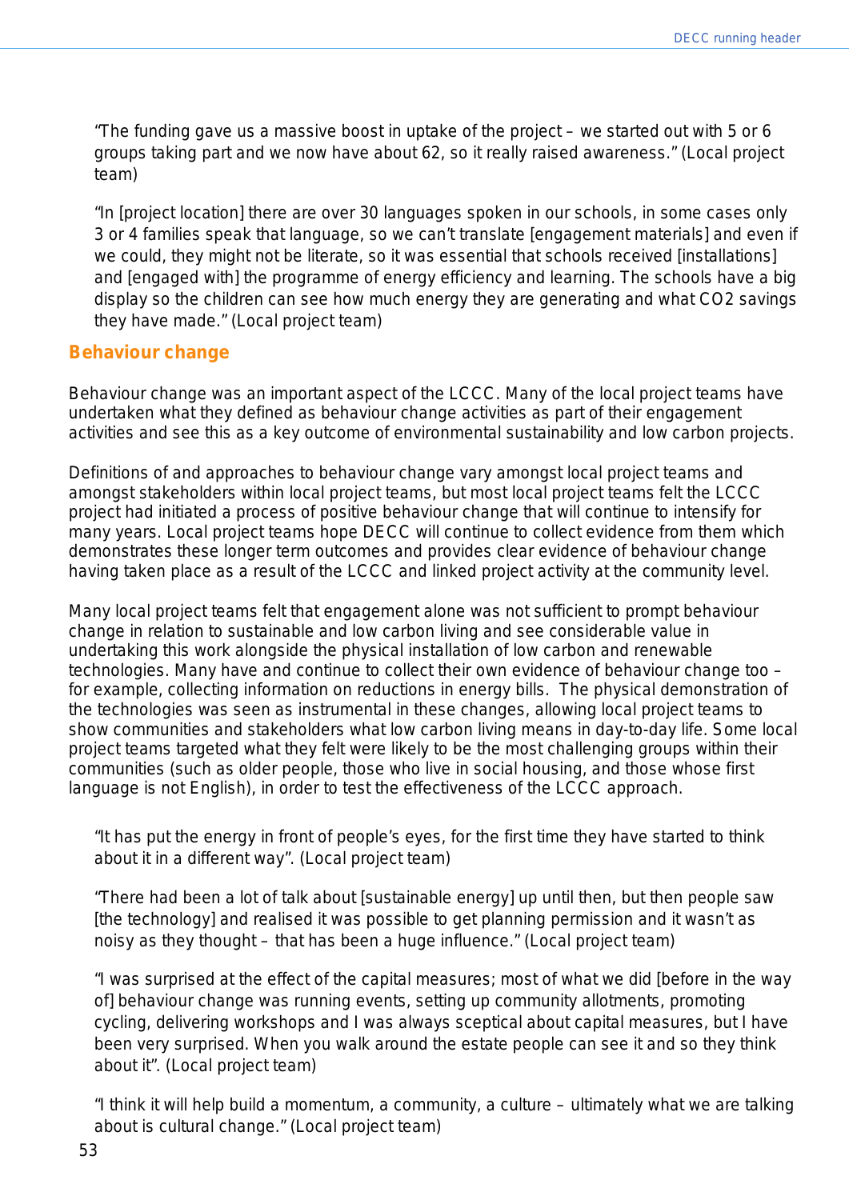"The funding gave us a massive boost in uptake of the project – we started out with 5 or 6 groups taking part and we now have about 62, so it really raised awareness." (Local project team)

"In [project location] there are over 30 languages spoken in our schools, in some cases only 3 or 4 families speak that language, so we can't translate [engagement materials] and even if we could, they might not be literate, so it was essential that schools received [installations] and [engaged with] the programme of energy efficiency and learning. The schools have a big display so the children can see how much energy they are generating and what CO2 savings they have made." (Local project team)

## Behaviour change

Behaviour change was an important aspect of the LCCC. Many of the local project teams have undertaken what they defined as behaviour change activities as part of their engagement activities and see this as a key outcome of environmental sustainability and low carbon projects.

Definitions of and approaches to behaviour change vary amongst local project teams and amongst stakeholders within local project teams, but most local project teams felt the LCCC project had initiated a process of positive behaviour change that will continue to intensify for many years. Local project teams hope DECC will continue to collect evidence from them which demonstrates these longer term outcomes and provides clear evidence of behaviour change having taken place as a result of the LCCC and linked project activity at the community level.

Many local project teams felt that engagement alone was not sufficient to prompt behaviour change in relation to sustainable and low carbon living and see considerable value in undertaking this work alongside the physical installation of low carbon and renewable technologies. Many have and continue to collect their own evidence of behaviour change too – for example, collecting information on reductions in energy bills. The physical demonstration of the technologies was seen as instrumental in these changes, allowing local project teams to show communities and stakeholders what low carbon living means in day-to-day life. Some local project teams targeted what they felt were likely to be the most challenging groups within their communities (such as older people, those who live in social housing, and those whose first language is not English), in order to test the effectiveness of the LCCC approach.

"It has put the energy in front of people's eyes, for the first time they have started to think about it in a different way". (Local project team)

"There had been a lot of talk about [sustainable energy] up until then, but then people saw [the technology] and realised it was possible to get planning permission and it wasn't as noisy as they thought – that has been a huge influence." (Local project team)

"I was surprised at the effect of the capital measures; most of what we did [before in the way of] behaviour change was running events, setting up community allotments, promoting cycling, delivering workshops and I was always sceptical about capital measures, but I have been very surprised. When you walk around the estate people can see it and so they think about it". (Local project team)

"I think it will help build a momentum, a community, a culture – ultimately what we are talking about is cultural change." (Local project team)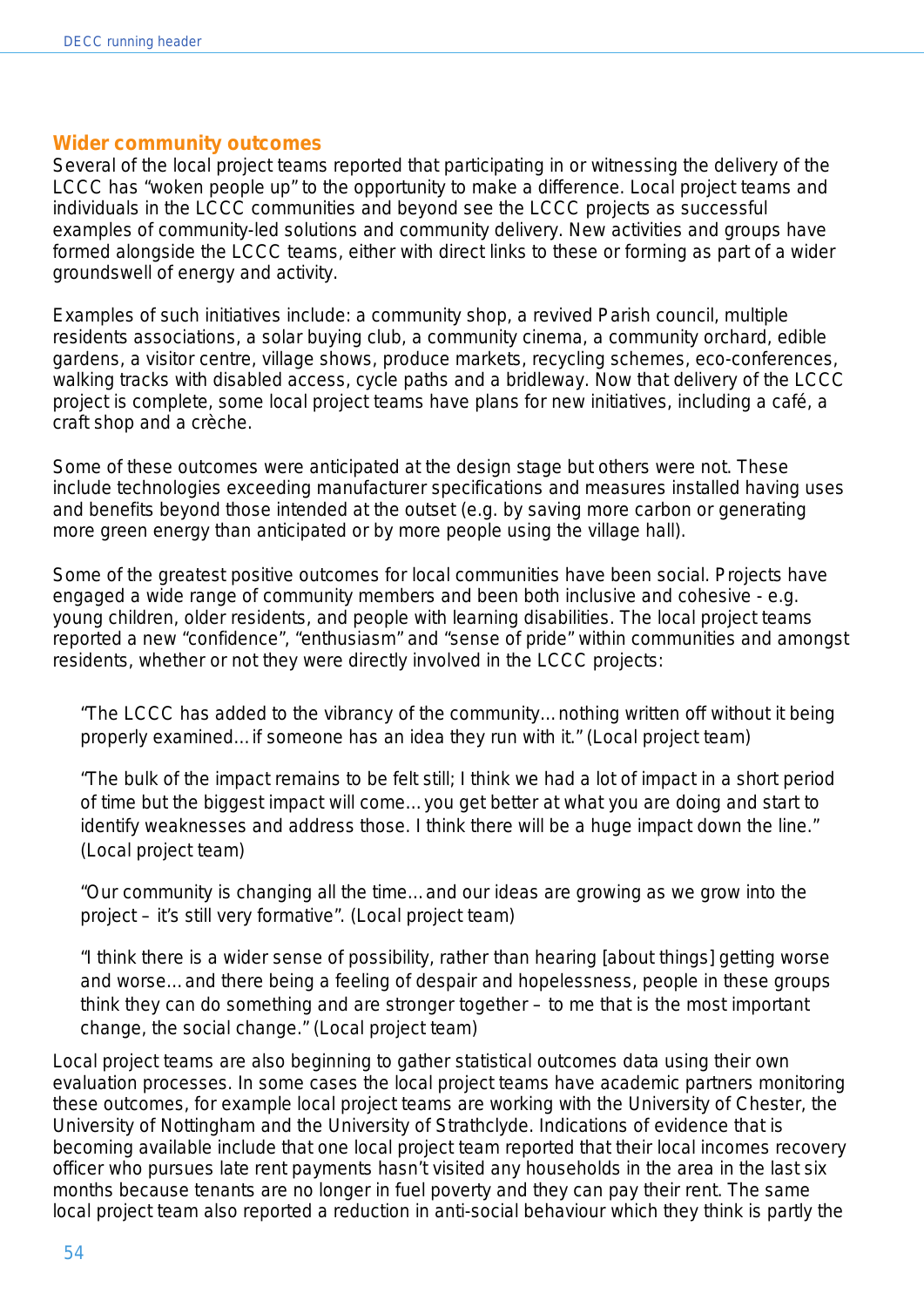## Wider community outcomes

Several of the local project teams reported that participating in or witnessing the delivery of the LCCC has "woken people up" to the opportunity to make a difference. Local project teams and individuals in the LCCC communities and beyond see the LCCC projects as successful examples of community-led solutions and community delivery. New activities and groups have formed alongside the LCCC teams, either with direct links to these or forming as part of a wider groundswell of energy and activity.

Examples of such initiatives include: a community shop, a revived Parish council, multiple residents associations, a solar buying club, a community cinema, a community orchard, edible gardens, a visitor centre, village shows, produce markets, recycling schemes, eco-conferences, walking tracks with disabled access, cycle paths and a bridleway. Now that delivery of the LCCC project is complete, some local project teams have plans for new initiatives, including a café, a craft shop and a crèche.

Some of these outcomes were anticipated at the design stage but others were not. These include technologies exceeding manufacturer specifications and measures installed having uses and benefits beyond those intended at the outset (e.g. by saving more carbon or generating more green energy than anticipated or by more people using the village hall).

Some of the greatest positive outcomes for local communities have been social. Projects have engaged a wide range of community members and been both inclusive and cohesive - e.g. young children, older residents, and people with learning disabilities. The local project teams reported a new "confidence", "enthusiasm" and "sense of pride" within communities and amongst residents, whether or not they were directly involved in the LCCC projects:

> "The LCCC has added to the vibrancy of the community… nothing written off without it being properly examined… if someone has an idea they run with it." (Local project team)
>
> "The bulk of the impact remains to be felt still; I think we had a lot of impact in a short period of time but the biggest impact will come… you get better at what you are doing and start to identify weaknesses and address those. I think there will be a huge impact down the line." (Local project team)
>
> "Our community is changing all the time… and our ideas are growing as we grow into the project – it's still very formative". (Local project team)
>
> "I think there is a wider sense of possibility, rather than hearing [about things] getting worse and worse… and there being a feeling of despair and hopelessness, people in these groups think they can do something and are stronger together – to me that is the most important change, the social change." (Local project team)

Local project teams are also beginning to gather statistical outcomes data using their own evaluation processes. In some cases the local project teams have academic partners monitoring these outcomes, for example local project teams are working with the University of Chester, the University of Nottingham and the University of Strathclyde. Indications of evidence that is becoming available include that one local project team reported that their local incomes recovery officer who pursues late rent payments hasn't visited any households in the area in the last six months because tenants are no longer in fuel poverty and they can pay their rent. The same local project team also reported a reduction in anti-social behaviour which they think is partly the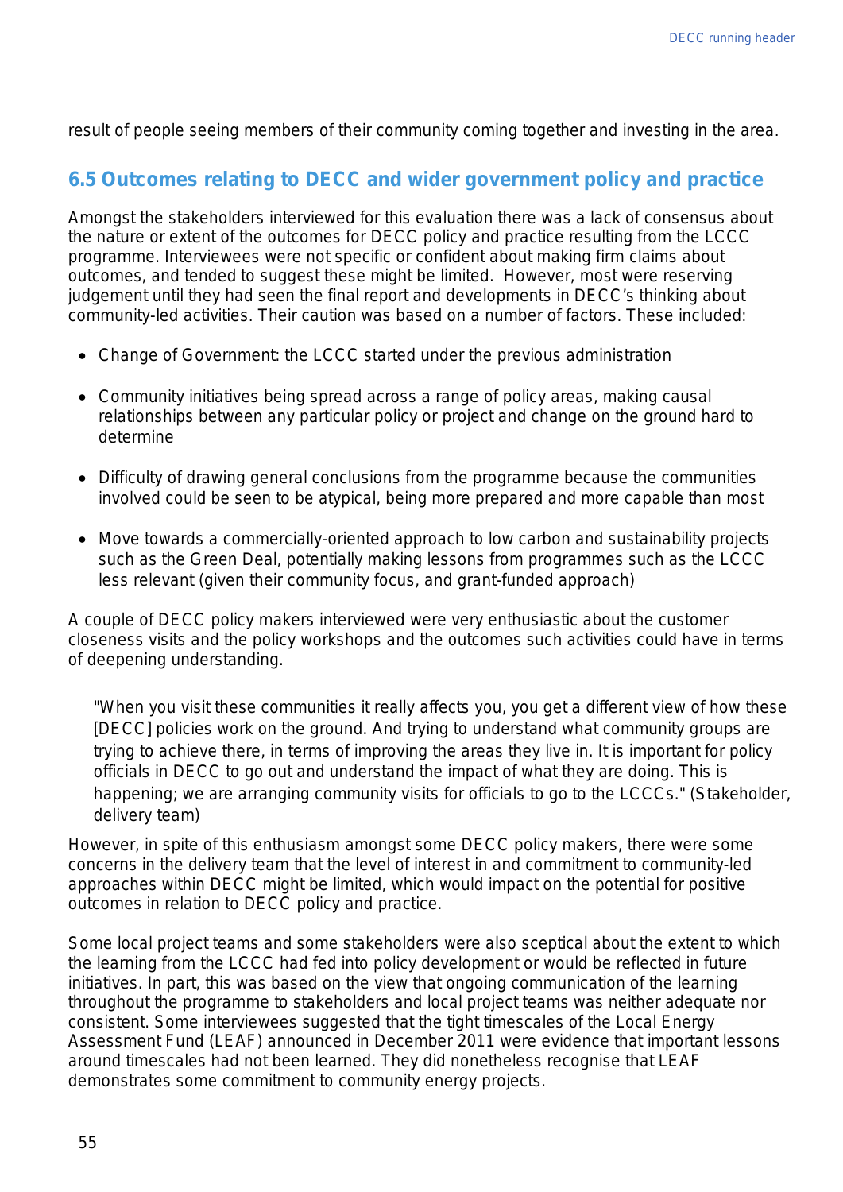result of people seeing members of their community coming together and investing in the area.

## 6.5 Outcomes relating to DECC and wider government policy and practice

Amongst the stakeholders interviewed for this evaluation there was a lack of consensus about the nature or extent of the outcomes for DECC policy and practice resulting from the LCCC programme. Interviewees were not specific or confident about making firm claims about outcomes, and tended to suggest these might be limited. However, most were reserving judgement until they had seen the final report and developments in DECC's thinking about community-led activities. Their caution was based on a number of factors. These included:

- Change of Government: the LCCC started under the previous administration
- Community initiatives being spread across a range of policy areas, making causal relationships between any particular policy or project and change on the ground hard to determine
- Difficulty of drawing general conclusions from the programme because the communities involved could be seen to be atypical, being more prepared and more capable than most
- Move towards a commercially-oriented approach to low carbon and sustainability projects such as the Green Deal, potentially making lessons from programmes such as the LCCC less relevant (given their community focus, and grant-funded approach)

A couple of DECC policy makers interviewed were very enthusiastic about the customer closeness visits and the policy workshops and the outcomes such activities could have in terms of deepening understanding.

> "When you visit these communities it really affects you, you get a different view of how these [DECC] policies work on the ground. And trying to understand what community groups are trying to achieve there, in terms of improving the areas they live in. It is important for policy officials in DECC to go out and understand the impact of what they are doing. This is happening; we are arranging community visits for officials to go to the LCCCs." (Stakeholder, delivery team)

However, in spite of this enthusiasm amongst some DECC policy makers, there were some concerns in the delivery team that the level of interest in and commitment to community-led approaches within DECC might be limited, which would impact on the potential for positive outcomes in relation to DECC policy and practice.

Some local project teams and some stakeholders were also sceptical about the extent to which the learning from the LCCC had fed into policy development or would be reflected in future initiatives. In part, this was based on the view that ongoing communication of the learning throughout the programme to stakeholders and local project teams was neither adequate nor consistent. Some interviewees suggested that the tight timescales of the Local Energy Assessment Fund (LEAF) announced in December 2011 were evidence that important lessons around timescales had not been learned. They did nonetheless recognise that LEAF demonstrates some commitment to community energy projects.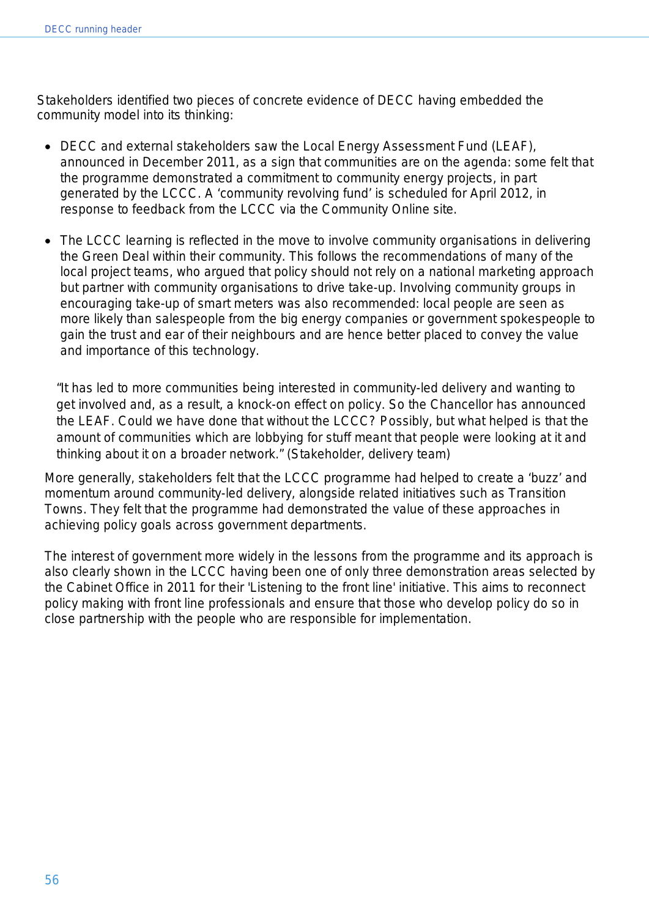Stakeholders identified two pieces of concrete evidence of DECC having embedded the community model into its thinking:

- DECC and external stakeholders saw the Local Energy Assessment Fund (LEAF), announced in December 2011, as a sign that communities are on the agenda: some felt that the programme demonstrated a commitment to community energy projects, in part generated by the LCCC. A 'community revolving fund' is scheduled for April 2012, in response to feedback from the LCCC via the Community Online site.

- The LCCC learning is reflected in the move to involve community organisations in delivering the Green Deal within their community. This follows the recommendations of many of the local project teams, who argued that policy should not rely on a national marketing approach but partner with community organisations to drive take-up. Involving community groups in encouraging take-up of smart meters was also recommended: local people are seen as more likely than salespeople from the big energy companies or government spokespeople to gain the trust and ear of their neighbours and are hence better placed to convey the value and importance of this technology.

> "It has led to more communities being interested in community-led delivery and wanting to get involved and, as a result, a knock-on effect on policy. So the Chancellor has announced the LEAF. Could we have done that without the LCCC? Possibly, but what helped is that the amount of communities which are lobbying for stuff meant that people were looking at it and thinking about it on a broader network." (Stakeholder, delivery team)

More generally, stakeholders felt that the LCCC programme had helped to create a 'buzz' and momentum around community-led delivery, alongside related initiatives such as Transition Towns. They felt that the programme had demonstrated the value of these approaches in achieving policy goals across government departments.

The interest of government more widely in the lessons from the programme and its approach is also clearly shown in the LCCC having been one of only three demonstration areas selected by the Cabinet Office in 2011 for their 'Listening to the front line' initiative. This aims to reconnect policy making with front line professionals and ensure that those who develop policy do so in close partnership with the people who are responsible for implementation.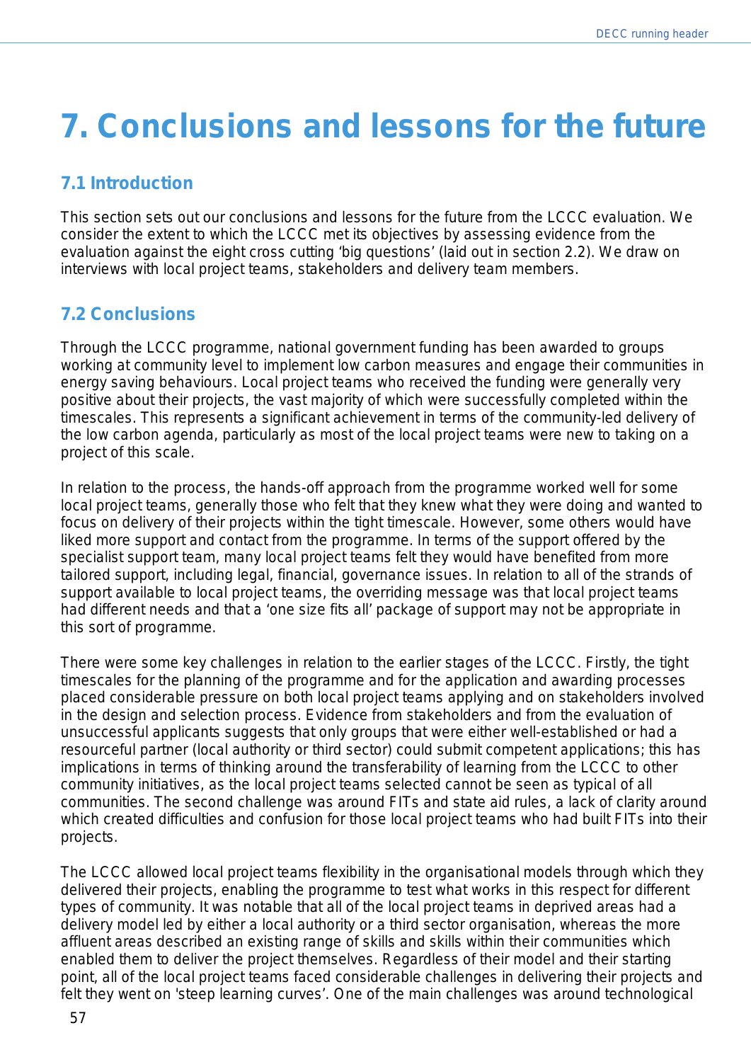# 7. Conclusions and lessons for the future

## 7.1 Introduction

This section sets out our conclusions and lessons for the future from the LCCC evaluation. We consider the extent to which the LCCC met its objectives by assessing evidence from the evaluation against the eight cross cutting 'big questions' (laid out in section 2.2). We draw on interviews with local project teams, stakeholders and delivery team members.

## 7.2 Conclusions

Through the LCCC programme, national government funding has been awarded to groups working at community level to implement low carbon measures and engage their communities in energy saving behaviours. Local project teams who received the funding were generally very positive about their projects, the vast majority of which were successfully completed within the timescales. This represents a significant achievement in terms of the community-led delivery of the low carbon agenda, particularly as most of the local project teams were new to taking on a project of this scale.

In relation to the process, the hands-off approach from the programme worked well for some local project teams, generally those who felt that they knew what they were doing and wanted to focus on delivery of their projects within the tight timescale. However, some others would have liked more support and contact from the programme. In terms of the support offered by the specialist support team, many local project teams felt they would have benefited from more tailored support, including legal, financial, governance issues. In relation to all of the strands of support available to local project teams, the overriding message was that local project teams had different needs and that a 'one size fits all' package of support may not be appropriate in this sort of programme.

There were some key challenges in relation to the earlier stages of the LCCC. Firstly, the tight timescales for the planning of the programme and for the application and awarding processes placed considerable pressure on both local project teams applying and on stakeholders involved in the design and selection process. Evidence from stakeholders and from the evaluation of unsuccessful applicants suggests that only groups that were either well-established or had a resourceful partner (local authority or third sector) could submit competent applications; this has implications in terms of thinking around the transferability of learning from the LCCC to other community initiatives, as the local project teams selected cannot be seen as typical of all communities. The second challenge was around FITs and state aid rules, a lack of clarity around which created difficulties and confusion for those local project teams who had built FITs into their projects.

The LCCC allowed local project teams flexibility in the organisational models through which they delivered their projects, enabling the programme to test what works in this respect for different types of community. It was notable that all of the local project teams in deprived areas had a delivery model led by either a local authority or a third sector organisation, whereas the more affluent areas described an existing range of skills and skills within their communities which enabled them to deliver the project themselves. Regardless of their model and their starting point, all of the local project teams faced considerable challenges in delivering their projects and felt they went on 'steep learning curves'. One of the main challenges was around technological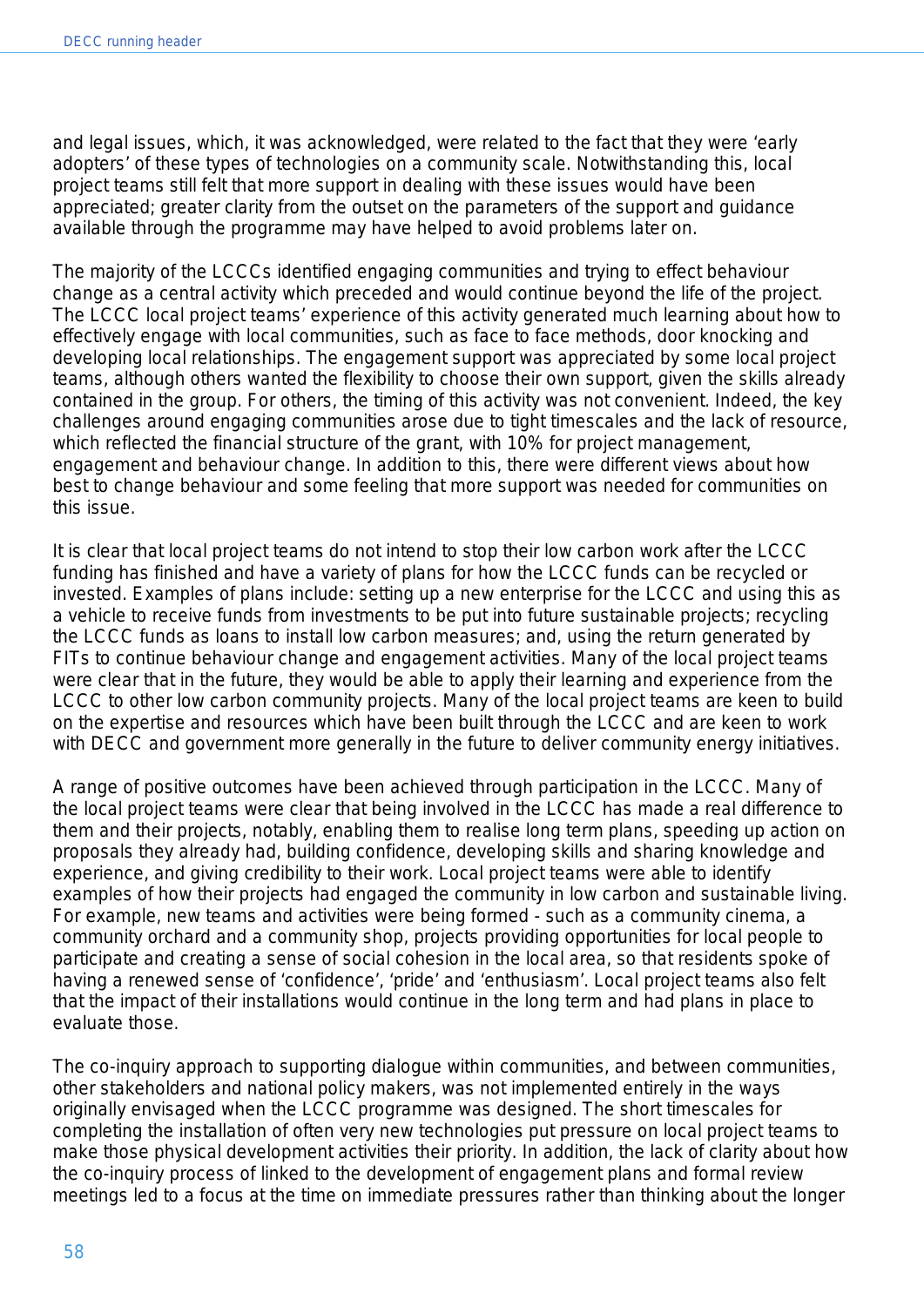and legal issues, which, it was acknowledged, were related to the fact that they were 'early adopters' of these types of technologies on a community scale. Notwithstanding this, local project teams still felt that more support in dealing with these issues would have been appreciated; greater clarity from the outset on the parameters of the support and guidance available through the programme may have helped to avoid problems later on.

The majority of the LCCCs identified engaging communities and trying to effect behaviour change as a central activity which preceded and would continue beyond the life of the project. The LCCC local project teams' experience of this activity generated much learning about how to effectively engage with local communities, such as face to face methods, door knocking and developing local relationships. The engagement support was appreciated by some local project teams, although others wanted the flexibility to choose their own support, given the skills already contained in the group. For others, the timing of this activity was not convenient. Indeed, the key challenges around engaging communities arose due to tight timescales and the lack of resource, which reflected the financial structure of the grant, with 10% for project management, engagement and behaviour change. In addition to this, there were different views about how best to change behaviour and some feeling that more support was needed for communities on this issue.

It is clear that local project teams do not intend to stop their low carbon work after the LCCC funding has finished and have a variety of plans for how the LCCC funds can be recycled or invested. Examples of plans include: setting up a new enterprise for the LCCC and using this as a vehicle to receive funds from investments to be put into future sustainable projects; recycling the LCCC funds as loans to install low carbon measures; and, using the return generated by FITs to continue behaviour change and engagement activities. Many of the local project teams were clear that in the future, they would be able to apply their learning and experience from the LCCC to other low carbon community projects. Many of the local project teams are keen to build on the expertise and resources which have been built through the LCCC and are keen to work with DECC and government more generally in the future to deliver community energy initiatives.

A range of positive outcomes have been achieved through participation in the LCCC. Many of the local project teams were clear that being involved in the LCCC has made a real difference to them and their projects, notably, enabling them to realise long term plans, speeding up action on proposals they already had, building confidence, developing skills and sharing knowledge and experience, and giving credibility to their work. Local project teams were able to identify examples of how their projects had engaged the community in low carbon and sustainable living. For example, new teams and activities were being formed - such as a community cinema, a community orchard and a community shop, projects providing opportunities for local people to participate and creating a sense of social cohesion in the local area, so that residents spoke of having a renewed sense of 'confidence', 'pride' and 'enthusiasm'. Local project teams also felt that the impact of their installations would continue in the long term and had plans in place to evaluate those.

The co-inquiry approach to supporting dialogue within communities, and between communities, other stakeholders and national policy makers, was not implemented entirely in the ways originally envisaged when the LCCC programme was designed. The short timescales for completing the installation of often very new technologies put pressure on local project teams to make those physical development activities their priority. In addition, the lack of clarity about how the co-inquiry process of linked to the development of engagement plans and formal review meetings led to a focus at the time on immediate pressures rather than thinking about the longer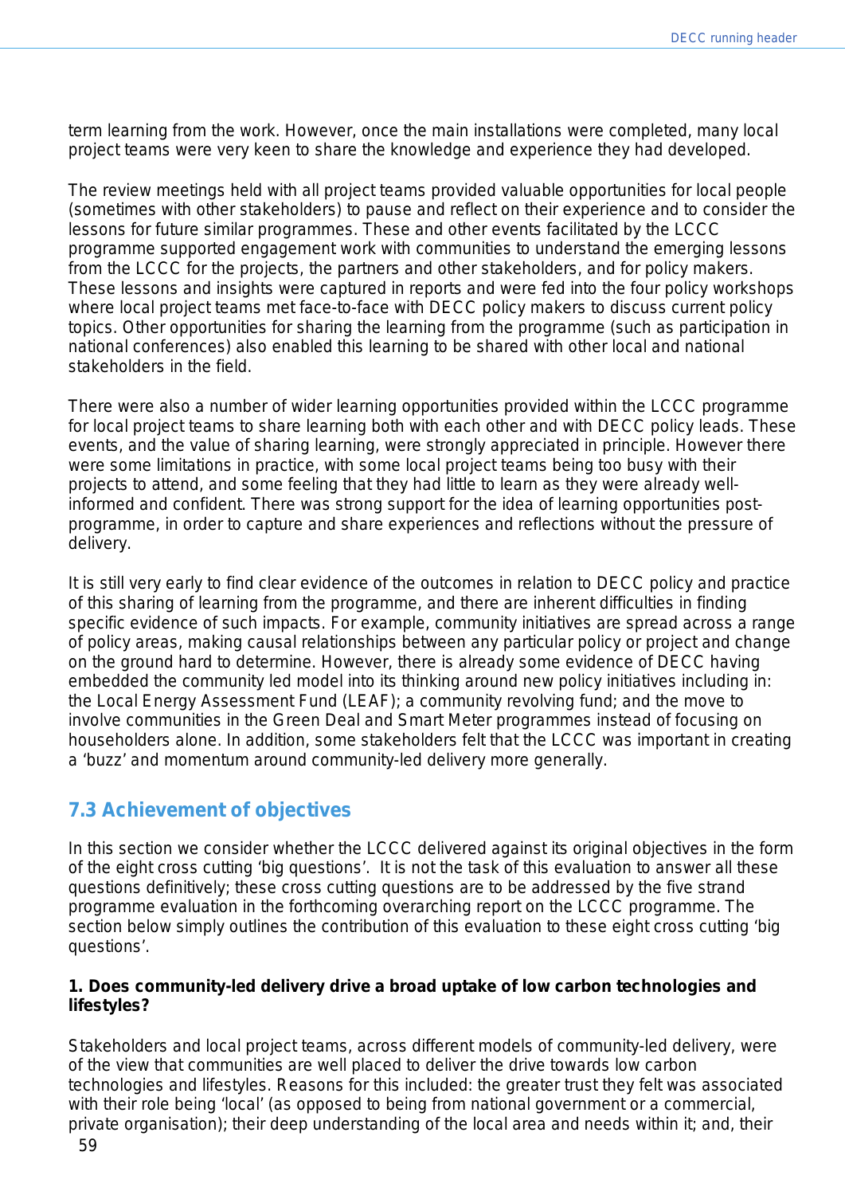term learning from the work. However, once the main installations were completed, many local project teams were very keen to share the knowledge and experience they had developed.

The review meetings held with all project teams provided valuable opportunities for local people (sometimes with other stakeholders) to pause and reflect on their experience and to consider the lessons for future similar programmes. These and other events facilitated by the LCCC programme supported engagement work with communities to understand the emerging lessons from the LCCC for the projects, the partners and other stakeholders, and for policy makers. These lessons and insights were captured in reports and were fed into the four policy workshops where local project teams met face-to-face with DECC policy makers to discuss current policy topics. Other opportunities for sharing the learning from the programme (such as participation in national conferences) also enabled this learning to be shared with other local and national stakeholders in the field.

There were also a number of wider learning opportunities provided within the LCCC programme for local project teams to share learning both with each other and with DECC policy leads. These events, and the value of sharing learning, were strongly appreciated in principle. However there were some limitations in practice, with some local project teams being too busy with their projects to attend, and some feeling that they had little to learn as they were already well-informed and confident. There was strong support for the idea of learning opportunities post-programme, in order to capture and share experiences and reflections without the pressure of delivery.

It is still very early to find clear evidence of the outcomes in relation to DECC policy and practice of this sharing of learning from the programme, and there are inherent difficulties in finding specific evidence of such impacts. For example, community initiatives are spread across a range of policy areas, making causal relationships between any particular policy or project and change on the ground hard to determine. However, there is already some evidence of DECC having embedded the community led model into its thinking around new policy initiatives including in: the Local Energy Assessment Fund (LEAF); a community revolving fund; and the move to involve communities in the Green Deal and Smart Meter programmes instead of focusing on householders alone. In addition, some stakeholders felt that the LCCC was important in creating a 'buzz' and momentum around community-led delivery more generally.

## 7.3 Achievement of objectives

In this section we consider whether the LCCC delivered against its original objectives in the form of the eight cross cutting 'big questions'. It is not the task of this evaluation to answer all these questions definitively; these cross cutting questions are to be addressed by the five strand programme evaluation in the forthcoming overarching report on the LCCC programme. The section below simply outlines the contribution of this evaluation to these eight cross cutting 'big questions'.

**1. Does community-led delivery drive a broad uptake of low carbon technologies and lifestyles?**

Stakeholders and local project teams, across different models of community-led delivery, were of the view that communities are well placed to deliver the drive towards low carbon technologies and lifestyles. Reasons for this included: the greater trust they felt was associated with their role being 'local' (as opposed to being from national government or a commercial, private organisation); their deep understanding of the local area and needs within it; and, their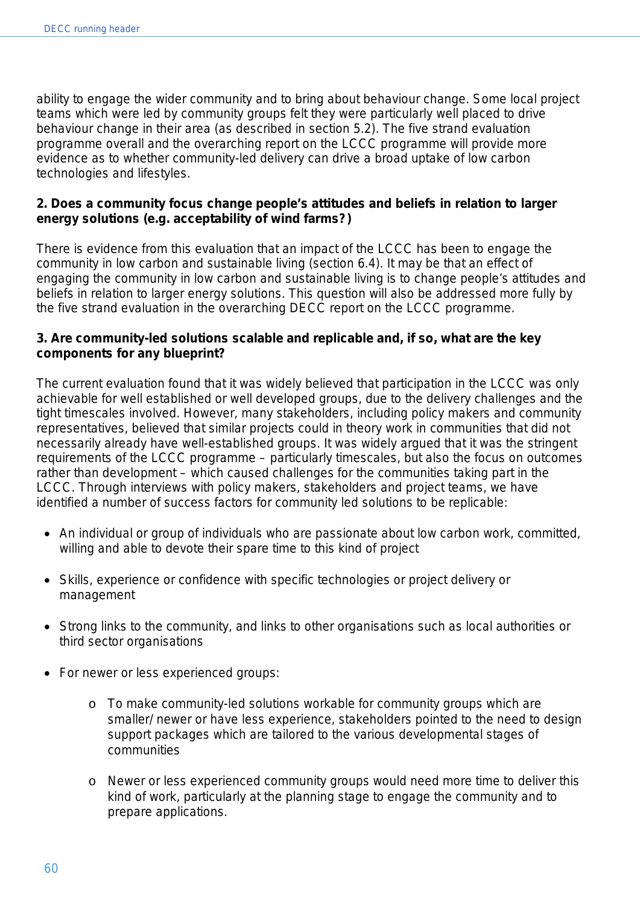ability to engage the wider community and to bring about behaviour change. Some local project teams which were led by community groups felt they were particularly well placed to drive behaviour change in their area (as described in section 5.2). The five strand evaluation programme overall and the overarching report on the LCCC programme will provide more evidence as to whether community-led delivery can drive a broad uptake of low carbon technologies and lifestyles.

**2. Does a community focus change people's attitudes and beliefs in relation to larger energy solutions (e.g. acceptability of wind farms?)**

There is evidence from this evaluation that an impact of the LCCC has been to engage the community in low carbon and sustainable living (section 6.4). It may be that an effect of engaging the community in low carbon and sustainable living is to change people's attitudes and beliefs in relation to larger energy solutions. This question will also be addressed more fully by the five strand evaluation in the overarching DECC report on the LCCC programme.

**3. Are community-led solutions scalable and replicable and, if so, what are the key components for any blueprint?**

The current evaluation found that it was widely believed that participation in the LCCC was only achievable for well established or well developed groups, due to the delivery challenges and the tight timescales involved. However, many stakeholders, including policy makers and community representatives, believed that similar projects could in theory work in communities that did not necessarily already have well-established groups. It was widely argued that it was the stringent requirements of the LCCC programme – particularly timescales, but also the focus on outcomes rather than development – which caused challenges for the communities taking part in the LCCC. Through interviews with policy makers, stakeholders and project teams, we have identified a number of success factors for community led solutions to be replicable:

- An individual or group of individuals who are passionate about low carbon work, committed, willing and able to devote their spare time to this kind of project
- Skills, experience or confidence with specific technologies or project delivery or management
- Strong links to the community, and links to other organisations such as local authorities or third sector organisations
- For newer or less experienced groups:
  - To make community-led solutions workable for community groups which are smaller/ newer or have less experience, stakeholders pointed to the need to design support packages which are tailored to the various developmental stages of communities
  - Newer or less experienced community groups would need more time to deliver this kind of work, particularly at the planning stage to engage the community and to prepare applications.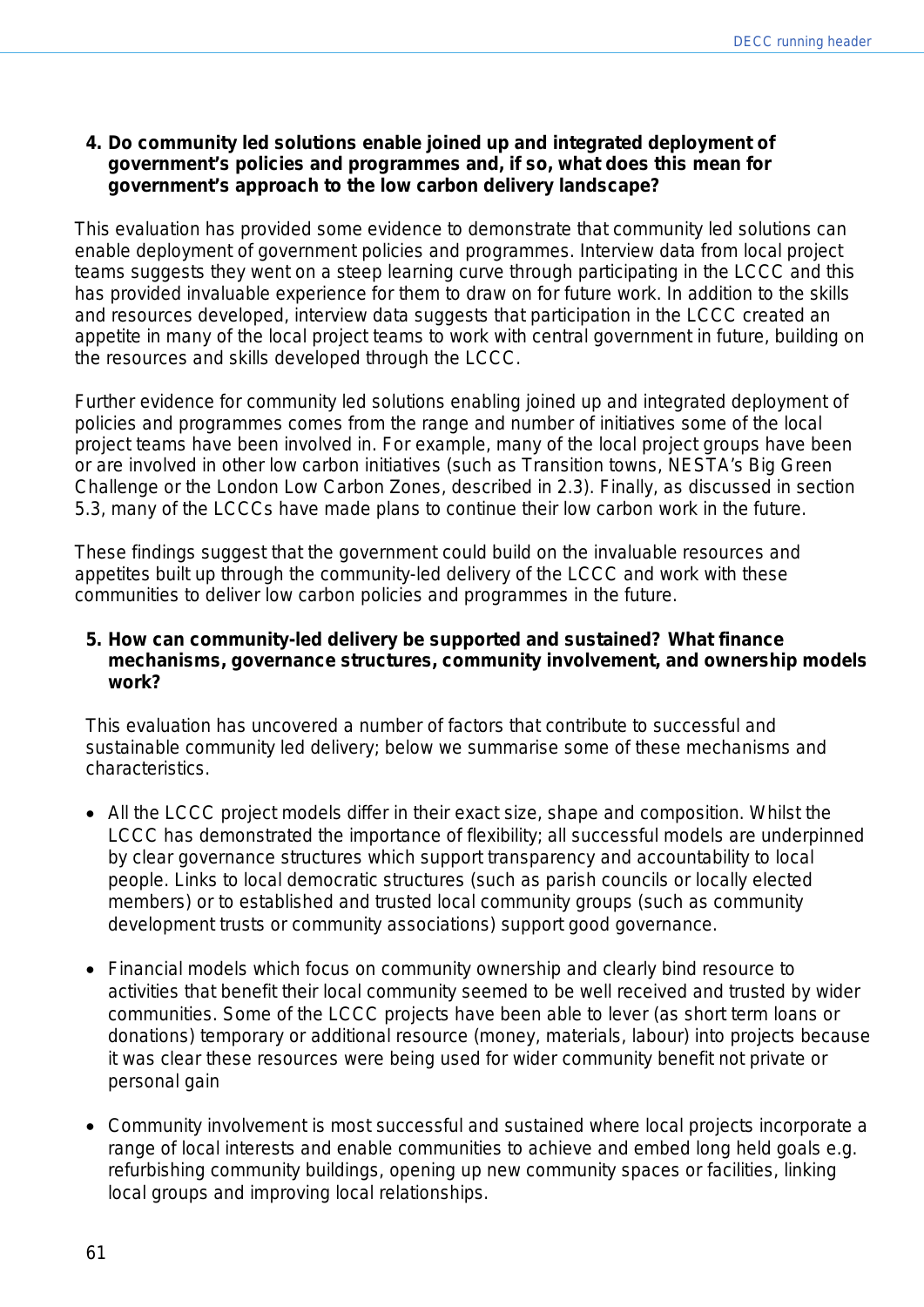**4. Do community led solutions enable joined up and integrated deployment of government's policies and programmes and, if so, what does this mean for government's approach to the low carbon delivery landscape?**

This evaluation has provided some evidence to demonstrate that community led solutions can enable deployment of government policies and programmes. Interview data from local project teams suggests they went on a steep learning curve through participating in the LCCC and this has provided invaluable experience for them to draw on for future work. In addition to the skills and resources developed, interview data suggests that participation in the LCCC created an appetite in many of the local project teams to work with central government in future, building on the resources and skills developed through the LCCC.

Further evidence for community led solutions enabling joined up and integrated deployment of policies and programmes comes from the range and number of initiatives some of the local project teams have been involved in. For example, many of the local project groups have been or are involved in other low carbon initiatives (such as Transition towns, NESTA's Big Green Challenge or the London Low Carbon Zones, described in 2.3). Finally, as discussed in section 5.3, many of the LCCCs have made plans to continue their low carbon work in the future.

These findings suggest that the government could build on the invaluable resources and appetites built up through the community-led delivery of the LCCC and work with these communities to deliver low carbon policies and programmes in the future.

**5. How can community-led delivery be supported and sustained? What finance mechanisms, governance structures, community involvement, and ownership models work?**

This evaluation has uncovered a number of factors that contribute to successful and sustainable community led delivery; below we summarise some of these mechanisms and characteristics.

- All the LCCC project models differ in their exact size, shape and composition. Whilst the LCCC has demonstrated the importance of flexibility; all successful models are underpinned by clear governance structures which support transparency and accountability to local people. Links to local democratic structures (such as parish councils or locally elected members) or to established and trusted local community groups (such as community development trusts or community associations) support good governance.

- Financial models which focus on community ownership and clearly bind resource to activities that benefit their local community seemed to be well received and trusted by wider communities. Some of the LCCC projects have been able to lever (as short term loans or donations) temporary or additional resource (money, materials, labour) into projects because it was clear these resources were being used for wider community benefit not private or personal gain

- Community involvement is most successful and sustained where local projects incorporate a range of local interests and enable communities to achieve and embed long held goals e.g. refurbishing community buildings, opening up new community spaces or facilities, linking local groups and improving local relationships.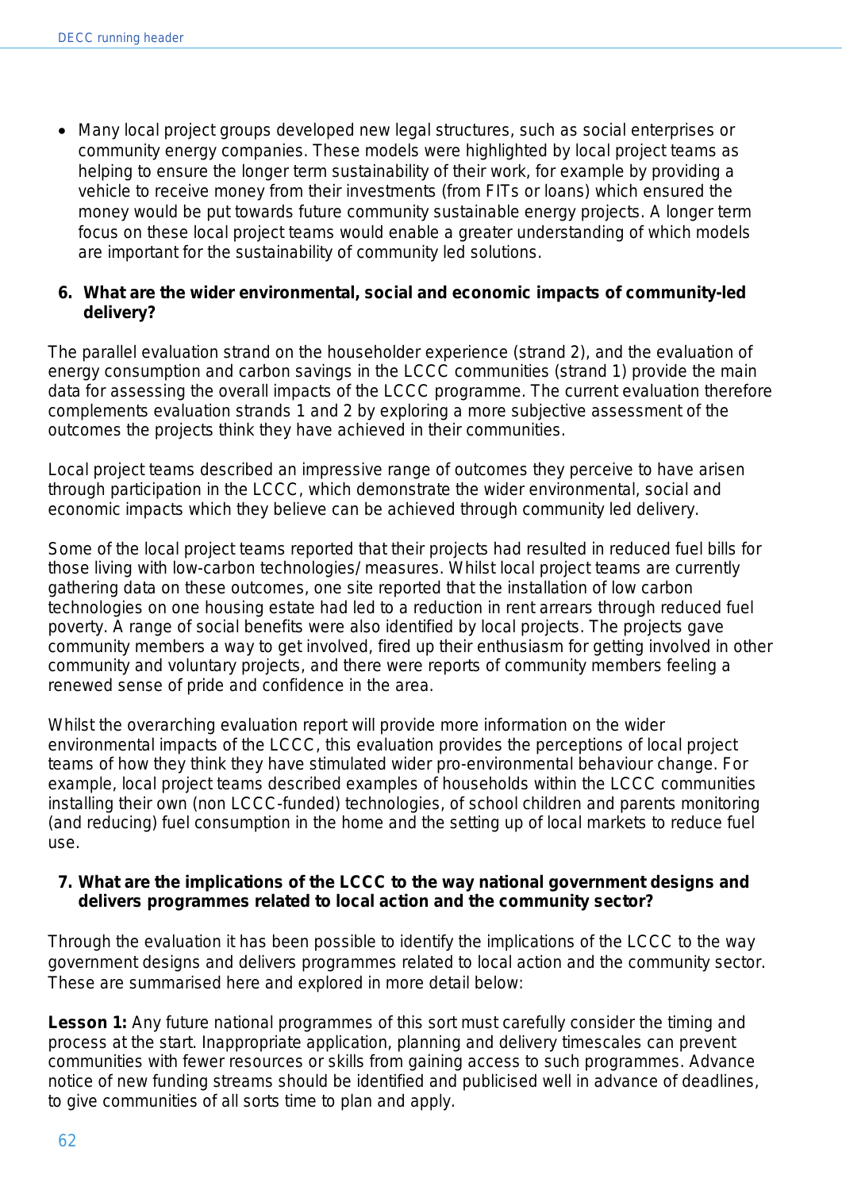- Many local project groups developed new legal structures, such as social enterprises or community energy companies. These models were highlighted by local project teams as helping to ensure the longer term sustainability of their work, for example by providing a vehicle to receive money from their investments (from FITs or loans) which ensured the money would be put towards future community sustainable energy projects. A longer term focus on these local project teams would enable a greater understanding of which models are important for the sustainability of community led solutions.

**6. What are the wider environmental, social and economic impacts of community-led delivery?**

The parallel evaluation strand on the householder experience (strand 2), and the evaluation of energy consumption and carbon savings in the LCCC communities (strand 1) provide the main data for assessing the overall impacts of the LCCC programme. The current evaluation therefore complements evaluation strands 1 and 2 by exploring a more subjective assessment of the outcomes the projects think they have achieved in their communities.

Local project teams described an impressive range of outcomes they perceive to have arisen through participation in the LCCC, which demonstrate the wider environmental, social and economic impacts which they believe can be achieved through community led delivery.

Some of the local project teams reported that their projects had resulted in reduced fuel bills for those living with low-carbon technologies/ measures. Whilst local project teams are currently gathering data on these outcomes, one site reported that the installation of low carbon technologies on one housing estate had led to a reduction in rent arrears through reduced fuel poverty. A range of social benefits were also identified by local projects. The projects gave community members a way to get involved, fired up their enthusiasm for getting involved in other community and voluntary projects, and there were reports of community members feeling a renewed sense of pride and confidence in the area.

Whilst the overarching evaluation report will provide more information on the wider environmental impacts of the LCCC, this evaluation provides the perceptions of local project teams of how they think they have stimulated wider pro-environmental behaviour change. For example, local project teams described examples of households within the LCCC communities installing their own (non LCCC-funded) technologies, of school children and parents monitoring (and reducing) fuel consumption in the home and the setting up of local markets to reduce fuel use.

**7. What are the implications of the LCCC to the way national government designs and delivers programmes related to local action and the community sector?**

Through the evaluation it has been possible to identify the implications of the LCCC to the way government designs and delivers programmes related to local action and the community sector. These are summarised here and explored in more detail below:

**Lesson 1:** Any future national programmes of this sort must carefully consider the timing and process at the start. Inappropriate application, planning and delivery timescales can prevent communities with fewer resources or skills from gaining access to such programmes. Advance notice of new funding streams should be identified and publicised well in advance of deadlines, to give communities of all sorts time to plan and apply.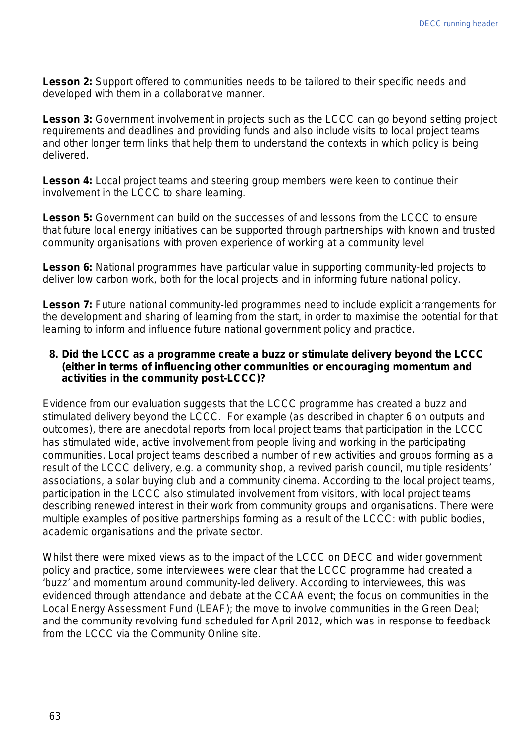**Lesson 2:** Support offered to communities needs to be tailored to their specific needs and developed with them in a collaborative manner.

**Lesson 3:** Government involvement in projects such as the LCCC can go beyond setting project requirements and deadlines and providing funds and also include visits to local project teams and other longer term links that help them to understand the contexts in which policy is being delivered.

**Lesson 4:** Local project teams and steering group members were keen to continue their involvement in the LCCC to share learning.

**Lesson 5:** Government can build on the successes of and lessons from the LCCC to ensure that future local energy initiatives can be supported through partnerships with known and trusted community organisations with proven experience of working at a community level

**Lesson 6:** National programmes have particular value in supporting community-led projects to deliver low carbon work, both for the local projects and in informing future national policy.

**Lesson 7:** Future national community-led programmes need to include explicit arrangements for the development and sharing of learning from the start, in order to maximise the potential for that learning to inform and influence future national government policy and practice.

8. **Did the LCCC as a programme create a buzz or stimulate delivery beyond the LCCC (either in terms of influencing other communities or encouraging momentum and activities in the community post-LCCC)?**

Evidence from our evaluation suggests that the LCCC programme has created a buzz and stimulated delivery beyond the LCCC. For example (as described in chapter 6 on outputs and outcomes), there are anecdotal reports from local project teams that participation in the LCCC has stimulated wide, active involvement from people living and working in the participating communities. Local project teams described a number of new activities and groups forming as a result of the LCCC delivery, e.g. a community shop, a revived parish council, multiple residents' associations, a solar buying club and a community cinema. According to the local project teams, participation in the LCCC also stimulated involvement from visitors, with local project teams describing renewed interest in their work from community groups and organisations. There were multiple examples of positive partnerships forming as a result of the LCCC: with public bodies, academic organisations and the private sector.

Whilst there were mixed views as to the impact of the LCCC on DECC and wider government policy and practice, some interviewees were clear that the LCCC programme had created a 'buzz' and momentum around community-led delivery. According to interviewees, this was evidenced through attendance and debate at the CCAA event; the focus on communities in the Local Energy Assessment Fund (LEAF); the move to involve communities in the Green Deal; and the community revolving fund scheduled for April 2012, which was in response to feedback from the LCCC via the Community Online site.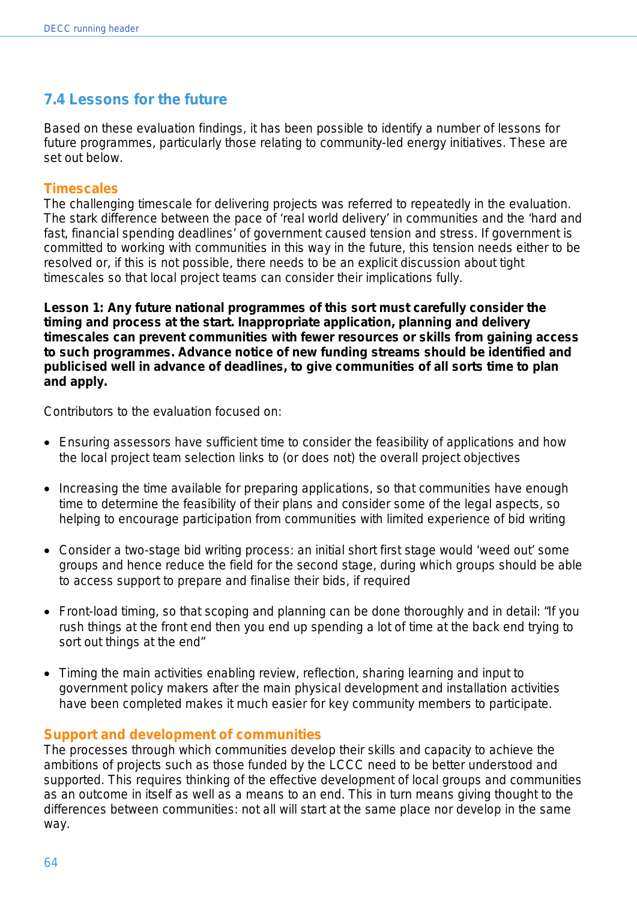## 7.4 Lessons for the future

Based on these evaluation findings, it has been possible to identify a number of lessons for future programmes, particularly those relating to community-led energy initiatives. These are set out below.

### Timescales

The challenging timescale for delivering projects was referred to repeatedly in the evaluation. The stark difference between the pace of 'real world delivery' in communities and the 'hard and fast, financial spending deadlines' of government caused tension and stress. If government is committed to working with communities in this way in the future, this tension needs either to be resolved or, if this is not possible, there needs to be an explicit discussion about tight timescales so that local project teams can consider their implications fully.

**Lesson 1: Any future national programmes of this sort must carefully consider the timing and process at the start. Inappropriate application, planning and delivery timescales can prevent communities with fewer resources or skills from gaining access to such programmes. Advance notice of new funding streams should be identified and publicised well in advance of deadlines, to give communities of all sorts time to plan and apply.**

Contributors to the evaluation focused on:

- Ensuring assessors have sufficient time to consider the feasibility of applications and how the local project team selection links to (or does not) the overall project objectives
- Increasing the time available for preparing applications, so that communities have enough time to determine the feasibility of their plans and consider some of the legal aspects, so helping to encourage participation from communities with limited experience of bid writing
- Consider a two-stage bid writing process: an initial short first stage would 'weed out' some groups and hence reduce the field for the second stage, during which groups should be able to access support to prepare and finalise their bids, if required
- Front-load timing, so that scoping and planning can be done thoroughly and in detail: "If you rush things at the front end then you end up spending a lot of time at the back end trying to sort out things at the end"
- Timing the main activities enabling review, reflection, sharing learning and input to government policy makers after the main physical development and installation activities have been completed makes it much easier for key community members to participate.

### Support and development of communities

The processes through which communities develop their skills and capacity to achieve the ambitions of projects such as those funded by the LCCC need to be better understood and supported. This requires thinking of the effective development of local groups and communities as an outcome in itself as well as a means to an end. This in turn means giving thought to the differences between communities: not all will start at the same place nor develop in the same way.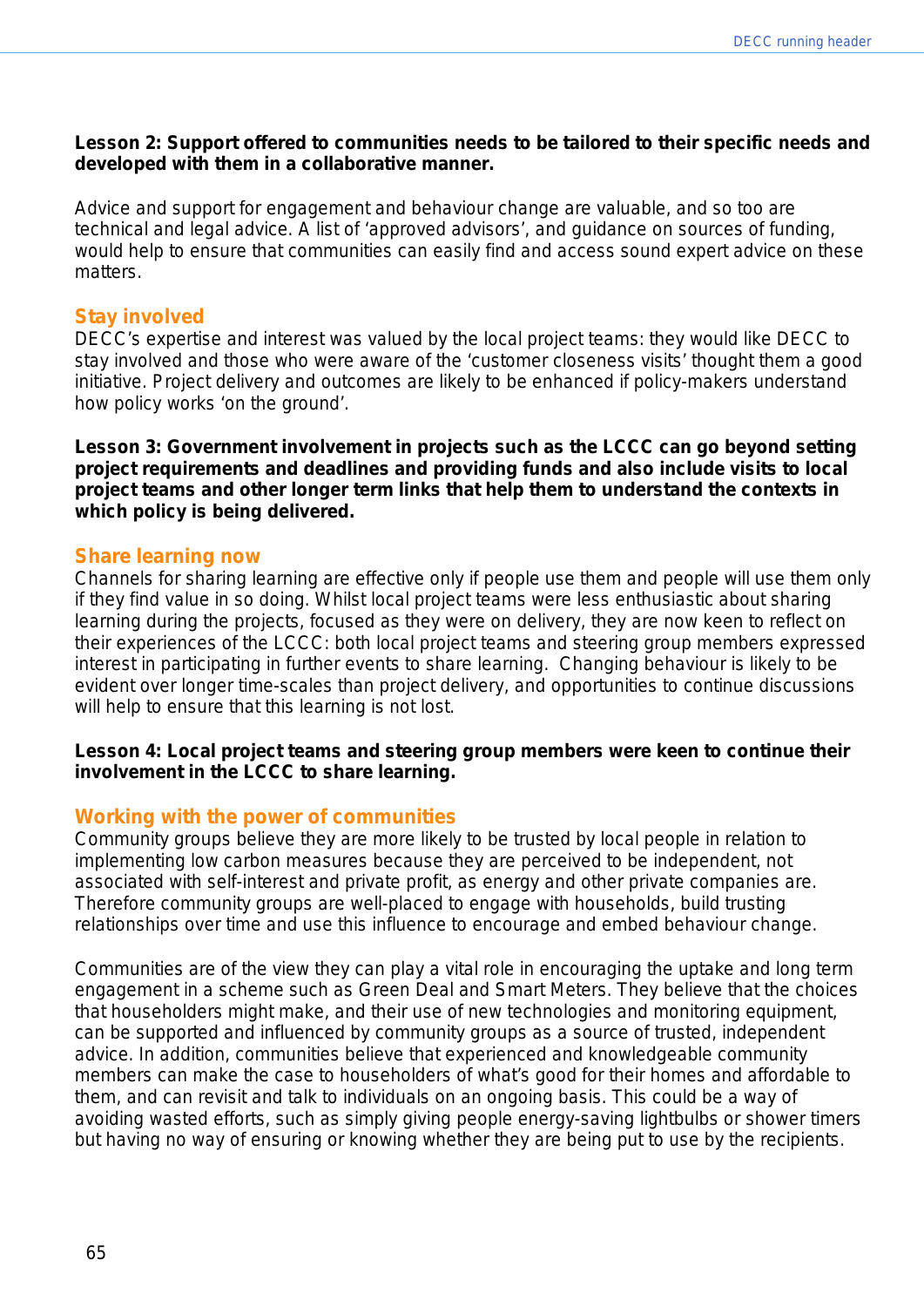**Lesson 2: Support offered to communities needs to be tailored to their specific needs and developed with them in a collaborative manner.**

Advice and support for engagement and behaviour change are valuable, and so too are technical and legal advice. A list of 'approved advisors', and guidance on sources of funding, would help to ensure that communities can easily find and access sound expert advice on these matters.

## Stay involved

DECC's expertise and interest was valued by the local project teams: they would like DECC to stay involved and those who were aware of the 'customer closeness visits' thought them a good initiative. Project delivery and outcomes are likely to be enhanced if policy-makers understand how policy works 'on the ground'.

**Lesson 3: Government involvement in projects such as the LCCC can go beyond setting project requirements and deadlines and providing funds and also include visits to local project teams and other longer term links that help them to understand the contexts in which policy is being delivered.**

## Share learning now

Channels for sharing learning are effective only if people use them and people will use them only if they find value in so doing. Whilst local project teams were less enthusiastic about sharing learning during the projects, focused as they were on delivery, they are now keen to reflect on their experiences of the LCCC: both local project teams and steering group members expressed interest in participating in further events to share learning. Changing behaviour is likely to be evident over longer time-scales than project delivery, and opportunities to continue discussions will help to ensure that this learning is not lost.

**Lesson 4: Local project teams and steering group members were keen to continue their involvement in the LCCC to share learning.**

## Working with the power of communities

Community groups believe they are more likely to be trusted by local people in relation to implementing low carbon measures because they are perceived to be independent, not associated with self-interest and private profit, as energy and other private companies are. Therefore community groups are well-placed to engage with households, build trusting relationships over time and use this influence to encourage and embed behaviour change.

Communities are of the view they can play a vital role in encouraging the uptake and long term engagement in a scheme such as Green Deal and Smart Meters. They believe that the choices that householders might make, and their use of new technologies and monitoring equipment, can be supported and influenced by community groups as a source of trusted, independent advice. In addition, communities believe that experienced and knowledgeable community members can make the case to householders of what's good for their homes and affordable to them, and can revisit and talk to individuals on an ongoing basis. This could be a way of avoiding wasted efforts, such as simply giving people energy-saving lightbulbs or shower timers but having no way of ensuring or knowing whether they are being put to use by the recipients.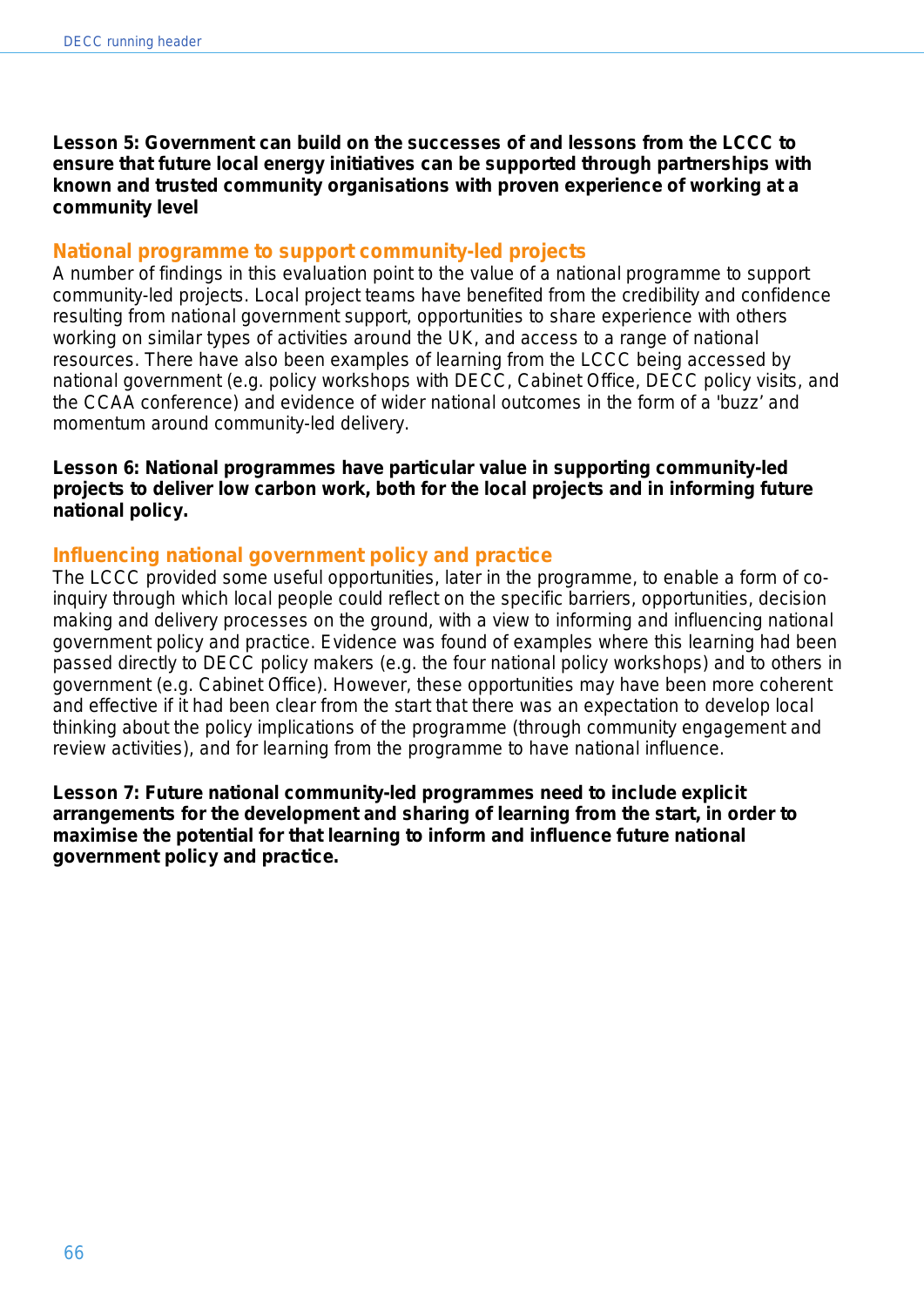**Lesson 5: Government can build on the successes of and lessons from the LCCC to ensure that future local energy initiatives can be supported through partnerships with known and trusted community organisations with proven experience of working at a community level**

## National programme to support community-led projects

A number of findings in this evaluation point to the value of a national programme to support community-led projects. Local project teams have benefited from the credibility and confidence resulting from national government support, opportunities to share experience with others working on similar types of activities around the UK, and access to a range of national resources. There have also been examples of learning from the LCCC being accessed by national government (e.g. policy workshops with DECC, Cabinet Office, DECC policy visits, and the CCAA conference) and evidence of wider national outcomes in the form of a 'buzz' and momentum around community-led delivery.

**Lesson 6: National programmes have particular value in supporting community-led projects to deliver low carbon work, both for the local projects and in informing future national policy.**

## Influencing national government policy and practice

The LCCC provided some useful opportunities, later in the programme, to enable a form of co-inquiry through which local people could reflect on the specific barriers, opportunities, decision making and delivery processes on the ground, with a view to informing and influencing national government policy and practice. Evidence was found of examples where this learning had been passed directly to DECC policy makers (e.g. the four national policy workshops) and to others in government (e.g. Cabinet Office). However, these opportunities may have been more coherent and effective if it had been clear from the start that there was an expectation to develop local thinking about the policy implications of the programme (through community engagement and review activities), and for learning from the programme to have national influence.

**Lesson 7: Future national community-led programmes need to include explicit arrangements for the development and sharing of learning from the start, in order to maximise the potential for that learning to inform and influence future national government policy and practice.**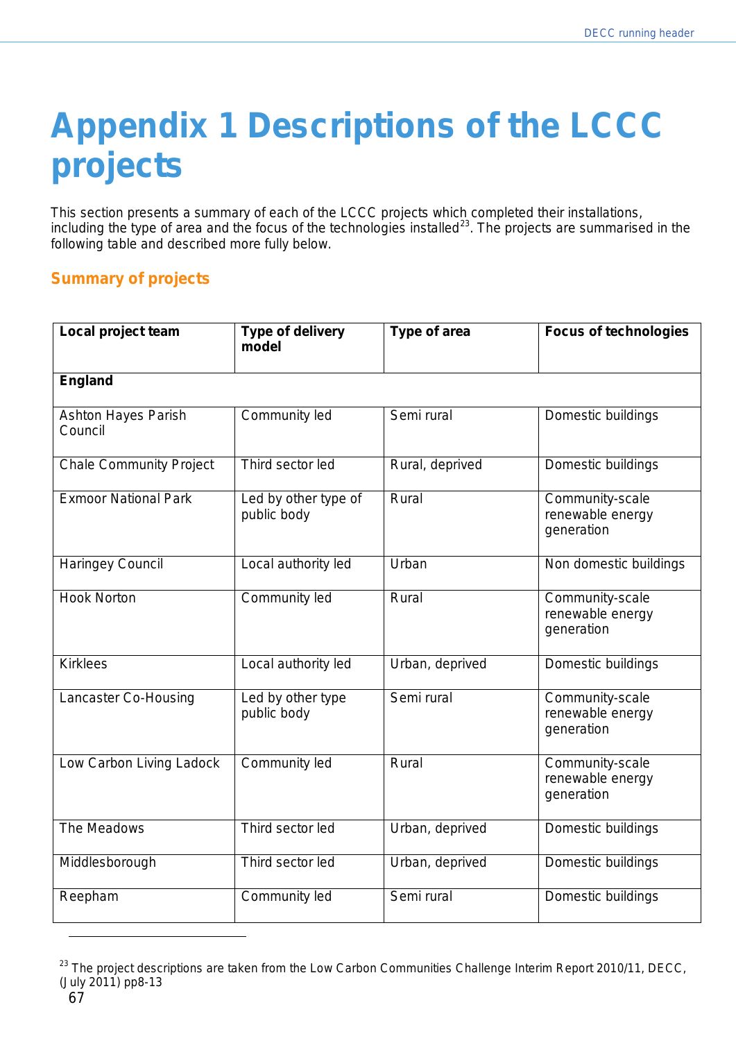# Appendix 1 Descriptions of the LCCC projects

This section presents a summary of each of the LCCC projects which completed their installations, including the type of area and the focus of the technologies installed[23]. The projects are summarised in the following table and described more fully below.

## Summary of projects

| Local project team | Type of delivery model | Type of area | Focus of technologies |
|---|---|---|---|
| **England** | | | |
| Ashton Hayes Parish Council | Community led | Semi rural | Domestic buildings |
| Chale Community Project | Third sector led | Rural, deprived | Domestic buildings |
| Exmoor National Park | Led by other type of public body | Rural | Community-scale renewable energy generation |
| Haringey Council | Local authority led | Urban | Non domestic buildings |
| Hook Norton | Community led | Rural | Community-scale renewable energy generation |
| Kirklees | Local authority led | Urban, deprived | Domestic buildings |
| Lancaster Co-Housing | Led by other type public body | Semi rural | Community-scale renewable energy generation |
| Low Carbon Living Ladock | Community led | Rural | Community-scale renewable energy generation |
| The Meadows | Third sector led | Urban, deprived | Domestic buildings |
| Middlesborough | Third sector led | Urban, deprived | Domestic buildings |
| Reepham | Community led | Semi rural | Domestic buildings |

[23] The project descriptions are taken from the Low Carbon Communities Challenge Interim Report 2010/11, DECC, (July 2011) pp8-13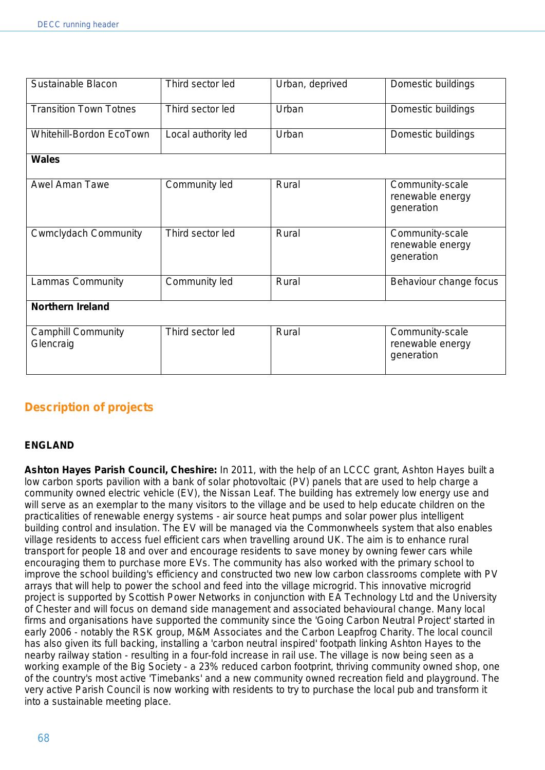| | | | |
|---|---|---|---|
| Sustainable Blacon | Third sector led | Urban, deprived | Domestic buildings |
| Transition Town Totnes | Third sector led | Urban | Domestic buildings |
| Whitehill-Bordon EcoTown | Local authority led | Urban | Domestic buildings |
| **Wales** | | | |
| Awel Aman Tawe | Community led | Rural | Community-scale renewable energy generation |
| Cwmclydach Community | Third sector led | Rural | Community-scale renewable energy generation |
| Lammas Community | Community led | Rural | Behaviour change focus |
| **Northern Ireland** | | | |
| Camphill Community Glencraig | Third sector led | Rural | Community-scale renewable energy generation |

## Description of projects

### ENGLAND

**Ashton Hayes Parish Council, Cheshire:** In 2011, with the help of an LCCC grant, Ashton Hayes built a low carbon sports pavilion with a bank of solar photovoltaic (PV) panels that are used to help charge a community owned electric vehicle (EV), the Nissan Leaf. The building has extremely low energy use and will serve as an exemplar to the many visitors to the village and be used to help educate children on the practicalities of renewable energy systems - air source heat pumps and solar power plus intelligent building control and insulation. The EV will be managed via the Commonwheels system that also enables village residents to access fuel efficient cars when travelling around UK. The aim is to enhance rural transport for people 18 and over and encourage residents to save money by owning fewer cars while encouraging them to purchase more EVs. The community has also worked with the primary school to improve the school building's efficiency and constructed two new low carbon classrooms complete with PV arrays that will help to power the school and feed into the village microgrid. This innovative microgrid project is supported by Scottish Power Networks in conjunction with EA Technology Ltd and the University of Chester and will focus on demand side management and associated behavioural change. Many local firms and organisations have supported the community since the 'Going Carbon Neutral Project' started in early 2006 - notably the RSK group, M&M Associates and the Carbon Leapfrog Charity. The local council has also given its full backing, installing a 'carbon neutral inspired' footpath linking Ashton Hayes to the nearby railway station - resulting in a four-fold increase in rail use. The village is now being seen as a working example of the Big Society - a 23% reduced carbon footprint, thriving community owned shop, one of the country's most active 'Timebanks' and a new community owned recreation field and playground. The very active Parish Council is now working with residents to try to purchase the local pub and transform it into a sustainable meeting place.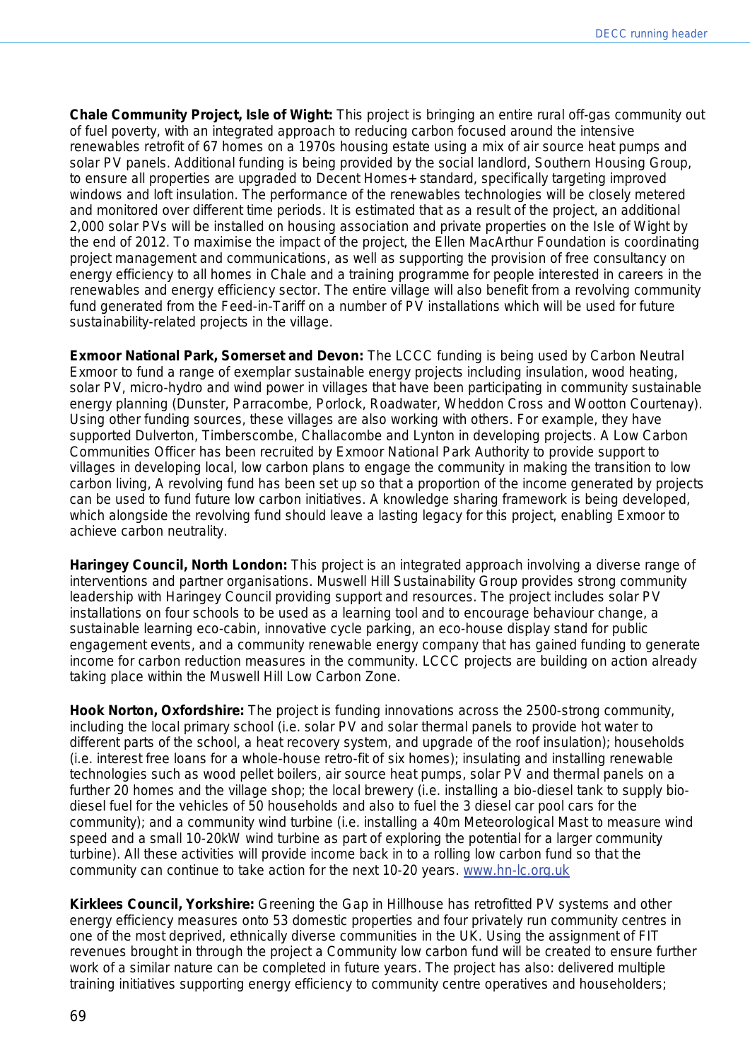**Chale Community Project, Isle of Wight:** This project is bringing an entire rural off-gas community out of fuel poverty, with an integrated approach to reducing carbon focused around the intensive renewables retrofit of 67 homes on a 1970s housing estate using a mix of air source heat pumps and solar PV panels. Additional funding is being provided by the social landlord, Southern Housing Group, to ensure all properties are upgraded to Decent Homes+ standard, specifically targeting improved windows and loft insulation. The performance of the renewables technologies will be closely metered and monitored over different time periods. It is estimated that as a result of the project, an additional 2,000 solar PVs will be installed on housing association and private properties on the Isle of Wight by the end of 2012. To maximise the impact of the project, the Ellen MacArthur Foundation is coordinating project management and communications, as well as supporting the provision of free consultancy on energy efficiency to all homes in Chale and a training programme for people interested in careers in the renewables and energy efficiency sector. The entire village will also benefit from a revolving community fund generated from the Feed-in-Tariff on a number of PV installations which will be used for future sustainability-related projects in the village.

**Exmoor National Park, Somerset and Devon:** The LCCC funding is being used by Carbon Neutral Exmoor to fund a range of exemplar sustainable energy projects including insulation, wood heating, solar PV, micro-hydro and wind power in villages that have been participating in community sustainable energy planning (Dunster, Parracombe, Porlock, Roadwater, Wheddon Cross and Wootton Courtenay). Using other funding sources, these villages are also working with others. For example, they have supported Dulverton, Timberscombe, Challacombe and Lynton in developing projects. A Low Carbon Communities Officer has been recruited by Exmoor National Park Authority to provide support to villages in developing local, low carbon plans to engage the community in making the transition to low carbon living, A revolving fund has been set up so that a proportion of the income generated by projects can be used to fund future low carbon initiatives. A knowledge sharing framework is being developed, which alongside the revolving fund should leave a lasting legacy for this project, enabling Exmoor to achieve carbon neutrality.

**Haringey Council, North London:** This project is an integrated approach involving a diverse range of interventions and partner organisations. Muswell Hill Sustainability Group provides strong community leadership with Haringey Council providing support and resources. The project includes solar PV installations on four schools to be used as a learning tool and to encourage behaviour change, a sustainable learning eco-cabin, innovative cycle parking, an eco-house display stand for public engagement events, and a community renewable energy company that has gained funding to generate income for carbon reduction measures in the community. LCCC projects are building on action already taking place within the Muswell Hill Low Carbon Zone.

**Hook Norton, Oxfordshire:** The project is funding innovations across the 2500-strong community, including the local primary school (i.e. solar PV and solar thermal panels to provide hot water to different parts of the school, a heat recovery system, and upgrade of the roof insulation); households (i.e. interest free loans for a whole-house retro-fit of six homes); insulating and installing renewable technologies such as wood pellet boilers, air source heat pumps, solar PV and thermal panels on a further 20 homes and the village shop; the local brewery (i.e. installing a bio-diesel tank to supply bio-diesel fuel for the vehicles of 50 households and also to fuel the 3 diesel car pool cars for the community); and a community wind turbine (i.e. installing a 40m Meteorological Mast to measure wind speed and a small 10-20kW wind turbine as part of exploring the potential for a larger community turbine). All these activities will provide income back in to a rolling low carbon fund so that the community can continue to take action for the next 10-20 years. www.hn-lc.org.uk

**Kirklees Council, Yorkshire:** Greening the Gap in Hillhouse has retrofitted PV systems and other energy efficiency measures onto 53 domestic properties and four privately run community centres in one of the most deprived, ethnically diverse communities in the UK. Using the assignment of FIT revenues brought in through the project a Community low carbon fund will be created to ensure further work of a similar nature can be completed in future years. The project has also: delivered multiple training initiatives supporting energy efficiency to community centre operatives and householders;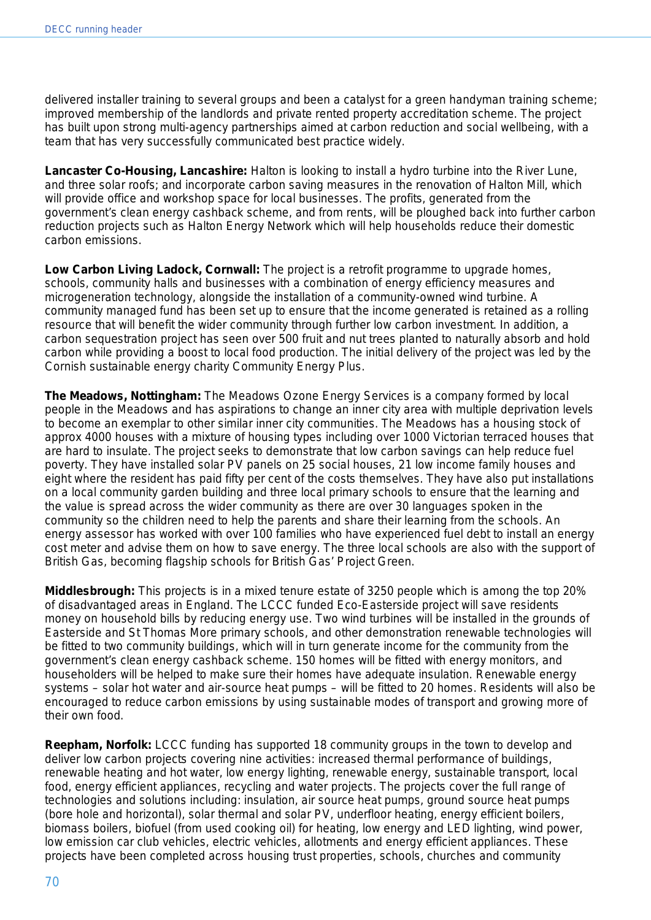delivered installer training to several groups and been a catalyst for a green handyman training scheme; improved membership of the landlords and private rented property accreditation scheme. The project has built upon strong multi-agency partnerships aimed at carbon reduction and social wellbeing, with a team that has very successfully communicated best practice widely.

**Lancaster Co-Housing, Lancashire:** Halton is looking to install a hydro turbine into the River Lune, and three solar roofs; and incorporate carbon saving measures in the renovation of Halton Mill, which will provide office and workshop space for local businesses. The profits, generated from the government's clean energy cashback scheme, and from rents, will be ploughed back into further carbon reduction projects such as Halton Energy Network which will help households reduce their domestic carbon emissions.

**Low Carbon Living Ladock, Cornwall:** The project is a retrofit programme to upgrade homes, schools, community halls and businesses with a combination of energy efficiency measures and microgeneration technology, alongside the installation of a community-owned wind turbine. A community managed fund has been set up to ensure that the income generated is retained as a rolling resource that will benefit the wider community through further low carbon investment. In addition, a carbon sequestration project has seen over 500 fruit and nut trees planted to naturally absorb and hold carbon while providing a boost to local food production. The initial delivery of the project was led by the Cornish sustainable energy charity Community Energy Plus.

**The Meadows, Nottingham:** The Meadows Ozone Energy Services is a company formed by local people in the Meadows and has aspirations to change an inner city area with multiple deprivation levels to become an exemplar to other similar inner city communities. The Meadows has a housing stock of approx 4000 houses with a mixture of housing types including over 1000 Victorian terraced houses that are hard to insulate. The project seeks to demonstrate that low carbon savings can help reduce fuel poverty. They have installed solar PV panels on 25 social houses, 21 low income family houses and eight where the resident has paid fifty per cent of the costs themselves. They have also put installations on a local community garden building and three local primary schools to ensure that the learning and the value is spread across the wider community as there are over 30 languages spoken in the community so the children need to help the parents and share their learning from the schools. An energy assessor has worked with over 100 families who have experienced fuel debt to install an energy cost meter and advise them on how to save energy. The three local schools are also with the support of British Gas, becoming flagship schools for British Gas' Project Green.

**Middlesbrough:** This projects is in a mixed tenure estate of 3250 people which is among the top 20% of disadvantaged areas in England. The LCCC funded Eco-Easterside project will save residents money on household bills by reducing energy use. Two wind turbines will be installed in the grounds of Easterside and St Thomas More primary schools, and other demonstration renewable technologies will be fitted to two community buildings, which will in turn generate income for the community from the government's clean energy cashback scheme. 150 homes will be fitted with energy monitors, and householders will be helped to make sure their homes have adequate insulation. Renewable energy systems – solar hot water and air-source heat pumps – will be fitted to 20 homes. Residents will also be encouraged to reduce carbon emissions by using sustainable modes of transport and growing more of their own food.

**Reepham, Norfolk:** LCCC funding has supported 18 community groups in the town to develop and deliver low carbon projects covering nine activities: increased thermal performance of buildings, renewable heating and hot water, low energy lighting, renewable energy, sustainable transport, local food, energy efficient appliances, recycling and water projects. The projects cover the full range of technologies and solutions including: insulation, air source heat pumps, ground source heat pumps (bore hole and horizontal), solar thermal and solar PV, underfloor heating, energy efficient boilers, biomass boilers, biofuel (from used cooking oil) for heating, low energy and LED lighting, wind power, low emission car club vehicles, electric vehicles, allotments and energy efficient appliances. These projects have been completed across housing trust properties, schools, churches and community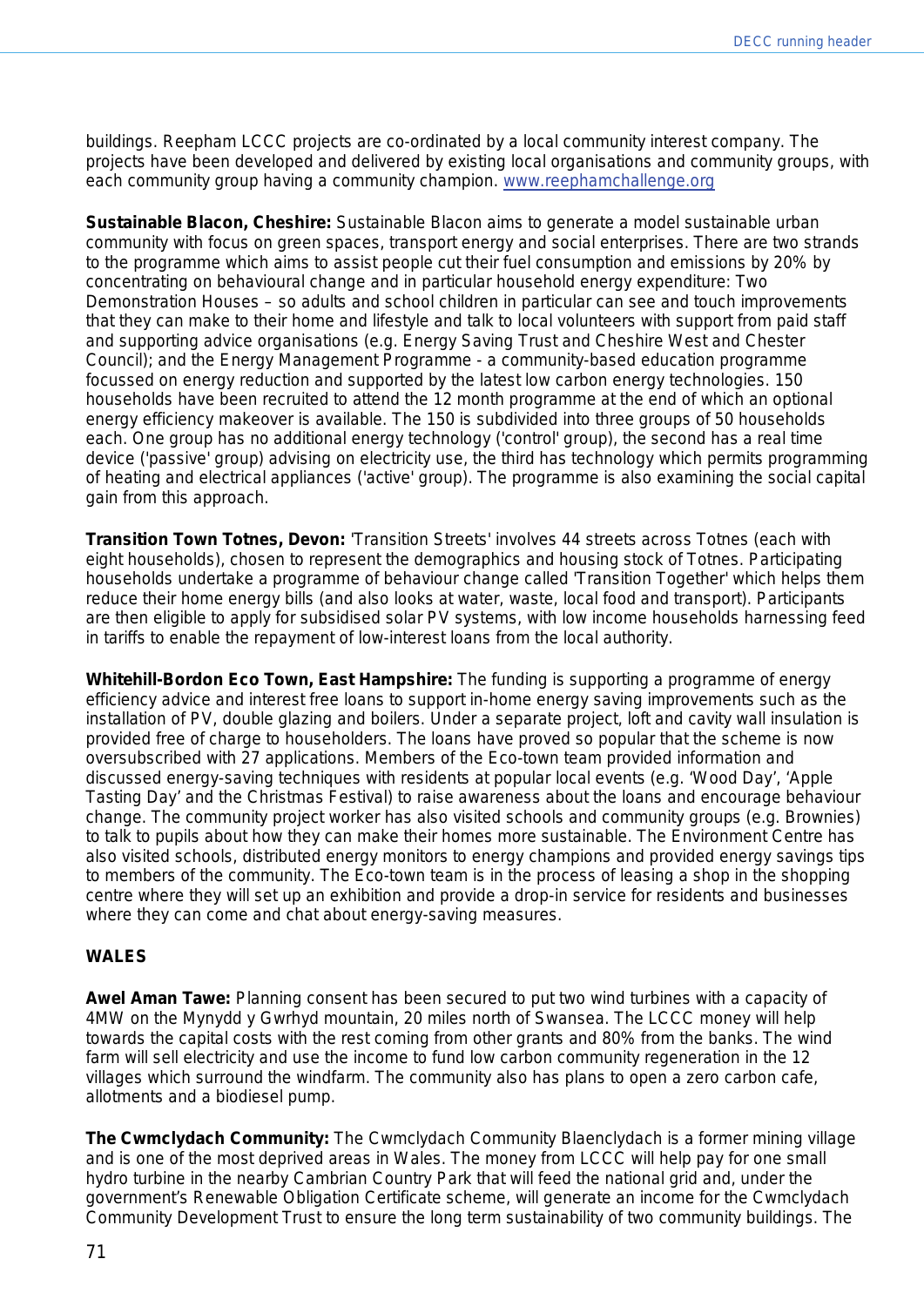buildings. Reepham LCCC projects are co-ordinated by a local community interest company. The projects have been developed and delivered by existing local organisations and community groups, with each community group having a community champion. www.reephamchallenge.org

**Sustainable Blacon, Cheshire:** Sustainable Blacon aims to generate a model sustainable urban community with focus on green spaces, transport energy and social enterprises. There are two strands to the programme which aims to assist people cut their fuel consumption and emissions by 20% by concentrating on behavioural change and in particular household energy expenditure: Two Demonstration Houses – so adults and school children in particular can see and touch improvements that they can make to their home and lifestyle and talk to local volunteers with support from paid staff and supporting advice organisations (e.g. Energy Saving Trust and Cheshire West and Chester Council); and the Energy Management Programme - a community-based education programme focussed on energy reduction and supported by the latest low carbon energy technologies. 150 households have been recruited to attend the 12 month programme at the end of which an optional energy efficiency makeover is available. The 150 is subdivided into three groups of 50 households each. One group has no additional energy technology ('control' group), the second has a real time device ('passive' group) advising on electricity use, the third has technology which permits programming of heating and electrical appliances ('active' group). The programme is also examining the social capital gain from this approach.

**Transition Town Totnes, Devon:** 'Transition Streets' involves 44 streets across Totnes (each with eight households), chosen to represent the demographics and housing stock of Totnes. Participating households undertake a programme of behaviour change called 'Transition Together' which helps them reduce their home energy bills (and also looks at water, waste, local food and transport). Participants are then eligible to apply for subsidised solar PV systems, with low income households harnessing feed in tariffs to enable the repayment of low-interest loans from the local authority.

**Whitehill-Bordon Eco Town, East Hampshire:** The funding is supporting a programme of energy efficiency advice and interest free loans to support in-home energy saving improvements such as the installation of PV, double glazing and boilers. Under a separate project, loft and cavity wall insulation is provided free of charge to householders. The loans have proved so popular that the scheme is now oversubscribed with 27 applications. Members of the Eco-town team provided information and discussed energy-saving techniques with residents at popular local events (e.g. 'Wood Day', 'Apple Tasting Day' and the Christmas Festival) to raise awareness about the loans and encourage behaviour change. The community project worker has also visited schools and community groups (e.g. Brownies) to talk to pupils about how they can make their homes more sustainable. The Environment Centre has also visited schools, distributed energy monitors to energy champions and provided energy savings tips to members of the community. The Eco-town team is in the process of leasing a shop in the shopping centre where they will set up an exhibition and provide a drop-in service for residents and businesses where they can come and chat about energy-saving measures.

**WALES**

**Awel Aman Tawe:** Planning consent has been secured to put two wind turbines with a capacity of 4MW on the Mynydd y Gwrhyd mountain, 20 miles north of Swansea. The LCCC money will help towards the capital costs with the rest coming from other grants and 80% from the banks. The wind farm will sell electricity and use the income to fund low carbon community regeneration in the 12 villages which surround the windfarm. The community also has plans to open a zero carbon cafe, allotments and a biodiesel pump.

**The Cwmclydach Community:** The Cwmclydach Community Blaenclydach is a former mining village and is one of the most deprived areas in Wales. The money from LCCC will help pay for one small hydro turbine in the nearby Cambrian Country Park that will feed the national grid and, under the government's Renewable Obligation Certificate scheme, will generate an income for the Cwmclydach Community Development Trust to ensure the long term sustainability of two community buildings. The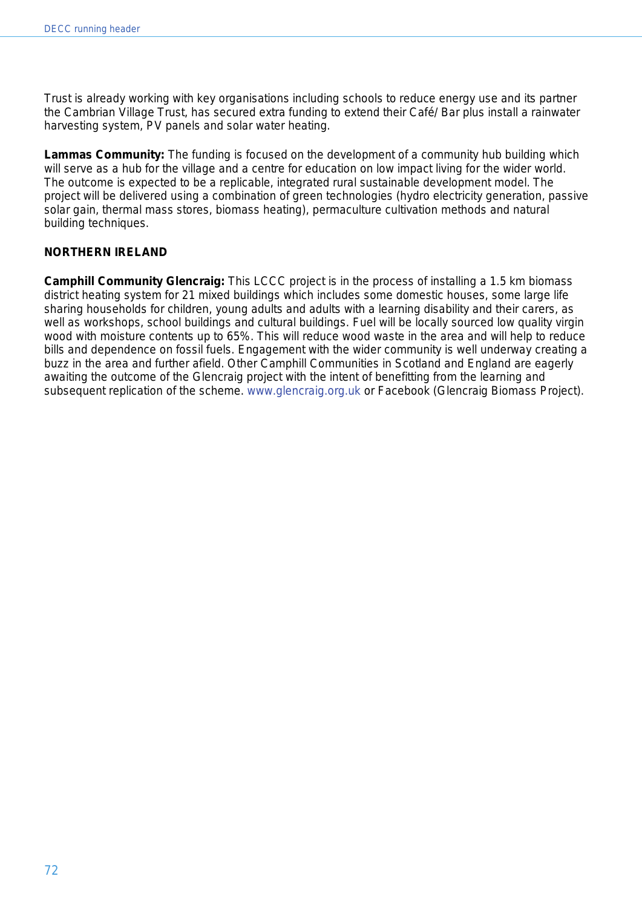Trust is already working with key organisations including schools to reduce energy use and its partner the Cambrian Village Trust, has secured extra funding to extend their Café/ Bar plus install a rainwater harvesting system, PV panels and solar water heating.

**Lammas Community:** The funding is focused on the development of a community hub building which will serve as a hub for the village and a centre for education on low impact living for the wider world. The outcome is expected to be a replicable, integrated rural sustainable development model. The project will be delivered using a combination of green technologies (hydro electricity generation, passive solar gain, thermal mass stores, biomass heating), permaculture cultivation methods and natural building techniques.

## NORTHERN IRELAND

**Camphill Community Glencraig:** This LCCC project is in the process of installing a 1.5 km biomass district heating system for 21 mixed buildings which includes some domestic houses, some large life sharing households for children, young adults and adults with a learning disability and their carers, as well as workshops, school buildings and cultural buildings. Fuel will be locally sourced low quality virgin wood with moisture contents up to 65%. This will reduce wood waste in the area and will help to reduce bills and dependence on fossil fuels. Engagement with the wider community is well underway creating a buzz in the area and further afield. Other Camphill Communities in Scotland and England are eagerly awaiting the outcome of the Glencraig project with the intent of benefitting from the learning and subsequent replication of the scheme. www.glencraig.org.uk or Facebook (Glencraig Biomass Project).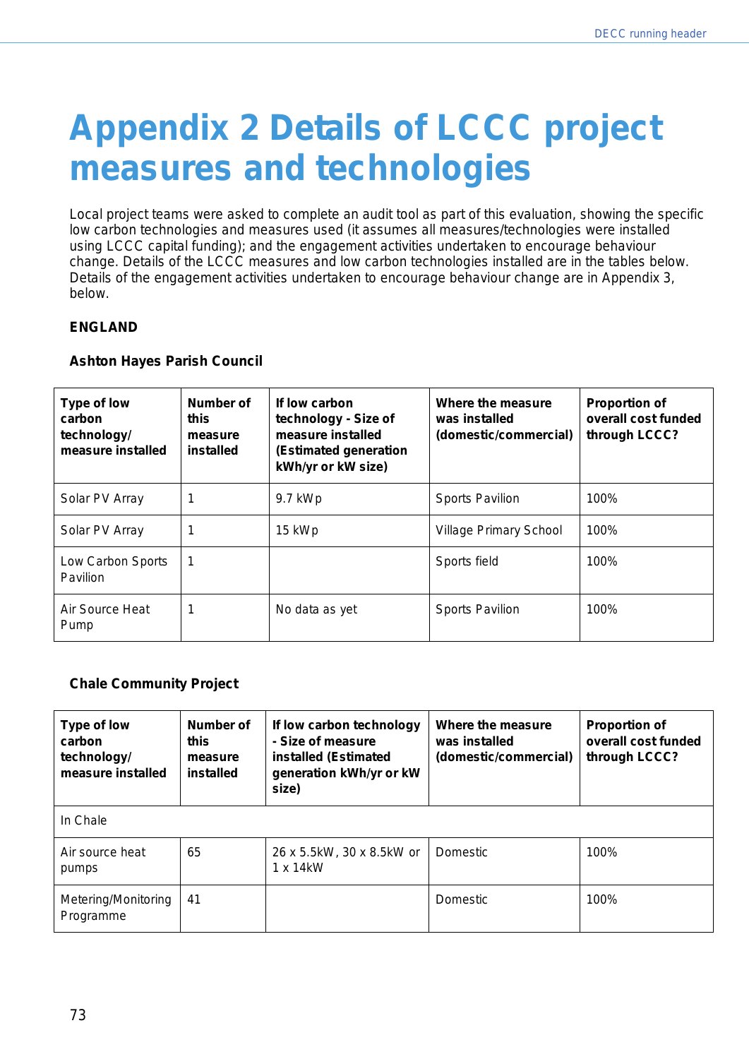# Appendix 2 Details of LCCC project measures and technologies

Local project teams were asked to complete an audit tool as part of this evaluation, showing the specific low carbon technologies and measures used (it assumes all measures/technologies were installed using LCCC capital funding); and the engagement activities undertaken to encourage behaviour change. Details of the LCCC measures and low carbon technologies installed are in the tables below. Details of the engagement activities undertaken to encourage behaviour change are in Appendix 3, below.

**ENGLAND**

**Ashton Hayes Parish Council**

| Type of low carbon technology/ measure installed | Number of this measure installed | If low carbon technology - Size of measure installed (Estimated generation kWh/yr or kW size) | Where the measure was installed (domestic/commercial) | Proportion of overall cost funded through LCCC? |
|---|---|---|---|---|
| Solar PV Array | 1 | 9.7 kWp | Sports Pavilion | 100% |
| Solar PV Array | 1 | 15 kWp | Village Primary School | 100% |
| Low Carbon Sports Pavilion | 1 | | Sports field | 100% |
| Air Source Heat Pump | 1 | No data as yet | Sports Pavilion | 100% |

**Chale Community Project**

| Type of low carbon technology/ measure installed | Number of this measure installed | If low carbon technology - Size of measure installed (Estimated generation kWh/yr or kW size) | Where the measure was installed (domestic/commercial) | Proportion of overall cost funded through LCCC? |
|---|---|---|---|---|
| In Chale | | | | |
| Air source heat pumps | 65 | 26 x 5.5kW, 30 x 8.5kW or 1 x 14kW | Domestic | 100% |
| Metering/Monitoring Programme | 41 | | Domestic | 100% |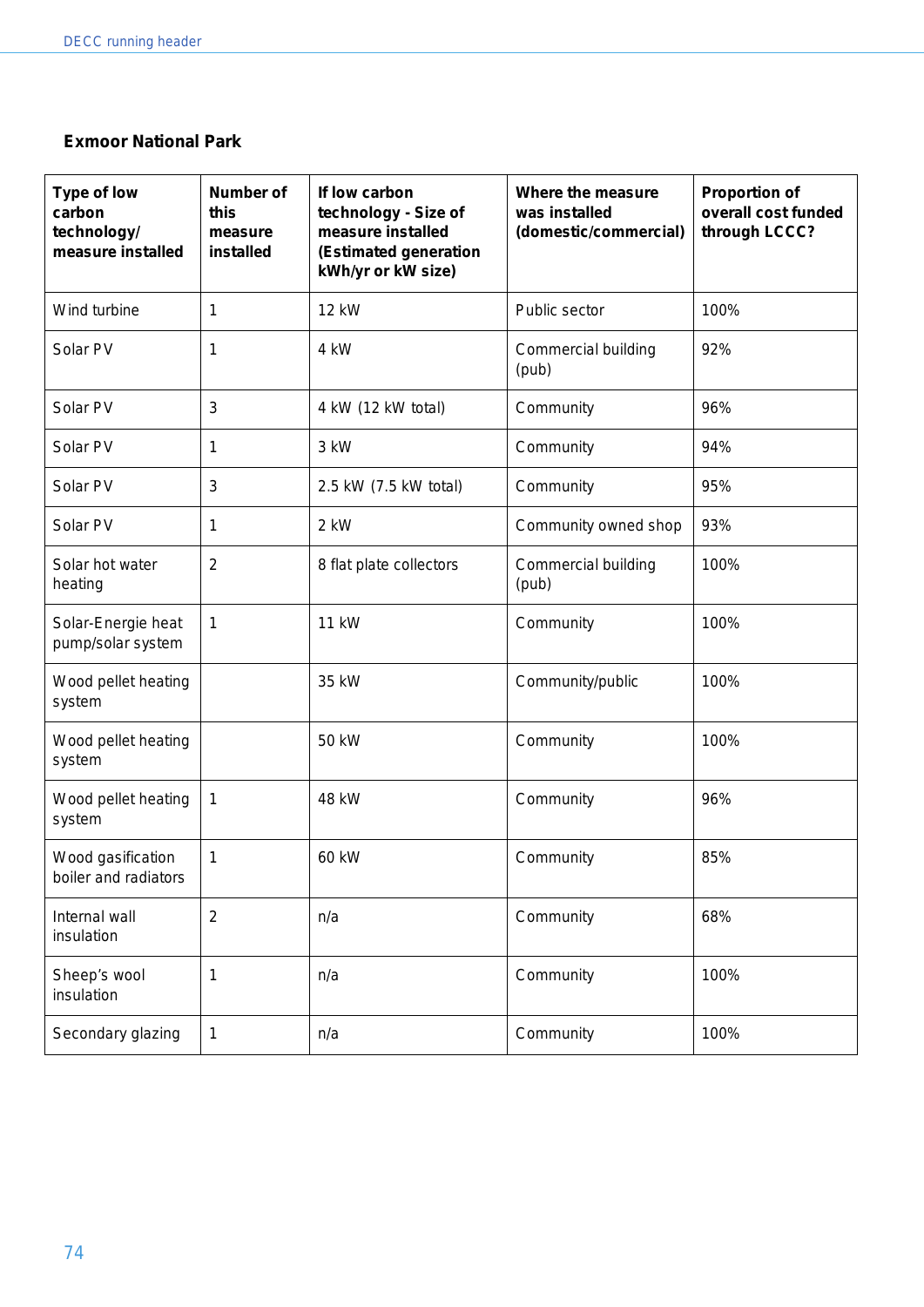**Exmoor National Park**

| Type of low carbon technology/ measure installed | Number of this measure installed | If low carbon technology - Size of measure installed (Estimated generation kWh/yr or kW size) | Where the measure was installed (domestic/commercial) | Proportion of overall cost funded through LCCC? |
|---|---|---|---|---|
| Wind turbine | 1 | 12 kW | Public sector | 100% |
| Solar PV | 1 | 4 kW | Commercial building (pub) | 92% |
| Solar PV | 3 | 4 kW (12 kW total) | Community | 96% |
| Solar PV | 1 | 3 kW | Community | 94% |
| Solar PV | 3 | 2.5 kW (7.5 kW total) | Community | 95% |
| Solar PV | 1 | 2 kW | Community owned shop | 93% |
| Solar hot water heating | 2 | 8 flat plate collectors | Commercial building (pub) | 100% |
| Solar-Energie heat pump/solar system | 1 | 11 kW | Community | 100% |
| Wood pellet heating system | | 35 kW | Community/public | 100% |
| Wood pellet heating system | | 50 kW | Community | 100% |
| Wood pellet heating system | 1 | 48 kW | Community | 96% |
| Wood gasification boiler and radiators | 1 | 60 kW | Community | 85% |
| Internal wall insulation | 2 | n/a | Community | 68% |
| Sheep's wool insulation | 1 | n/a | Community | 100% |
| Secondary glazing | 1 | n/a | Community | 100% |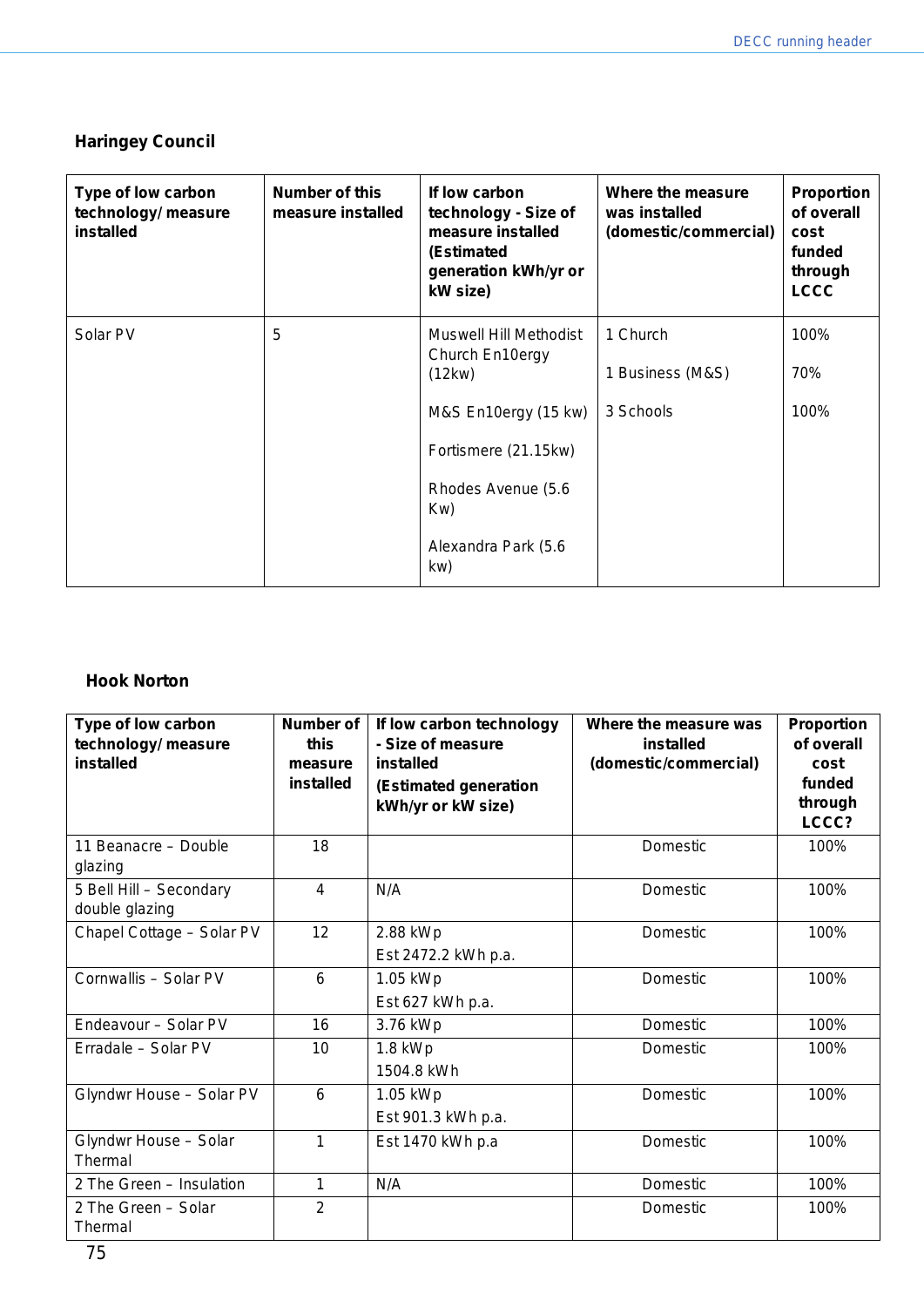## Haringey Council

| Type of low carbon technology/ measure installed | Number of this measure installed | If low carbon technology - Size of measure installed (Estimated generation kWh/yr or kW size) | Where the measure was installed (domestic/commercial) | Proportion of overall cost funded through LCCC |
|---|---|---|---|---|
| Solar PV | 5 | Muswell Hill Methodist Church En10ergy (12kw)<br><br>M&S En10ergy (15 kw)<br><br>Fortismere (21.15kw)<br><br>Rhodes Avenue (5.6 Kw)<br><br>Alexandra Park (5.6 kw) | 1 Church<br><br>1 Business (M&S)<br><br>3 Schools | 100%<br><br>70%<br><br>100% |

## Hook Norton

| Type of low carbon technology/ measure installed | Number of this measure installed | If low carbon technology - Size of measure installed (Estimated generation kWh/yr or kW size) | Where the measure was installed (domestic/commercial) | Proportion of overall cost funded through LCCC? |
|---|---|---|---|---|
| 11 Beanacre – Double glazing | 18 | | Domestic | 100% |
| 5 Bell Hill – Secondary double glazing | 4 | N/A | Domestic | 100% |
| Chapel Cottage – Solar PV | 12 | 2.88 kWp<br>Est 2472.2 kWh p.a. | Domestic | 100% |
| Cornwallis – Solar PV | 6 | 1.05 kWp<br>Est 627 kWh p.a. | Domestic | 100% |
| Endeavour – Solar PV | 16 | 3.76 kWp | Domestic | 100% |
| Erradale – Solar PV | 10 | 1.8 kWp<br>1504.8 kWh | Domestic | 100% |
| Glyndwr House – Solar PV | 6 | 1.05 kWp<br>Est 901.3 kWh p.a. | Domestic | 100% |
| Glyndwr House – Solar Thermal | 1 | Est 1470 kWh p.a | Domestic | 100% |
| 2 The Green – Insulation | 1 | N/A | Domestic | 100% |
| 2 The Green – Solar Thermal | 2 | | Domestic | 100% |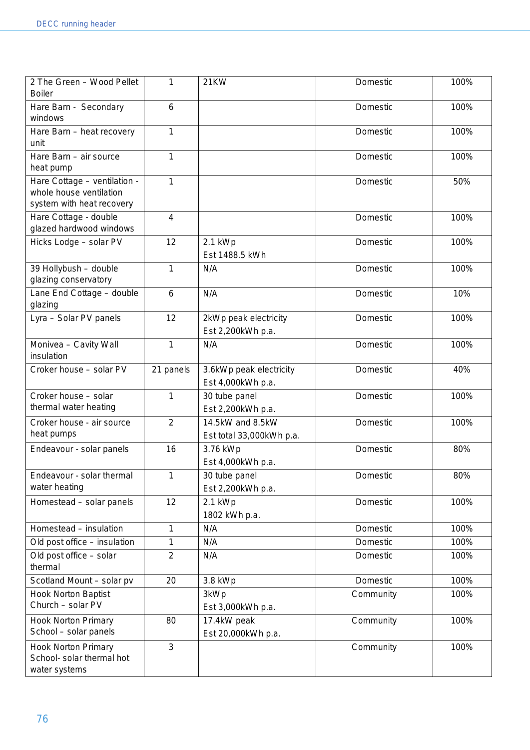| 2 The Green – Wood Pellet Boiler | 1 | 21KW | Domestic | 100% |
|---|---|---|---|---|
| Hare Barn - Secondary windows | 6 | | Domestic | 100% |
| Hare Barn – heat recovery unit | 1 | | Domestic | 100% |
| Hare Barn – air source heat pump | 1 | | Domestic | 100% |
| Hare Cottage – ventilation - whole house ventilation system with heat recovery | 1 | | Domestic | 50% |
| Hare Cottage - double glazed hardwood windows | 4 | | Domestic | 100% |
| Hicks Lodge – solar PV | 12 | 2.1 kWp<br>Est 1488.5 kWh | Domestic | 100% |
| 39 Hollybush – double glazing conservatory | 1 | N/A | Domestic | 100% |
| Lane End Cottage – double glazing | 6 | N/A | Domestic | 10% |
| Lyra – Solar PV panels | 12 | 2kWp peak electricity<br>Est 2,200kWh p.a. | Domestic | 100% |
| Monivea – Cavity Wall insulation | 1 | N/A | Domestic | 100% |
| Croker house – solar PV | 21 panels | 3.6kWp peak electricity<br>Est 4,000kWh p.a. | Domestic | 40% |
| Croker house – solar thermal water heating | 1 | 30 tube panel<br>Est 2,200kWh p.a. | Domestic | 100% |
| Croker house - air source heat pumps | 2 | 14.5kW and 8.5kW<br>Est total 33,000kWh p.a. | Domestic | 100% |
| Endeavour - solar panels | 16 | 3.76 kWp<br>Est 4,000kWh p.a. | Domestic | 80% |
| Endeavour - solar thermal water heating | 1 | 30 tube panel<br>Est 2,200kWh p.a. | Domestic | 80% |
| Homestead – solar panels | 12 | 2.1 kWp<br>1802 kWh p.a. | Domestic | 100% |
| Homestead – insulation | 1 | N/A | Domestic | 100% |
| Old post office – insulation | 1 | N/A | Domestic | 100% |
| Old post office – solar thermal | 2 | N/A | Domestic | 100% |
| Scotland Mount – solar pv | 20 | 3.8 kWp | Domestic | 100% |
| Hook Norton Baptist Church – solar PV | | 3kWp<br>Est 3,000kWh p.a. | Community | 100% |
| Hook Norton Primary School – solar panels | 80 | 17.4kW peak<br>Est 20,000kWh p.a. | Community | 100% |
| Hook Norton Primary School- solar thermal hot water systems | 3 | | Community | 100% |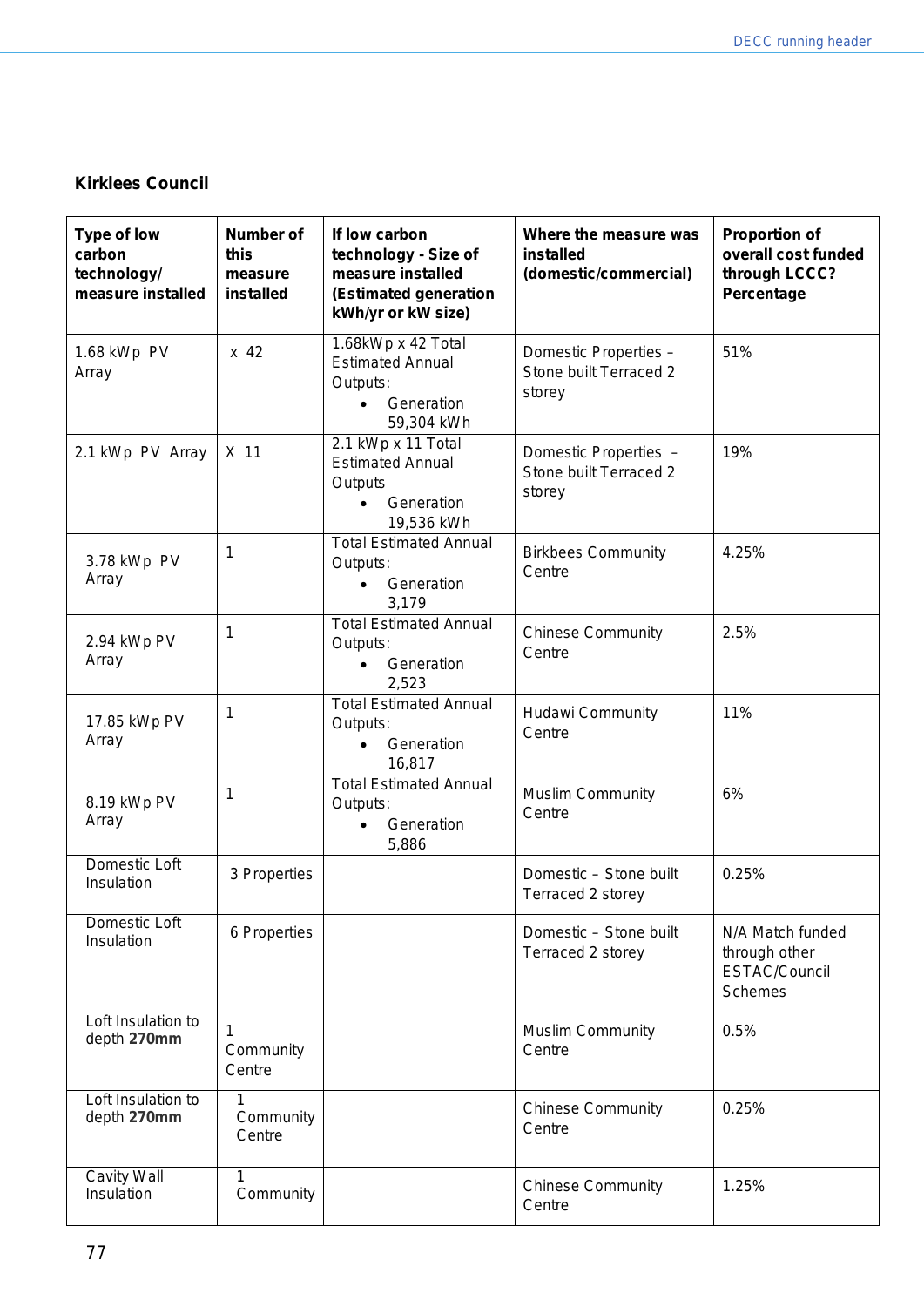**Kirklees Council**

| **Type of low carbon technology/ measure installed** | **Number of this measure installed** | **If low carbon technology - Size of measure installed (Estimated generation kWh/yr or kW size)** | **Where the measure was installed (domestic/commercial)** | **Proportion of overall cost funded through LCCC? Percentage** |
|---|---|---|---|---|
| 1.68 kWp PV Array | x 42 | 1.68kWp x 42 Total Estimated Annual Outputs: • Generation 59,304 kWh | Domestic Properties – Stone built Terraced 2 storey | 51% |
| 2.1 kWp PV Array | X 11 | 2.1 kWp x 11 Total Estimated Annual Outputs • Generation 19,536 kWh | Domestic Properties – Stone built Terraced 2 storey | 19% |
| 3.78 kWp PV Array | 1 | Total Estimated Annual Outputs: • Generation 3,179 | Birkbees Community Centre | 4.25% |
| 2.94 kWp PV Array | 1 | Total Estimated Annual Outputs: • Generation 2,523 | Chinese Community Centre | 2.5% |
| 17.85 kWp PV Array | 1 | Total Estimated Annual Outputs: • Generation 16,817 | Hudawi Community Centre | 11% |
| 8.19 kWp PV Array | 1 | Total Estimated Annual Outputs: • Generation 5,886 | Muslim Community Centre | 6% |
| Domestic Loft Insulation | 3 Properties | | Domestic – Stone built Terraced 2 storey | 0.25% |
| Domestic Loft Insulation | 6 Properties | | Domestic – Stone built Terraced 2 storey | N/A Match funded through other ESTAC/Council Schemes |
| Loft Insulation to depth **270mm** | 1 Community Centre | | Muslim Community Centre | 0.5% |
| Loft Insulation to depth **270mm** | 1 Community Centre | | Chinese Community Centre | 0.25% |
| Cavity Wall Insulation | 1 Community | | Chinese Community Centre | 1.25% |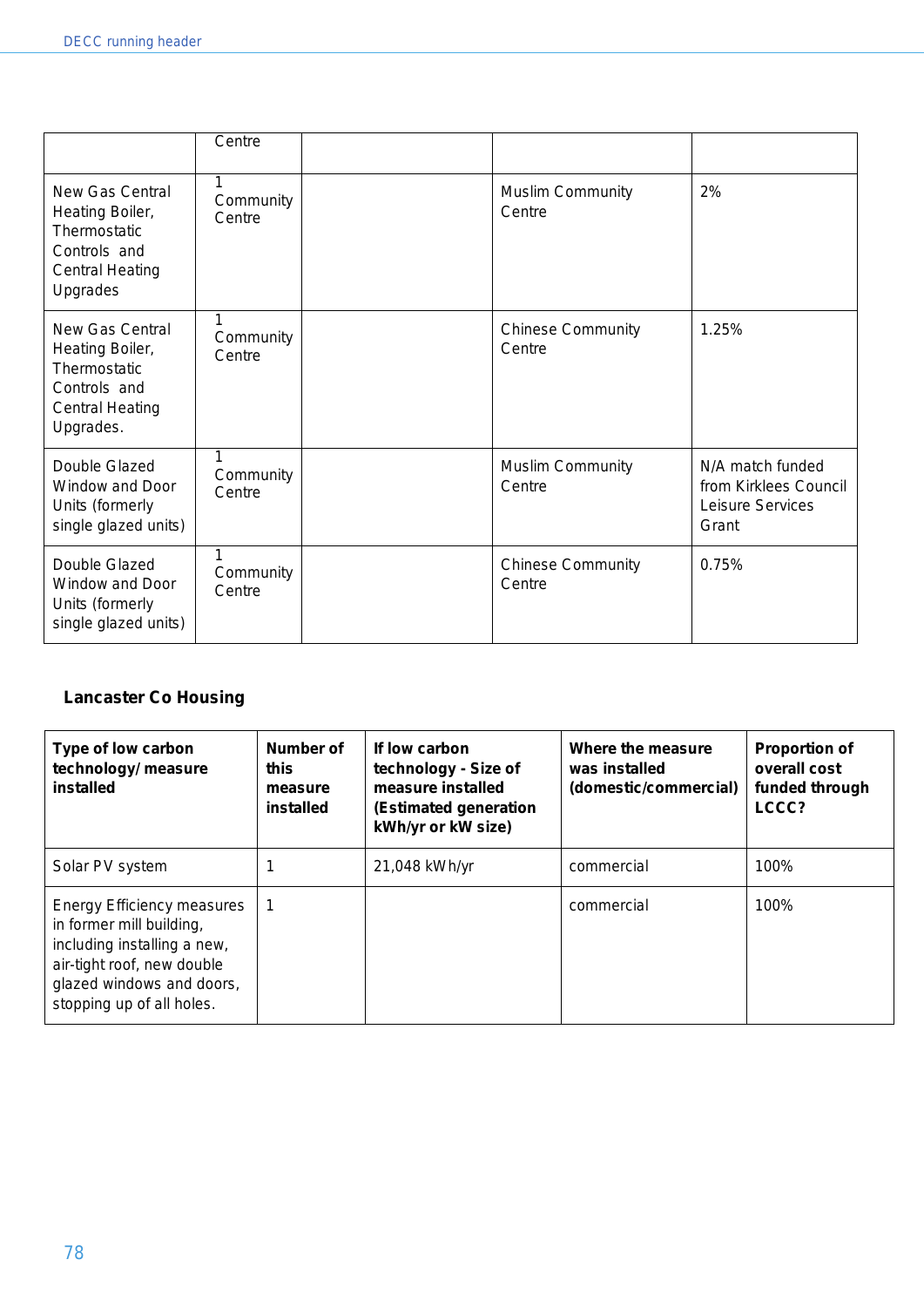| | Centre | | | |
|---|---|---|---|---|
| New Gas Central Heating Boiler, Thermostatic Controls and Central Heating Upgrades | 1 Community Centre | | Muslim Community Centre | 2% |
| New Gas Central Heating Boiler, Thermostatic Controls and Central Heating Upgrades. | 1 Community Centre | | Chinese Community Centre | 1.25% |
| Double Glazed Window and Door Units (formerly single glazed units) | 1 Community Centre | | Muslim Community Centre | N/A match funded from Kirklees Council Leisure Services Grant |
| Double Glazed Window and Door Units (formerly single glazed units) | 1 Community Centre | | Chinese Community Centre | 0.75% |

**Lancaster Co Housing**

| Type of low carbon technology/ measure installed | Number of this measure installed | If low carbon technology - Size of measure installed (Estimated generation kWh/yr or kW size) | Where the measure was installed (domestic/commercial) | Proportion of overall cost funded through LCCC? |
|---|---|---|---|---|
| Solar PV system | 1 | 21,048 kWh/yr | commercial | 100% |
| Energy Efficiency measures in former mill building, including installing a new, air-tight roof, new double glazed windows and doors, stopping up of all holes. | 1 | | commercial | 100% |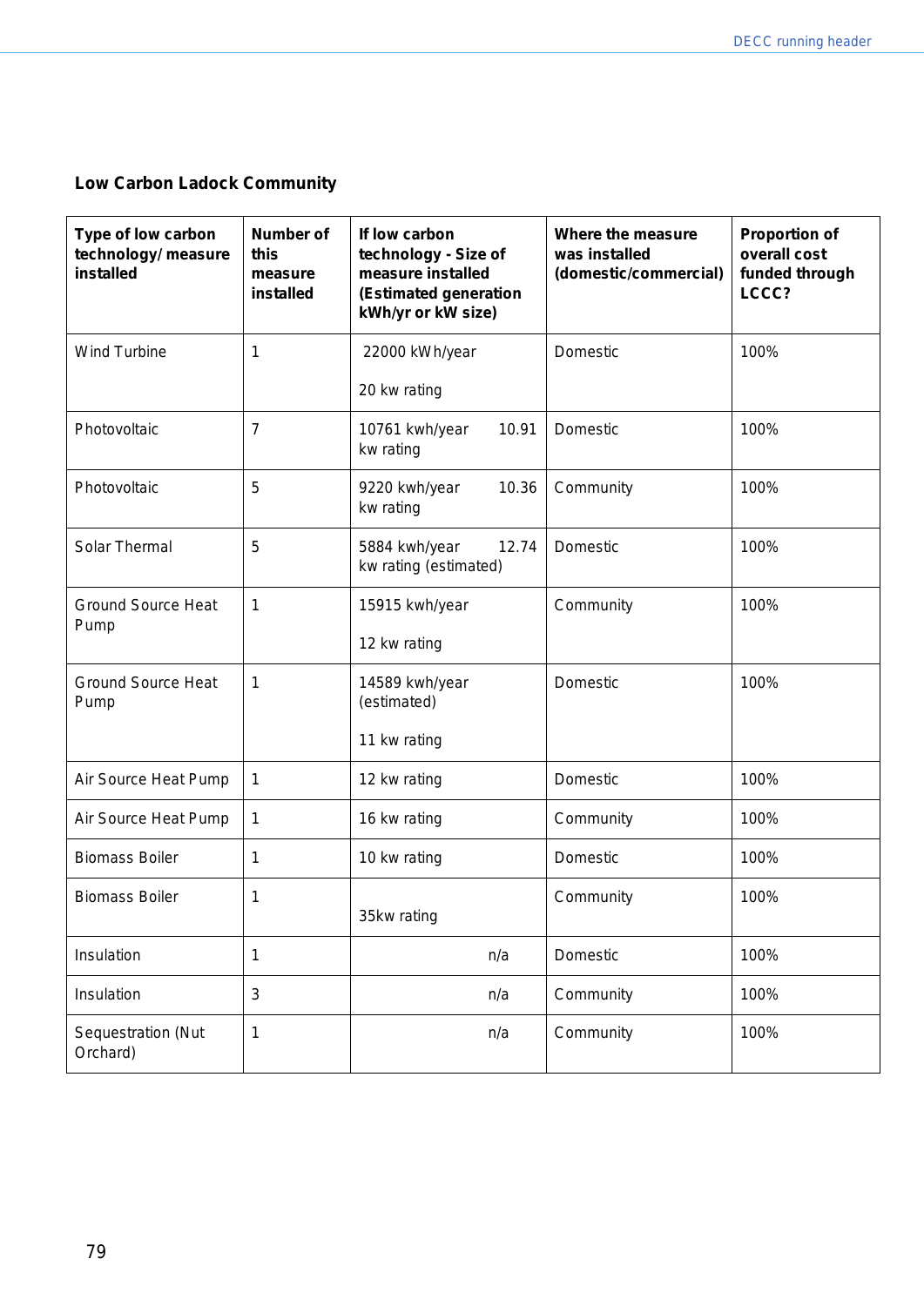**Low Carbon Ladock Community**

| Type of low carbon technology/ measure installed | Number of this measure installed | If low carbon technology - Size of measure installed (Estimated generation kWh/yr or kW size) | Where the measure was installed (domestic/commercial) | Proportion of overall cost funded through LCCC? |
|---|---|---|---|---|
| Wind Turbine | 1 | 22000 kWh/year<br><br>20 kw rating | Domestic | 100% |
| Photovoltaic | 7 | 10761 kwh/year 10.91 kw rating | Domestic | 100% |
| Photovoltaic | 5 | 9220 kwh/year 10.36 kw rating | Community | 100% |
| Solar Thermal | 5 | 5884 kwh/year 12.74 kw rating (estimated) | Domestic | 100% |
| Ground Source Heat Pump | 1 | 15915 kwh/year<br><br>12 kw rating | Community | 100% |
| Ground Source Heat Pump | 1 | 14589 kwh/year (estimated)<br><br>11 kw rating | Domestic | 100% |
| Air Source Heat Pump | 1 | 12 kw rating | Domestic | 100% |
| Air Source Heat Pump | 1 | 16 kw rating | Community | 100% |
| Biomass Boiler | 1 | 10 kw rating | Domestic | 100% |
| Biomass Boiler | 1 | 35kw rating | Community | 100% |
| Insulation | 1 | n/a | Domestic | 100% |
| Insulation | 3 | n/a | Community | 100% |
| Sequestration (Nut Orchard) | 1 | n/a | Community | 100% |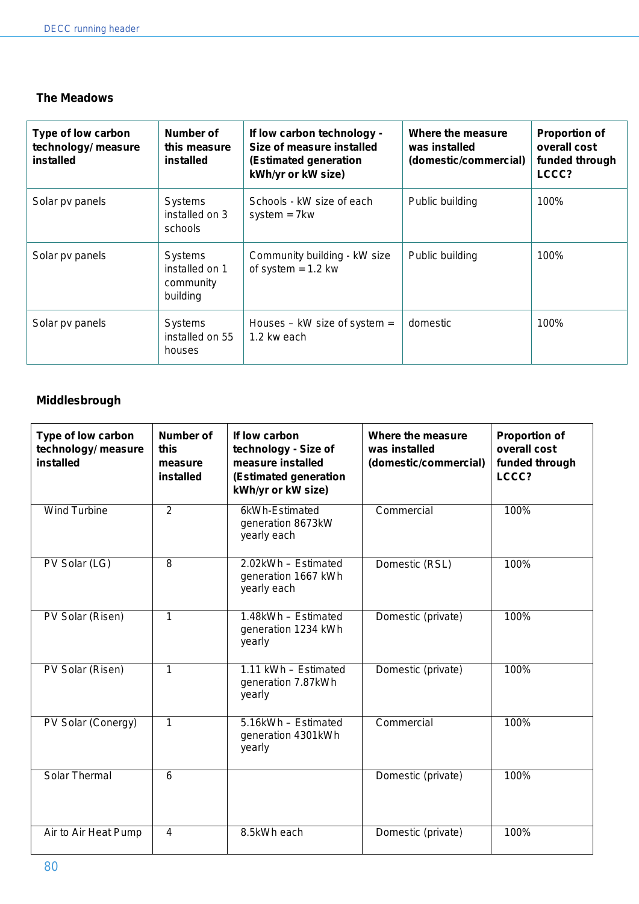## The Meadows

| Type of low carbon technology/ measure installed | Number of this measure installed | If low carbon technology - Size of measure installed (Estimated generation kWh/yr or kW size) | Where the measure was installed (domestic/commercial) | Proportion of overall cost funded through LCCC? |
|---|---|---|---|---|
| Solar pv panels | Systems installed on 3 schools | Schools - kW size of each system = 7kw | Public building | 100% |
| Solar pv panels | Systems installed on 1 community building | Community building - kW size of system = 1.2 kw | Public building | 100% |
| Solar pv panels | Systems installed on 55 houses | Houses – kW size of system = 1.2 kw each | domestic | 100% |

## Middlesbrough

| Type of low carbon technology/ measure installed | Number of this measure installed | If low carbon technology - Size of measure installed (Estimated generation kWh/yr or kW size) | Where the measure was installed (domestic/commercial) | Proportion of overall cost funded through LCCC? |
|---|---|---|---|---|
| Wind Turbine | 2 | 6kWh-Estimated generation 8673kW yearly each | Commercial | 100% |
| PV Solar (LG) | 8 | 2.02kWh – Estimated generation 1667 kWh yearly each | Domestic (RSL) | 100% |
| PV Solar (Risen) | 1 | 1.48kWh – Estimated generation 1234 kWh yearly | Domestic (private) | 100% |
| PV Solar (Risen) | 1 | 1.11 kWh – Estimated generation 7.87kWh yearly | Domestic (private) | 100% |
| PV Solar (Conergy) | 1 | 5.16kWh – Estimated generation 4301kWh yearly | Commercial | 100% |
| Solar Thermal | 6 | | Domestic (private) | 100% |
| Air to Air Heat Pump | 4 | 8.5kWh each | Domestic (private) | 100% |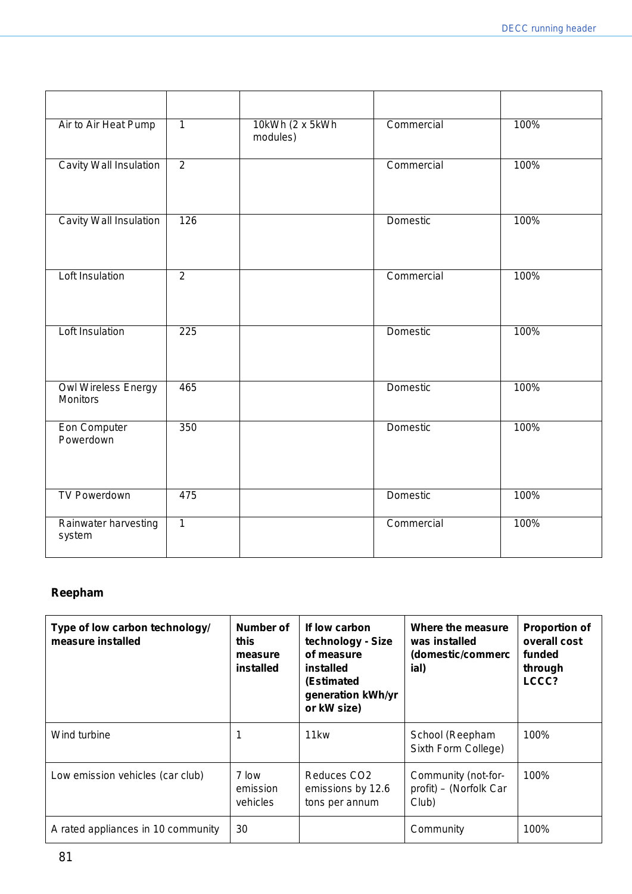| | | | | |
|---|---|---|---|---|
| Air to Air Heat Pump | 1 | 10kWh (2 x 5kWh modules) | Commercial | 100% |
| Cavity Wall Insulation | 2 | | Commercial | 100% |
| Cavity Wall Insulation | 126 | | Domestic | 100% |
| Loft Insulation | 2 | | Commercial | 100% |
| Loft Insulation | 225 | | Domestic | 100% |
| Owl Wireless Energy Monitors | 465 | | Domestic | 100% |
| Eon Computer Powerdown | 350 | | Domestic | 100% |
| TV Powerdown | 475 | | Domestic | 100% |
| Rainwater harvesting system | 1 | | Commercial | 100% |

**Reepham**

| **Type of low carbon technology/ measure installed** | **Number of this measure installed** | **If low carbon technology - Size of measure installed (Estimated generation kWh/yr or kW size)** | **Where the measure was installed (domestic/commercial)** | **Proportion of overall cost funded through LCCC?** |
|---|---|---|---|---|
| Wind turbine | 1 | 11kw | School (Reepham Sixth Form College) | 100% |
| Low emission vehicles (car club) | 7 low emission vehicles | Reduces CO2 emissions by 12.6 tons per annum | Community (not-for-profit) – (Norfolk Car Club) | 100% |
| A rated appliances in 10 community | 30 | | Community | 100% |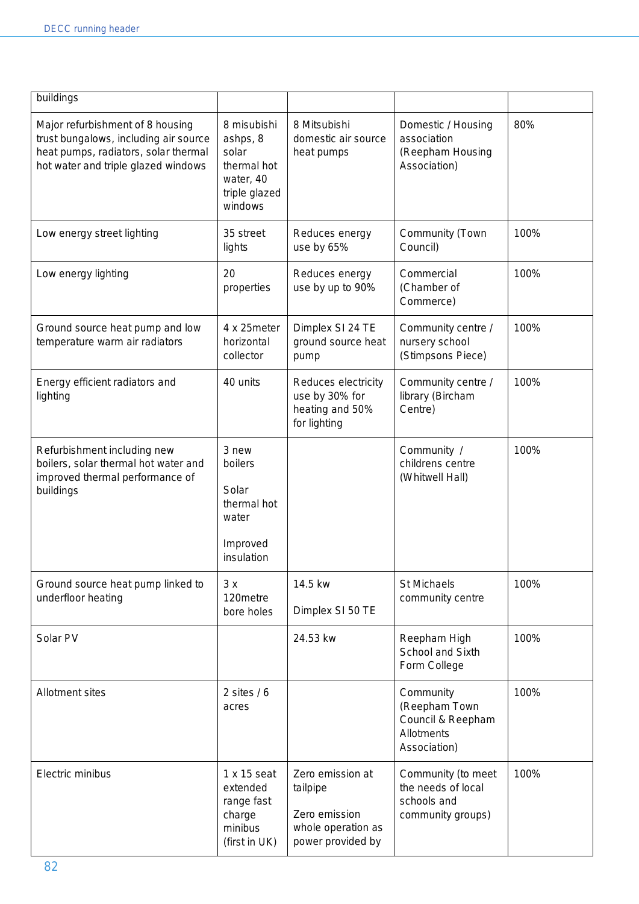| buildings | | | | |
|---|---|---|---|---|
| Major refurbishment of 8 housing trust bungalows, including air source heat pumps, radiators, solar thermal hot water and triple glazed windows | 8 misubishi ashps, 8 solar thermal hot water, 40 triple glazed windows | 8 Mitsubishi domestic air source heat pumps | Domestic / Housing association (Reepham Housing Association) | 80% |
| Low energy street lighting | 35 street lights | Reduces energy use by 65% | Community (Town Council) | 100% |
| Low energy lighting | 20 properties | Reduces energy use by up to 90% | Commercial (Chamber of Commerce) | 100% |
| Ground source heat pump and low temperature warm air radiators | 4 x 25meter horizontal collector | Dimplex SI 24 TE ground source heat pump | Community centre / nursery school (Stimpsons Piece) | 100% |
| Energy efficient radiators and lighting | 40 units | Reduces electricity use by 30% for heating and 50% for lighting | Community centre / library (Bircham Centre) | 100% |
| Refurbishment including new boilers, solar thermal hot water and improved thermal performance of buildings | 3 new boilers<br><br>Solar thermal hot water<br><br>Improved insulation | | Community / childrens centre (Whitwell Hall) | 100% |
| Ground source heat pump linked to underfloor heating | 3 x 120metre bore holes | 14.5 kw<br><br>Dimplex SI 50 TE | St Michaels community centre | 100% |
| Solar PV | | 24.53 kw | Reepham High School and Sixth Form College | 100% |
| Allotment sites | 2 sites / 6 acres | | Community (Reepham Town Council & Reepham Allotments Association) | 100% |
| Electric minibus | 1 x 15 seat extended range fast charge minibus (first in UK) | Zero emission at tailpipe<br><br>Zero emission whole operation as power provided by | Community (to meet the needs of local schools and community groups) | 100% |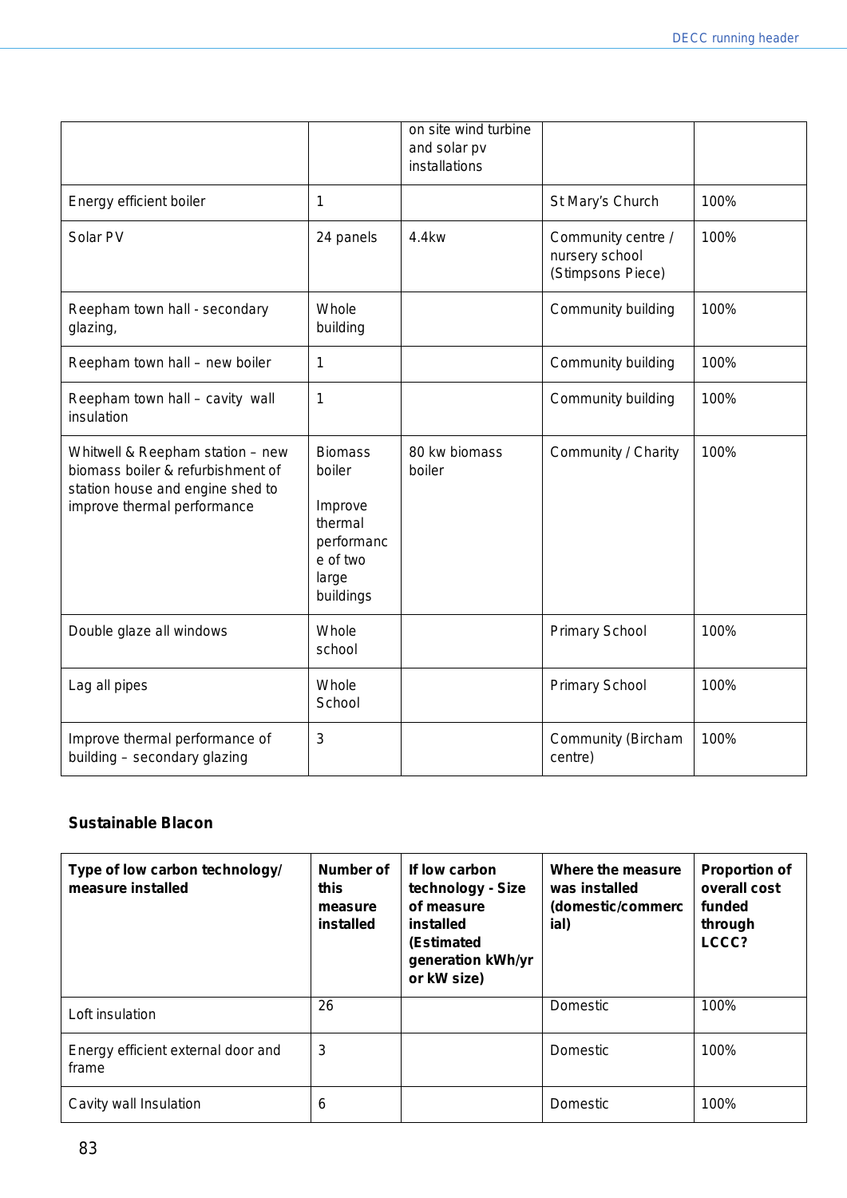| | | on site wind turbine and solar pv installations | | |
|---|---|---|---|---|
| Energy efficient boiler | 1 | | St Mary's Church | 100% |
| Solar PV | 24 panels | 4.4kw | Community centre / nursery school (Stimpsons Piece) | 100% |
| Reepham town hall - secondary glazing, | Whole building | | Community building | 100% |
| Reepham town hall – new boiler | 1 | | Community building | 100% |
| Reepham town hall – cavity wall insulation | 1 | | Community building | 100% |
| Whitwell & Reepham station – new biomass boiler & refurbishment of station house and engine shed to improve thermal performance | Biomass boiler<br><br>Improve thermal performance of two large buildings | 80 kw biomass boiler | Community / Charity | 100% |
| Double glaze all windows | Whole school | | Primary School | 100% |
| Lag all pipes | Whole School | | Primary School | 100% |
| Improve thermal performance of building – secondary glazing | 3 | | Community (Bircham centre) | 100% |

**Sustainable Blacon**

| Type of low carbon technology/ measure installed | Number of this measure installed | If low carbon technology - Size of measure installed (Estimated generation kWh/yr or kW size) | Where the measure was installed (domestic/commercial) | Proportion of overall cost funded through LCCC? |
|---|---|---|---|---|
| Loft insulation | 26 | | Domestic | 100% |
| Energy efficient external door and frame | 3 | | Domestic | 100% |
| Cavity wall Insulation | 6 | | Domestic | 100% |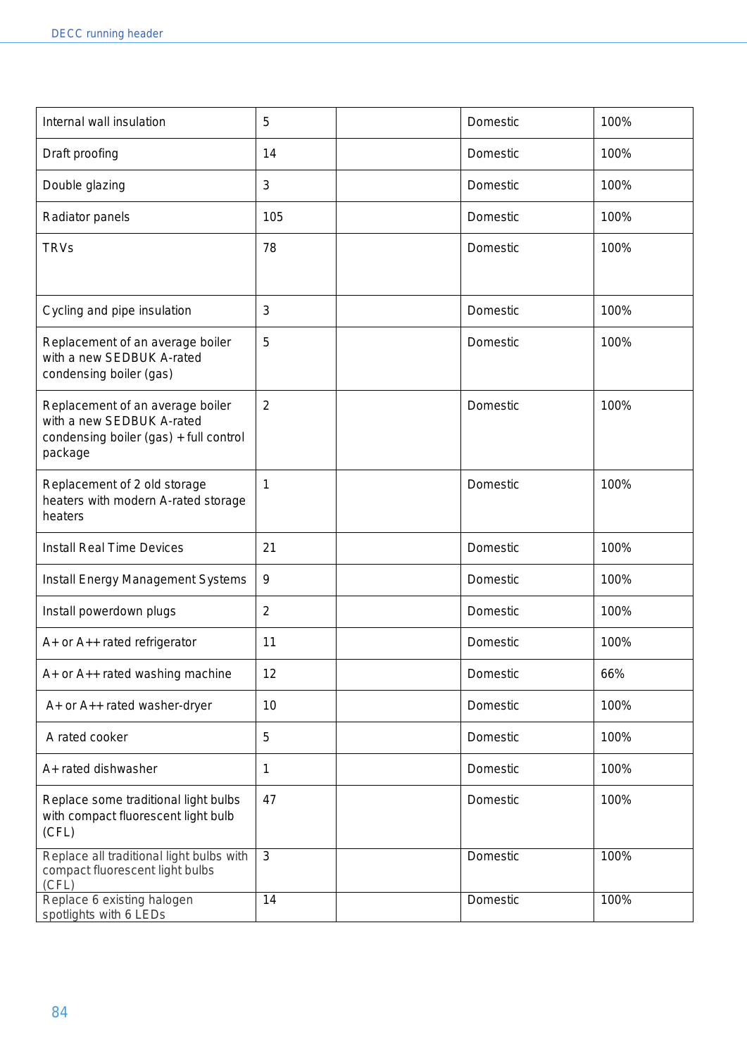| | | | | |
|---|---|---|---|---|
| Internal wall insulation | 5 | | Domestic | 100% |
| Draft proofing | 14 | | Domestic | 100% |
| Double glazing | 3 | | Domestic | 100% |
| Radiator panels | 105 | | Domestic | 100% |
| TRVs | 78 | | Domestic | 100% |
| Cycling and pipe insulation | 3 | | Domestic | 100% |
| Replacement of an average boiler with a new SEDBUK A-rated condensing boiler (gas) | 5 | | Domestic | 100% |
| Replacement of an average boiler with a new SEDBUK A-rated condensing boiler (gas) + full control package | 2 | | Domestic | 100% |
| Replacement of 2 old storage heaters with modern A-rated storage heaters | 1 | | Domestic | 100% |
| Install Real Time Devices | 21 | | Domestic | 100% |
| Install Energy Management Systems | 9 | | Domestic | 100% |
| Install powerdown plugs | 2 | | Domestic | 100% |
| A+ or A++ rated refrigerator | 11 | | Domestic | 100% |
| A+ or A++ rated washing machine | 12 | | Domestic | 66% |
| A+ or A++ rated washer-dryer | 10 | | Domestic | 100% |
| A rated cooker | 5 | | Domestic | 100% |
| A+ rated dishwasher | 1 | | Domestic | 100% |
| Replace some traditional light bulbs with compact fluorescent light bulb (CFL) | 47 | | Domestic | 100% |
| Replace all traditional light bulbs with compact fluorescent light bulbs (CFL) | 3 | | Domestic | 100% |
| Replace 6 existing halogen spotlights with 6 LEDs | 14 | | Domestic | 100% |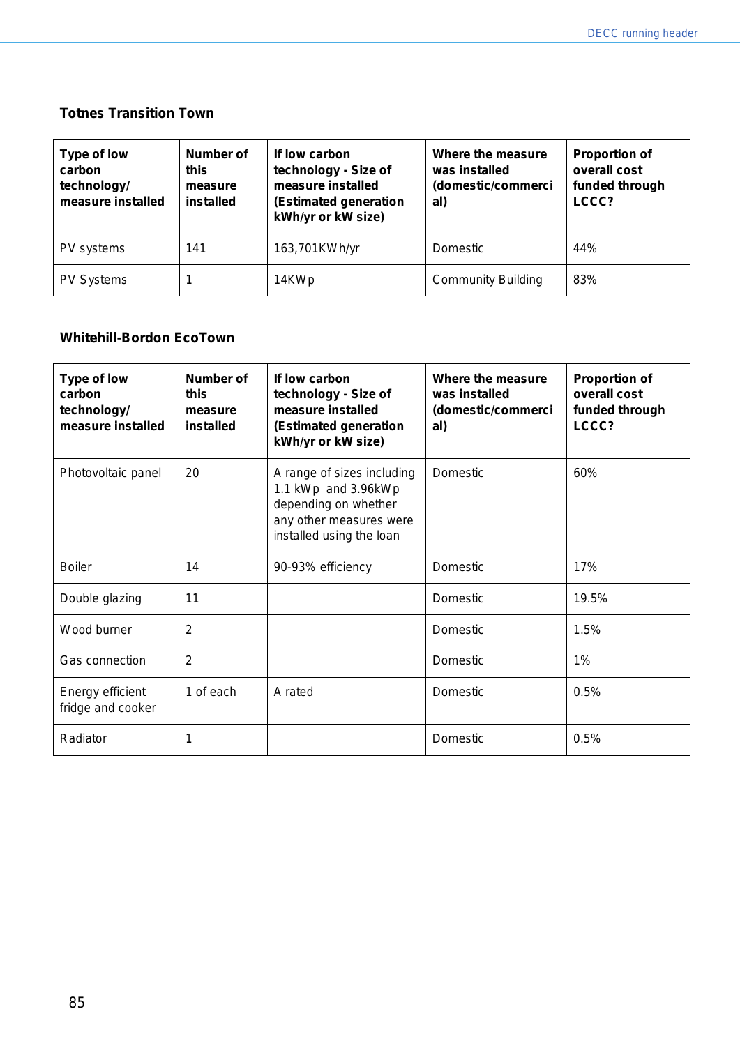**Totnes Transition Town**

| Type of low carbon technology/ measure installed | Number of this measure installed | If low carbon technology - Size of measure installed (Estimated generation kWh/yr or kW size) | Where the measure was installed (domestic/commercial) | Proportion of overall cost funded through LCCC? |
|---|---|---|---|---|
| PV systems | 141 | 163,701KWh/yr | Domestic | 44% |
| PV Systems | 1 | 14KWp | Community Building | 83% |

**Whitehill-Bordon EcoTown**

| Type of low carbon technology/ measure installed | Number of this measure installed | If low carbon technology - Size of measure installed (Estimated generation kWh/yr or kW size) | Where the measure was installed (domestic/commercial) | Proportion of overall cost funded through LCCC? |
|---|---|---|---|---|
| Photovoltaic panel | 20 | A range of sizes including 1.1 kWp and 3.96kWp depending on whether any other measures were installed using the loan | Domestic | 60% |
| Boiler | 14 | 90-93% efficiency | Domestic | 17% |
| Double glazing | 11 | | Domestic | 19.5% |
| Wood burner | 2 | | Domestic | 1.5% |
| Gas connection | 2 | | Domestic | 1% |
| Energy efficient fridge and cooker | 1 of each | A rated | Domestic | 0.5% |
| Radiator | 1 | | Domestic | 0.5% |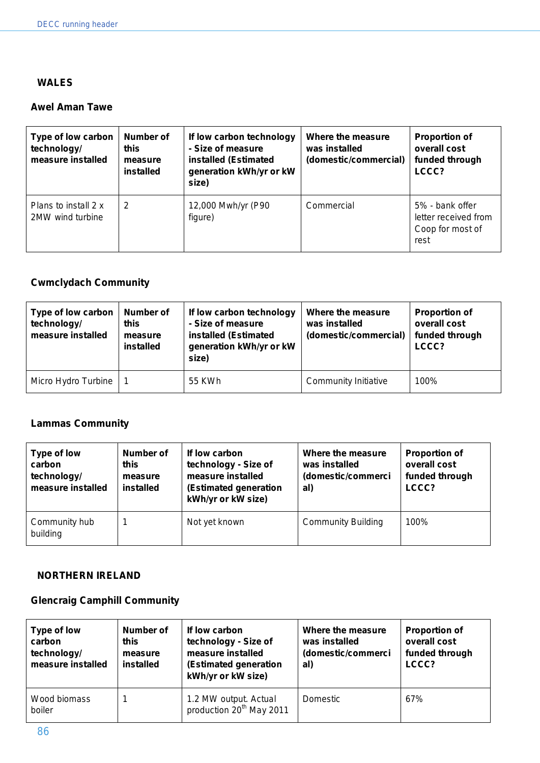## WALES

### Awel Aman Tawe

| Type of low carbon technology/ measure installed | Number of this measure installed | If low carbon technology - Size of measure installed (Estimated generation kWh/yr or kW size) | Where the measure was installed (domestic/commercial) | Proportion of overall cost funded through LCCC? |
|---|---|---|---|---|
| Plans to install 2 x 2MW wind turbine | 2 | 12,000 Mwh/yr (P90 figure) | Commercial | 5% - bank offer letter received from Coop for most of rest |

### Cwmclydach Community

| Type of low carbon technology/ measure installed | Number of this measure installed | If low carbon technology - Size of measure installed (Estimated generation kWh/yr or kW size) | Where the measure was installed (domestic/commercial) | Proportion of overall cost funded through LCCC? |
|---|---|---|---|---|
| Micro Hydro Turbine | 1 | 55 KWh | Community Initiative | 100% |

### Lammas Community

| Type of low carbon technology/ measure installed | Number of this measure installed | If low carbon technology - Size of measure installed (Estimated generation kWh/yr or kW size) | Where the measure was installed (domestic/commercial) | Proportion of overall cost funded through LCCC? |
|---|---|---|---|---|
| Community hub building | 1 | Not yet known | Community Building | 100% |

## NORTHERN IRELAND

### Glencraig Camphill Community

| Type of low carbon technology/ measure installed | Number of this measure installed | If low carbon technology - Size of measure installed (Estimated generation kWh/yr or kW size) | Where the measure was installed (domestic/commercial) | Proportion of overall cost funded through LCCC? |
|---|---|---|---|---|
| Wood biomass boiler | 1 | 1.2 MW output. Actual production 20th May 2011 | Domestic | 67% |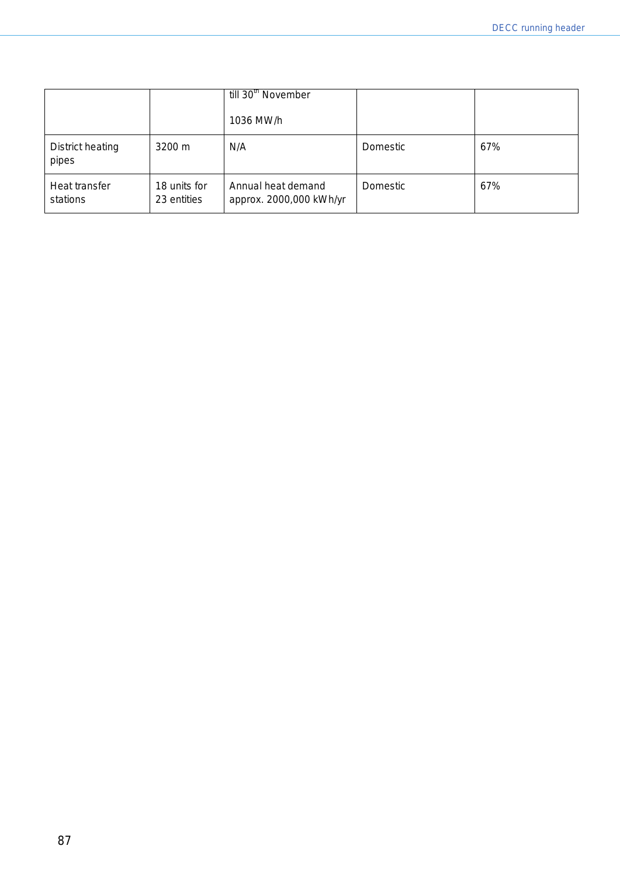| | | | | |
|---|---|---|---|---|
| | | till 30th November<br><br>1036 MW/h | | |
| District heating pipes | 3200 m | N/A | Domestic | 67% |
| Heat transfer stations | 18 units for 23 entities | Annual heat demand approx. 2000,000 kWh/yr | Domestic | 67% |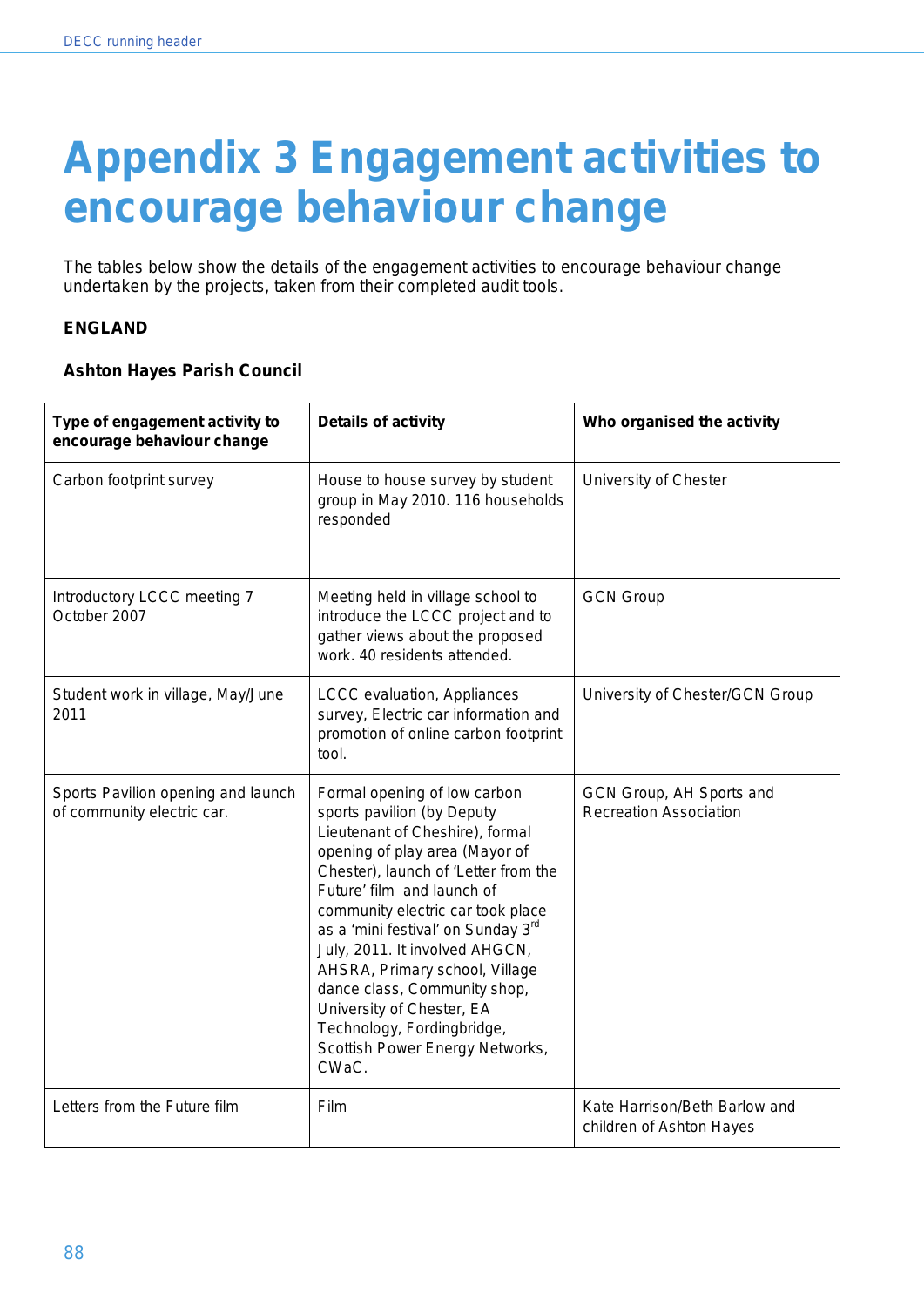# Appendix 3 Engagement activities to encourage behaviour change

The tables below show the details of the engagement activities to encourage behaviour change undertaken by the projects, taken from their completed audit tools.

**ENGLAND**

**Ashton Hayes Parish Council**

| Type of engagement activity to encourage behaviour change | Details of activity | Who organised the activity |
|---|---|---|
| Carbon footprint survey | House to house survey by student group in May 2010. 116 households responded | University of Chester |
| Introductory LCCC meeting 7 October 2007 | Meeting held in village school to introduce the LCCC project and to gather views about the proposed work. 40 residents attended. | GCN Group |
| Student work in village, May/June 2011 | LCCC evaluation, Appliances survey, Electric car information and promotion of online carbon footprint tool. | University of Chester/GCN Group |
| Sports Pavilion opening and launch of community electric car. | Formal opening of low carbon sports pavilion (by Deputy Lieutenant of Cheshire), formal opening of play area (Mayor of Chester), launch of 'Letter from the Future' film and launch of community electric car took place as a 'mini festival' on Sunday 3rd July, 2011. It involved AHGCN, AHSRA, Primary school, Village dance class, Community shop, University of Chester, EA Technology, Fordingbridge, Scottish Power Energy Networks, CWaC. | GCN Group, AH Sports and Recreation Association |
| Letters from the Future film | Film | Kate Harrison/Beth Barlow and children of Ashton Hayes |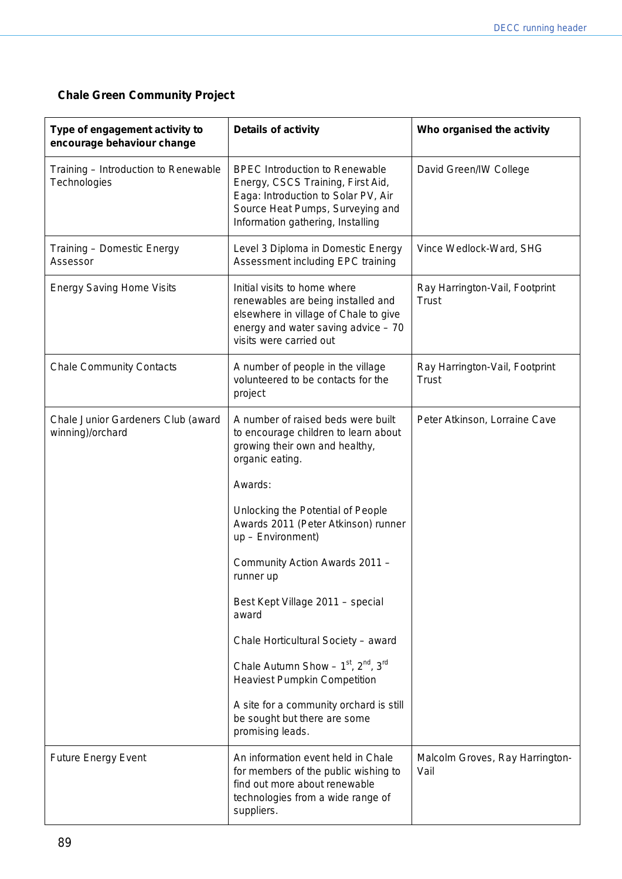**Chale Green Community Project**

| Type of engagement activity to encourage behaviour change | Details of activity | Who organised the activity |
| --- | --- | --- |
| Training – Introduction to Renewable Technologies | BPEC Introduction to Renewable Energy, CSCS Training, First Aid, Eaga: Introduction to Solar PV, Air Source Heat Pumps, Surveying and Information gathering, Installing | David Green/IW College |
| Training – Domestic Energy Assessor | Level 3 Diploma in Domestic Energy Assessment including EPC training | Vince Wedlock-Ward, SHG |
| Energy Saving Home Visits | Initial visits to home where renewables are being installed and elsewhere in village of Chale to give energy and water saving advice – 70 visits were carried out | Ray Harrington-Vail, Footprint Trust |
| Chale Community Contacts | A number of people in the village volunteered to be contacts for the project | Ray Harrington-Vail, Footprint Trust |
| Chale Junior Gardeners Club (award winning)/orchard | A number of raised beds were built to encourage children to learn about growing their own and healthy, organic eating.<br><br>Awards:<br><br>Unlocking the Potential of People Awards 2011 (Peter Atkinson) runner up – Environment)<br><br>Community Action Awards 2011 – runner up<br><br>Best Kept Village 2011 – special award<br><br>Chale Horticultural Society – award<br><br>Chale Autumn Show – 1st, 2nd, 3rd Heaviest Pumpkin Competition<br><br>A site for a community orchard is still be sought but there are some promising leads. | Peter Atkinson, Lorraine Cave |
| Future Energy Event | An information event held in Chale for members of the public wishing to find out more about renewable technologies from a wide range of suppliers. | Malcolm Groves, Ray Harrington-Vail |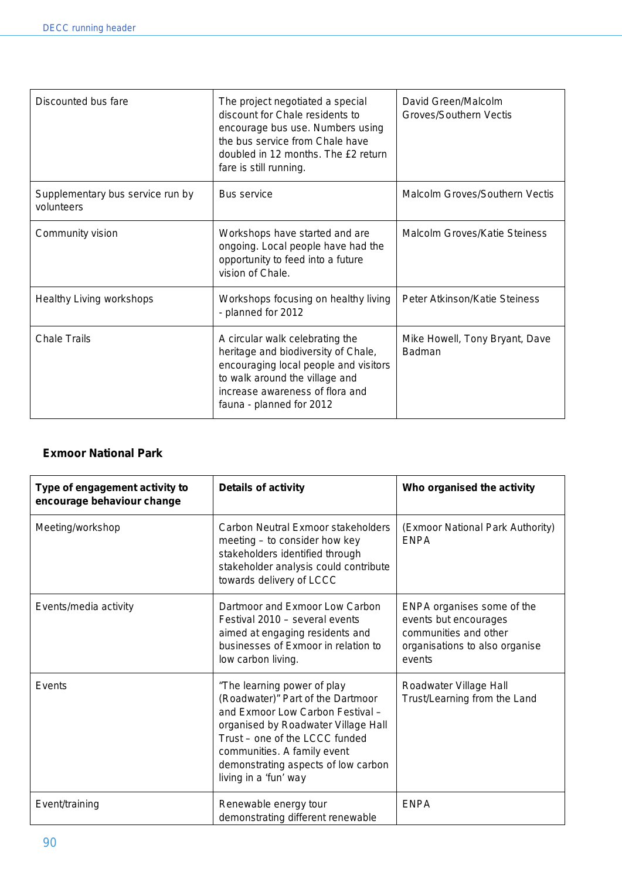| Discounted bus fare | The project negotiated a special discount for Chale residents to encourage bus use. Numbers using the bus service from Chale have doubled in 12 months. The £2 return fare is still running. | David Green/Malcolm Groves/Southern Vectis |
|---|---|---|
| Supplementary bus service run by volunteers | Bus service | Malcolm Groves/Southern Vectis |
| Community vision | Workshops have started and are ongoing. Local people have had the opportunity to feed into a future vision of Chale. | Malcolm Groves/Katie Steiness |
| Healthy Living workshops | Workshops focusing on healthy living - planned for 2012 | Peter Atkinson/Katie Steiness |
| Chale Trails | A circular walk celebrating the heritage and biodiversity of Chale, encouraging local people and visitors to walk around the village and increase awareness of flora and fauna - planned for 2012 | Mike Howell, Tony Bryant, Dave Badman |

### Exmoor National Park

| Type of engagement activity to encourage behaviour change | Details of activity | Who organised the activity |
|---|---|---|
| Meeting/workshop | Carbon Neutral Exmoor stakeholders meeting – to consider how key stakeholders identified through stakeholder analysis could contribute towards delivery of LCCC | (Exmoor National Park Authority) ENPA |
| Events/media activity | Dartmoor and Exmoor Low Carbon Festival 2010 – several events aimed at engaging residents and businesses of Exmoor in relation to low carbon living. | ENPA organises some of the events but encourages communities and other organisations to also organise events |
| Events | "The learning power of play (Roadwater)" Part of the Dartmoor and Exmoor Low Carbon Festival – organised by Roadwater Village Hall Trust – one of the LCCC funded communities. A family event demonstrating aspects of low carbon living in a 'fun' way | Roadwater Village Hall Trust/Learning from the Land |
| Event/training | Renewable energy tour demonstrating different renewable | ENPA |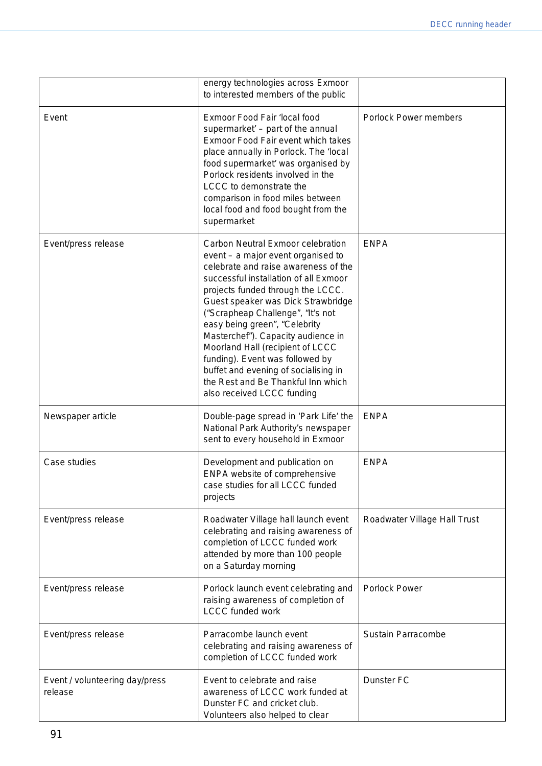| | | |
|---|---|---|
| | energy technologies across Exmoor to interested members of the public | |
| Event | Exmoor Food Fair 'local food supermarket' – part of the annual Exmoor Food Fair event which takes place annually in Porlock. The 'local food supermarket' was organised by Porlock residents involved in the LCCC to demonstrate the comparison in food miles between local food and food bought from the supermarket | Porlock Power members |
| Event/press release | Carbon Neutral Exmoor celebration event – a major event organised to celebrate and raise awareness of the successful installation of all Exmoor projects funded through the LCCC. Guest speaker was Dick Strawbridge ("Scrapheap Challenge", "It's not easy being green", "Celebrity Masterchef"). Capacity audience in Moorland Hall (recipient of LCCC funding). Event was followed by buffet and evening of socialising in the Rest and Be Thankful Inn which also received LCCC funding | ENPA |
| Newspaper article | Double-page spread in 'Park Life' the National Park Authority's newspaper sent to every household in Exmoor | ENPA |
| Case studies | Development and publication on ENPA website of comprehensive case studies for all LCCC funded projects | ENPA |
| Event/press release | Roadwater Village hall launch event celebrating and raising awareness of completion of LCCC funded work attended by more than 100 people on a Saturday morning | Roadwater Village Hall Trust |
| Event/press release | Porlock launch event celebrating and raising awareness of completion of LCCC funded work | Porlock Power |
| Event/press release | Parracombe launch event celebrating and raising awareness of completion of LCCC funded work | Sustain Parracombe |
| Event / volunteering day/press release | Event to celebrate and raise awareness of LCCC work funded at Dunster FC and cricket club. Volunteers also helped to clear | Dunster FC |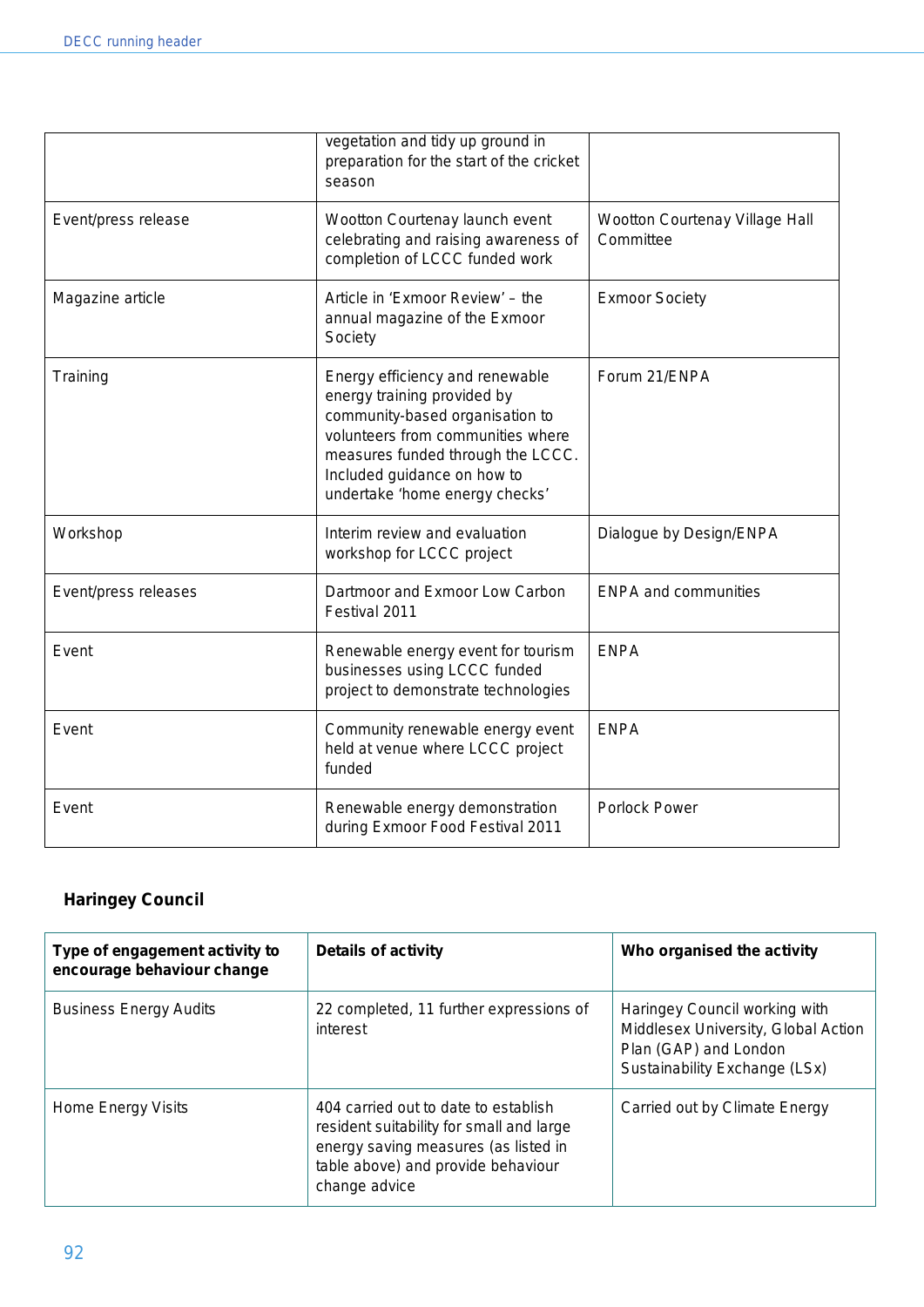| | | |
|---|---|---|
| | vegetation and tidy up ground in preparation for the start of the cricket season | |
| Event/press release | Wootton Courtenay launch event celebrating and raising awareness of completion of LCCC funded work | Wootton Courtenay Village Hall Committee |
| Magazine article | Article in 'Exmoor Review' – the annual magazine of the Exmoor Society | Exmoor Society |
| Training | Energy efficiency and renewable energy training provided by community-based organisation to volunteers from communities where measures funded through the LCCC. Included guidance on how to undertake 'home energy checks' | Forum 21/ENPA |
| Workshop | Interim review and evaluation workshop for LCCC project | Dialogue by Design/ENPA |
| Event/press releases | Dartmoor and Exmoor Low Carbon Festival 2011 | ENPA and communities |
| Event | Renewable energy event for tourism businesses using LCCC funded project to demonstrate technologies | ENPA |
| Event | Community renewable energy event held at venue where LCCC project funded | ENPA |
| Event | Renewable energy demonstration during Exmoor Food Festival 2011 | Porlock Power |

### Haringey Council

| Type of engagement activity to encourage behaviour change | Details of activity | Who organised the activity |
|---|---|---|
| Business Energy Audits | 22 completed, 11 further expressions of interest | Haringey Council working with Middlesex University, Global Action Plan (GAP) and London Sustainability Exchange (LSx) |
| Home Energy Visits | 404 carried out to date to establish resident suitability for small and large energy saving measures (as listed in table above) and provide behaviour change advice | Carried out by Climate Energy |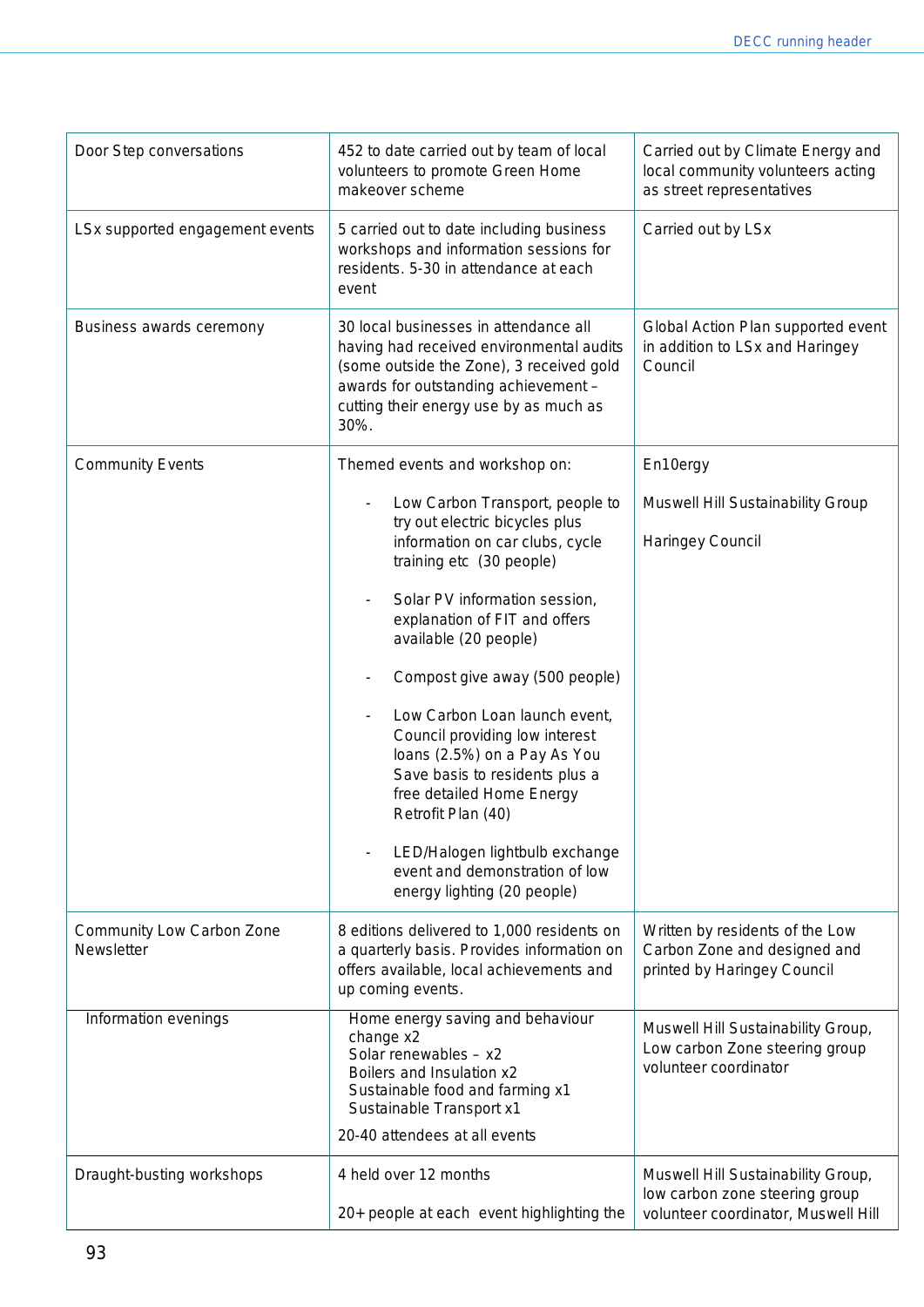| Door Step conversations | 452 to date carried out by team of local volunteers to promote Green Home makeover scheme | Carried out by Climate Energy and local community volunteers acting as street representatives |
|---|---|---|
| LSx supported engagement events | 5 carried out to date including business workshops and information sessions for residents. 5-30 in attendance at each event | Carried out by LSx |
| Business awards ceremony | 30 local businesses in attendance all having had received environmental audits (some outside the Zone), 3 received gold awards for outstanding achievement – cutting their energy use by as much as 30%. | Global Action Plan supported event in addition to LSx and Haringey Council |
| Community Events | Themed events and workshop on:<br><br>- Low Carbon Transport, people to try out electric bicycles plus information on car clubs, cycle training etc (30 people)<br><br>- Solar PV information session, explanation of FIT and offers available (20 people)<br><br>- Compost give away (500 people)<br><br>- Low Carbon Loan launch event, Council providing low interest loans (2.5%) on a Pay As You Save basis to residents plus a free detailed Home Energy Retrofit Plan (40)<br><br>- LED/Halogen lightbulb exchange event and demonstration of low energy lighting (20 people) | En10ergy<br><br>Muswell Hill Sustainability Group<br><br>Haringey Council |
| Community Low Carbon Zone Newsletter | 8 editions delivered to 1,000 residents on a quarterly basis. Provides information on offers available, local achievements and up coming events. | Written by residents of the Low Carbon Zone and designed and printed by Haringey Council |
| Information evenings | Home energy saving and behaviour change x2<br>Solar renewables – x2<br>Boilers and Insulation x2<br>Sustainable food and farming x1<br>Sustainable Transport x1<br><br>20-40 attendees at all events | Muswell Hill Sustainability Group, Low carbon Zone steering group volunteer coordinator |
| Draught-busting workshops | 4 held over 12 months<br><br>20+ people at each event highlighting the | Muswell Hill Sustainability Group, low carbon zone steering group volunteer coordinator, Muswell Hill |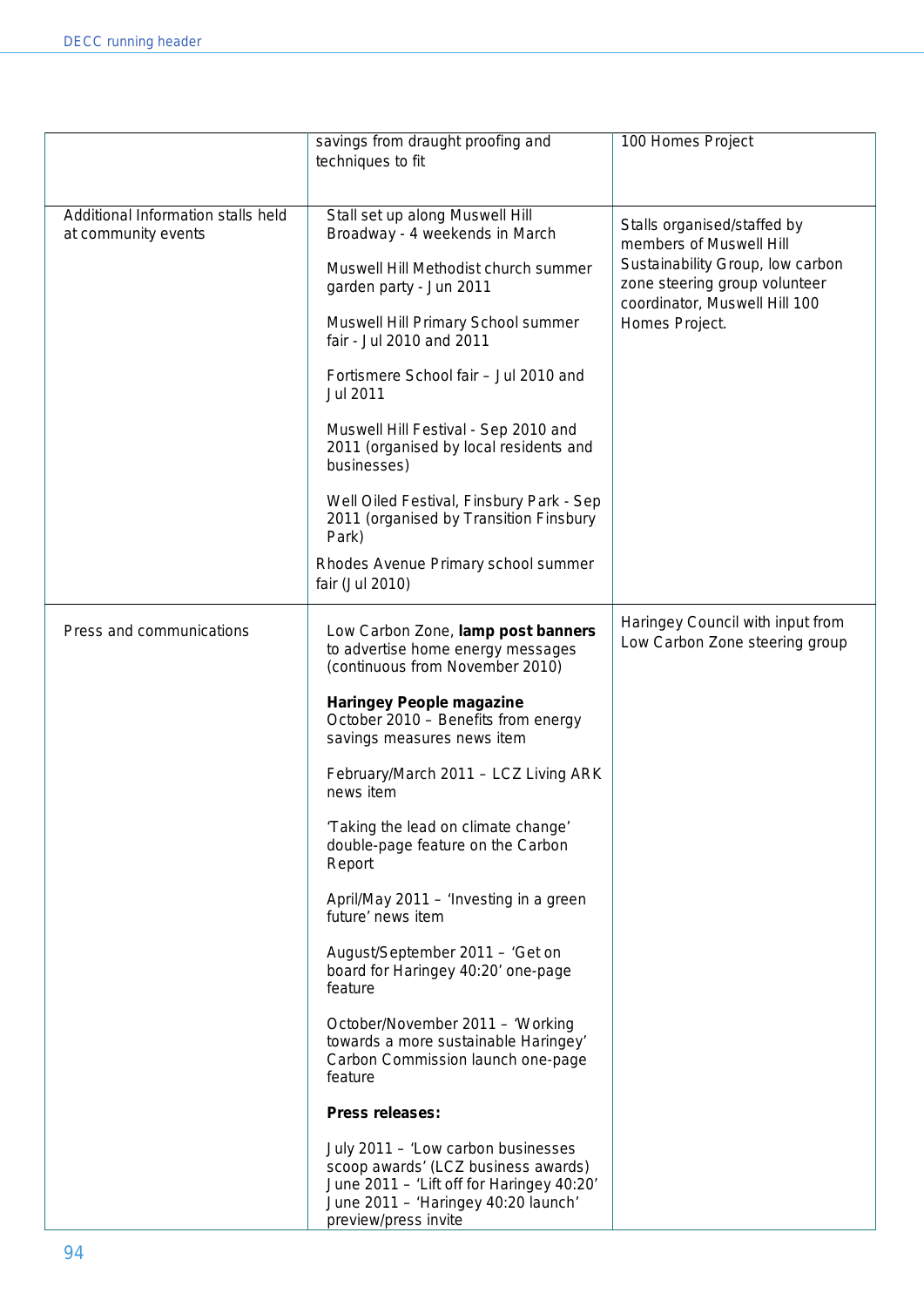| | | |
|---|---|---|
| | savings from draught proofing and techniques to fit | 100 Homes Project |
| Additional Information stalls held at community events | Stall set up along Muswell Hill Broadway - 4 weekends in March<br><br>Muswell Hill Methodist church summer garden party - Jun 2011<br><br>Muswell Hill Primary School summer fair - Jul 2010 and 2011<br><br>Fortismere School fair – Jul 2010 and Jul 2011<br><br>Muswell Hill Festival - Sep 2010 and 2011 (organised by local residents and businesses)<br><br>Well Oiled Festival, Finsbury Park - Sep 2011 (organised by Transition Finsbury Park)<br><br>Rhodes Avenue Primary school summer fair (Jul 2010) | Stalls organised/staffed by members of Muswell Hill Sustainability Group, low carbon zone steering group volunteer coordinator, Muswell Hill 100 Homes Project. |
| Press and communications | Low Carbon Zone, **lamp post banners** to advertise home energy messages (continuous from November 2010)<br><br>**Haringey People magazine**<br>October 2010 – Benefits from energy savings measures news item<br><br>February/March 2011 – LCZ Living ARK news item<br><br>'Taking the lead on climate change' double-page feature on the Carbon Report<br><br>April/May 2011 – 'Investing in a green future' news item<br><br>August/September 2011 – 'Get on board for Haringey 40:20' one-page feature<br><br>October/November 2011 – 'Working towards a more sustainable Haringey' Carbon Commission launch one-page feature<br><br>**Press releases:**<br><br>July 2011 – 'Low carbon businesses scoop awards' (LCZ business awards)<br>June 2011 – 'Lift off for Haringey 40:20'<br>June 2011 – 'Haringey 40:20 launch' preview/press invite | Haringey Council with input from Low Carbon Zone steering group |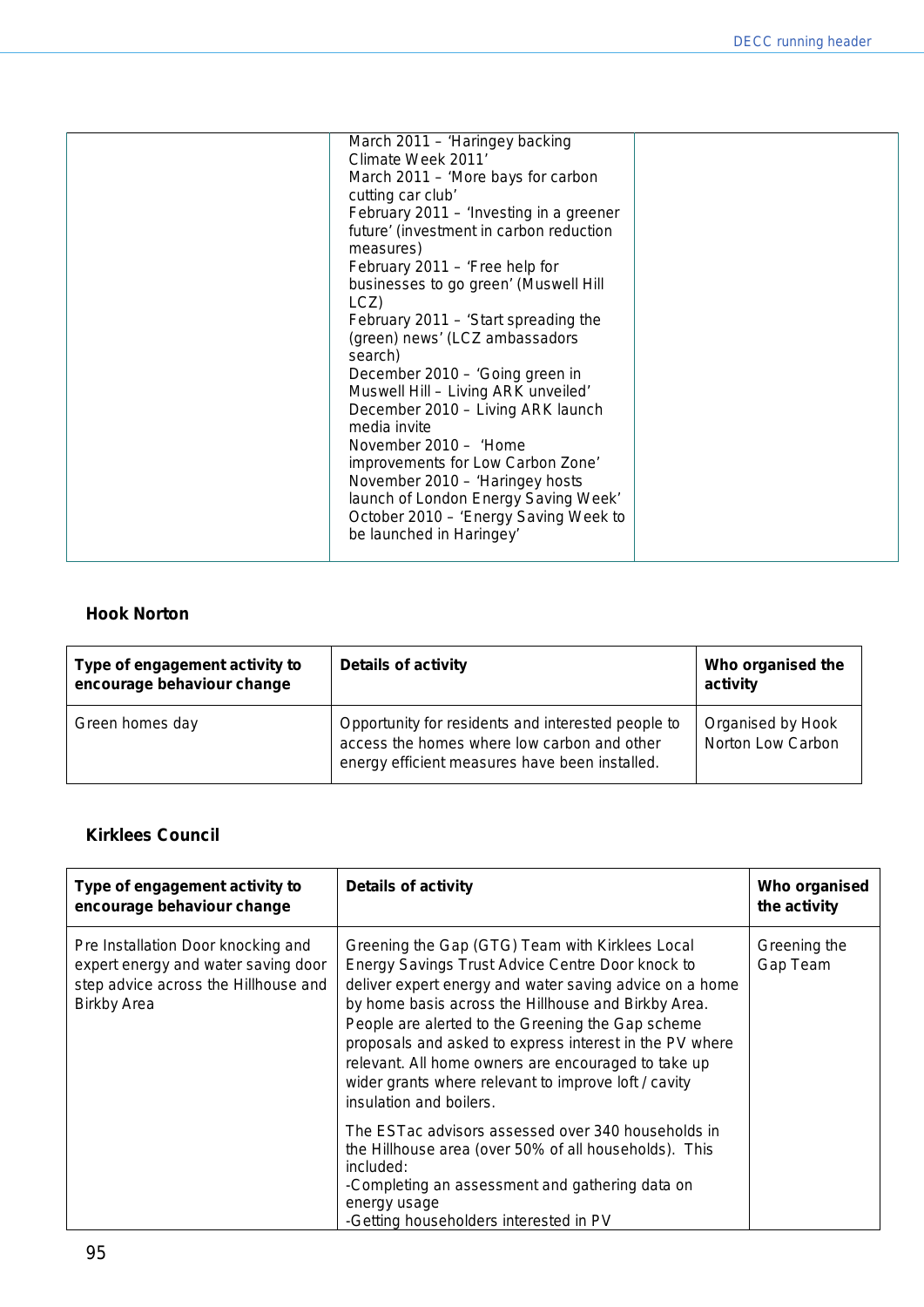| | | |
|---|---|---|
| | March 2011 – 'Haringey backing Climate Week 2011'<br>March 2011 – 'More bays for carbon cutting car club'<br>February 2011 – 'Investing in a greener future' (investment in carbon reduction measures)<br>February 2011 – 'Free help for businesses to go green' (Muswell Hill LCZ)<br>February 2011 – 'Start spreading the (green) news' (LCZ ambassadors search)<br>December 2010 – 'Going green in Muswell Hill – Living ARK unveiled'<br>December 2010 – Living ARK launch media invite<br>November 2010 – 'Home improvements for Low Carbon Zone'<br>November 2010 – 'Haringey hosts launch of London Energy Saving Week'<br>October 2010 – 'Energy Saving Week to be launched in Haringey' | |

**Hook Norton**

| Type of engagement activity to encourage behaviour change | Details of activity | Who organised the activity |
|---|---|---|
| Green homes day | Opportunity for residents and interested people to access the homes where low carbon and other energy efficient measures have been installed. | Organised by Hook Norton Low Carbon |

**Kirklees Council**

| Type of engagement activity to encourage behaviour change | Details of activity | Who organised the activity |
|---|---|---|
| Pre Installation Door knocking and expert energy and water saving door step advice across the Hillhouse and Birkby Area | Greening the Gap (GTG) Team with Kirklees Local Energy Savings Trust Advice Centre Door knock to deliver expert energy and water saving advice on a home by home basis across the Hillhouse and Birkby Area. People are alerted to the Greening the Gap scheme proposals and asked to express interest in the PV where relevant. All home owners are encouraged to take up wider grants where relevant to improve loft / cavity insulation and boilers.<br><br>The ESTac advisors assessed over 340 households in the Hillhouse area (over 50% of all households). This included:<br>-Completing an assessment and gathering data on energy usage<br>-Getting householders interested in PV | Greening the Gap Team |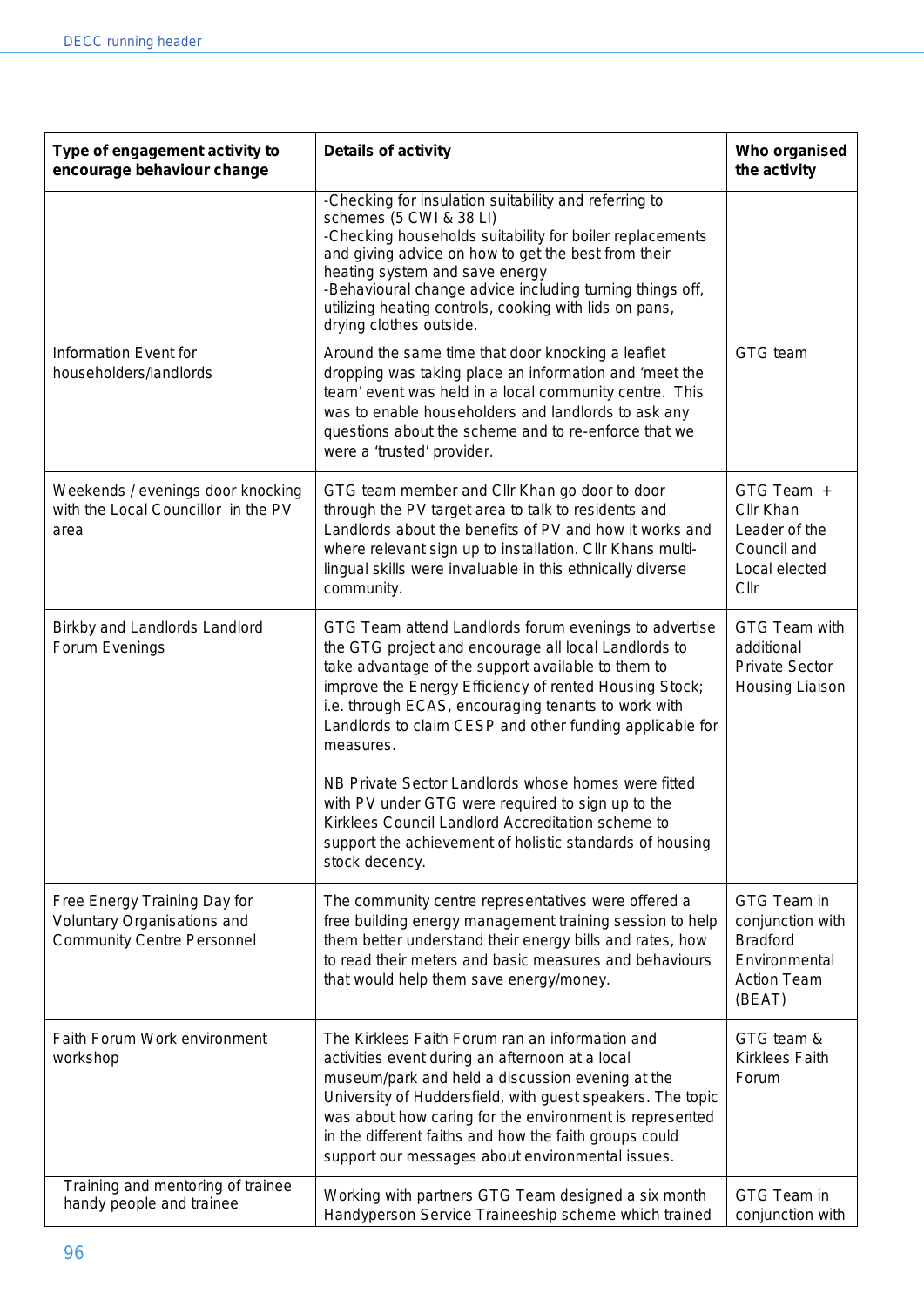| Type of engagement activity to encourage behaviour change | Details of activity | Who organised the activity |
|---|---|---|
| | -Checking for insulation suitability and referring to schemes (5 CWI & 38 LI)<br>-Checking households suitability for boiler replacements and giving advice on how to get the best from their heating system and save energy<br>-Behavioural change advice including turning things off, utilizing heating controls, cooking with lids on pans, drying clothes outside. | |
| Information Event for householders/landlords | Around the same time that door knocking a leaflet dropping was taking place an information and 'meet the team' event was held in a local community centre. This was to enable householders and landlords to ask any questions about the scheme and to re-enforce that we were a 'trusted' provider. | GTG team |
| Weekends / evenings door knocking with the Local Councillor in the PV area | GTG team member and Cllr Khan go door to door through the PV target area to talk to residents and Landlords about the benefits of PV and how it works and where relevant sign up to installation. Cllr Khans multi-lingual skills were invaluable in this ethnically diverse community. | GTG Team + Cllr Khan Leader of the Council and Local elected Cllr |
| Birkby and Landlords Landlord Forum Evenings | GTG Team attend Landlords forum evenings to advertise the GTG project and encourage all local Landlords to take advantage of the support available to them to improve the Energy Efficiency of rented Housing Stock; i.e. through ECAS, encouraging tenants to work with Landlords to claim CESP and other funding applicable for measures.<br><br>NB Private Sector Landlords whose homes were fitted with PV under GTG were required to sign up to the Kirklees Council Landlord Accreditation scheme to support the achievement of holistic standards of housing stock decency. | GTG Team with additional Private Sector Housing Liaison |
| Free Energy Training Day for Voluntary Organisations and Community Centre Personnel | The community centre representatives were offered a free building energy management training session to help them better understand their energy bills and rates, how to read their meters and basic measures and behaviours that would help them save energy/money. | GTG Team in conjunction with Bradford Environmental Action Team (BEAT) |
| Faith Forum Work environment workshop | The Kirklees Faith Forum ran an information and activities event during an afternoon at a local museum/park and held a discussion evening at the University of Huddersfield, with guest speakers. The topic was about how caring for the environment is represented in the different faiths and how the faith groups could support our messages about environmental issues. | GTG team & Kirklees Faith Forum |
| Training and mentoring of trainee handy people and trainee | Working with partners GTG Team designed a six month Handyperson Service Traineeship scheme which trained | GTG Team in conjunction with |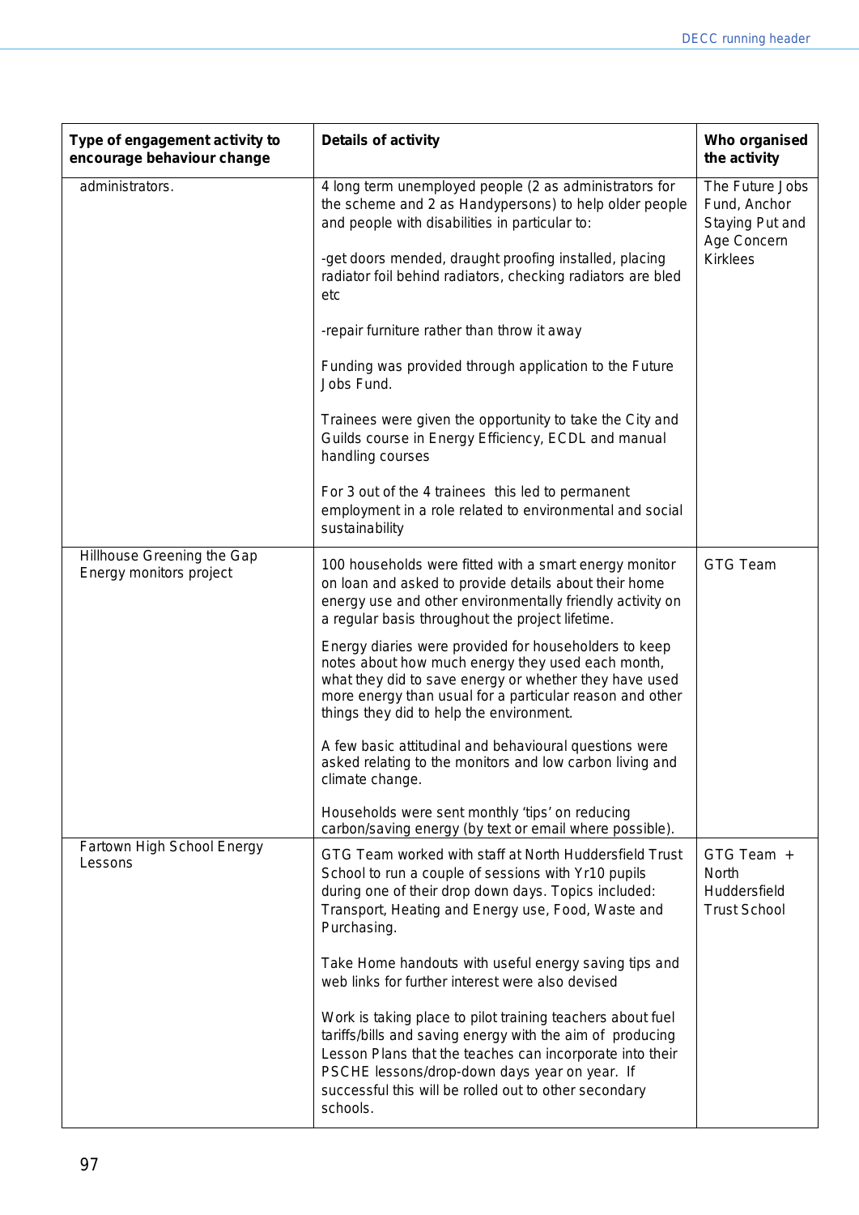| Type of engagement activity to encourage behaviour change | Details of activity | Who organised the activity |
|---|---|---|
| administrators. | 4 long term unemployed people (2 as administrators for the scheme and 2 as Handypersons) to help older people and people with disabilities in particular to:<br><br>-get doors mended, draught proofing installed, placing radiator foil behind radiators, checking radiators are bled etc<br><br>-repair furniture rather than throw it away<br><br>Funding was provided through application to the Future Jobs Fund.<br><br>Trainees were given the opportunity to take the City and Guilds course in Energy Efficiency, ECDL and manual handling courses<br><br>For 3 out of the 4 trainees this led to permanent employment in a role related to environmental and social sustainability | The Future Jobs Fund, Anchor Staying Put and Age Concern Kirklees |
| Hillhouse Greening the Gap Energy monitors project | 100 households were fitted with a smart energy monitor on loan and asked to provide details about their home energy use and other environmentally friendly activity on a regular basis throughout the project lifetime.<br><br>Energy diaries were provided for householders to keep notes about how much energy they used each month, what they did to save energy or whether they have used more energy than usual for a particular reason and other things they did to help the environment.<br><br>A few basic attitudinal and behavioural questions were asked relating to the monitors and low carbon living and climate change.<br><br>Households were sent monthly 'tips' on reducing carbon/saving energy (by text or email where possible). | GTG Team |
| Fartown High School Energy Lessons | GTG Team worked with staff at North Huddersfield Trust School to run a couple of sessions with Yr10 pupils during one of their drop down days. Topics included: Transport, Heating and Energy use, Food, Waste and Purchasing.<br><br>Take Home handouts with useful energy saving tips and web links for further interest were also devised<br><br>Work is taking place to pilot training teachers about fuel tariffs/bills and saving energy with the aim of producing Lesson Plans that the teaches can incorporate into their PSCHE lessons/drop-down days year on year. If successful this will be rolled out to other secondary schools. | GTG Team + North Huddersfield Trust School |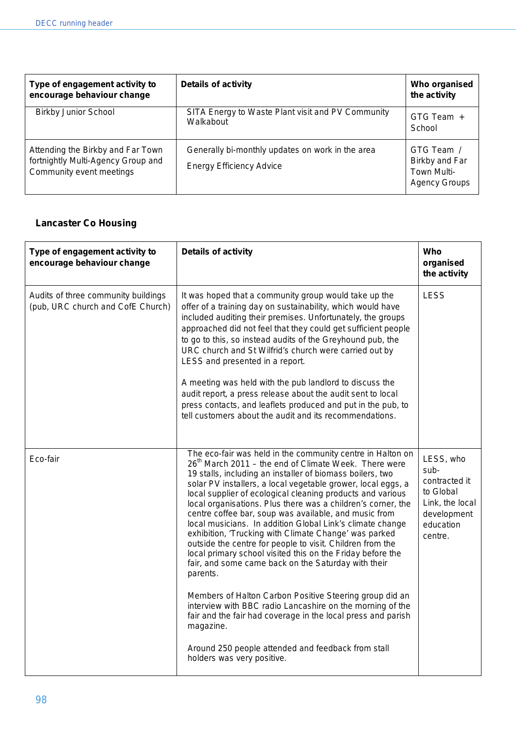| Type of engagement activity to encourage behaviour change | Details of activity | Who organised the activity |
| --- | --- | --- |
| Birkby Junior School | SITA Energy to Waste Plant visit and PV Community Walkabout | GTG Team + School |
| Attending the Birkby and Far Town fortnightly Multi-Agency Group and Community event meetings | Generally bi-monthly updates on work in the area<br><br>Energy Efficiency Advice | GTG Team / Birkby and Far Town Multi-Agency Groups |

**Lancaster Co Housing**

| Type of engagement activity to encourage behaviour change | Details of activity | Who organised the activity |
| --- | --- | --- |
| Audits of three community buildings (pub, URC church and CofE Church) | It was hoped that a community group would take up the offer of a training day on sustainability, which would have included auditing their premises. Unfortunately, the groups approached did not feel that they could get sufficient people to go to this, so instead audits of the Greyhound pub, the URC church and St Wilfrid's church were carried out by LESS and presented in a report.<br><br>A meeting was held with the pub landlord to discuss the audit report, a press release about the audit sent to local press contacts, and leaflets produced and put in the pub, to tell customers about the audit and its recommendations. | LESS |
| Eco-fair | The eco-fair was held in the community centre in Halton on 26th March 2011 – the end of Climate Week. There were 19 stalls, including an installer of biomass boilers, two solar PV installers, a local vegetable grower, local eggs, a local supplier of ecological cleaning products and various local organisations. Plus there was a children's corner, the centre coffee bar, soup was available, and music from local musicians. In addition Global Link's climate change exhibition, 'Trucking with Climate Change' was parked outside the centre for people to visit. Children from the local primary school visited this on the Friday before the fair, and some came back on the Saturday with their parents.<br><br>Members of Halton Carbon Positive Steering group did an interview with BBC radio Lancashire on the morning of the fair and the fair had coverage in the local press and parish magazine.<br><br>Around 250 people attended and feedback from stall holders was very positive. | LESS, who sub-contracted it to Global Link, the local development education centre. |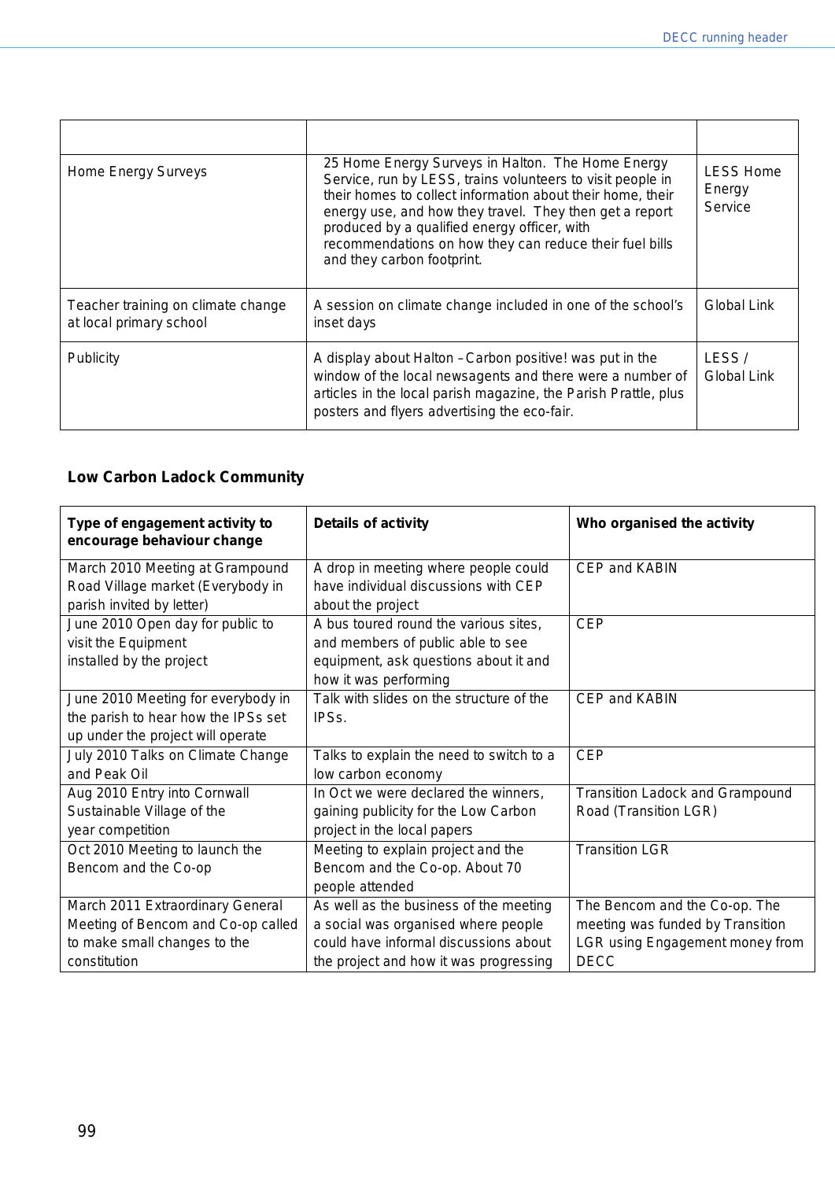| | | |
|---|---|---|
| Home Energy Surveys | 25 Home Energy Surveys in Halton. The Home Energy Service, run by LESS, trains volunteers to visit people in their homes to collect information about their home, their energy use, and how they travel. They then get a report produced by a qualified energy officer, with recommendations on how they can reduce their fuel bills and they carbon footprint. | LESS Home Energy Service |
| Teacher training on climate change at local primary school | A session on climate change included in one of the school's inset days | Global Link |
| Publicity | A display about Halton – Carbon positive! was put in the window of the local newsagents and there were a number of articles in the local parish magazine, the Parish Prattle, plus posters and flyers advertising the eco-fair. | LESS / Global Link |

**Low Carbon Ladock Community**

| Type of engagement activity to encourage behaviour change | Details of activity | Who organised the activity |
|---|---|---|
| March 2010 Meeting at Grampound Road Village market (Everybody in parish invited by letter) | A drop in meeting where people could have individual discussions with CEP about the project | CEP and KABIN |
| June 2010 Open day for public to visit the Equipment installed by the project | A bus toured round the various sites, and members of public able to see equipment, ask questions about it and how it was performing | CEP |
| June 2010 Meeting for everybody in the parish to hear how the IPSs set up under the project will operate | Talk with slides on the structure of the IPSs. | CEP and KABIN |
| July 2010 Talks on Climate Change and Peak Oil | Talks to explain the need to switch to a low carbon economy | CEP |
| Aug 2010 Entry into Cornwall Sustainable Village of the year competition | In Oct we were declared the winners, gaining publicity for the Low Carbon project in the local papers | Transition Ladock and Grampound Road (Transition LGR) |
| Oct 2010 Meeting to launch the Bencom and the Co-op | Meeting to explain project and the Bencom and the Co-op. About 70 people attended | Transition LGR |
| March 2011 Extraordinary General Meeting of Bencom and Co-op called to make small changes to the constitution | As well as the business of the meeting a social was organised where people could have informal discussions about the project and how it was progressing | The Bencom and the Co-op. The meeting was funded by Transition LGR using Engagement money from DECC |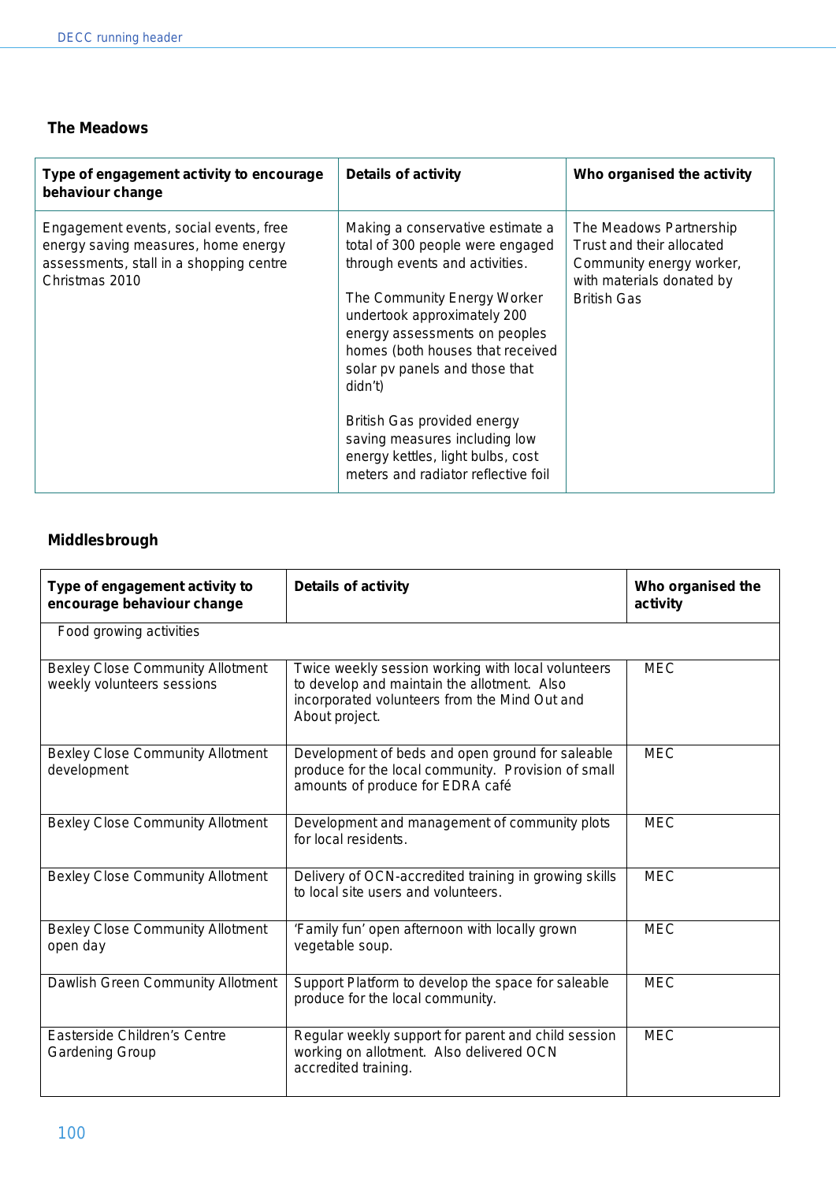### The Meadows

| Type of engagement activity to encourage behaviour change | Details of activity | Who organised the activity |
|---|---|---|
| Engagement events, social events, free energy saving measures, home energy assessments, stall in a shopping centre Christmas 2010 | Making a conservative estimate a total of 300 people were engaged through events and activities.<br><br>The Community Energy Worker undertook approximately 200 energy assessments on peoples homes (both houses that received solar pv panels and those that didn't)<br><br>British Gas provided energy saving measures including low energy kettles, light bulbs, cost meters and radiator reflective foil | The Meadows Partnership Trust and their allocated Community energy worker, with materials donated by British Gas |

### Middlesbrough

| Type of engagement activity to encourage behaviour change | Details of activity | Who organised the activity |
|---|---|---|
| Food growing activities | | |
| Bexley Close Community Allotment weekly volunteers sessions | Twice weekly session working with local volunteers to develop and maintain the allotment. Also incorporated volunteers from the Mind Out and About project. | MEC |
| Bexley Close Community Allotment development | Development of beds and open ground for saleable produce for the local community. Provision of small amounts of produce for EDRA café | MEC |
| Bexley Close Community Allotment | Development and management of community plots for local residents. | MEC |
| Bexley Close Community Allotment | Delivery of OCN-accredited training in growing skills to local site users and volunteers. | MEC |
| Bexley Close Community Allotment open day | 'Family fun' open afternoon with locally grown vegetable soup. | MEC |
| Dawlish Green Community Allotment | Support Platform to develop the space for saleable produce for the local community. | MEC |
| Easterside Children's Centre Gardening Group | Regular weekly support for parent and child session working on allotment. Also delivered OCN accredited training. | MEC |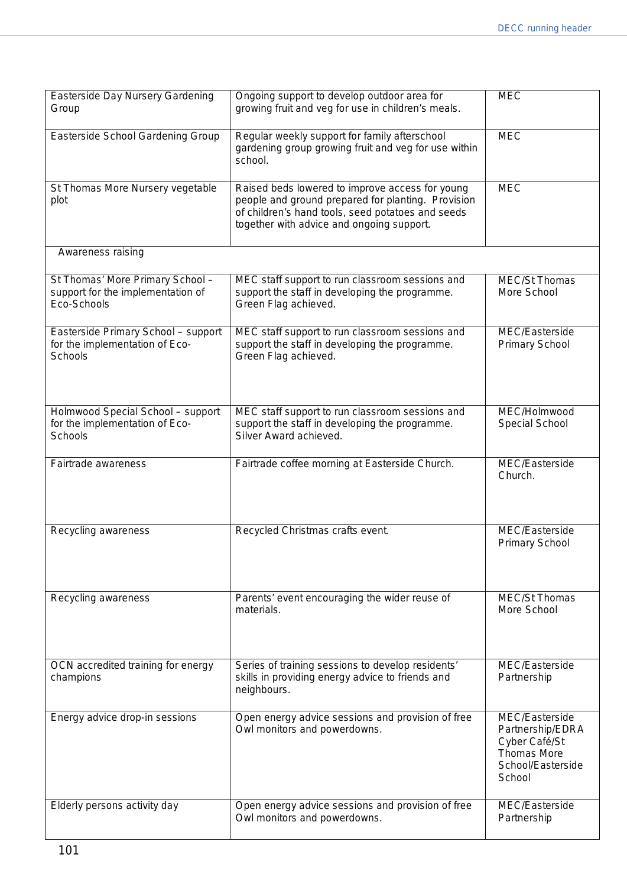| | | |
|---|---|---|
| Easterside Day Nursery Gardening Group | Ongoing support to develop outdoor area for growing fruit and veg for use in children's meals. | MEC |
| Easterside School Gardening Group | Regular weekly support for family afterschool gardening group growing fruit and veg for use within school. | MEC |
| St Thomas More Nursery vegetable plot | Raised beds lowered to improve access for young people and ground prepared for planting. Provision of children's hand tools, seed potatoes and seeds together with advice and ongoing support. | MEC |
| Awareness raising | | |
| St Thomas' More Primary School – support for the implementation of Eco-Schools | MEC staff support to run classroom sessions and support the staff in developing the programme. Green Flag achieved. | MEC/St Thomas More School |
| Easterside Primary School – support for the implementation of Eco-Schools | MEC staff support to run classroom sessions and support the staff in developing the programme. Green Flag achieved. | MEC/Easterside Primary School |
| Holmwood Special School – support for the implementation of Eco-Schools | MEC staff support to run classroom sessions and support the staff in developing the programme. Silver Award achieved. | MEC/Holmwood Special School |
| Fairtrade awareness | Fairtrade coffee morning at Easterside Church. | MEC/Easterside Church. |
| Recycling awareness | Recycled Christmas crafts event. | MEC/Easterside Primary School |
| Recycling awareness | Parents' event encouraging the wider reuse of materials. | MEC/St Thomas More School |
| OCN accredited training for energy champions | Series of training sessions to develop residents' skills in providing energy advice to friends and neighbours. | MEC/Easterside Partnership |
| Energy advice drop-in sessions | Open energy advice sessions and provision of free Owl monitors and powerdowns. | MEC/Easterside Partnership/EDRA Cyber Café/St Thomas More School/Easterside School |
| Elderly persons activity day | Open energy advice sessions and provision of free Owl monitors and powerdowns. | MEC/Easterside Partnership |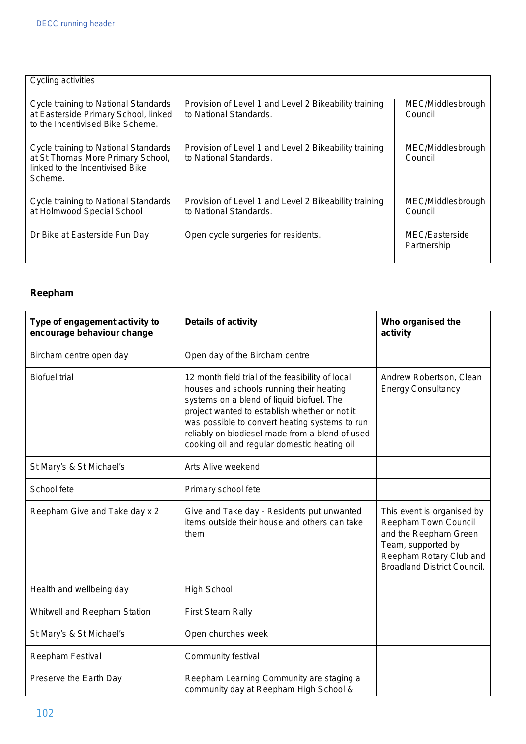| Cycling activities | | |
|---|---|---|
| Cycle training to National Standards at Easterside Primary School, linked to the Incentivised Bike Scheme. | Provision of Level 1 and Level 2 Bikeability training to National Standards. | MEC/Middlesbrough Council |
| Cycle training to National Standards at St Thomas More Primary School, linked to the Incentivised Bike Scheme. | Provision of Level 1 and Level 2 Bikeability training to National Standards. | MEC/Middlesbrough Council |
| Cycle training to National Standards at Holmwood Special School | Provision of Level 1 and Level 2 Bikeability training to National Standards. | MEC/Middlesbrough Council |
| Dr Bike at Easterside Fun Day | Open cycle surgeries for residents. | MEC/Easterside Partnership |

### Reepham

| Type of engagement activity to encourage behaviour change | Details of activity | Who organised the activity |
|---|---|---|
| Bircham centre open day | Open day of the Bircham centre | |
| Biofuel trial | 12 month field trial of the feasibility of local houses and schools running their heating systems on a blend of liquid biofuel. The project wanted to establish whether or not it was possible to convert heating systems to run reliably on biodiesel made from a blend of used cooking oil and regular domestic heating oil | Andrew Robertson, Clean Energy Consultancy |
| St Mary's & St Michael's | Arts Alive weekend | |
| School fete | Primary school fete | |
| Reepham Give and Take day x 2 | Give and Take day - Residents put unwanted items outside their house and others can take them | This event is organised by Reepham Town Council and the Reepham Green Team, supported by Reepham Rotary Club and Broadland District Council. |
| Health and wellbeing day | High School | |
| Whitwell and Reepham Station | First Steam Rally | |
| St Mary's & St Michael's | Open churches week | |
| Reepham Festival | Community festival | |
| Preserve the Earth Day | Reepham Learning Community are staging a community day at Reepham High School & | |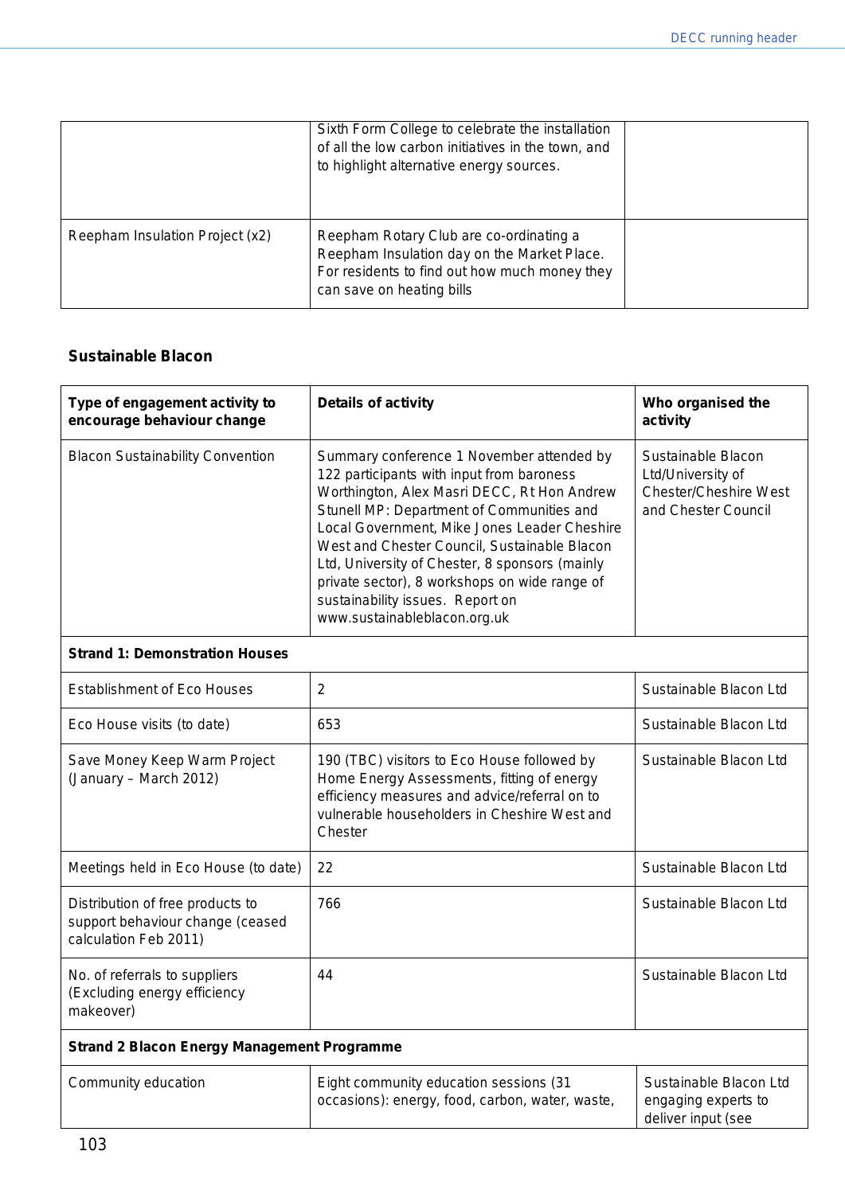|  |  |  |
|---|---|---|
|  | Sixth Form College to celebrate the installation of all the low carbon initiatives in the town, and to highlight alternative energy sources. |  |
| Reepham Insulation Project (x2) | Reepham Rotary Club are co-ordinating a Reepham Insulation day on the Market Place. For residents to find out how much money they can save on heating bills |  |

### Sustainable Blacon

| Type of engagement activity to encourage behaviour change | Details of activity | Who organised the activity |
|---|---|---|
| Blacon Sustainability Convention | Summary conference 1 November attended by 122 participants with input from baroness Worthington, Alex Masri DECC, Rt Hon Andrew Stunell MP: Department of Communities and Local Government, Mike Jones Leader Cheshire West and Chester Council, Sustainable Blacon Ltd, University of Chester, 8 sponsors (mainly private sector), 8 workshops on wide range of sustainability issues. Report on www.sustainableblacon.org.uk | Sustainable Blacon Ltd/University of Chester/Cheshire West and Chester Council |
| **Strand 1: Demonstration Houses** |  |  |
| Establishment of Eco Houses | 2 | Sustainable Blacon Ltd |
| Eco House visits (to date) | 653 | Sustainable Blacon Ltd |
| Save Money Keep Warm Project (January – March 2012) | 190 (TBC) visitors to Eco House followed by Home Energy Assessments, fitting of energy efficiency measures and advice/referral on to vulnerable householders in Cheshire West and Chester | Sustainable Blacon Ltd |
| Meetings held in Eco House (to date) | 22 | Sustainable Blacon Ltd |
| Distribution of free products to support behaviour change (ceased calculation Feb 2011) | 766 | Sustainable Blacon Ltd |
| No. of referrals to suppliers (Excluding energy efficiency makeover) | 44 | Sustainable Blacon Ltd |
| **Strand 2 Blacon Energy Management Programme** |  |  |
| Community education | Eight community education sessions (31 occasions): energy, food, carbon, water, waste, | Sustainable Blacon Ltd engaging experts to deliver input (see |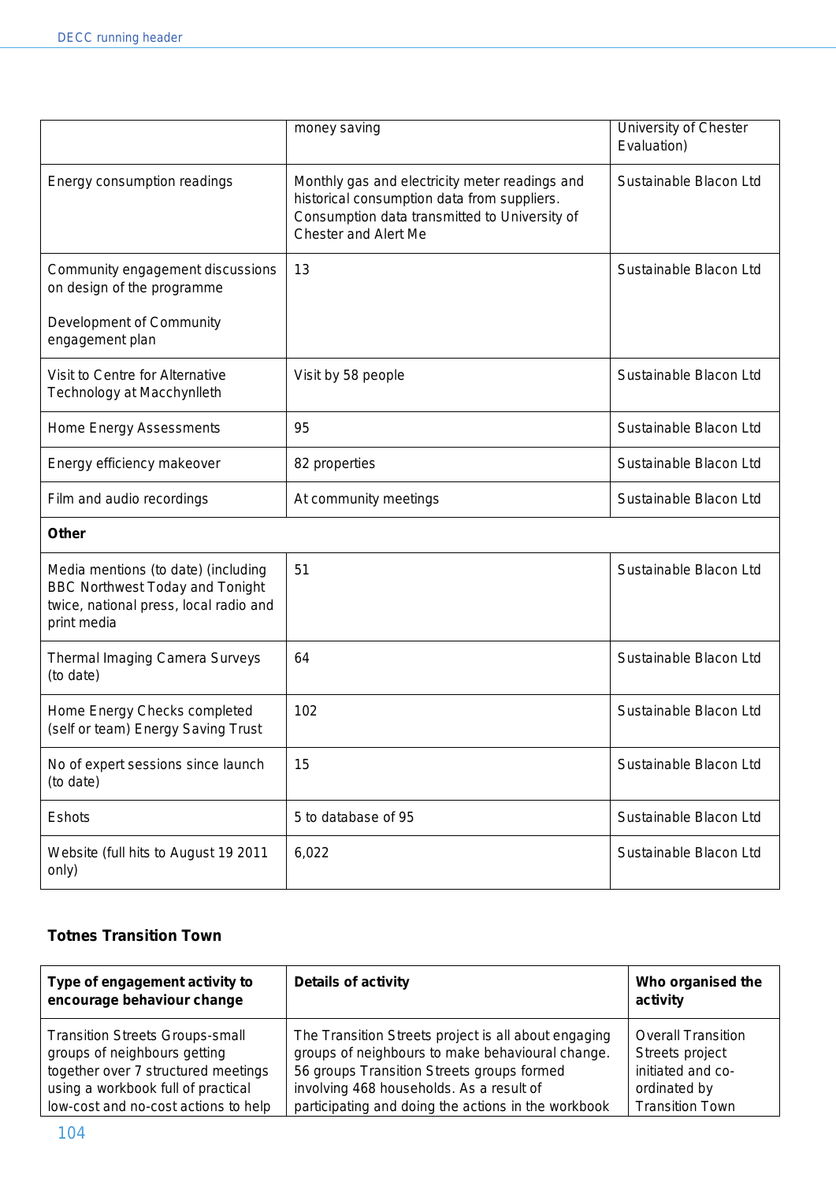| | | |
|---|---|---|
| | money saving | University of Chester Evaluation) |
| Energy consumption readings | Monthly gas and electricity meter readings and historical consumption data from suppliers. Consumption data transmitted to University of Chester and Alert Me | Sustainable Blacon Ltd |
| Community engagement discussions on design of the programme<br><br>Development of Community engagement plan | 13 | Sustainable Blacon Ltd |
| Visit to Centre for Alternative Technology at Macchynlleth | Visit by 58 people | Sustainable Blacon Ltd |
| Home Energy Assessments | 95 | Sustainable Blacon Ltd |
| Energy efficiency makeover | 82 properties | Sustainable Blacon Ltd |
| Film and audio recordings | At community meetings | Sustainable Blacon Ltd |
| **Other** | | |
| Media mentions (to date) (including BBC Northwest Today and Tonight twice, national press, local radio and print media | 51 | Sustainable Blacon Ltd |
| Thermal Imaging Camera Surveys (to date) | 64 | Sustainable Blacon Ltd |
| Home Energy Checks completed (self or team) Energy Saving Trust | 102 | Sustainable Blacon Ltd |
| No of expert sessions since launch (to date) | 15 | Sustainable Blacon Ltd |
| Eshots | 5 to database of 95 | Sustainable Blacon Ltd |
| Website (full hits to August 19 2011 only) | 6,022 | Sustainable Blacon Ltd |

**Totnes Transition Town**

| Type of engagement activity to encourage behaviour change | Details of activity | Who organised the activity |
|---|---|---|
| Transition Streets Groups-small groups of neighbours getting together over 7 structured meetings using a workbook full of practical low-cost and no-cost actions to help | The Transition Streets project is all about engaging groups of neighbours to make behavioural change. 56 groups Transition Streets groups formed involving 468 households. As a result of participating and doing the actions in the workbook | Overall Transition Streets project initiated and co-ordinated by Transition Town |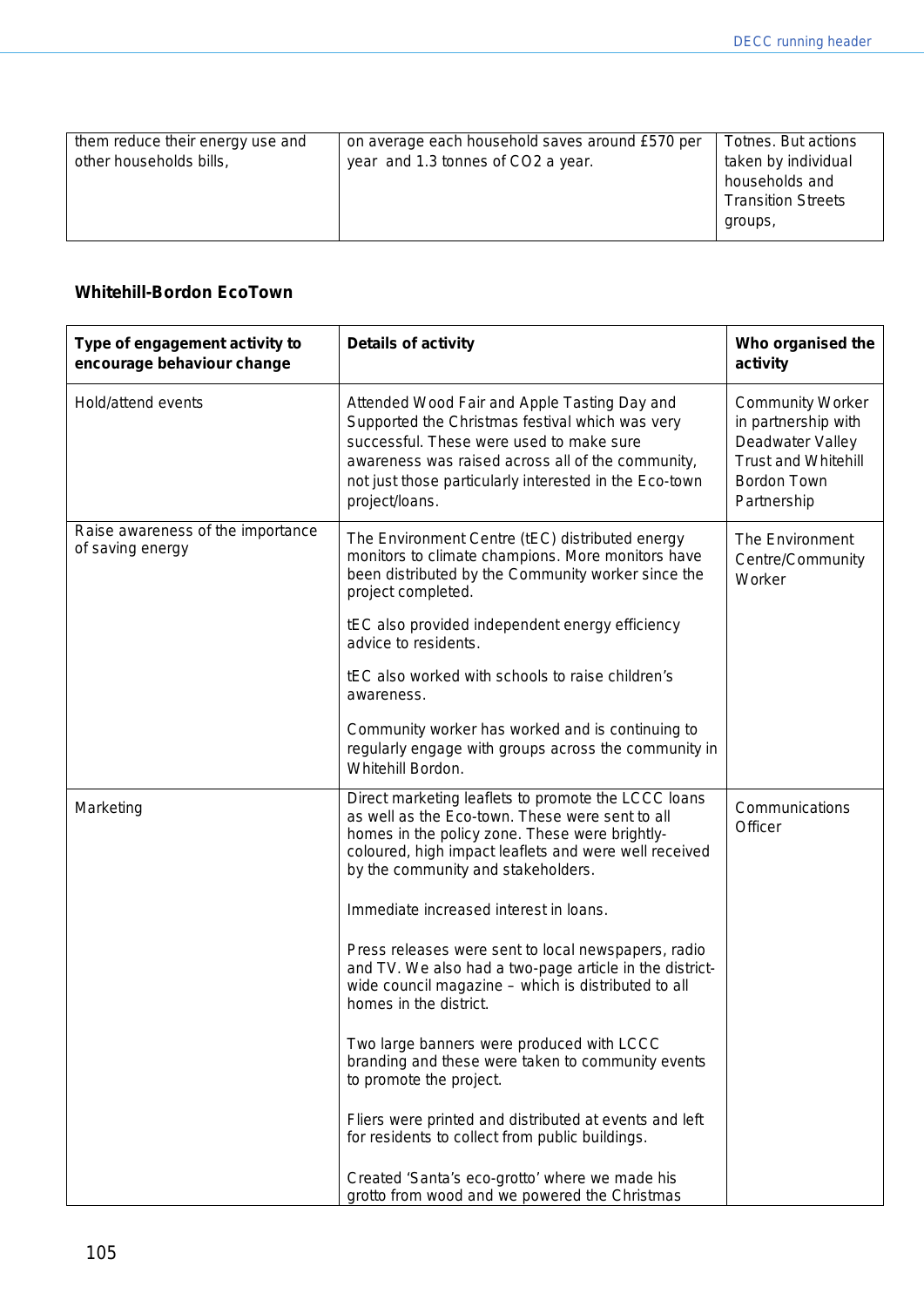| them reduce their energy use and other households bills, | on average each household saves around £570 per year and 1.3 tonnes of CO2 a year. | Totnes. But actions taken by individual households and Transition Streets groups, |
|---|---|---|

**Whitehill-Bordon EcoTown**

| Type of engagement activity to encourage behaviour change | Details of activity | Who organised the activity |
|---|---|---|
| Hold/attend events | Attended Wood Fair and Apple Tasting Day and Supported the Christmas festival which was very successful. These were used to make sure awareness was raised across all of the community, not just those particularly interested in the Eco-town project/loans. | Community Worker in partnership with Deadwater Valley Trust and Whitehill Bordon Town Partnership |
| Raise awareness of the importance of saving energy | The Environment Centre (tEC) distributed energy monitors to climate champions. More monitors have been distributed by the Community worker since the project completed.<br><br>tEC also provided independent energy efficiency advice to residents.<br><br>tEC also worked with schools to raise children's awareness.<br><br>Community worker has worked and is continuing to regularly engage with groups across the community in Whitehill Bordon. | The Environment Centre/Community Worker |
| Marketing | Direct marketing leaflets to promote the LCCC loans as well as the Eco-town. These were sent to all homes in the policy zone. These were brightly-coloured, high impact leaflets and were well received by the community and stakeholders.<br><br>Immediate increased interest in loans.<br><br>Press releases were sent to local newspapers, radio and TV. We also had a two-page article in the district-wide council magazine – which is distributed to all homes in the district.<br><br>Two large banners were produced with LCCC branding and these were taken to community events to promote the project.<br><br>Fliers were printed and distributed at events and left for residents to collect from public buildings.<br><br>Created 'Santa's eco-grotto' where we made his grotto from wood and we powered the Christmas | Communications Officer |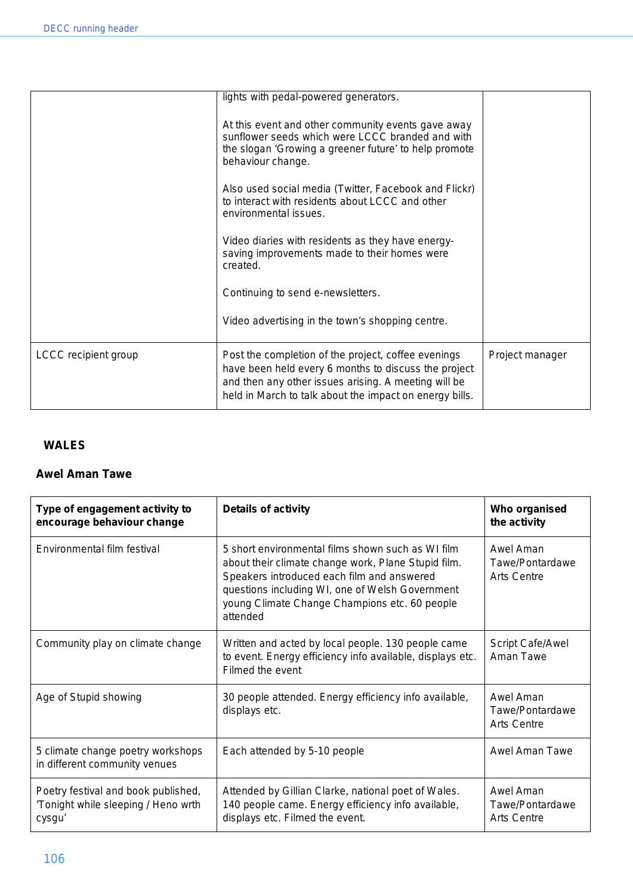| | | |
|---|---|---|
| | lights with pedal-powered generators.<br><br>At this event and other community events gave away sunflower seeds which were LCCC branded and with the slogan 'Growing a greener future' to help promote behaviour change.<br><br>Also used social media (Twitter, Facebook and Flickr) to interact with residents about LCCC and other environmental issues.<br><br>Video diaries with residents as they have energy-saving improvements made to their homes were created.<br><br>Continuing to send e-newsletters.<br><br>Video advertising in the town's shopping centre. | |
| LCCC recipient group | Post the completion of the project, coffee evenings have been held every 6 months to discuss the project and then any other issues arising. A meeting will be held in March to talk about the impact on energy bills. | Project manager |

## WALES

### Awel Aman Tawe

| Type of engagement activity to encourage behaviour change | Details of activity | Who organised the activity |
|---|---|---|
| Environmental film festival | 5 short environmental films shown such as WI film about their climate change work, Plane Stupid film. Speakers introduced each film and answered questions including WI, one of Welsh Government young Climate Change Champions etc. 60 people attended | Awel Aman Tawe/Pontardawe Arts Centre |
| Community play on climate change | Written and acted by local people. 130 people came to event. Energy efficiency info available, displays etc. Filmed the event | Script Cafe/Awel Aman Tawe |
| Age of Stupid showing | 30 people attended. Energy efficiency info available, displays etc. | Awel Aman Tawe/Pontardawe Arts Centre |
| 5 climate change poetry workshops in different community venues | Each attended by 5-10 people | Awel Aman Tawe |
| Poetry festival and book published, 'Tonight while sleeping / Heno wrth cysgu' | Attended by Gillian Clarke, national poet of Wales. 140 people came. Energy efficiency info available, displays etc. Filmed the event. | Awel Aman Tawe/Pontardawe Arts Centre |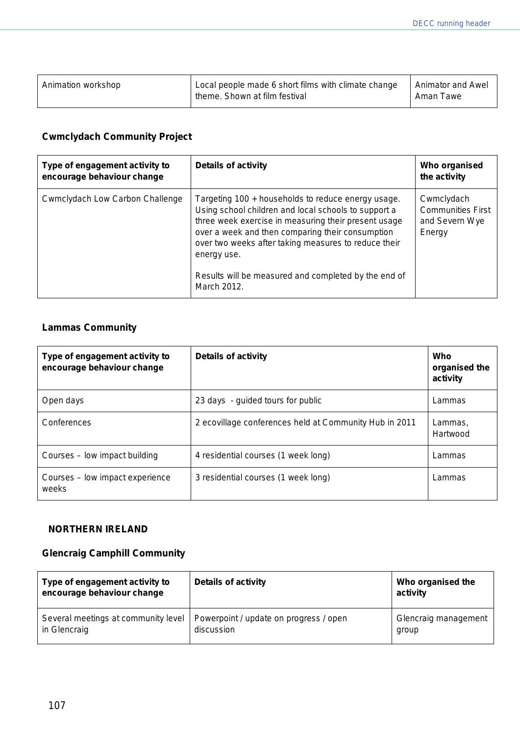| Animation workshop | Local people made 6 short films with climate change theme. Shown at film festival | Animator and Awel Aman Tawe |
|---|---|---|

### Cwmclydach Community Project

| Type of engagement activity to encourage behaviour change | Details of activity | Who organised the activity |
|---|---|---|
| Cwmclydach Low Carbon Challenge | Targeting 100 + households to reduce energy usage. Using school children and local schools to support a three week exercise in measuring their present usage over a week and then comparing their consumption over two weeks after taking measures to reduce their energy use.<br><br>Results will be measured and completed by the end of March 2012. | Cwmclydach Communities First and Severn Wye Energy |

### Lammas Community

| Type of engagement activity to encourage behaviour change | Details of activity | Who organised the activity |
|---|---|---|
| Open days | 23 days - guided tours for public | Lammas |
| Conferences | 2 ecovillage conferences held at Community Hub in 2011 | Lammas, Hartwood |
| Courses – low impact building | 4 residential courses (1 week long) | Lammas |
| Courses – low impact experience weeks | 3 residential courses (1 week long) | Lammas |

## NORTHERN IRELAND

### Glencraig Camphill Community

| Type of engagement activity to encourage behaviour change | Details of activity | Who organised the activity |
|---|---|---|
| Several meetings at community level in Glencraig | Powerpoint / update on progress / open discussion | Glencraig management group |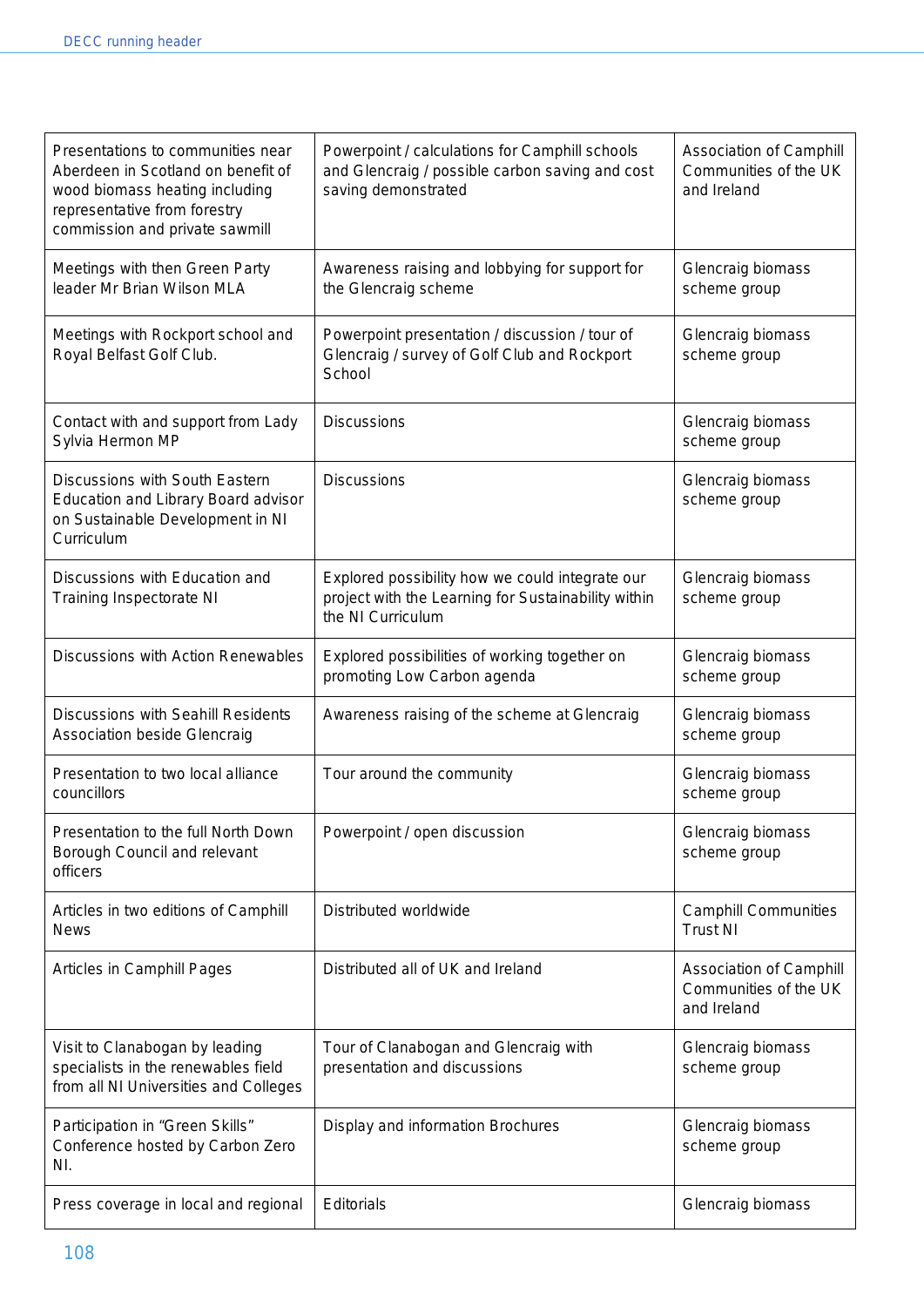| | | |
|---|---|---|
| Presentations to communities near Aberdeen in Scotland on benefit of wood biomass heating including representative from forestry commission and private sawmill | Powerpoint / calculations for Camphill schools and Glencraig / possible carbon saving and cost saving demonstrated | Association of Camphill Communities of the UK and Ireland |
| Meetings with then Green Party leader Mr Brian Wilson MLA | Awareness raising and lobbying for support for the Glencraig scheme | Glencraig biomass scheme group |
| Meetings with Rockport school and Royal Belfast Golf Club. | Powerpoint presentation / discussion / tour of Glencraig / survey of Golf Club and Rockport School | Glencraig biomass scheme group |
| Contact with and support from Lady Sylvia Hermon MP | Discussions | Glencraig biomass scheme group |
| Discussions with South Eastern Education and Library Board advisor on Sustainable Development in NI Curriculum | Discussions | Glencraig biomass scheme group |
| Discussions with Education and Training Inspectorate NI | Explored possibility how we could integrate our project with the Learning for Sustainability within the NI Curriculum | Glencraig biomass scheme group |
| Discussions with Action Renewables | Explored possibilities of working together on promoting Low Carbon agenda | Glencraig biomass scheme group |
| Discussions with Seahill Residents Association beside Glencraig | Awareness raising of the scheme at Glencraig | Glencraig biomass scheme group |
| Presentation to two local alliance councillors | Tour around the community | Glencraig biomass scheme group |
| Presentation to the full North Down Borough Council and relevant officers | Powerpoint / open discussion | Glencraig biomass scheme group |
| Articles in two editions of Camphill News | Distributed worldwide | Camphill Communities Trust NI |
| Articles in Camphill Pages | Distributed all of UK and Ireland | Association of Camphill Communities of the UK and Ireland |
| Visit to Clanabogan by leading specialists in the renewables field from all NI Universities and Colleges | Tour of Clanabogan and Glencraig with presentation and discussions | Glencraig biomass scheme group |
| Participation in "Green Skills" Conference hosted by Carbon Zero NI. | Display and information Brochures | Glencraig biomass scheme group |
| Press coverage in local and regional | Editorials | Glencraig biomass |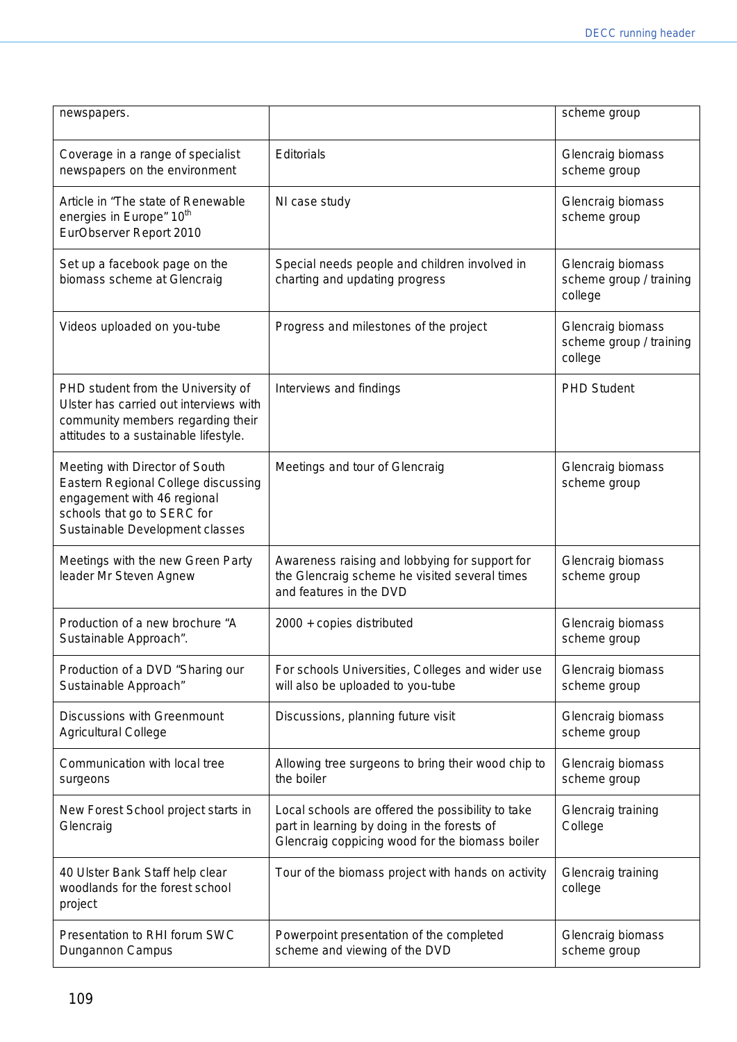| | | |
|---|---|---|
| newspapers. | | scheme group |
| Coverage in a range of specialist newspapers on the environment | Editorials | Glencraig biomass scheme group |
| Article in "The state of Renewable energies in Europe" 10th EurObserver Report 2010 | NI case study | Glencraig biomass scheme group |
| Set up a facebook page on the biomass scheme at Glencraig | Special needs people and children involved in charting and updating progress | Glencraig biomass scheme group / training college |
| Videos uploaded on you-tube | Progress and milestones of the project | Glencraig biomass scheme group / training college |
| PHD student from the University of Ulster has carried out interviews with community members regarding their attitudes to a sustainable lifestyle. | Interviews and findings | PHD Student |
| Meeting with Director of South Eastern Regional College discussing engagement with 46 regional schools that go to SERC for Sustainable Development classes | Meetings and tour of Glencraig | Glencraig biomass scheme group |
| Meetings with the new Green Party leader Mr Steven Agnew | Awareness raising and lobbying for support for the Glencraig scheme he visited several times and features in the DVD | Glencraig biomass scheme group |
| Production of a new brochure "A Sustainable Approach". | 2000 + copies distributed | Glencraig biomass scheme group |
| Production of a DVD "Sharing our Sustainable Approach" | For schools Universities, Colleges and wider use will also be uploaded to you-tube | Glencraig biomass scheme group |
| Discussions with Greenmount Agricultural College | Discussions, planning future visit | Glencraig biomass scheme group |
| Communication with local tree surgeons | Allowing tree surgeons to bring their wood chip to the boiler | Glencraig biomass scheme group |
| New Forest School project starts in Glencraig | Local schools are offered the possibility to take part in learning by doing in the forests of Glencraig coppicing wood for the biomass boiler | Glencraig training College |
| 40 Ulster Bank Staff help clear woodlands for the forest school project | Tour of the biomass project with hands on activity | Glencraig training college |
| Presentation to RHI forum SWC Dungannon Campus | Powerpoint presentation of the completed scheme and viewing of the DVD | Glencraig biomass scheme group |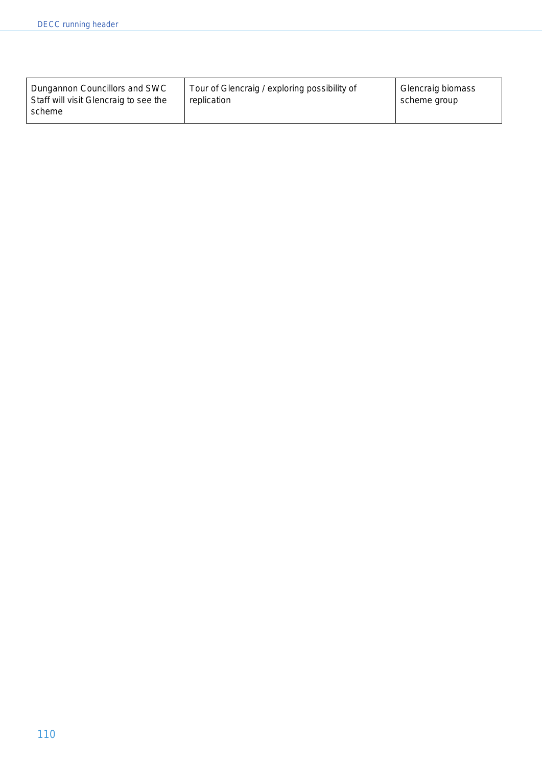| | | |
|---|---|---|
| Dungannon Councillors and SWC Staff will visit Glencraig to see the scheme | Tour of Glencraig / exploring possibility of replication | Glencraig biomass scheme group |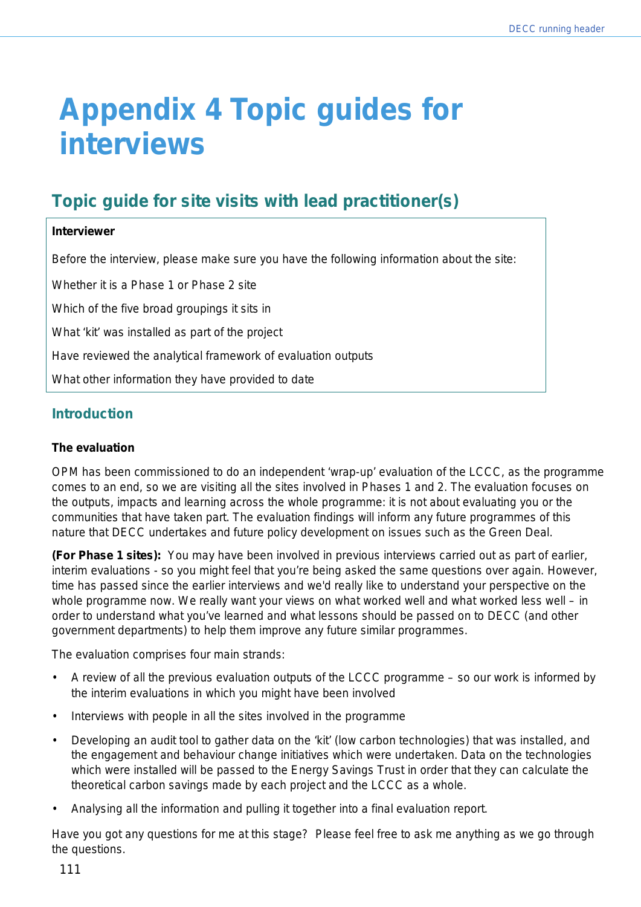# Appendix 4 Topic guides for interviews

## Topic guide for site visits with lead practitioner(s)

**Interviewer**

Before the interview, please make sure you have the following information about the site:

Whether it is a Phase 1 or Phase 2 site

Which of the five broad groupings it sits in

What 'kit' was installed as part of the project

Have reviewed the analytical framework of evaluation outputs

What other information they have provided to date

### Introduction

**The evaluation**

OPM has been commissioned to do an independent 'wrap-up' evaluation of the LCCC, as the programme comes to an end, so we are visiting all the sites involved in Phases 1 and 2. The evaluation focuses on the outputs, impacts and learning across the whole programme: it is not about evaluating you or the communities that have taken part. The evaluation findings will inform any future programmes of this nature that DECC undertakes and future policy development on issues such as the Green Deal.

**(For Phase 1 sites):** You may have been involved in previous interviews carried out as part of earlier, interim evaluations - so you might feel that you're being asked the same questions over again. However, time has passed since the earlier interviews and we'd really like to understand your perspective on the whole programme now. We really want your views on what worked well and what worked less well – in order to understand what you've learned and what lessons should be passed on to DECC (and other government departments) to help them improve any future similar programmes.

The evaluation comprises four main strands:

- A review of all the previous evaluation outputs of the LCCC programme – so our work is informed by the interim evaluations in which you might have been involved
- Interviews with people in all the sites involved in the programme
- Developing an audit tool to gather data on the 'kit' (low carbon technologies) that was installed, and the engagement and behaviour change initiatives which were undertaken. Data on the technologies which were installed will be passed to the Energy Savings Trust in order that they can calculate the theoretical carbon savings made by each project and the LCCC as a whole.
- Analysing all the information and pulling it together into a final evaluation report.

Have you got any questions for me at this stage? Please feel free to ask me anything as we go through the questions.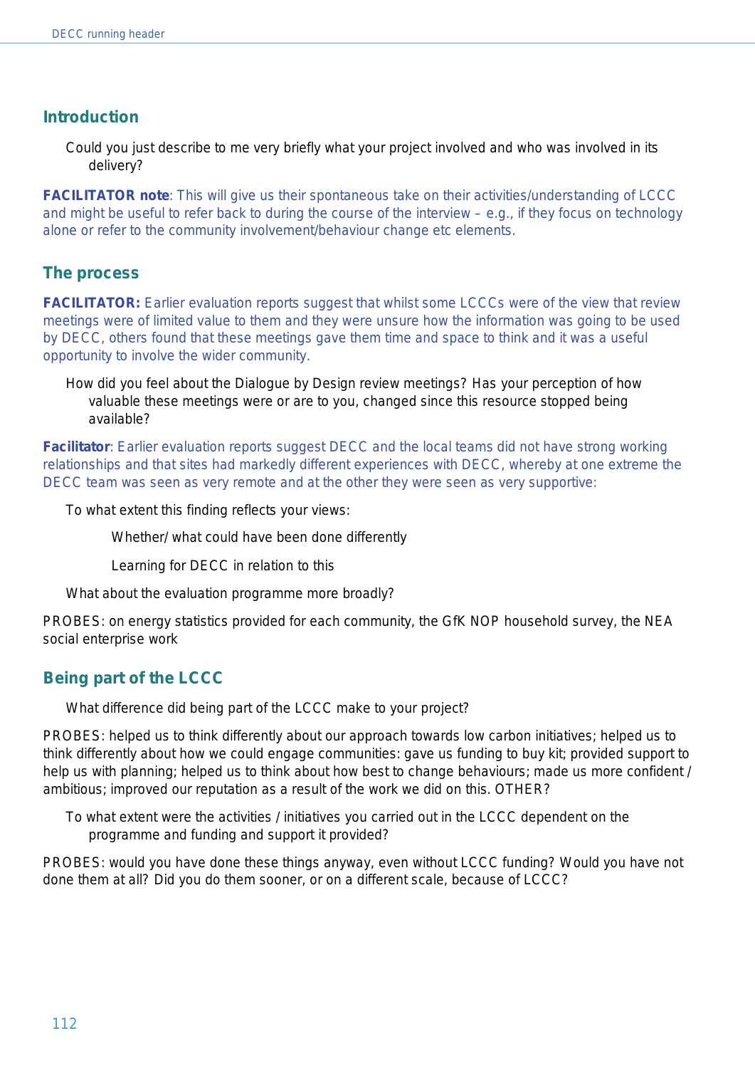## Introduction

Could you just describe to me very briefly what your project involved and who was involved in its delivery?

**FACILITATOR note**: This will give us their spontaneous take on their activities/understanding of LCCC and might be useful to refer back to during the course of the interview – e.g., if they focus on technology alone or refer to the community involvement/behaviour change etc elements.

## The process

**FACILITATOR:** Earlier evaluation reports suggest that whilst some LCCCs were of the view that review meetings were of limited value to them and they were unsure how the information was going to be used by DECC, others found that these meetings gave them time and space to think and it was a useful opportunity to involve the wider community.

How did you feel about the Dialogue by Design review meetings? Has your perception of how valuable these meetings were or are to you, changed since this resource stopped being available?

**Facilitator**: Earlier evaluation reports suggest DECC and the local teams did not have strong working relationships and that sites had markedly different experiences with DECC, whereby at one extreme the DECC team was seen as very remote and at the other they were seen as very supportive:

To what extent this finding reflects your views:

Whether/ what could have been done differently

Learning for DECC in relation to this

What about the evaluation programme more broadly?

PROBES: on energy statistics provided for each community, the GfK NOP household survey, the NEA social enterprise work

## Being part of the LCCC

What difference did being part of the LCCC make to your project?

PROBES: helped us to think differently about our approach towards low carbon initiatives; helped us to think differently about how we could engage communities: gave us funding to buy kit; provided support to help us with planning; helped us to think about how best to change behaviours; made us more confident / ambitious; improved our reputation as a result of the work we did on this. OTHER?

To what extent were the activities / initiatives you carried out in the LCCC dependent on the programme and funding and support it provided?

PROBES: would you have done these things anyway, even without LCCC funding? Would you have not done them at all? Did you do them sooner, or on a different scale, because of LCCC?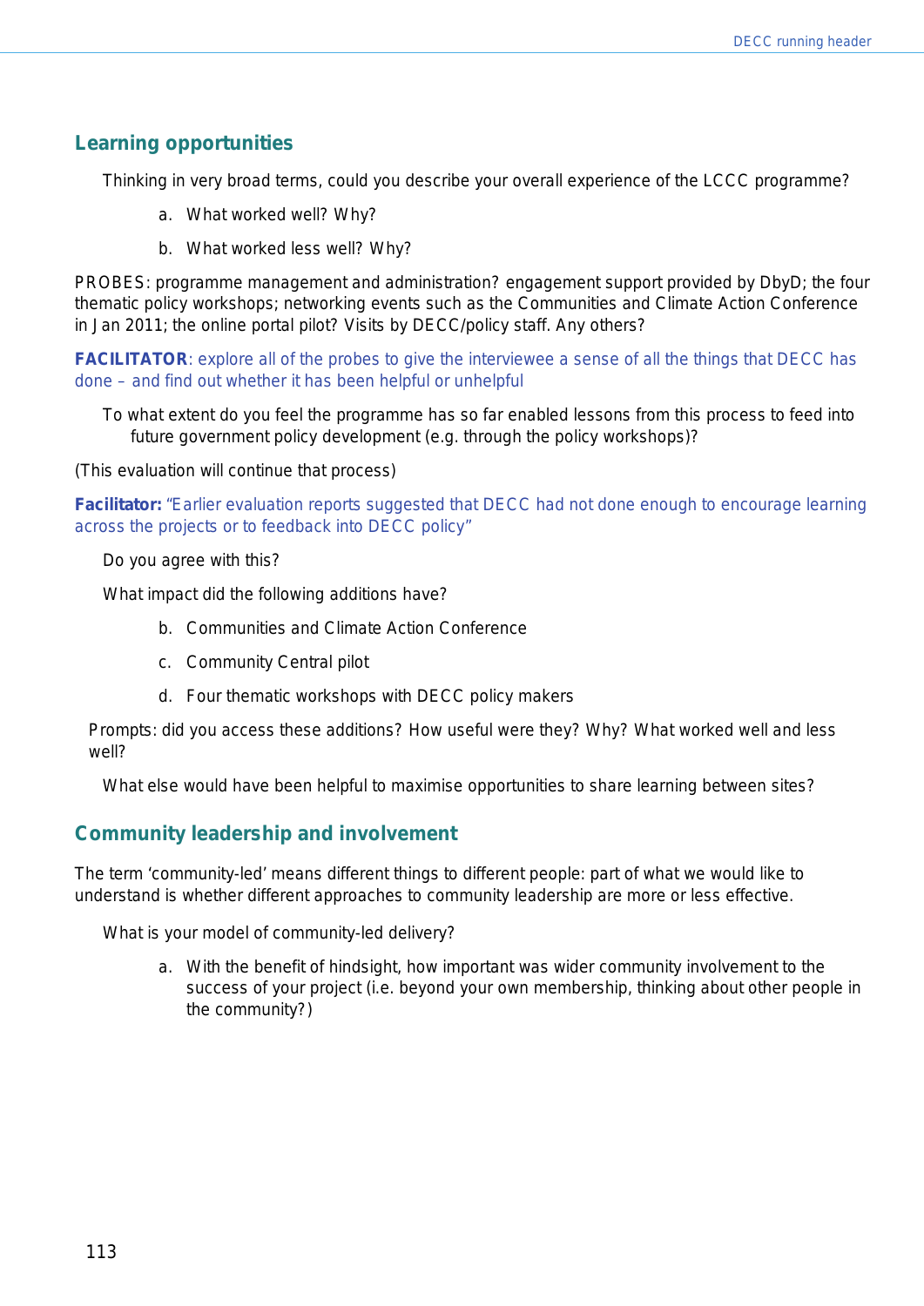## Learning opportunities

Thinking in very broad terms, could you describe your overall experience of the LCCC programme?

a. What worked well? Why?

b. What worked less well? Why?

PROBES: programme management and administration? engagement support provided by DbyD; the four thematic policy workshops; networking events such as the Communities and Climate Action Conference in Jan 2011; the online portal pilot? Visits by DECC/policy staff. Any others?

**FACILITATOR**: explore all of the probes to give the interviewee a sense of all the things that DECC has done – and find out whether it has been helpful or unhelpful

To what extent do you feel the programme has so far enabled lessons from this process to feed into future government policy development (e.g. through the policy workshops)?

(This evaluation will continue that process)

**Facilitator:** "Earlier evaluation reports suggested that DECC had not done enough to encourage learning across the projects or to feedback into DECC policy"

Do you agree with this?

What impact did the following additions have?

b. Communities and Climate Action Conference

c. Community Central pilot

d. Four thematic workshops with DECC policy makers

Prompts: did you access these additions? How useful were they? Why? What worked well and less well?

What else would have been helpful to maximise opportunities to share learning between sites?

## Community leadership and involvement

The term 'community-led' means different things to different people: part of what we would like to understand is whether different approaches to community leadership are more or less effective.

What is your model of community-led delivery?

a. With the benefit of hindsight, how important was wider community involvement to the success of your project (i.e. beyond your own membership, thinking about other people in the community?)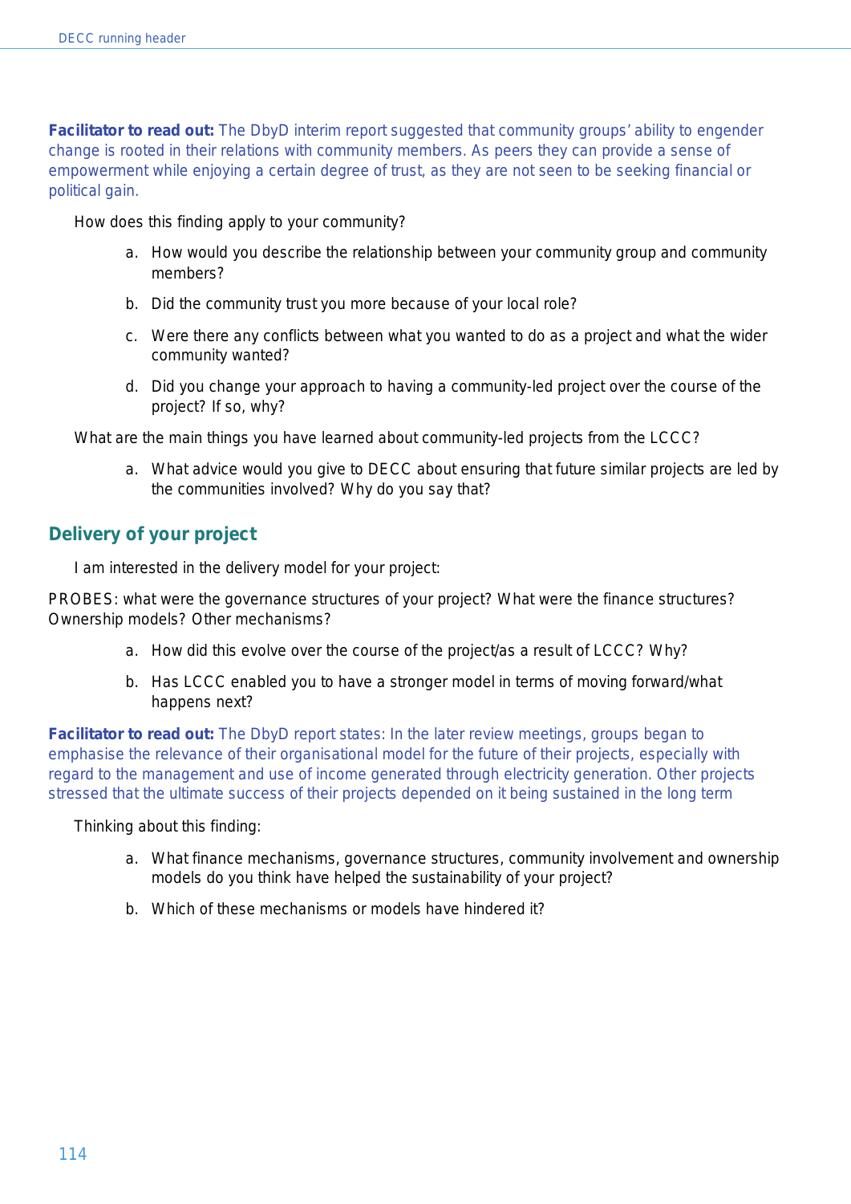**Facilitator to read out:** The DbyD interim report suggested that community groups' ability to engender change is rooted in their relations with community members. As peers they can provide a sense of empowerment while enjoying a certain degree of trust, as they are not seen to be seeking financial or political gain.

How does this finding apply to your community?

a. How would you describe the relationship between your community group and community members?

b. Did the community trust you more because of your local role?

c. Were there any conflicts between what you wanted to do as a project and what the wider community wanted?

d. Did you change your approach to having a community-led project over the course of the project? If so, why?

What are the main things you have learned about community-led projects from the LCCC?

a. What advice would you give to DECC about ensuring that future similar projects are led by the communities involved? Why do you say that?

## Delivery of your project

I am interested in the delivery model for your project:

PROBES: what were the governance structures of your project? What were the finance structures? Ownership models? Other mechanisms?

a. How did this evolve over the course of the project/as a result of LCCC? Why?

b. Has LCCC enabled you to have a stronger model in terms of moving forward/what happens next?

**Facilitator to read out:** The DbyD report states: In the later review meetings, groups began to emphasise the relevance of their organisational model for the future of their projects, especially with regard to the management and use of income generated through electricity generation. Other projects stressed that the ultimate success of their projects depended on it being sustained in the long term

Thinking about this finding:

a. What finance mechanisms, governance structures, community involvement and ownership models do you think have helped the sustainability of your project?

b. Which of these mechanisms or models have hindered it?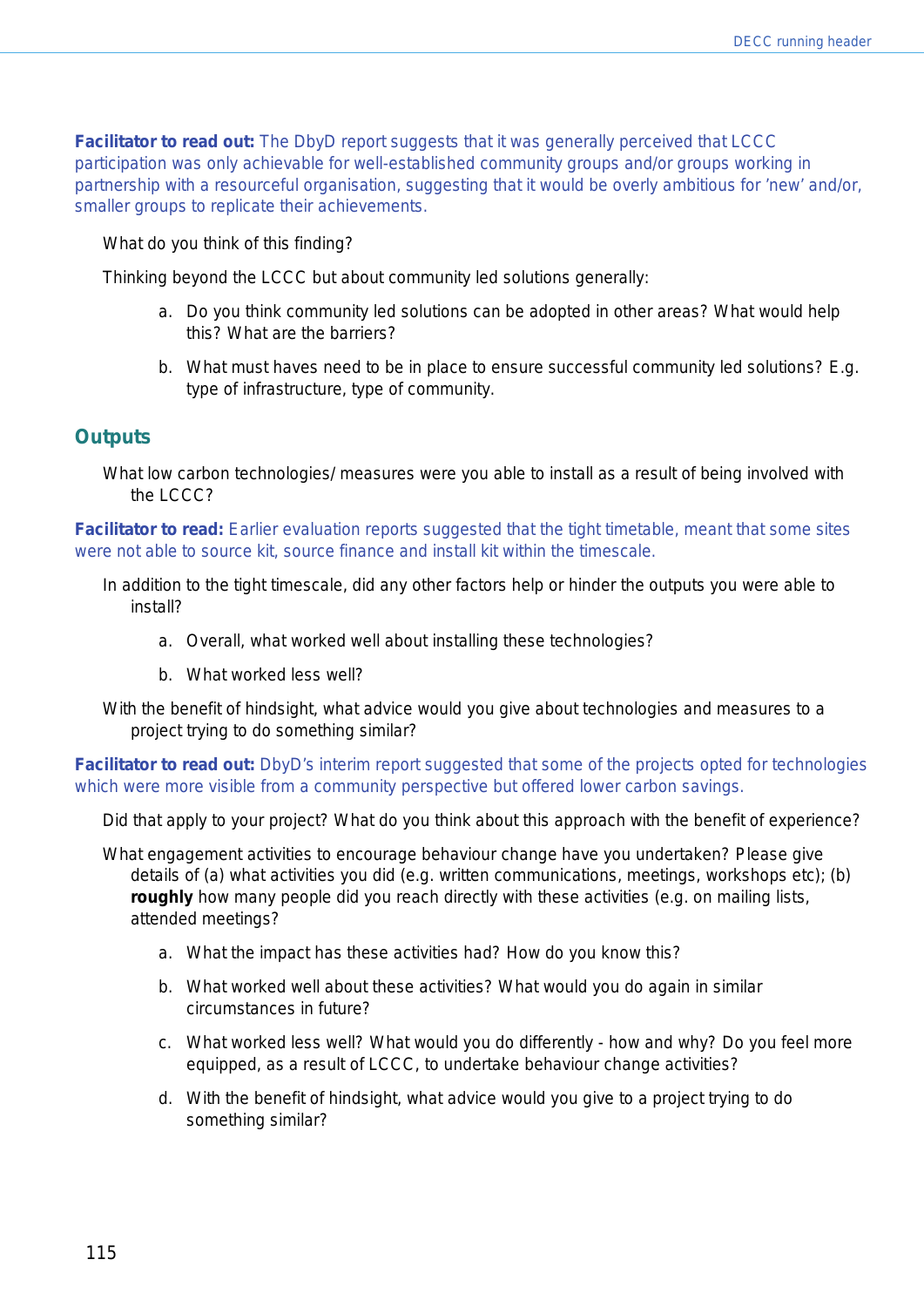**Facilitator to read out:** The DbyD report suggests that it was generally perceived that LCCC participation was only achievable for well-established community groups and/or groups working in partnership with a resourceful organisation, suggesting that it would be overly ambitious for 'new' and/or, smaller groups to replicate their achievements.

What do you think of this finding?

Thinking beyond the LCCC but about community led solutions generally:

a. Do you think community led solutions can be adopted in other areas? What would help this? What are the barriers?

b. What must haves need to be in place to ensure successful community led solutions? E.g. type of infrastructure, type of community.

## Outputs

What low carbon technologies/ measures were you able to install as a result of being involved with the LCCC?

**Facilitator to read:** Earlier evaluation reports suggested that the tight timetable, meant that some sites were not able to source kit, source finance and install kit within the timescale.

In addition to the tight timescale, did any other factors help or hinder the outputs you were able to install?

a. Overall, what worked well about installing these technologies?

b. What worked less well?

With the benefit of hindsight, what advice would you give about technologies and measures to a project trying to do something similar?

**Facilitator to read out:** DbyD's interim report suggested that some of the projects opted for technologies which were more visible from a community perspective but offered lower carbon savings.

Did that apply to your project? What do you think about this approach with the benefit of experience?

What engagement activities to encourage behaviour change have you undertaken? Please give details of (a) what activities you did (e.g. written communications, meetings, workshops etc); (b) **roughly** how many people did you reach directly with these activities (e.g. on mailing lists, attended meetings?

a. What the impact has these activities had? How do you know this?

b. What worked well about these activities? What would you do again in similar circumstances in future?

c. What worked less well? What would you do differently - how and why? Do you feel more equipped, as a result of LCCC, to undertake behaviour change activities?

d. With the benefit of hindsight, what advice would you give to a project trying to do something similar?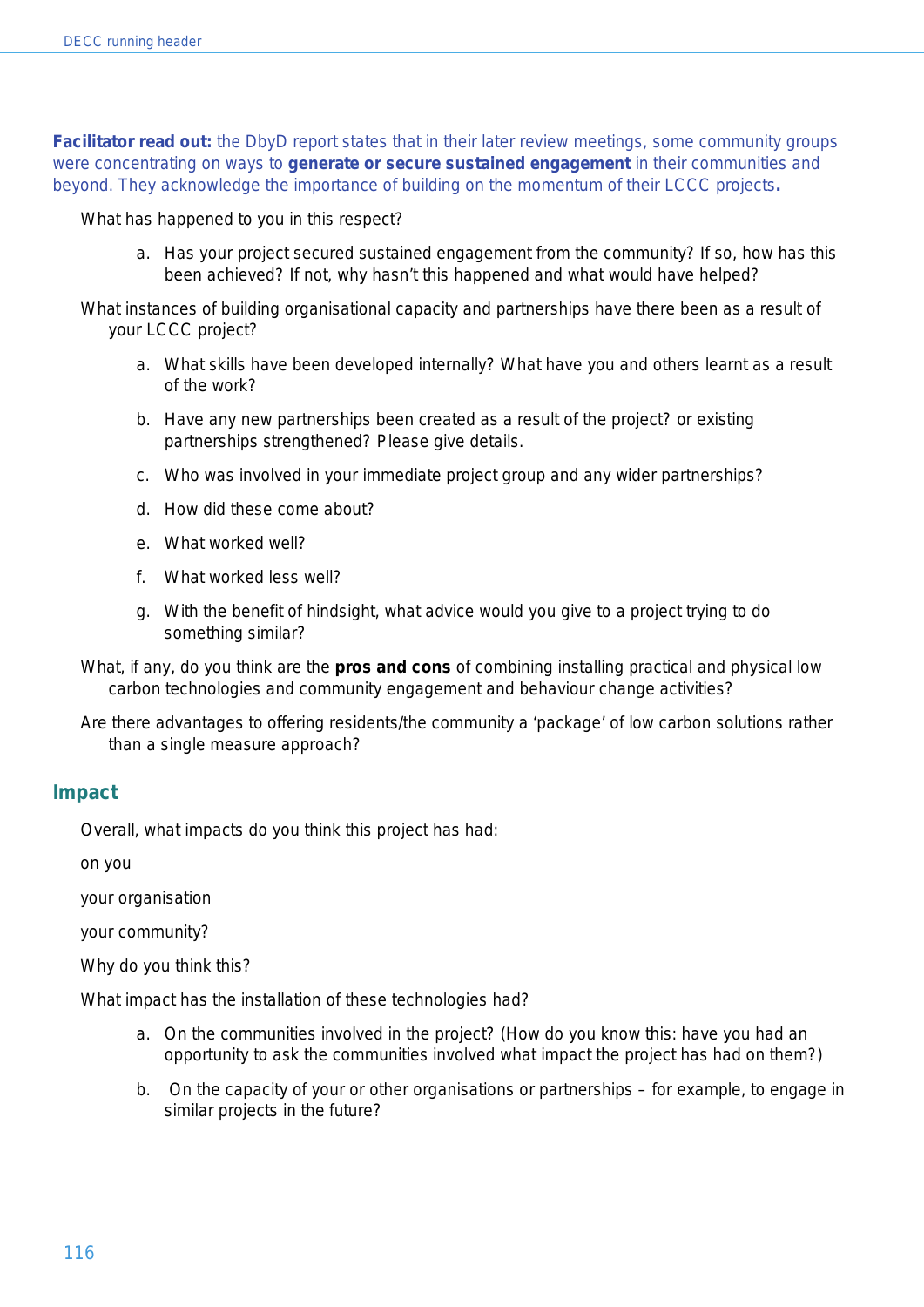**Facilitator read out:** the DbyD report states that in their later review meetings, some community groups were concentrating on ways to **generate or secure sustained engagement** in their communities and beyond. They acknowledge the importance of building on the momentum of their LCCC projects**.**

What has happened to you in this respect?

a. Has your project secured sustained engagement from the community? If so, how has this been achieved? If not, why hasn't this happened and what would have helped?

What instances of building organisational capacity and partnerships have there been as a result of your LCCC project?

a. What skills have been developed internally? What have you and others learnt as a result of the work?

b. Have any new partnerships been created as a result of the project? or existing partnerships strengthened? Please give details.

c. Who was involved in your immediate project group and any wider partnerships?

d. How did these come about?

e. What worked well?

f. What worked less well?

g. With the benefit of hindsight, what advice would you give to a project trying to do something similar?

What, if any, do you think are the **pros and cons** of combining installing practical and physical low carbon technologies and community engagement and behaviour change activities?

Are there advantages to offering residents/the community a 'package' of low carbon solutions rather than a single measure approach?

## Impact

Overall, what impacts do you think this project has had:

on you

your organisation

your community?

Why do you think this?

What impact has the installation of these technologies had?

a. On the communities involved in the project? (How do you know this: have you had an opportunity to ask the communities involved what impact the project has had on them?)

b. On the capacity of your or other organisations or partnerships – for example, to engage in similar projects in the future?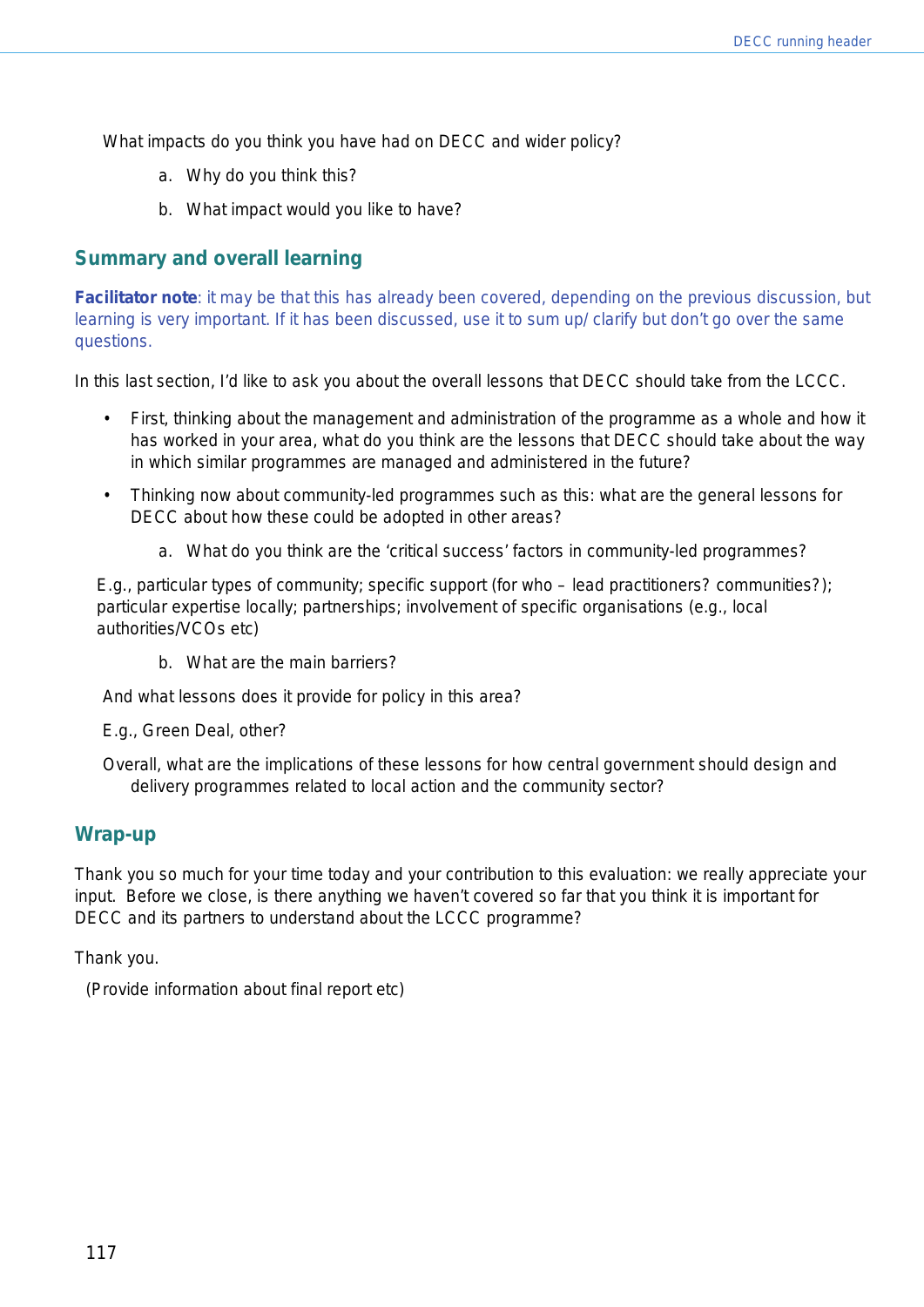What impacts do you think you have had on DECC and wider policy?

a. Why do you think this?

b. What impact would you like to have?

## Summary and overall learning

**Facilitator note**: it may be that this has already been covered, depending on the previous discussion, but learning is very important. If it has been discussed, use it to sum up/ clarify but don't go over the same questions.

In this last section, I'd like to ask you about the overall lessons that DECC should take from the LCCC.

- First, thinking about the management and administration of the programme as a whole and how it has worked in your area, what do you think are the lessons that DECC should take about the way in which similar programmes are managed and administered in the future?
- Thinking now about community-led programmes such as this: what are the general lessons for DECC about how these could be adopted in other areas?

  a. What do you think are the 'critical success' factors in community-led programmes?

E.g., particular types of community; specific support (for who – lead practitioners? communities?); particular expertise locally; partnerships; involvement of specific organisations (e.g., local authorities/VCOs etc)

  b. What are the main barriers?

And what lessons does it provide for policy in this area?

E.g., Green Deal, other?

Overall, what are the implications of these lessons for how central government should design and delivery programmes related to local action and the community sector?

## Wrap-up

Thank you so much for your time today and your contribution to this evaluation: we really appreciate your input. Before we close, is there anything we haven't covered so far that you think it is important for DECC and its partners to understand about the LCCC programme?

Thank you.

(Provide information about final report etc)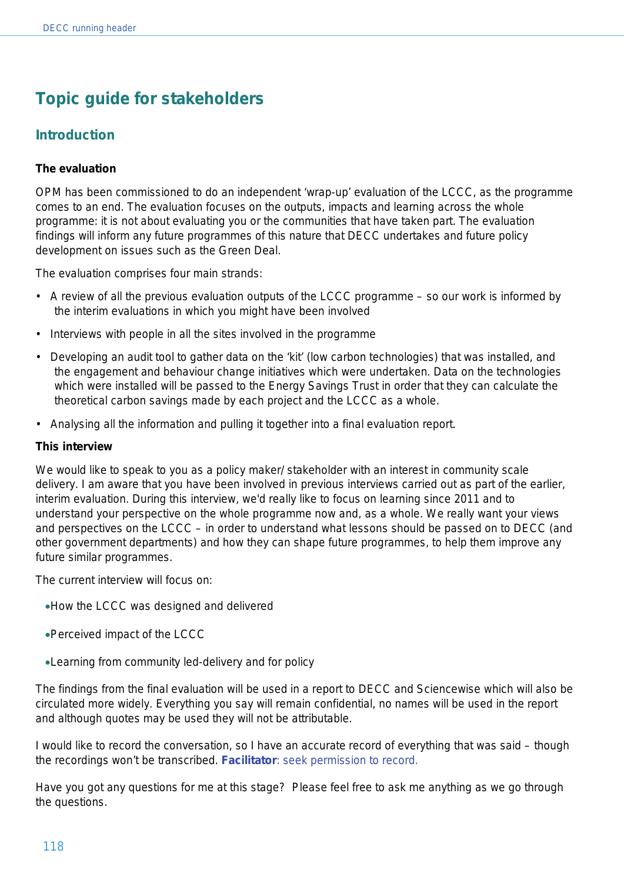# Topic guide for stakeholders

## Introduction

**The evaluation**

OPM has been commissioned to do an independent 'wrap-up' evaluation of the LCCC, as the programme comes to an end. The evaluation focuses on the outputs, impacts and learning across the whole programme: it is not about evaluating you or the communities that have taken part. The evaluation findings will inform any future programmes of this nature that DECC undertakes and future policy development on issues such as the Green Deal.

The evaluation comprises four main strands:

- A review of all the previous evaluation outputs of the LCCC programme – so our work is informed by the interim evaluations in which you might have been involved
- Interviews with people in all the sites involved in the programme
- Developing an audit tool to gather data on the 'kit' (low carbon technologies) that was installed, and the engagement and behaviour change initiatives which were undertaken. Data on the technologies which were installed will be passed to the Energy Savings Trust in order that they can calculate the theoretical carbon savings made by each project and the LCCC as a whole.
- Analysing all the information and pulling it together into a final evaluation report.

**This interview**

We would like to speak to you as a policy maker/ stakeholder with an interest in community scale delivery. I am aware that you have been involved in previous interviews carried out as part of the earlier, interim evaluation. During this interview, we'd really like to focus on learning since 2011 and to understand your perspective on the whole programme now and, as a whole. We really want your views and perspectives on the LCCC – in order to understand what lessons should be passed on to DECC (and other government departments) and how they can shape future programmes, to help them improve any future similar programmes.

The current interview will focus on:

- How the LCCC was designed and delivered
- Perceived impact of the LCCC
- Learning from community led-delivery and for policy

The findings from the final evaluation will be used in a report to DECC and Sciencewise which will also be circulated more widely. Everything you say will remain confidential, no names will be used in the report and although quotes may be used they will not be attributable.

I would like to record the conversation, so I have an accurate record of everything that was said – though the recordings won't be transcribed. **Facilitator**: seek permission to record.

Have you got any questions for me at this stage? Please feel free to ask me anything as we go through the questions.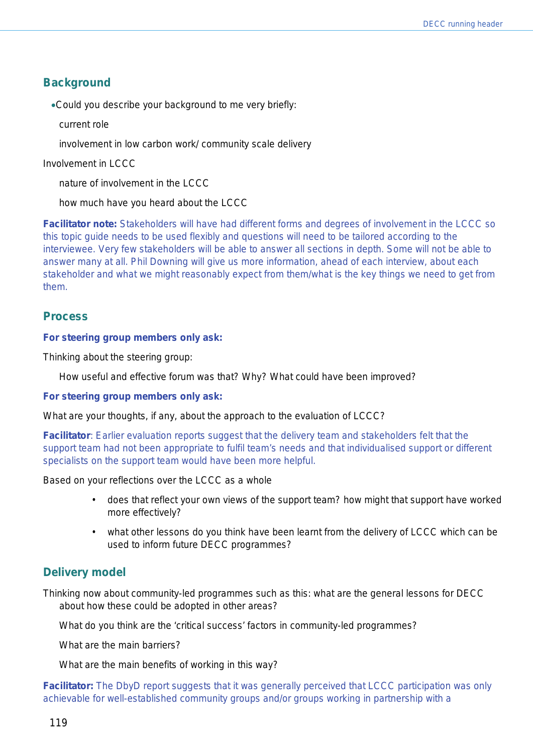## Background

- Could you describe your background to me very briefly:

  current role

  involvement in low carbon work/ community scale delivery

Involvement in LCCC

  nature of involvement in the LCCC

  how much have you heard about the LCCC

**Facilitator note:** Stakeholders will have had different forms and degrees of involvement in the LCCC so this topic guide needs to be used flexibly and questions will need to be tailored according to the interviewee. Very few stakeholders will be able to answer all sections in depth. Some will not be able to answer many at all. Phil Downing will give us more information, ahead of each interview, about each stakeholder and what we might reasonably expect from them/what is the key things we need to get from them.

## Process

**For steering group members only ask:**

Thinking about the steering group:

  How useful and effective forum was that? Why? What could have been improved?

**For steering group members only ask:**

What are your thoughts, if any, about the approach to the evaluation of LCCC?

**Facilitator**: Earlier evaluation reports suggest that the delivery team and stakeholders felt that the support team had not been appropriate to fulfil team's needs and that individualised support or different specialists on the support team would have been more helpful.

Based on your reflections over the LCCC as a whole

- does that reflect your own views of the support team? how might that support have worked more effectively?
- what other lessons do you think have been learnt from the delivery of LCCC which can be used to inform future DECC programmes?

## Delivery model

Thinking now about community-led programmes such as this: what are the general lessons for DECC about how these could be adopted in other areas?

  What do you think are the 'critical success' factors in community-led programmes?

  What are the main barriers?

  What are the main benefits of working in this way?

**Facilitator:** The DbyD report suggests that it was generally perceived that LCCC participation was only achievable for well-established community groups and/or groups working in partnership with a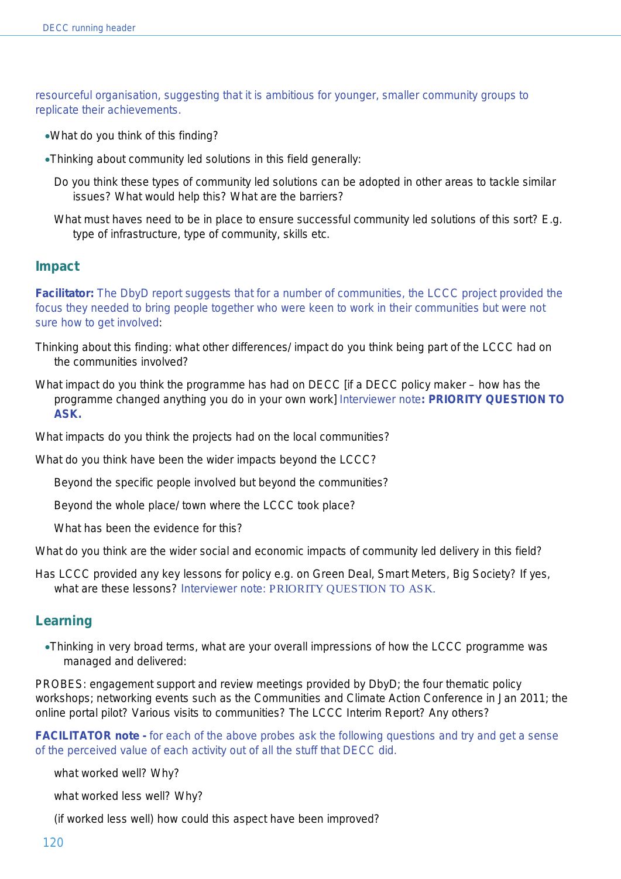resourceful organisation, suggesting that it is ambitious for younger, smaller community groups to replicate their achievements.

- What do you think of this finding?
- Thinking about community led solutions in this field generally:

  Do you think these types of community led solutions can be adopted in other areas to tackle similar issues? What would help this? What are the barriers?

  What must haves need to be in place to ensure successful community led solutions of this sort? E.g. type of infrastructure, type of community, skills etc.

## Impact

**Facilitator:** The DbyD report suggests that for a number of communities, the LCCC project provided the focus they needed to bring people together who were keen to work in their communities but were not sure how to get involved:

Thinking about this finding: what other differences/impact do you think being part of the LCCC had on the communities involved?

What impact do you think the programme has had on DECC [if a DECC policy maker – how has the programme changed anything you do in your own work] Interviewer note**: PRIORITY QUESTION TO ASK.**

What impacts do you think the projects had on the local communities?

What do you think have been the wider impacts beyond the LCCC?

Beyond the specific people involved but beyond the communities?

Beyond the whole place/town where the LCCC took place?

What has been the evidence for this?

What do you think are the wider social and economic impacts of community led delivery in this field?

Has LCCC provided any key lessons for policy e.g. on Green Deal, Smart Meters, Big Society? If yes, what are these lessons? Interviewer note: PRIORITY QUESTION TO ASK.

## Learning

- Thinking in very broad terms, what are your overall impressions of how the LCCC programme was managed and delivered:

PROBES: engagement support and review meetings provided by DbyD; the four thematic policy workshops; networking events such as the Communities and Climate Action Conference in Jan 2011; the online portal pilot? Various visits to communities? The LCCC Interim Report? Any others?

**FACILITATOR note -** for each of the above probes ask the following questions and try and get a sense of the perceived value of each activity out of all the stuff that DECC did.

what worked well? Why?

what worked less well? Why?

(if worked less well) how could this aspect have been improved?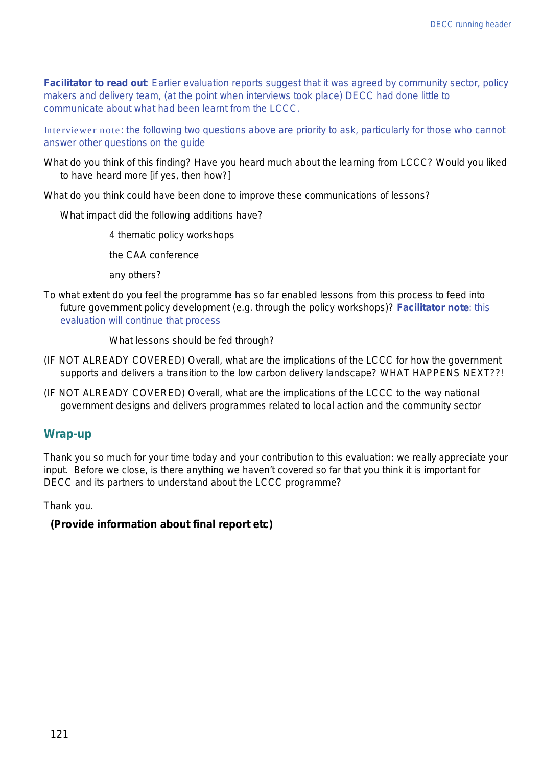**Facilitator to read out**: Earlier evaluation reports suggest that it was agreed by community sector, policy makers and delivery team, (at the point when interviews took place) DECC had done little to communicate about what had been learnt from the LCCC.

Interviewer note: the following two questions above are priority to ask, particularly for those who cannot answer other questions on the guide

What do you think of this finding? Have you heard much about the learning from LCCC? Would you liked to have heard more [if yes, then how?]

What do you think could have been done to improve these communications of lessons?

What impact did the following additions have?

4 thematic policy workshops

the CAA conference

any others?

To what extent do you feel the programme has so far enabled lessons from this process to feed into future government policy development (e.g. through the policy workshops)? **Facilitator note**: this evaluation will continue that process

What lessons should be fed through?

(IF NOT ALREADY COVERED) Overall, what are the implications of the LCCC for how the government supports and delivers a transition to the low carbon delivery landscape? WHAT HAPPENS NEXT??!

(IF NOT ALREADY COVERED) Overall, what are the implications of the LCCC to the way national government designs and delivers programmes related to local action and the community sector

## Wrap-up

Thank you so much for your time today and your contribution to this evaluation: we really appreciate your input. Before we close, is there anything we haven't covered so far that you think it is important for DECC and its partners to understand about the LCCC programme?

Thank you.

**(Provide information about final report etc)**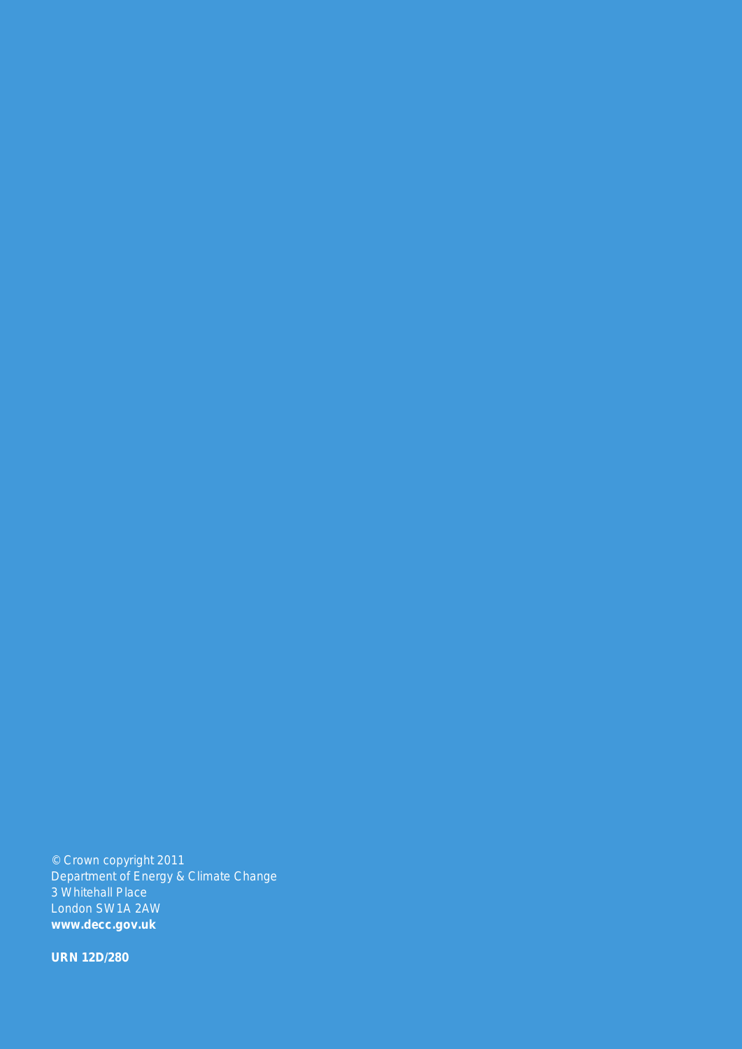© Crown copyright 2011
Department of Energy & Climate Change
3 Whitehall Place
London SW1A 2AW
**www.decc.gov.uk**

**URN 12D/280**